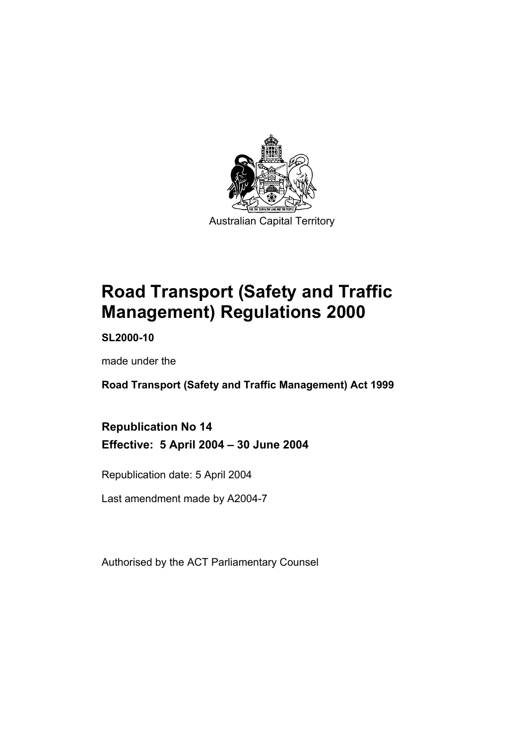Australian Capital Territory

# Road Transport (Safety and Traffic Management) Regulations 2000

**SL2000-10**

made under the

**Road Transport (Safety and Traffic Management) Act 1999**

## Republication No 14

## Effective: 5 April 2004 – 30 June 2004

Republication date: 5 April 2004

Last amendment made by A2004-7

Authorised by the ACT Parliamentary Counsel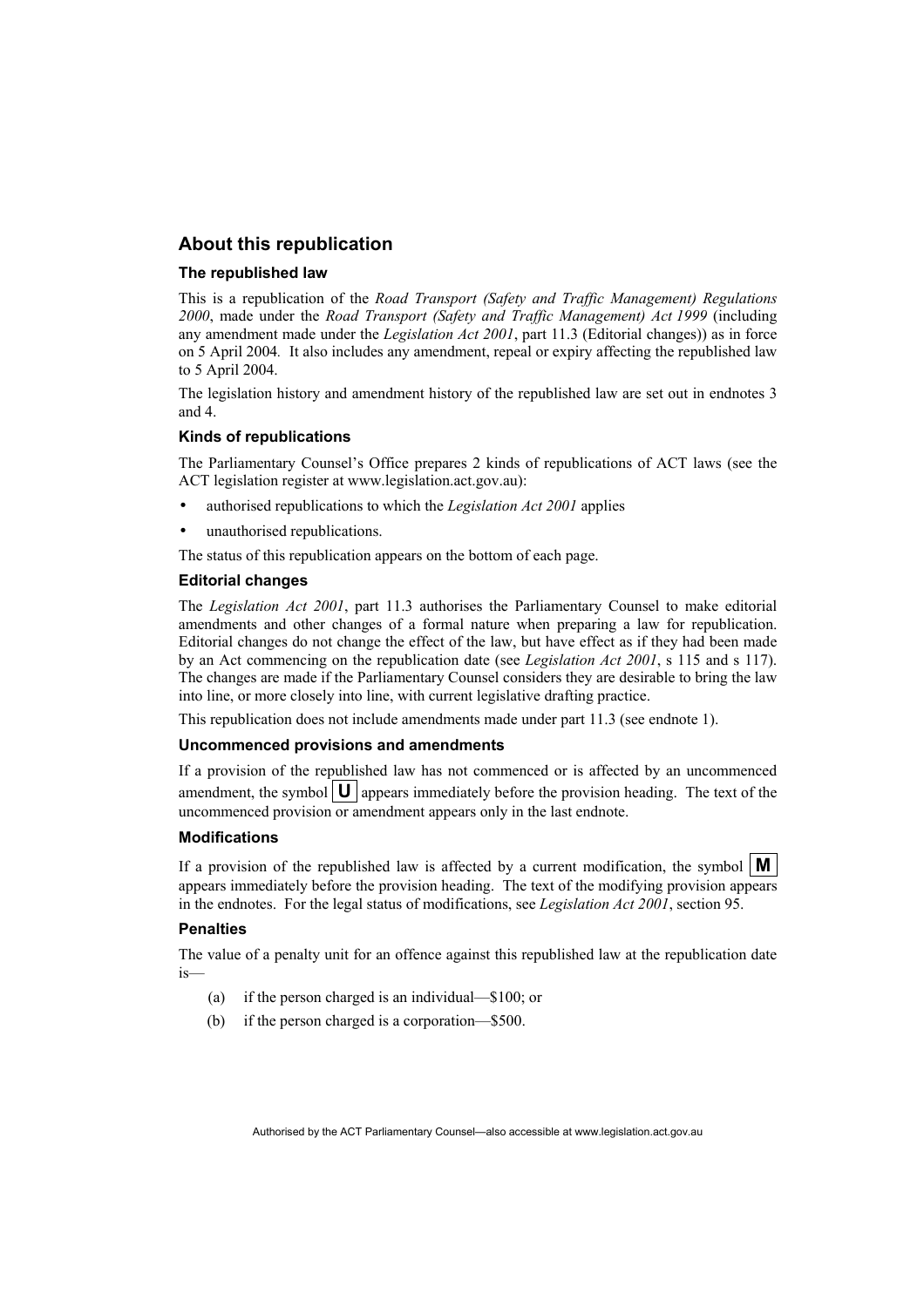## About this republication

### The republished law

This is a republication of the *Road Transport (Safety and Traffic Management) Regulations 2000*, made under the *Road Transport (Safety and Traffic Management) Act 1999* (including any amendment made under the *Legislation Act 2001*, part 11.3 (Editorial changes)) as in force on 5 April 2004*.* It also includes any amendment, repeal or expiry affecting the republished law to 5 April 2004.

The legislation history and amendment history of the republished law are set out in endnotes 3 and 4.

### Kinds of republications

The Parliamentary Counsel's Office prepares 2 kinds of republications of ACT laws (see the ACT legislation register at www.legislation.act.gov.au):

- authorised republications to which the *Legislation Act 2001* applies
- unauthorised republications.

The status of this republication appears on the bottom of each page.

### Editorial changes

The *Legislation Act 2001*, part 11.3 authorises the Parliamentary Counsel to make editorial amendments and other changes of a formal nature when preparing a law for republication. Editorial changes do not change the effect of the law, but have effect as if they had been made by an Act commencing on the republication date (see *Legislation Act 2001*, s 115 and s 117). The changes are made if the Parliamentary Counsel considers they are desirable to bring the law into line, or more closely into line, with current legislative drafting practice.

This republication does not include amendments made under part 11.3 (see endnote 1).

### Uncommenced provisions and amendments

If a provision of the republished law has not commenced or is affected by an uncommenced amendment, the symbol **U** appears immediately before the provision heading. The text of the uncommenced provision or amendment appears only in the last endnote.

### Modifications

If a provision of the republished law is affected by a current modification, the symbol **M** appears immediately before the provision heading. The text of the modifying provision appears in the endnotes. For the legal status of modifications, see *Legislation Act 2001*, section 95.

### Penalties

The value of a penalty unit for an offence against this republished law at the republication date is—

(a) if the person charged is an individual—$100; or

(b) if the person charged is a corporation—$500.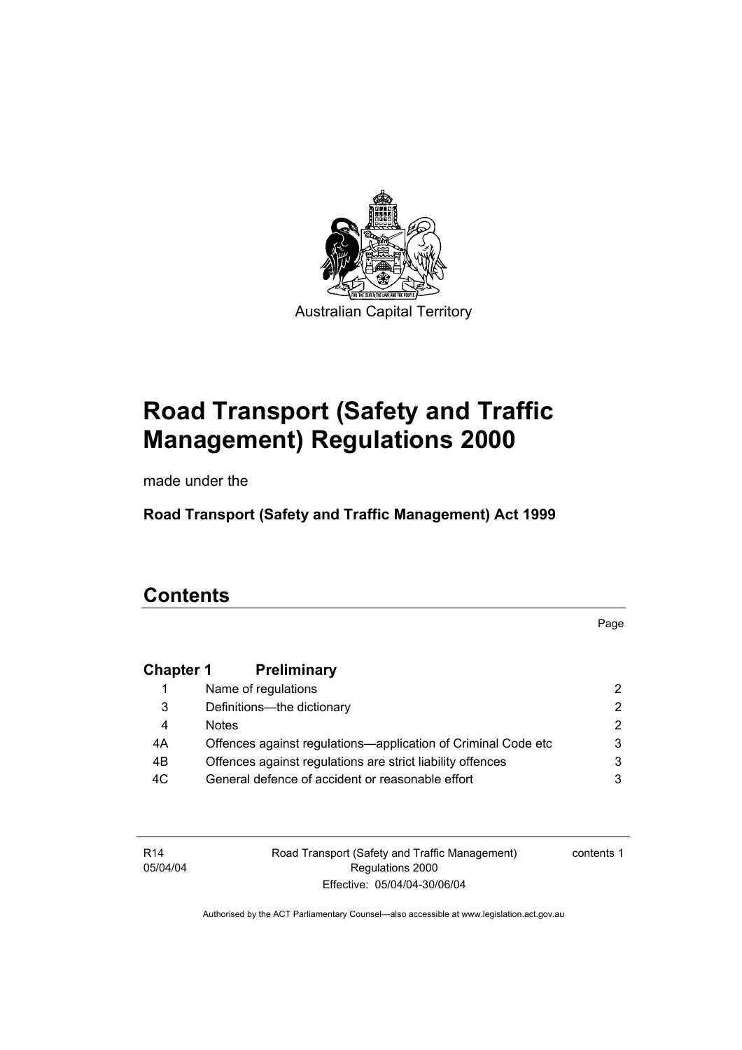Australian Capital Territory

# Road Transport (Safety and Traffic Management) Regulations 2000

made under the

**Road Transport (Safety and Traffic Management) Act 1999**

## Contents

| | | Page |
|---|---|---|
| **Chapter 1** | **Preliminary** | |
| 1 | Name of regulations | 2 |
| 3 | Definitions—the dictionary | 2 |
| 4 | Notes | 2 |
| 4A | Offences against regulations—application of Criminal Code etc | 3 |
| 4B | Offences against regulations are strict liability offences | 3 |
| 4C | General defence of accident or reasonable effort | 3 |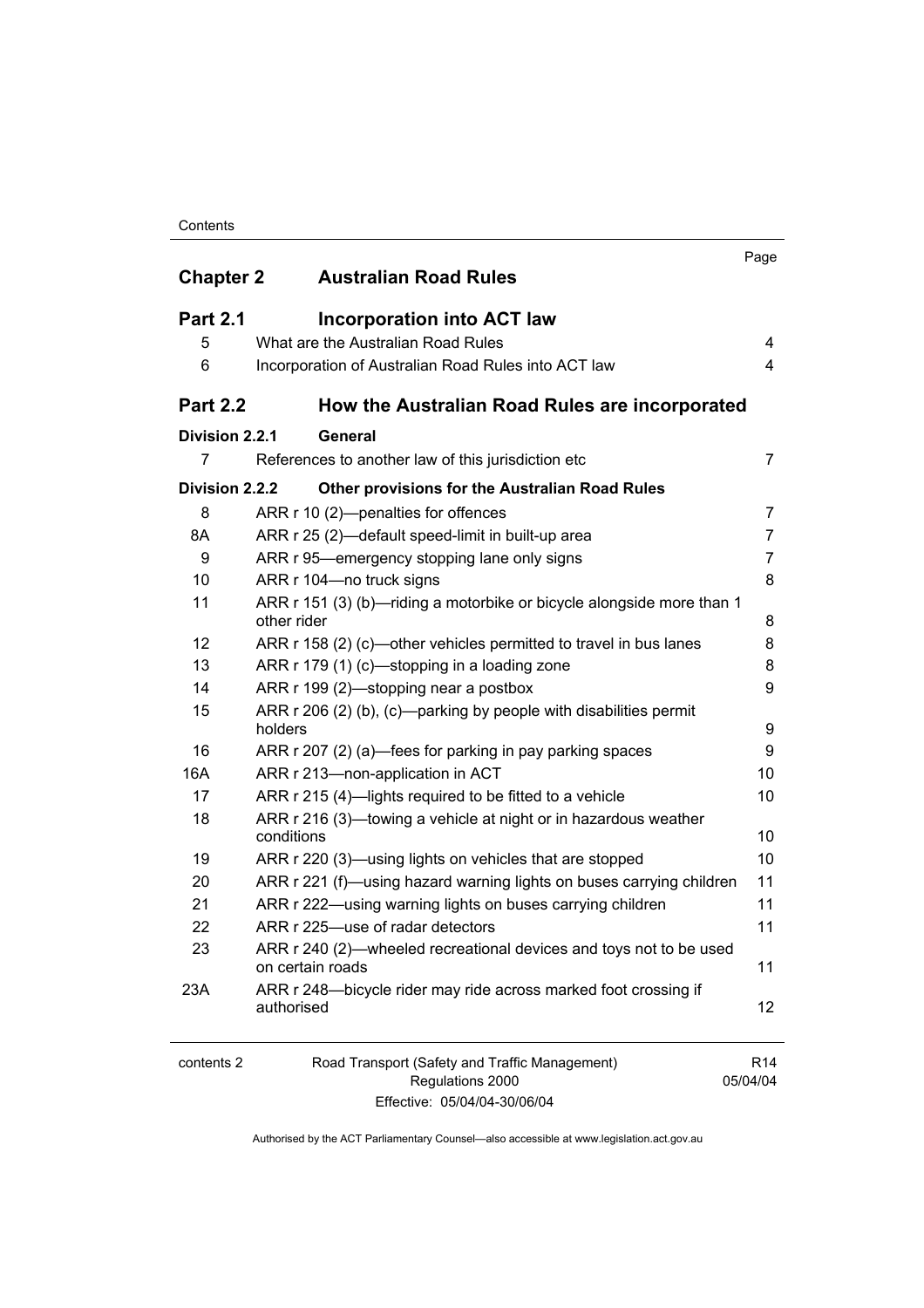| | | Page |
|---|---|---|
| **Chapter 2** | **Australian Road Rules** | |
| **Part 2.1** | **Incorporation into ACT law** | |
| 5 | What are the Australian Road Rules | 4 |
| 6 | Incorporation of Australian Road Rules into ACT law | 4 |
| **Part 2.2** | **How the Australian Road Rules are incorporated** | |
| **Division 2.2.1** | **General** | |
| 7 | References to another law of this jurisdiction etc | 7 |
| **Division 2.2.2** | **Other provisions for the Australian Road Rules** | |
| 8 | ARR r 10 (2)—penalties for offences | 7 |
| 8A | ARR r 25 (2)—default speed-limit in built-up area | 7 |
| 9 | ARR r 95—emergency stopping lane only signs | 7 |
| 10 | ARR r 104—no truck signs | 8 |
| 11 | ARR r 151 (3) (b)—riding a motorbike or bicycle alongside more than 1 other rider | 8 |
| 12 | ARR r 158 (2) (c)—other vehicles permitted to travel in bus lanes | 8 |
| 13 | ARR r 179 (1) (c)—stopping in a loading zone | 8 |
| 14 | ARR r 199 (2)—stopping near a postbox | 9 |
| 15 | ARR r 206 (2) (b), (c)—parking by people with disabilities permit holders | 9 |
| 16 | ARR r 207 (2) (a)—fees for parking in pay parking spaces | 9 |
| 16A | ARR r 213—non-application in ACT | 10 |
| 17 | ARR r 215 (4)—lights required to be fitted to a vehicle | 10 |
| 18 | ARR r 216 (3)—towing a vehicle at night or in hazardous weather conditions | 10 |
| 19 | ARR r 220 (3)—using lights on vehicles that are stopped | 10 |
| 20 | ARR r 221 (f)—using hazard warning lights on buses carrying children | 11 |
| 21 | ARR r 222—using warning lights on buses carrying children | 11 |
| 22 | ARR r 225—use of radar detectors | 11 |
| 23 | ARR r 240 (2)—wheeled recreational devices and toys not to be used on certain roads | 11 |
| 23A | ARR r 248—bicycle rider may ride across marked foot crossing if authorised | 12 |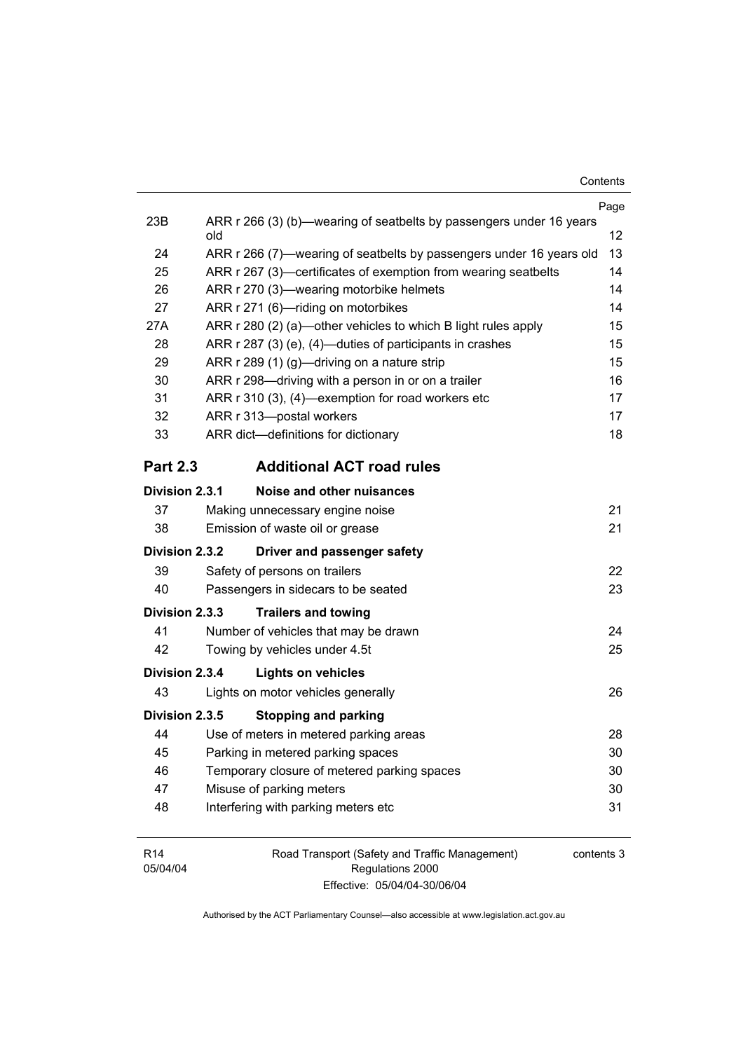| | | Page |
|---|---|---|
| 23B | ARR r 266 (3) (b)—wearing of seatbelts by passengers under 16 years old | 12 |
| 24 | ARR r 266 (7)—wearing of seatbelts by passengers under 16 years old | 13 |
| 25 | ARR r 267 (3)—certificates of exemption from wearing seatbelts | 14 |
| 26 | ARR r 270 (3)—wearing motorbike helmets | 14 |
| 27 | ARR r 271 (6)—riding on motorbikes | 14 |
| 27A | ARR r 280 (2) (a)—other vehicles to which B light rules apply | 15 |
| 28 | ARR r 287 (3) (e), (4)—duties of participants in crashes | 15 |
| 29 | ARR r 289 (1) (g)—driving on a nature strip | 15 |
| 30 | ARR r 298—driving with a person in or on a trailer | 16 |
| 31 | ARR r 310 (3), (4)—exemption for road workers etc | 17 |
| 32 | ARR r 313—postal workers | 17 |
| 33 | ARR dict—definitions for dictionary | 18 |

## Part 2.3 Additional ACT road rules

### Division 2.3.1 Noise and other nuisances

| | | |
|---|---|---|
| 37 | Making unnecessary engine noise | 21 |
| 38 | Emission of waste oil or grease | 21 |

### Division 2.3.2 Driver and passenger safety

| | | |
|---|---|---|
| 39 | Safety of persons on trailers | 22 |
| 40 | Passengers in sidecars to be seated | 23 |

### Division 2.3.3 Trailers and towing

| | | |
|---|---|---|
| 41 | Number of vehicles that may be drawn | 24 |
| 42 | Towing by vehicles under 4.5t | 25 |

### Division 2.3.4 Lights on vehicles

| | | |
|---|---|---|
| 43 | Lights on motor vehicles generally | 26 |

### Division 2.3.5 Stopping and parking

| | | |
|---|---|---|
| 44 | Use of meters in metered parking areas | 28 |
| 45 | Parking in metered parking spaces | 30 |
| 46 | Temporary closure of metered parking spaces | 30 |
| 47 | Misuse of parking meters | 30 |
| 48 | Interfering with parking meters etc | 31 |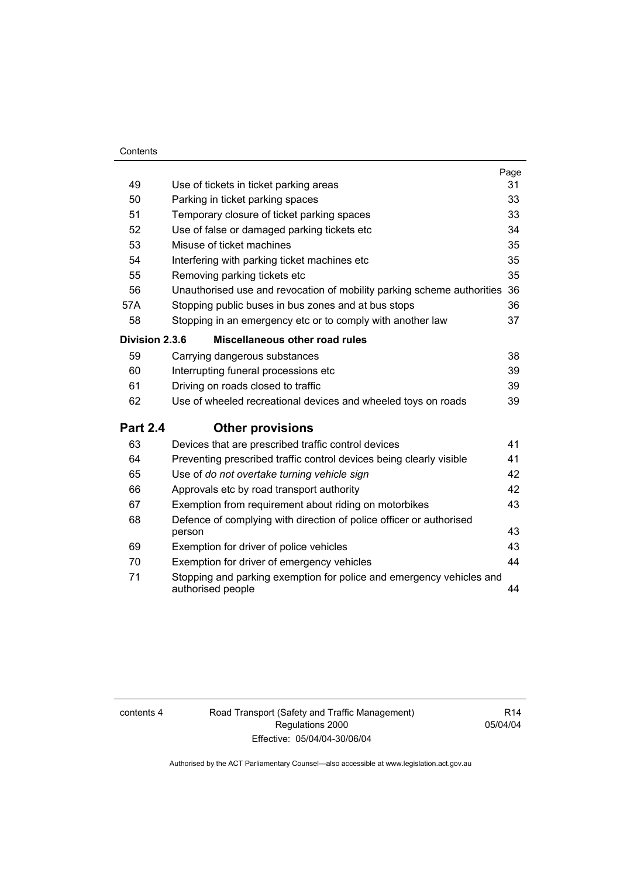| | | Page |
|---|---|---|
| 49 | Use of tickets in ticket parking areas | 31 |
| 50 | Parking in ticket parking spaces | 33 |
| 51 | Temporary closure of ticket parking spaces | 33 |
| 52 | Use of false or damaged parking tickets etc | 34 |
| 53 | Misuse of ticket machines | 35 |
| 54 | Interfering with parking ticket machines etc | 35 |
| 55 | Removing parking tickets etc | 35 |
| 56 | Unauthorised use and revocation of mobility parking scheme authorities | 36 |
| 57A | Stopping public buses in bus zones and at bus stops | 36 |
| 58 | Stopping in an emergency etc or to comply with another law | 37 |
| **Division 2.3.6** | **Miscellaneous other road rules** | |
| 59 | Carrying dangerous substances | 38 |
| 60 | Interrupting funeral processions etc | 39 |
| 61 | Driving on roads closed to traffic | 39 |
| 62 | Use of wheeled recreational devices and wheeled toys on roads | 39 |
| **Part 2.4** | **Other provisions** | |
| 63 | Devices that are prescribed traffic control devices | 41 |
| 64 | Preventing prescribed traffic control devices being clearly visible | 41 |
| 65 | Use of *do not overtake turning vehicle sign* | 42 |
| 66 | Approvals etc by road transport authority | 42 |
| 67 | Exemption from requirement about riding on motorbikes | 43 |
| 68 | Defence of complying with direction of police officer or authorised person | 43 |
| 69 | Exemption for driver of police vehicles | 43 |
| 70 | Exemption for driver of emergency vehicles | 44 |
| 71 | Stopping and parking exemption for police and emergency vehicles and authorised people | 44 |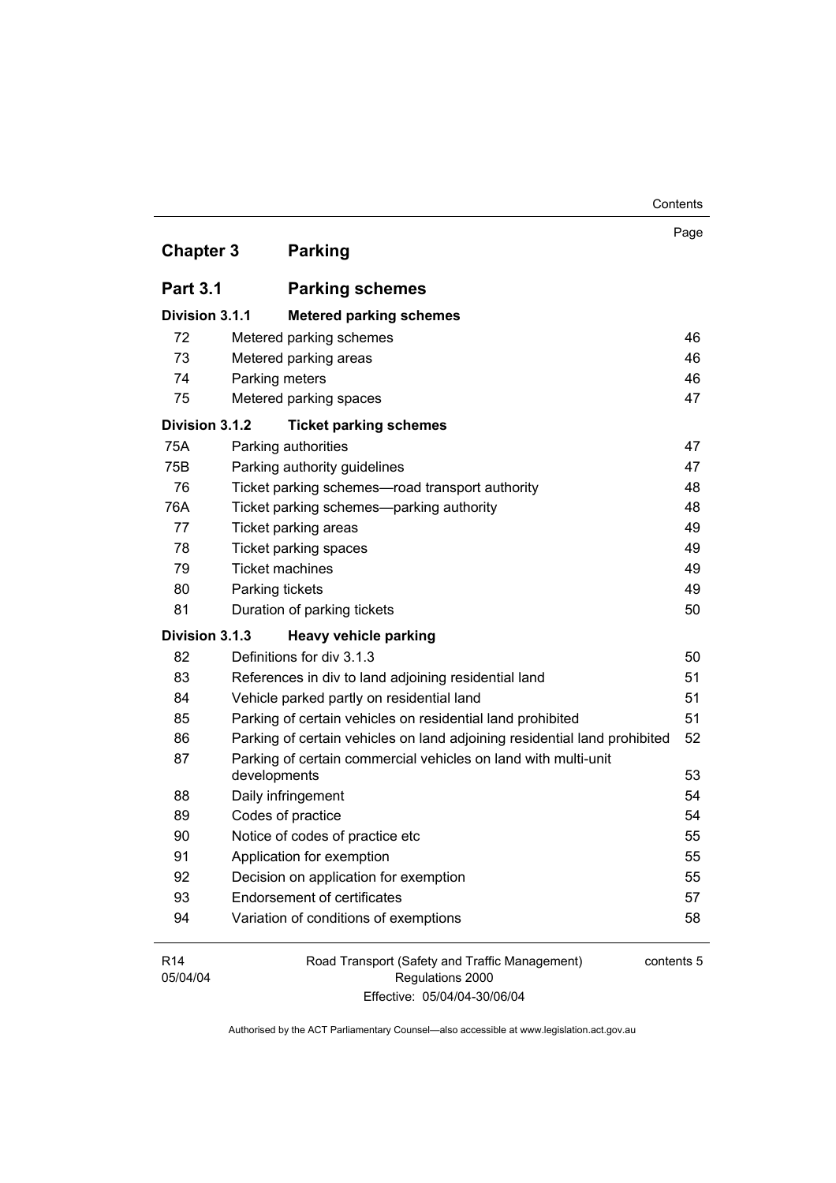| | | Page |
|---|---|---|
| **Chapter 3** | **Parking** | |
| **Part 3.1** | **Parking schemes** | |
| **Division 3.1.1** | **Metered parking schemes** | |
| 72 | Metered parking schemes | 46 |
| 73 | Metered parking areas | 46 |
| 74 | Parking meters | 46 |
| 75 | Metered parking spaces | 47 |
| **Division 3.1.2** | **Ticket parking schemes** | |
| 75A | Parking authorities | 47 |
| 75B | Parking authority guidelines | 47 |
| 76 | Ticket parking schemes—road transport authority | 48 |
| 76A | Ticket parking schemes—parking authority | 48 |
| 77 | Ticket parking areas | 49 |
| 78 | Ticket parking spaces | 49 |
| 79 | Ticket machines | 49 |
| 80 | Parking tickets | 49 |
| 81 | Duration of parking tickets | 50 |
| **Division 3.1.3** | **Heavy vehicle parking** | |
| 82 | Definitions for div 3.1.3 | 50 |
| 83 | References in div to land adjoining residential land | 51 |
| 84 | Vehicle parked partly on residential land | 51 |
| 85 | Parking of certain vehicles on residential land prohibited | 51 |
| 86 | Parking of certain vehicles on land adjoining residential land prohibited | 52 |
| 87 | Parking of certain commercial vehicles on land with multi-unit developments | 53 |
| 88 | Daily infringement | 54 |
| 89 | Codes of practice | 54 |
| 90 | Notice of codes of practice etc | 55 |
| 91 | Application for exemption | 55 |
| 92 | Decision on application for exemption | 55 |
| 93 | Endorsement of certificates | 57 |
| 94 | Variation of conditions of exemptions | 58 |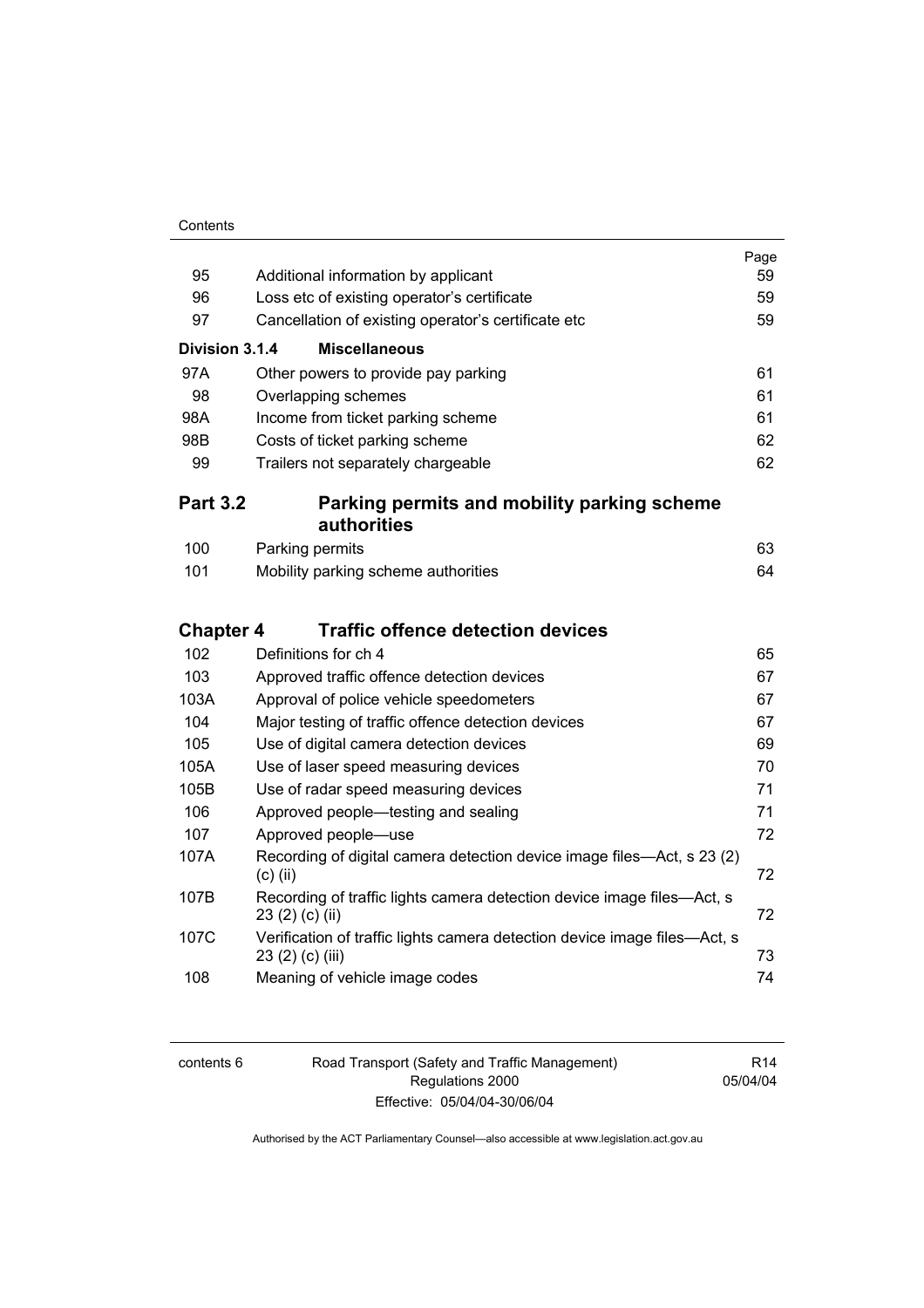| | | Page |
|---|---|---|
| 95 | Additional information by applicant | 59 |
| 96 | Loss etc of existing operator's certificate | 59 |
| 97 | Cancellation of existing operator's certificate etc | 59 |
| **Division 3.1.4** | **Miscellaneous** | |
| 97A | Other powers to provide pay parking | 61 |
| 98 | Overlapping schemes | 61 |
| 98A | Income from ticket parking scheme | 61 |
| 98B | Costs of ticket parking scheme | 62 |
| 99 | Trailers not separately chargeable | 62 |

## Part 3.2 Parking permits and mobility parking scheme authorities

| | | |
|---|---|---|
| 100 | Parking permits | 63 |
| 101 | Mobility parking scheme authorities | 64 |

## Chapter 4 Traffic offence detection devices

| | | |
|---|---|---|
| 102 | Definitions for ch 4 | 65 |
| 103 | Approved traffic offence detection devices | 67 |
| 103A | Approval of police vehicle speedometers | 67 |
| 104 | Major testing of traffic offence detection devices | 67 |
| 105 | Use of digital camera detection devices | 69 |
| 105A | Use of laser speed measuring devices | 70 |
| 105B | Use of radar speed measuring devices | 71 |
| 106 | Approved people—testing and sealing | 71 |
| 107 | Approved people—use | 72 |
| 107A | Recording of digital camera detection device image files—Act, s 23 (2) (c) (ii) | 72 |
| 107B | Recording of traffic lights camera detection device image files—Act, s 23 (2) (c) (ii) | 72 |
| 107C | Verification of traffic lights camera detection device image files—Act, s 23 (2) (c) (iii) | 73 |
| 108 | Meaning of vehicle image codes | 74 |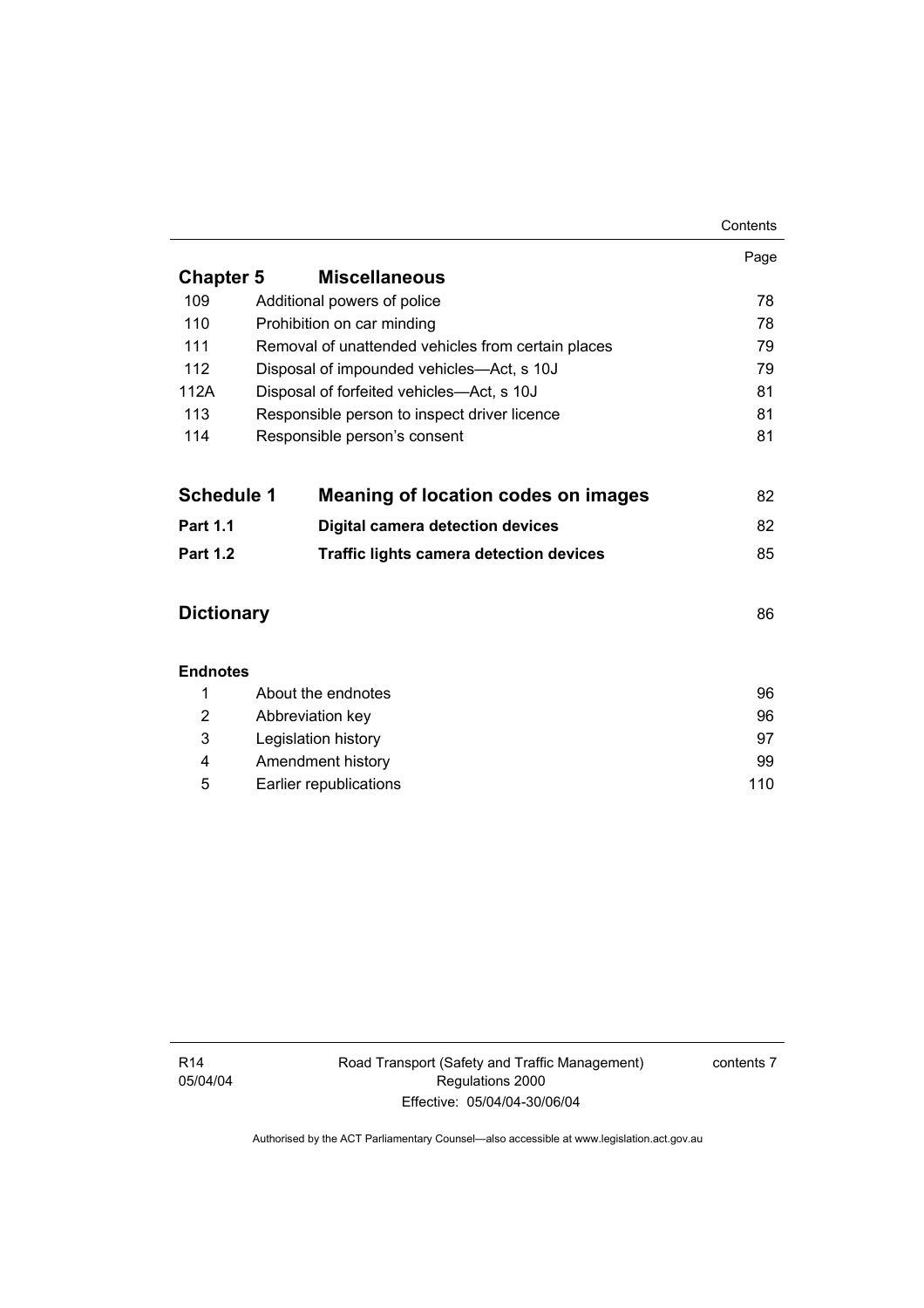| | | Page |
|---|---|---|
| **Chapter 5** | **Miscellaneous** | |
| 109 | Additional powers of police | 78 |
| 110 | Prohibition on car minding | 78 |
| 111 | Removal of unattended vehicles from certain places | 79 |
| 112 | Disposal of impounded vehicles—Act, s 10J | 79 |
| 112A | Disposal of forfeited vehicles—Act, s 10J | 81 |
| 113 | Responsible person to inspect driver licence | 81 |
| 114 | Responsible person's consent | 81 |
| **Schedule 1** | **Meaning of location codes on images** | 82 |
| **Part 1.1** | **Digital camera detection devices** | 82 |
| **Part 1.2** | **Traffic lights camera detection devices** | 85 |
| **Dictionary** | | 86 |
| **Endnotes** | | |
| 1 | About the endnotes | 96 |
| 2 | Abbreviation key | 96 |
| 3 | Legislation history | 97 |
| 4 | Amendment history | 99 |
| 5 | Earlier republications | 110 |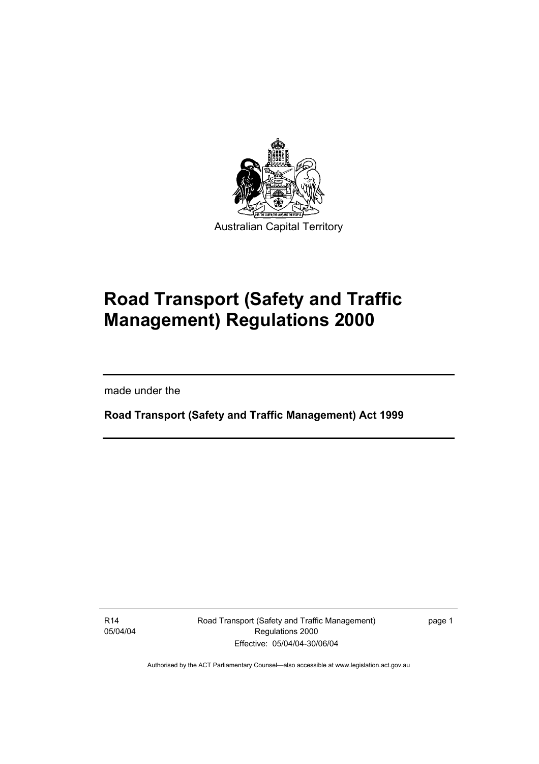Australian Capital Territory

# Road Transport (Safety and Traffic Management) Regulations 2000

made under the

**Road Transport (Safety and Traffic Management) Act 1999**

R14
05/04/04

Effective: 05/04/04-30/06/04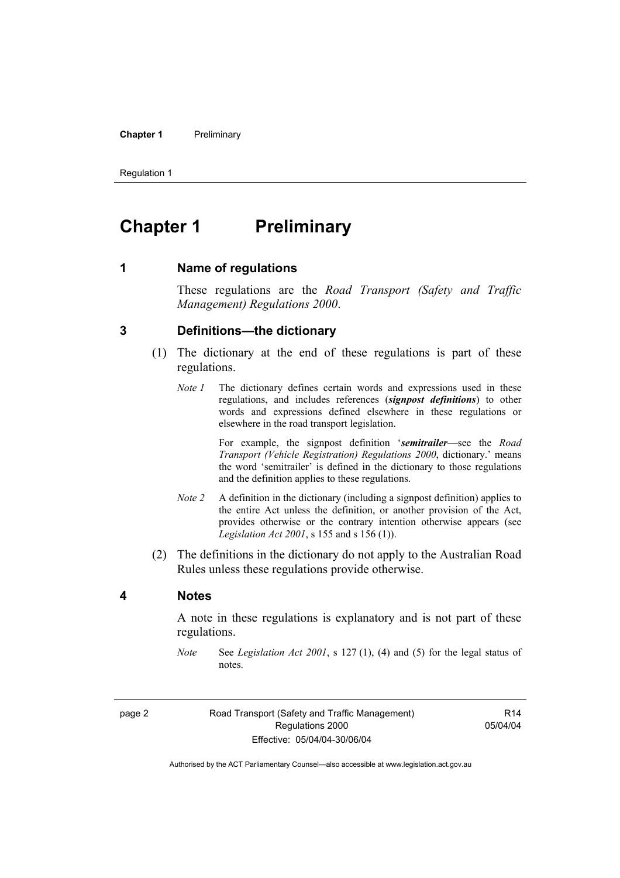# Chapter 1 Preliminary

## 1 Name of regulations

These regulations are the *Road Transport (Safety and Traffic Management) Regulations 2000*.

## 3 Definitions—the dictionary

(1) The dictionary at the end of these regulations is part of these regulations.

*Note 1* The dictionary defines certain words and expressions used in these regulations, and includes references (***signpost definitions***) to other words and expressions defined elsewhere in these regulations or elsewhere in the road transport legislation.

For example, the signpost definition '***semitrailer***—see the *Road Transport (Vehicle Registration) Regulations 2000*, dictionary.' means the word 'semitrailer' is defined in the dictionary to those regulations and the definition applies to these regulations.

*Note 2* A definition in the dictionary (including a signpost definition) applies to the entire Act unless the definition, or another provision of the Act, provides otherwise or the contrary intention otherwise appears (see *Legislation Act 2001*, s 155 and s 156 (1)).

(2) The definitions in the dictionary do not apply to the Australian Road Rules unless these regulations provide otherwise.

## 4 Notes

A note in these regulations is explanatory and is not part of these regulations.

*Note* See *Legislation Act 2001*, s 127 (1), (4) and (5) for the legal status of notes.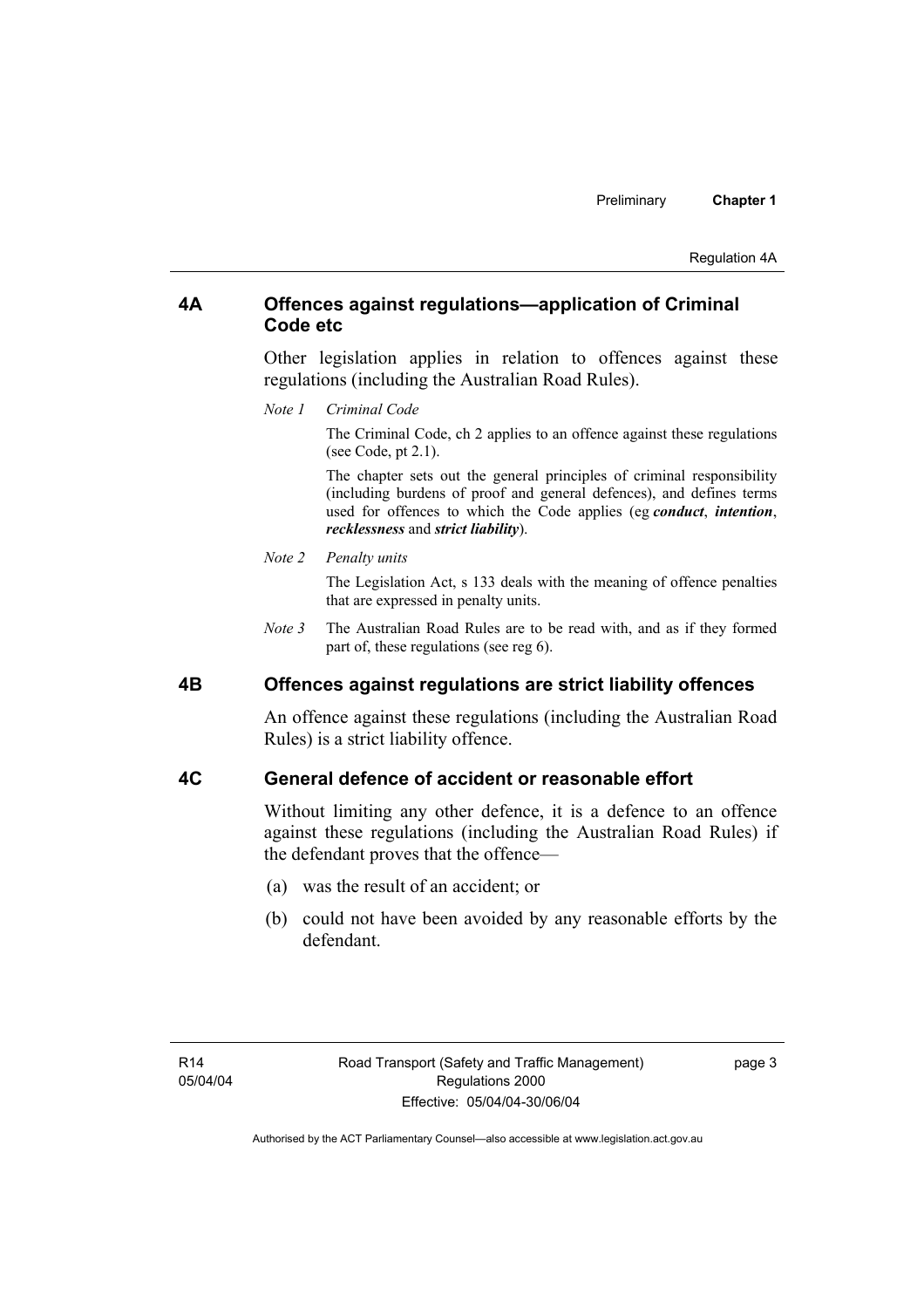## 4A Offences against regulations—application of Criminal Code etc

Other legislation applies in relation to offences against these regulations (including the Australian Road Rules).

*Note 1* *Criminal Code*

The Criminal Code, ch 2 applies to an offence against these regulations (see Code, pt 2.1).

The chapter sets out the general principles of criminal responsibility (including burdens of proof and general defences), and defines terms used for offences to which the Code applies (eg ***conduct***, ***intention***, ***recklessness*** and ***strict liability***).

*Note 2* *Penalty units*

The Legislation Act, s 133 deals with the meaning of offence penalties that are expressed in penalty units.

*Note 3* The Australian Road Rules are to be read with, and as if they formed part of, these regulations (see reg 6).

## 4B Offences against regulations are strict liability offences

An offence against these regulations (including the Australian Road Rules) is a strict liability offence.

## 4C General defence of accident or reasonable effort

Without limiting any other defence, it is a defence to an offence against these regulations (including the Australian Road Rules) if the defendant proves that the offence—

(a) was the result of an accident; or

(b) could not have been avoided by any reasonable efforts by the defendant.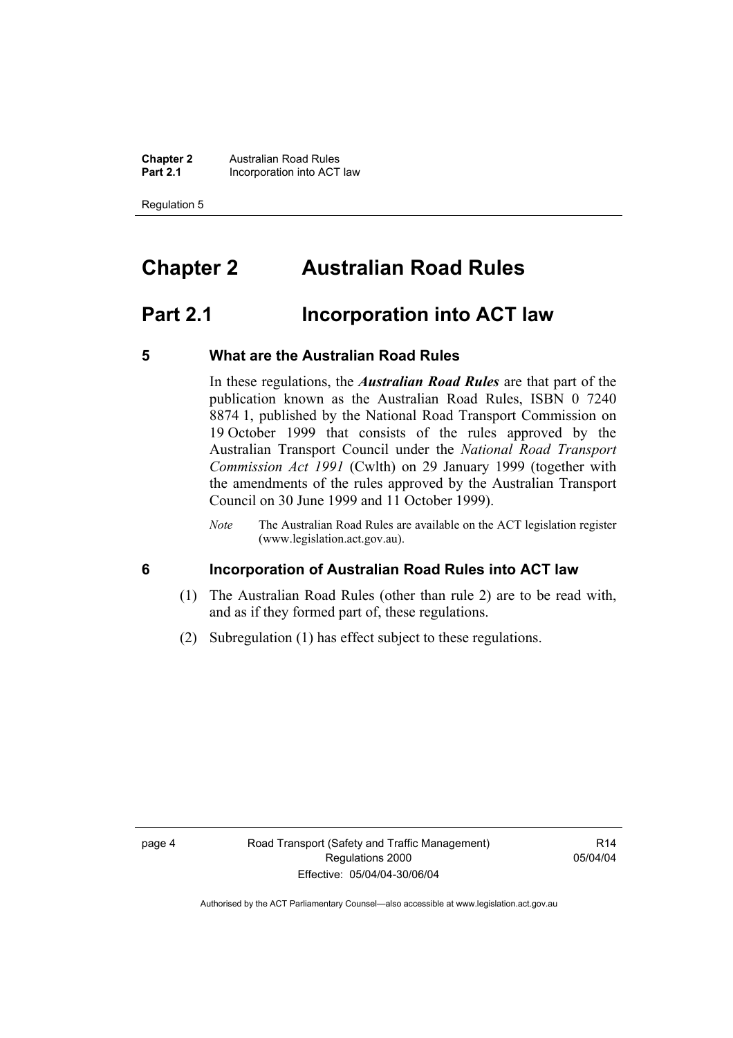# Chapter 2 Australian Road Rules

## Part 2.1 Incorporation into ACT law

### 5 What are the Australian Road Rules

In these regulations, the ***Australian Road Rules*** are that part of the publication known as the Australian Road Rules, ISBN 0 7240 8874 1, published by the National Road Transport Commission on 19 October 1999 that consists of the rules approved by the Australian Transport Council under the *National Road Transport Commission Act 1991* (Cwlth) on 29 January 1999 (together with the amendments of the rules approved by the Australian Transport Council on 30 June 1999 and 11 October 1999).

*Note* The Australian Road Rules are available on the ACT legislation register (www.legislation.act.gov.au).

### 6 Incorporation of Australian Road Rules into ACT law

(1) The Australian Road Rules (other than rule 2) are to be read with, and as if they formed part of, these regulations.

(2) Subregulation (1) has effect subject to these regulations.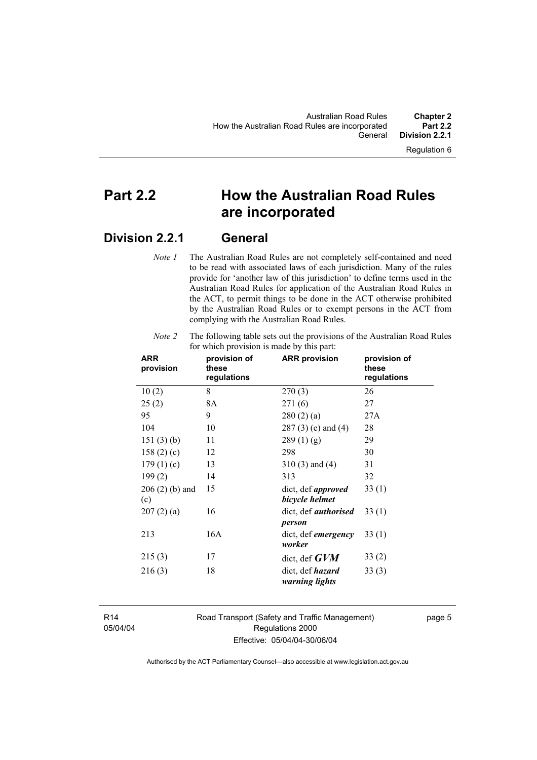# Part 2.2 How the Australian Road Rules are incorporated

## Division 2.2.1 General

*Note 1* The Australian Road Rules are not completely self-contained and need to be read with associated laws of each jurisdiction. Many of the rules provide for 'another law of this jurisdiction' to define terms used in the Australian Road Rules for application of the Australian Road Rules in the ACT, to permit things to be done in the ACT otherwise prohibited by the Australian Road Rules or to exempt persons in the ACT from complying with the Australian Road Rules.

*Note 2* The following table sets out the provisions of the Australian Road Rules for which provision is made by this part:

| ARR provision | provision of these regulations | ARR provision | provision of these regulations |
|---|---|---|---|
| 10 (2) | 8 | 270 (3) | 26 |
| 25 (2) | 8A | 271 (6) | 27 |
| 95 | 9 | 280 (2) (a) | 27A |
| 104 | 10 | 287 (3) (e) and (4) | 28 |
| 151 (3) (b) | 11 | 289 (1) (g) | 29 |
| 158 (2) (c) | 12 | 298 | 30 |
| 179 (1) (c) | 13 | 310 (3) and (4) | 31 |
| 199 (2) | 14 | 313 | 32 |
| 206 (2) (b) and (c) | 15 | dict, def ***approved bicycle helmet*** | 33 (1) |
| 207 (2) (a) | 16 | dict, def ***authorised person*** | 33 (1) |
| 213 | 16A | dict, def ***emergency worker*** | 33 (1) |
| 215 (3) | 17 | dict, def ***GVM*** | 33 (2) |
| 216 (3) | 18 | dict, def ***hazard warning lights*** | 33 (3) |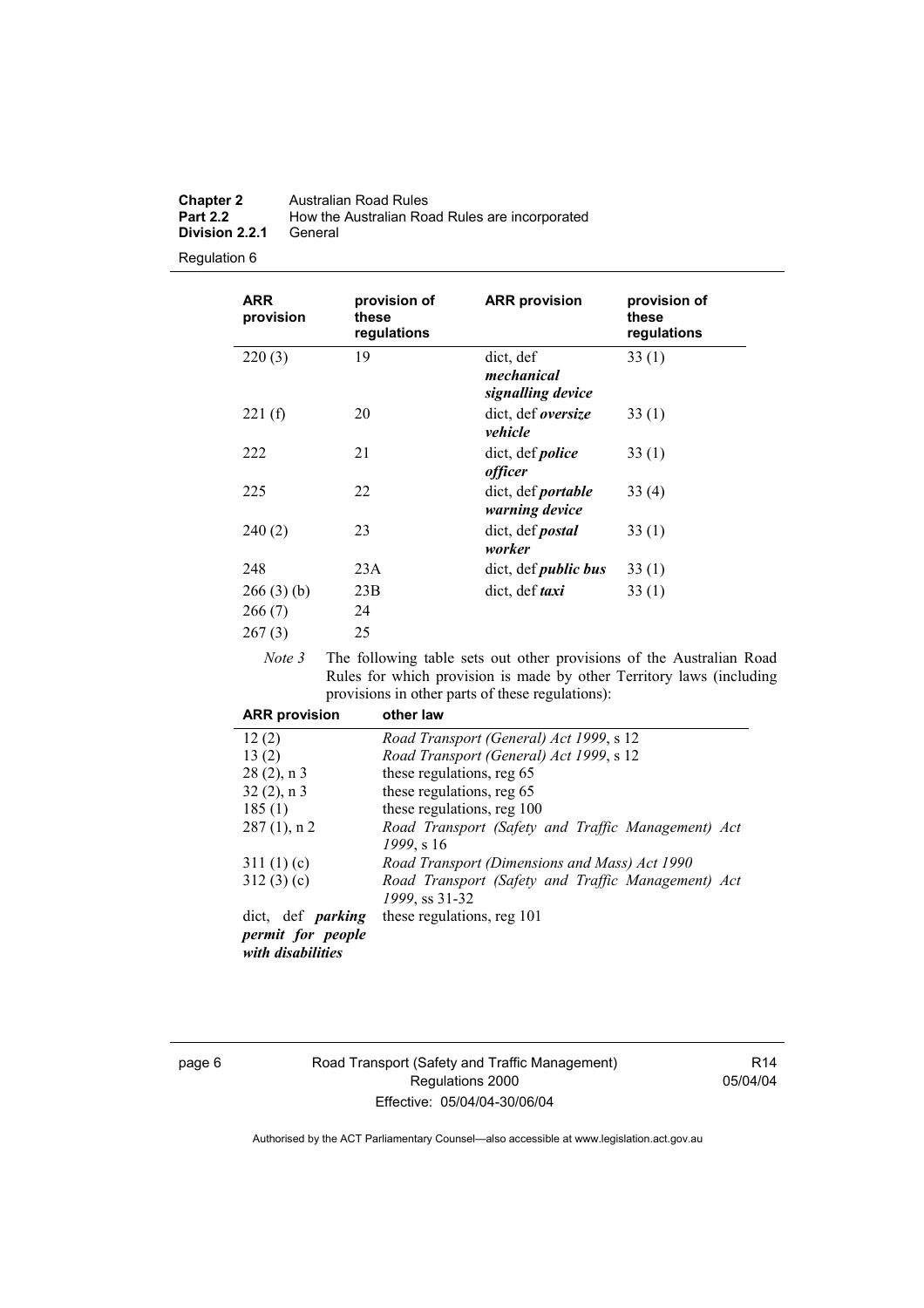| ARR provision | provision of these regulations | ARR provision | provision of these regulations |
|---|---|---|---|
| 220 (3) | 19 | dict, def ***mechanical signalling device*** | 33 (1) |
| 221 (f) | 20 | dict, def ***oversize vehicle*** | 33 (1) |
| 222 | 21 | dict, def ***police officer*** | 33 (1) |
| 225 | 22 | dict, def ***portable warning device*** | 33 (4) |
| 240 (2) | 23 | dict, def ***postal worker*** | 33 (1) |
| 248 | 23A | dict, def ***public bus*** | 33 (1) |
| 266 (3) (b) | 23B | dict, def ***taxi*** | 33 (1) |
| 266 (7) | 24 | | |
| 267 (3) | 25 | | |

*Note 3* The following table sets out other provisions of the Australian Road Rules for which provision is made by other Territory laws (including provisions in other parts of these regulations):

| ARR provision | other law |
|---|---|
| 12 (2) | *Road Transport (General) Act 1999*, s 12 |
| 13 (2) | *Road Transport (General) Act 1999*, s 12 |
| 28 (2), n 3 | these regulations, reg 65 |
| 32 (2), n 3 | these regulations, reg 65 |
| 185 (1) | these regulations, reg 100 |
| 287 (1), n 2 | *Road Transport (Safety and Traffic Management) Act 1999*, s 16 |
| 311 (1) (c) | *Road Transport (Dimensions and Mass) Act 1990* |
| 312 (3) (c) | *Road Transport (Safety and Traffic Management) Act 1999*, ss 31-32 |
| dict, def ***parking permit for people with disabilities*** | these regulations, reg 101 |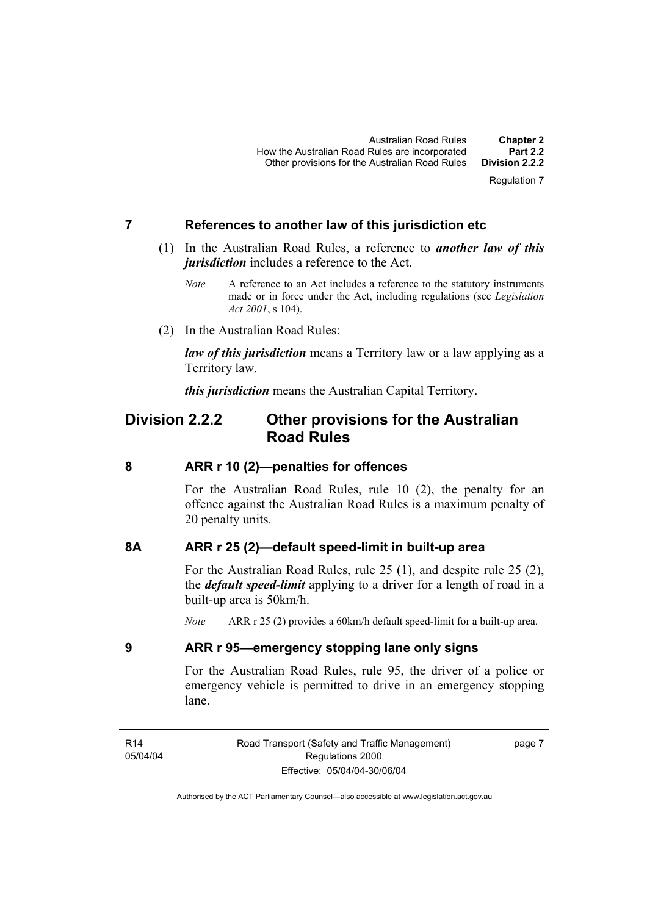## 7 References to another law of this jurisdiction etc

(1) In the Australian Road Rules, a reference to ***another law of this jurisdiction*** includes a reference to the Act.

*Note* A reference to an Act includes a reference to the statutory instruments made or in force under the Act, including regulations (see *Legislation Act 2001*, s 104).

(2) In the Australian Road Rules:

***law of this jurisdiction*** means a Territory law or a law applying as a Territory law.

***this jurisdiction*** means the Australian Capital Territory.

# Division 2.2.2 Other provisions for the Australian Road Rules

## 8 ARR r 10 (2)—penalties for offences

For the Australian Road Rules, rule 10 (2), the penalty for an offence against the Australian Road Rules is a maximum penalty of 20 penalty units.

## 8A ARR r 25 (2)—default speed-limit in built-up area

For the Australian Road Rules, rule 25 (1), and despite rule 25 (2), the ***default speed-limit*** applying to a driver for a length of road in a built-up area is 50km/h.

*Note* ARR r 25 (2) provides a 60km/h default speed-limit for a built-up area.

## 9 ARR r 95—emergency stopping lane only signs

For the Australian Road Rules, rule 95, the driver of a police or emergency vehicle is permitted to drive in an emergency stopping lane.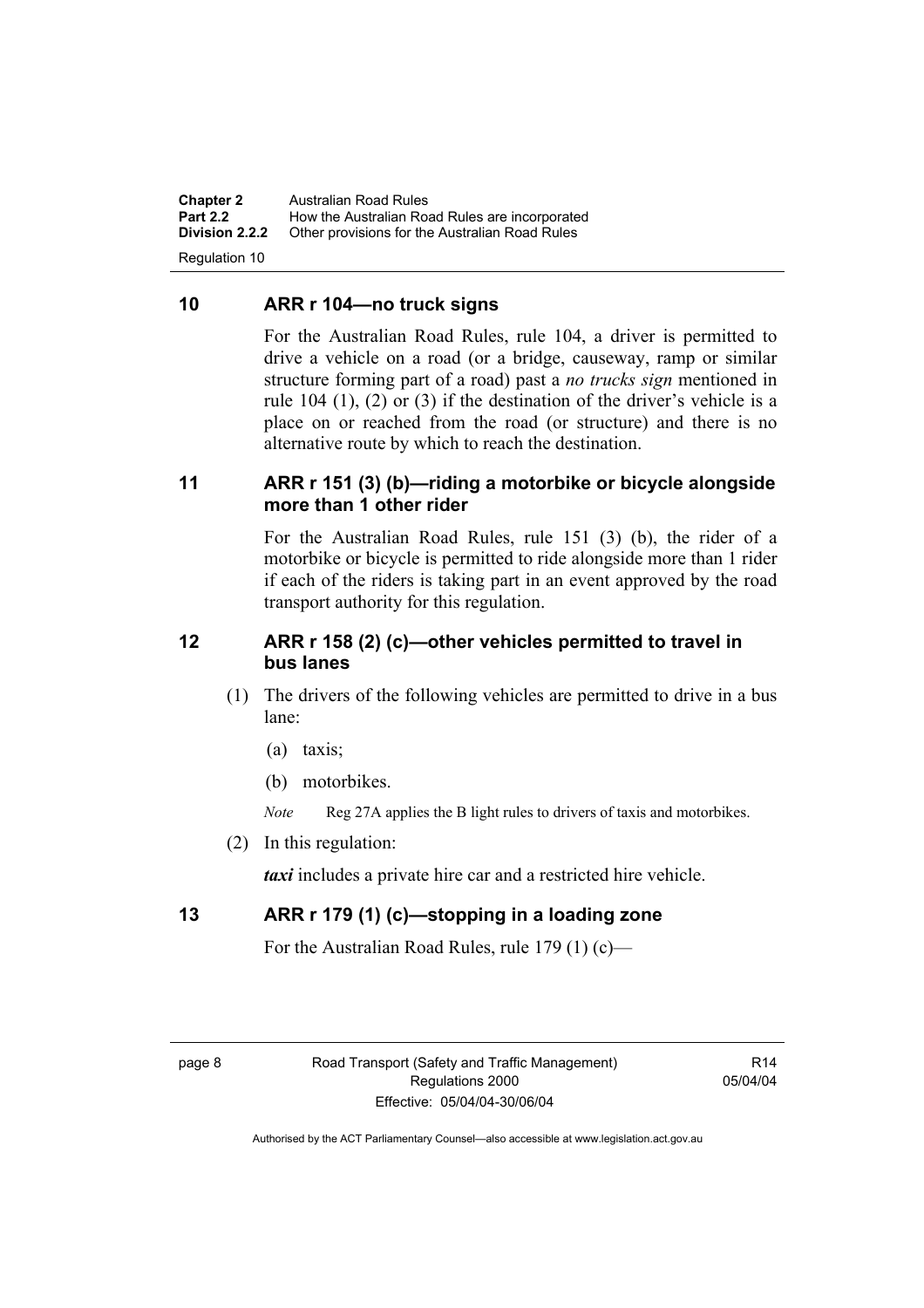## 10 ARR r 104—no truck signs

For the Australian Road Rules, rule 104, a driver is permitted to drive a vehicle on a road (or a bridge, causeway, ramp or similar structure forming part of a road) past a *no trucks sign* mentioned in rule 104 (1), (2) or (3) if the destination of the driver's vehicle is a place on or reached from the road (or structure) and there is no alternative route by which to reach the destination.

## 11 ARR r 151 (3) (b)—riding a motorbike or bicycle alongside more than 1 other rider

For the Australian Road Rules, rule 151 (3) (b), the rider of a motorbike or bicycle is permitted to ride alongside more than 1 rider if each of the riders is taking part in an event approved by the road transport authority for this regulation.

## 12 ARR r 158 (2) (c)—other vehicles permitted to travel in bus lanes

(1) The drivers of the following vehicles are permitted to drive in a bus lane:

(a) taxis;

(b) motorbikes.

*Note* Reg 27A applies the B light rules to drivers of taxis and motorbikes.

(2) In this regulation:

***taxi*** includes a private hire car and a restricted hire vehicle.

## 13 ARR r 179 (1) (c)—stopping in a loading zone

For the Australian Road Rules, rule 179 (1) (c)—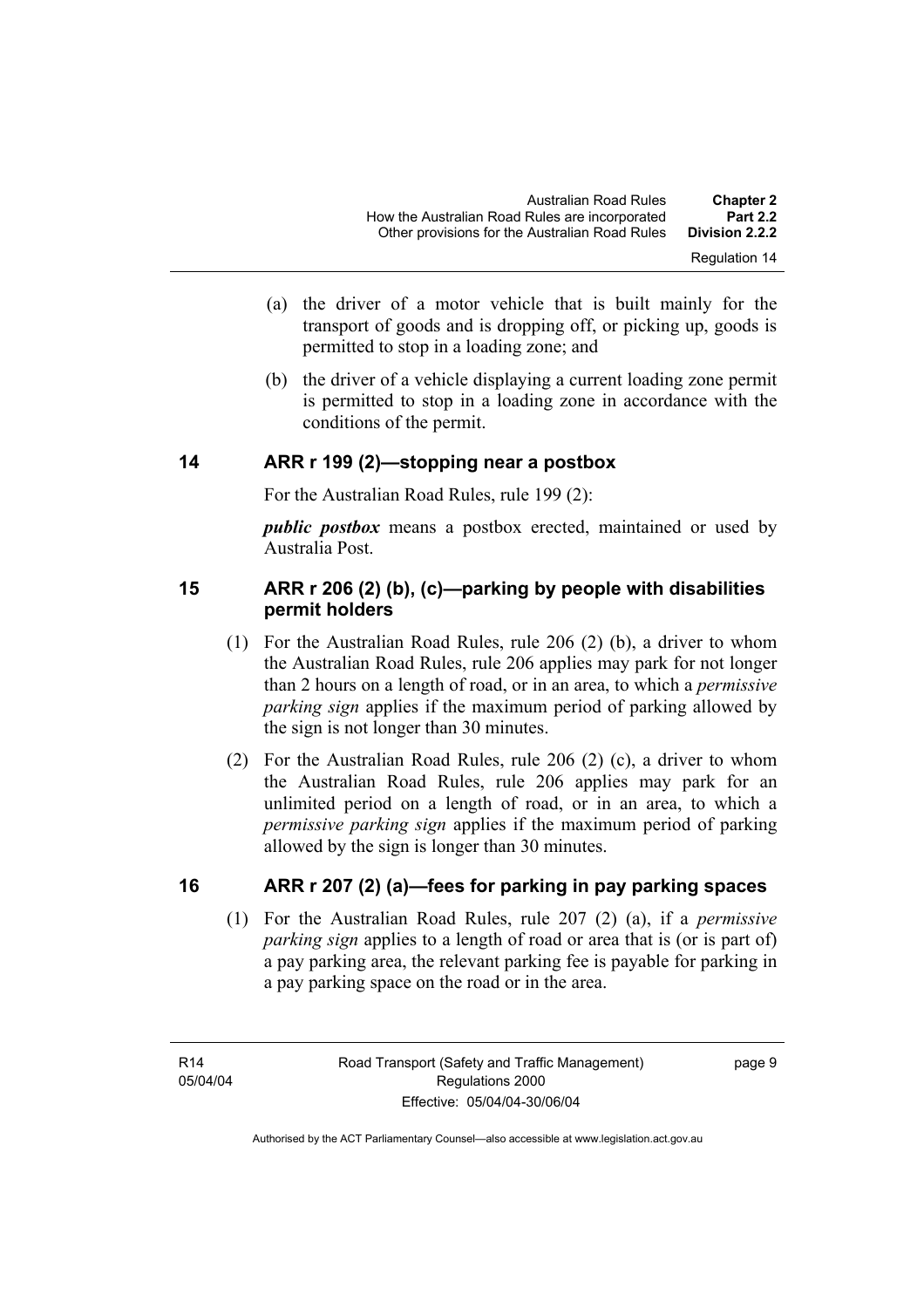(a) the driver of a motor vehicle that is built mainly for the transport of goods and is dropping off, or picking up, goods is permitted to stop in a loading zone; and

(b) the driver of a vehicle displaying a current loading zone permit is permitted to stop in a loading zone in accordance with the conditions of the permit.

## 14 ARR r 199 (2)—stopping near a postbox

For the Australian Road Rules, rule 199 (2):

***public postbox*** means a postbox erected, maintained or used by Australia Post.

## 15 ARR r 206 (2) (b), (c)—parking by people with disabilities permit holders

(1) For the Australian Road Rules, rule 206 (2) (b), a driver to whom the Australian Road Rules, rule 206 applies may park for not longer than 2 hours on a length of road, or in an area, to which a *permissive parking sign* applies if the maximum period of parking allowed by the sign is not longer than 30 minutes.

(2) For the Australian Road Rules, rule 206 (2) (c), a driver to whom the Australian Road Rules, rule 206 applies may park for an unlimited period on a length of road, or in an area, to which a *permissive parking sign* applies if the maximum period of parking allowed by the sign is longer than 30 minutes.

## 16 ARR r 207 (2) (a)—fees for parking in pay parking spaces

(1) For the Australian Road Rules, rule 207 (2) (a), if a *permissive parking sign* applies to a length of road or area that is (or is part of) a pay parking area, the relevant parking fee is payable for parking in a pay parking space on the road or in the area.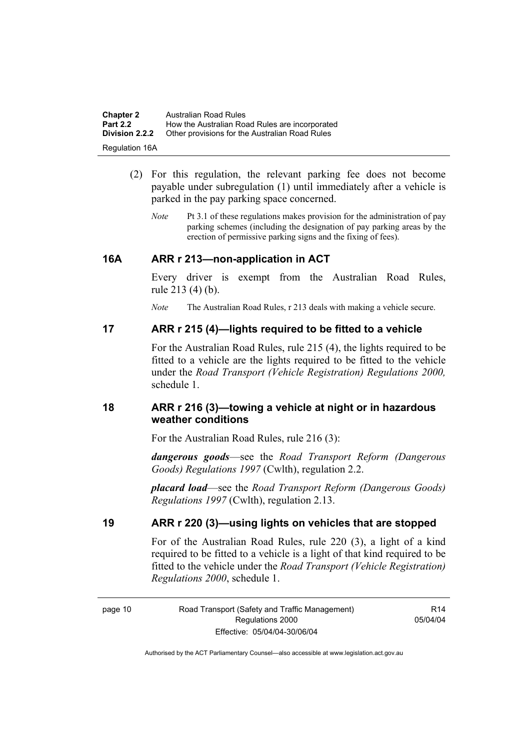(2) For this regulation, the relevant parking fee does not become payable under subregulation (1) until immediately after a vehicle is parked in the pay parking space concerned.

*Note* Pt 3.1 of these regulations makes provision for the administration of pay parking schemes (including the designation of pay parking areas by the erection of permissive parking signs and the fixing of fees).

### 16A ARR r 213—non-application in ACT

Every driver is exempt from the Australian Road Rules, rule 213 (4) (b).

*Note* The Australian Road Rules, r 213 deals with making a vehicle secure.

### 17 ARR r 215 (4)—lights required to be fitted to a vehicle

For the Australian Road Rules, rule 215 (4), the lights required to be fitted to a vehicle are the lights required to be fitted to the vehicle under the *Road Transport (Vehicle Registration) Regulations 2000,* schedule 1.

### 18 ARR r 216 (3)—towing a vehicle at night or in hazardous weather conditions

For the Australian Road Rules, rule 216 (3):

***dangerous goods***—see the *Road Transport Reform (Dangerous Goods) Regulations 1997* (Cwlth), regulation 2.2.

***placard load***—see the *Road Transport Reform (Dangerous Goods) Regulations 1997* (Cwlth), regulation 2.13.

### 19 ARR r 220 (3)—using lights on vehicles that are stopped

For of the Australian Road Rules, rule 220 (3), a light of a kind required to be fitted to a vehicle is a light of that kind required to be fitted to the vehicle under the *Road Transport (Vehicle Registration) Regulations 2000*, schedule 1.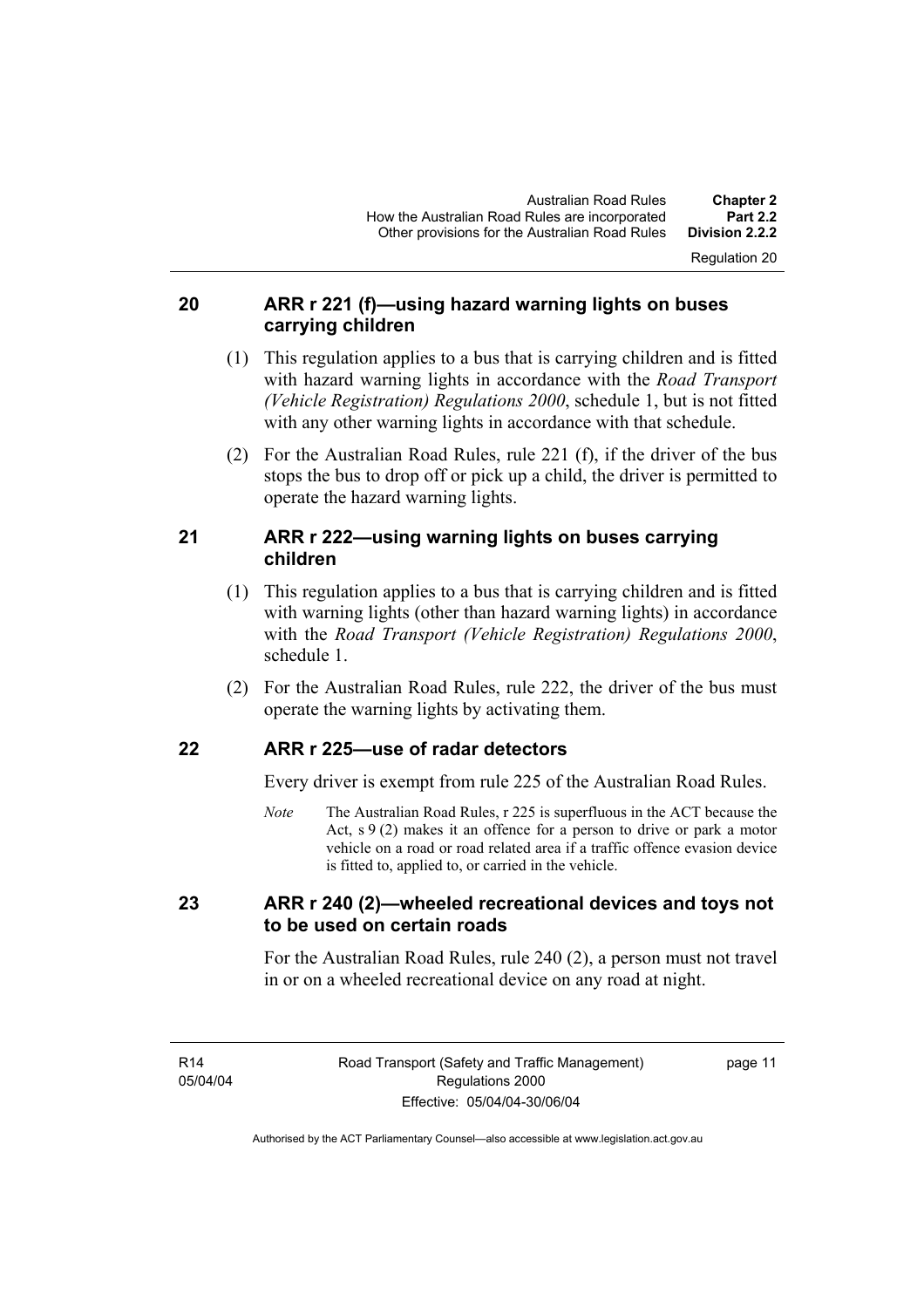## 20 ARR r 221 (f)—using hazard warning lights on buses carrying children

(1) This regulation applies to a bus that is carrying children and is fitted with hazard warning lights in accordance with the *Road Transport (Vehicle Registration) Regulations 2000*, schedule 1, but is not fitted with any other warning lights in accordance with that schedule.

(2) For the Australian Road Rules, rule 221 (f), if the driver of the bus stops the bus to drop off or pick up a child, the driver is permitted to operate the hazard warning lights.

## 21 ARR r 222—using warning lights on buses carrying children

(1) This regulation applies to a bus that is carrying children and is fitted with warning lights (other than hazard warning lights) in accordance with the *Road Transport (Vehicle Registration) Regulations 2000*, schedule 1.

(2) For the Australian Road Rules, rule 222, the driver of the bus must operate the warning lights by activating them.

## 22 ARR r 225—use of radar detectors

Every driver is exempt from rule 225 of the Australian Road Rules.

*Note* The Australian Road Rules, r 225 is superfluous in the ACT because the Act, s 9 (2) makes it an offence for a person to drive or park a motor vehicle on a road or road related area if a traffic offence evasion device is fitted to, applied to, or carried in the vehicle.

## 23 ARR r 240 (2)—wheeled recreational devices and toys not to be used on certain roads

For the Australian Road Rules, rule 240 (2), a person must not travel in or on a wheeled recreational device on any road at night.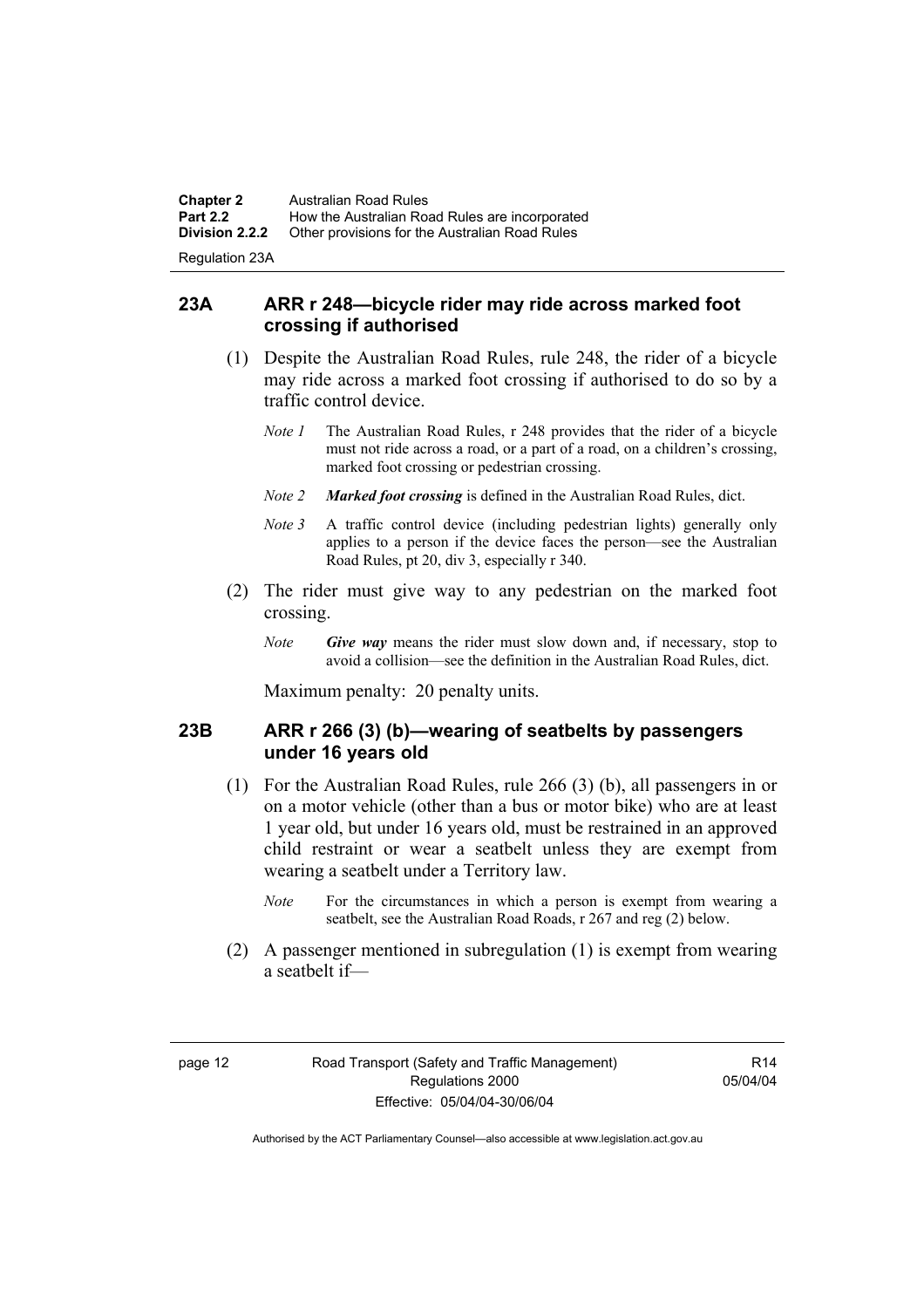## 23A ARR r 248—bicycle rider may ride across marked foot crossing if authorised

(1) Despite the Australian Road Rules, rule 248, the rider of a bicycle may ride across a marked foot crossing if authorised to do so by a traffic control device.

*Note 1* The Australian Road Rules, r 248 provides that the rider of a bicycle must not ride across a road, or a part of a road, on a children's crossing, marked foot crossing or pedestrian crossing.

*Note 2* ***Marked foot crossing*** is defined in the Australian Road Rules, dict.

*Note 3* A traffic control device (including pedestrian lights) generally only applies to a person if the device faces the person—see the Australian Road Rules, pt 20, div 3, especially r 340.

(2) The rider must give way to any pedestrian on the marked foot crossing.

*Note* ***Give way*** means the rider must slow down and, if necessary, stop to avoid a collision—see the definition in the Australian Road Rules, dict.

Maximum penalty: 20 penalty units.

## 23B ARR r 266 (3) (b)—wearing of seatbelts by passengers under 16 years old

(1) For the Australian Road Rules, rule 266 (3) (b), all passengers in or on a motor vehicle (other than a bus or motor bike) who are at least 1 year old, but under 16 years old, must be restrained in an approved child restraint or wear a seatbelt unless they are exempt from wearing a seatbelt under a Territory law.

*Note* For the circumstances in which a person is exempt from wearing a seatbelt, see the Australian Road Roads, r 267 and reg (2) below.

(2) A passenger mentioned in subregulation (1) is exempt from wearing a seatbelt if—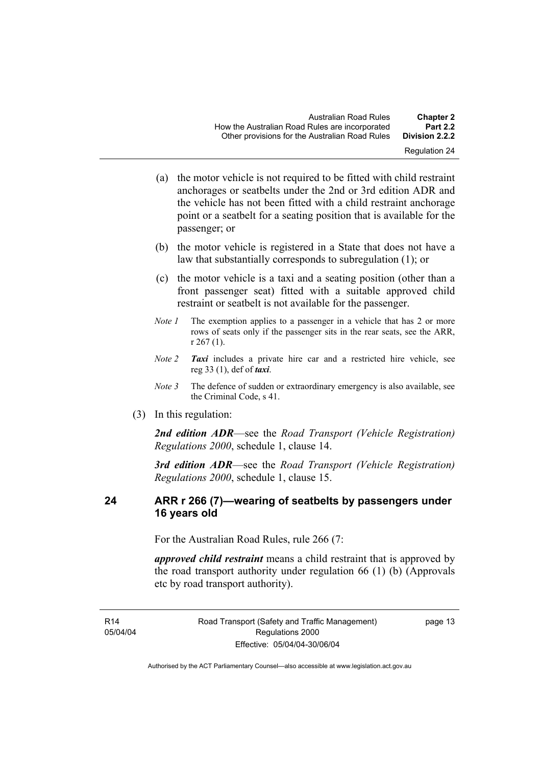(a) the motor vehicle is not required to be fitted with child restraint anchorages or seatbelts under the 2nd or 3rd edition ADR and the vehicle has not been fitted with a child restraint anchorage point or a seatbelt for a seating position that is available for the passenger; or

(b) the motor vehicle is registered in a State that does not have a law that substantially corresponds to subregulation (1); or

(c) the motor vehicle is a taxi and a seating position (other than a front passenger seat) fitted with a suitable approved child restraint or seatbelt is not available for the passenger.

*Note 1* The exemption applies to a passenger in a vehicle that has 2 or more rows of seats only if the passenger sits in the rear seats, see the ARR, r 267 (1).

*Note 2* ***Taxi*** includes a private hire car and a restricted hire vehicle, see reg 33 (1), def of ***taxi***.

*Note 3* The defence of sudden or extraordinary emergency is also available, see the Criminal Code, s 41.

(3) In this regulation:

***2nd edition ADR***—see the *Road Transport (Vehicle Registration) Regulations 2000*, schedule 1, clause 14.

***3rd edition ADR***—see the *Road Transport (Vehicle Registration) Regulations 2000*, schedule 1, clause 15.

## 24 ARR r 266 (7)—wearing of seatbelts by passengers under 16 years old

For the Australian Road Rules, rule 266 (7:

***approved child restraint*** means a child restraint that is approved by the road transport authority under regulation 66 (1) (b) (Approvals etc by road transport authority).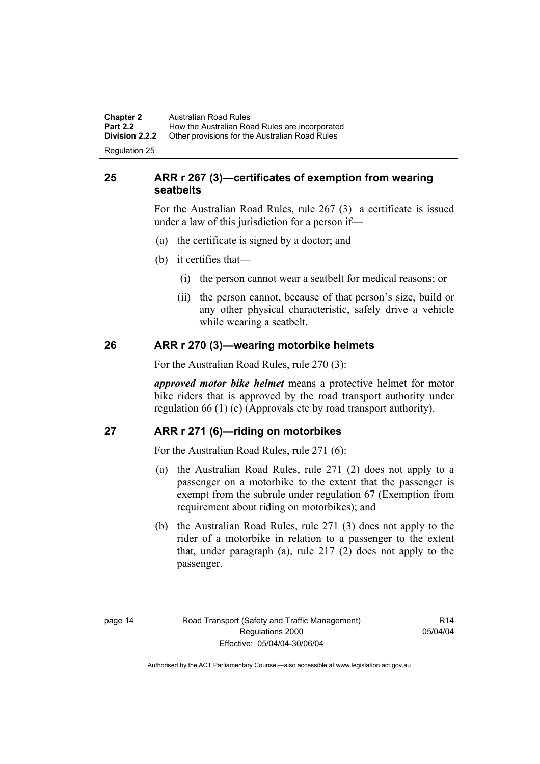## 25 ARR r 267 (3)—certificates of exemption from wearing seatbelts

For the Australian Road Rules, rule 267 (3) a certificate is issued under a law of this jurisdiction for a person if—

(a) the certificate is signed by a doctor; and

(b) it certifies that—

(i) the person cannot wear a seatbelt for medical reasons; or

(ii) the person cannot, because of that person's size, build or any other physical characteristic, safely drive a vehicle while wearing a seatbelt.

## 26 ARR r 270 (3)—wearing motorbike helmets

For the Australian Road Rules, rule 270 (3):

***approved motor bike helmet*** means a protective helmet for motor bike riders that is approved by the road transport authority under regulation 66 (1) (c) (Approvals etc by road transport authority).

## 27 ARR r 271 (6)—riding on motorbikes

For the Australian Road Rules, rule 271 (6):

(a) the Australian Road Rules, rule 271 (2) does not apply to a passenger on a motorbike to the extent that the passenger is exempt from the subrule under regulation 67 (Exemption from requirement about riding on motorbikes); and

(b) the Australian Road Rules, rule 271 (3) does not apply to the rider of a motorbike in relation to a passenger to the extent that, under paragraph (a), rule 217 (2) does not apply to the passenger.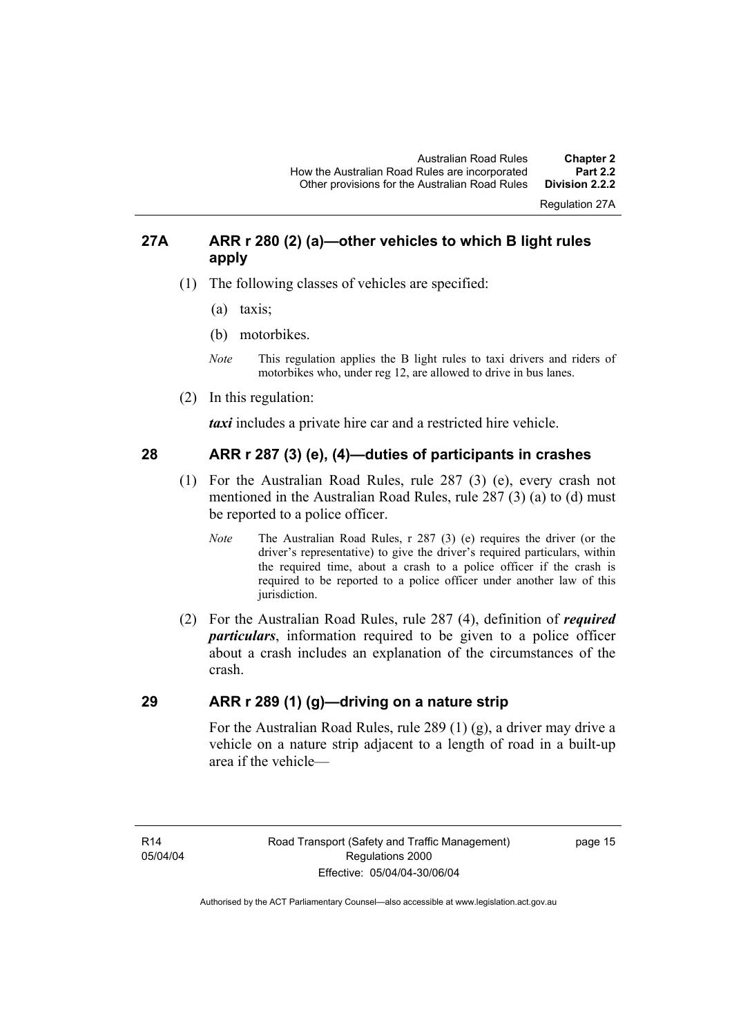## 27A ARR r 280 (2) (a)—other vehicles to which B light rules apply

(1) The following classes of vehicles are specified:

(a) taxis;

(b) motorbikes.

*Note* This regulation applies the B light rules to taxi drivers and riders of motorbikes who, under reg 12, are allowed to drive in bus lanes.

(2) In this regulation:

***taxi*** includes a private hire car and a restricted hire vehicle.

## 28 ARR r 287 (3) (e), (4)—duties of participants in crashes

(1) For the Australian Road Rules, rule 287 (3) (e), every crash not mentioned in the Australian Road Rules, rule 287 (3) (a) to (d) must be reported to a police officer.

*Note* The Australian Road Rules, r 287 (3) (e) requires the driver (or the driver's representative) to give the driver's required particulars, within the required time, about a crash to a police officer if the crash is required to be reported to a police officer under another law of this jurisdiction.

(2) For the Australian Road Rules, rule 287 (4), definition of ***required particulars***, information required to be given to a police officer about a crash includes an explanation of the circumstances of the crash.

## 29 ARR r 289 (1) (g)—driving on a nature strip

For the Australian Road Rules, rule 289 (1) (g), a driver may drive a vehicle on a nature strip adjacent to a length of road in a built-up area if the vehicle—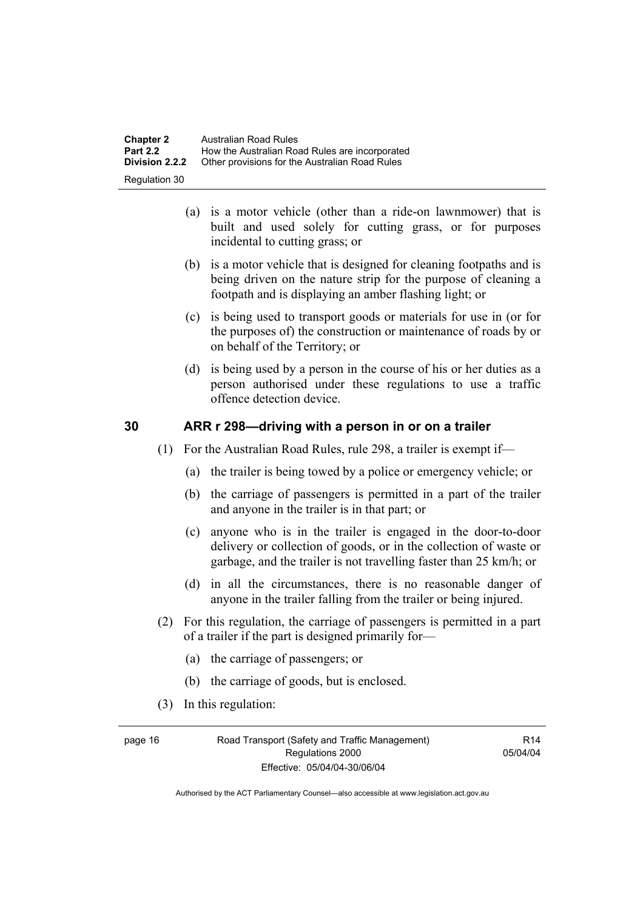(a) is a motor vehicle (other than a ride-on lawnmower) that is built and used solely for cutting grass, or for purposes incidental to cutting grass; or

(b) is a motor vehicle that is designed for cleaning footpaths and is being driven on the nature strip for the purpose of cleaning a footpath and is displaying an amber flashing light; or

(c) is being used to transport goods or materials for use in (or for the purposes of) the construction or maintenance of roads by or on behalf of the Territory; or

(d) is being used by a person in the course of his or her duties as a person authorised under these regulations to use a traffic offence detection device.

## 30 ARR r 298—driving with a person in or on a trailer

(1) For the Australian Road Rules, rule 298, a trailer is exempt if—

(a) the trailer is being towed by a police or emergency vehicle; or

(b) the carriage of passengers is permitted in a part of the trailer and anyone in the trailer is in that part; or

(c) anyone who is in the trailer is engaged in the door-to-door delivery or collection of goods, or in the collection of waste or garbage, and the trailer is not travelling faster than 25 km/h; or

(d) in all the circumstances, there is no reasonable danger of anyone in the trailer falling from the trailer or being injured.

(2) For this regulation, the carriage of passengers is permitted in a part of a trailer if the part is designed primarily for—

(a) the carriage of passengers; or

(b) the carriage of goods, but is enclosed.

(3) In this regulation: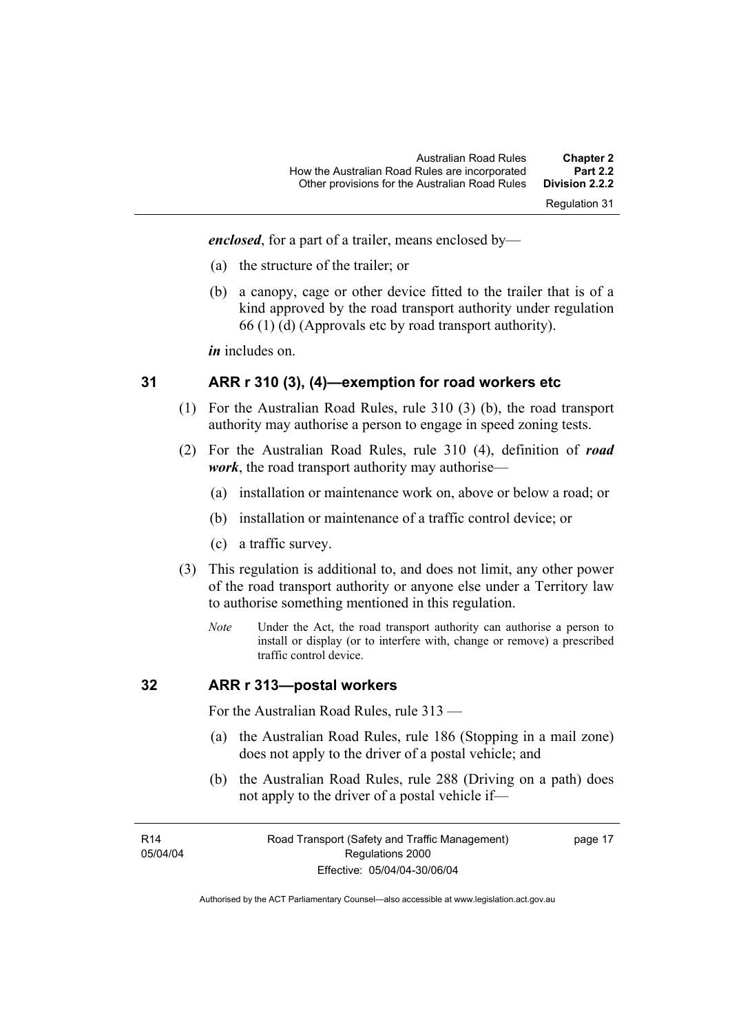***enclosed***, for a part of a trailer, means enclosed by—

(a) the structure of the trailer; or

(b) a canopy, cage or other device fitted to the trailer that is of a kind approved by the road transport authority under regulation 66 (1) (d) (Approvals etc by road transport authority).

***in*** includes on.

## 31 ARR r 310 (3), (4)—exemption for road workers etc

(1) For the Australian Road Rules, rule 310 (3) (b), the road transport authority may authorise a person to engage in speed zoning tests.

(2) For the Australian Road Rules, rule 310 (4), definition of ***road work***, the road transport authority may authorise—

(a) installation or maintenance work on, above or below a road; or

(b) installation or maintenance of a traffic control device; or

(c) a traffic survey.

(3) This regulation is additional to, and does not limit, any other power of the road transport authority or anyone else under a Territory law to authorise something mentioned in this regulation.

*Note* Under the Act, the road transport authority can authorise a person to install or display (or to interfere with, change or remove) a prescribed traffic control device.

## 32 ARR r 313—postal workers

For the Australian Road Rules, rule 313 —

(a) the Australian Road Rules, rule 186 (Stopping in a mail zone) does not apply to the driver of a postal vehicle; and

(b) the Australian Road Rules, rule 288 (Driving on a path) does not apply to the driver of a postal vehicle if—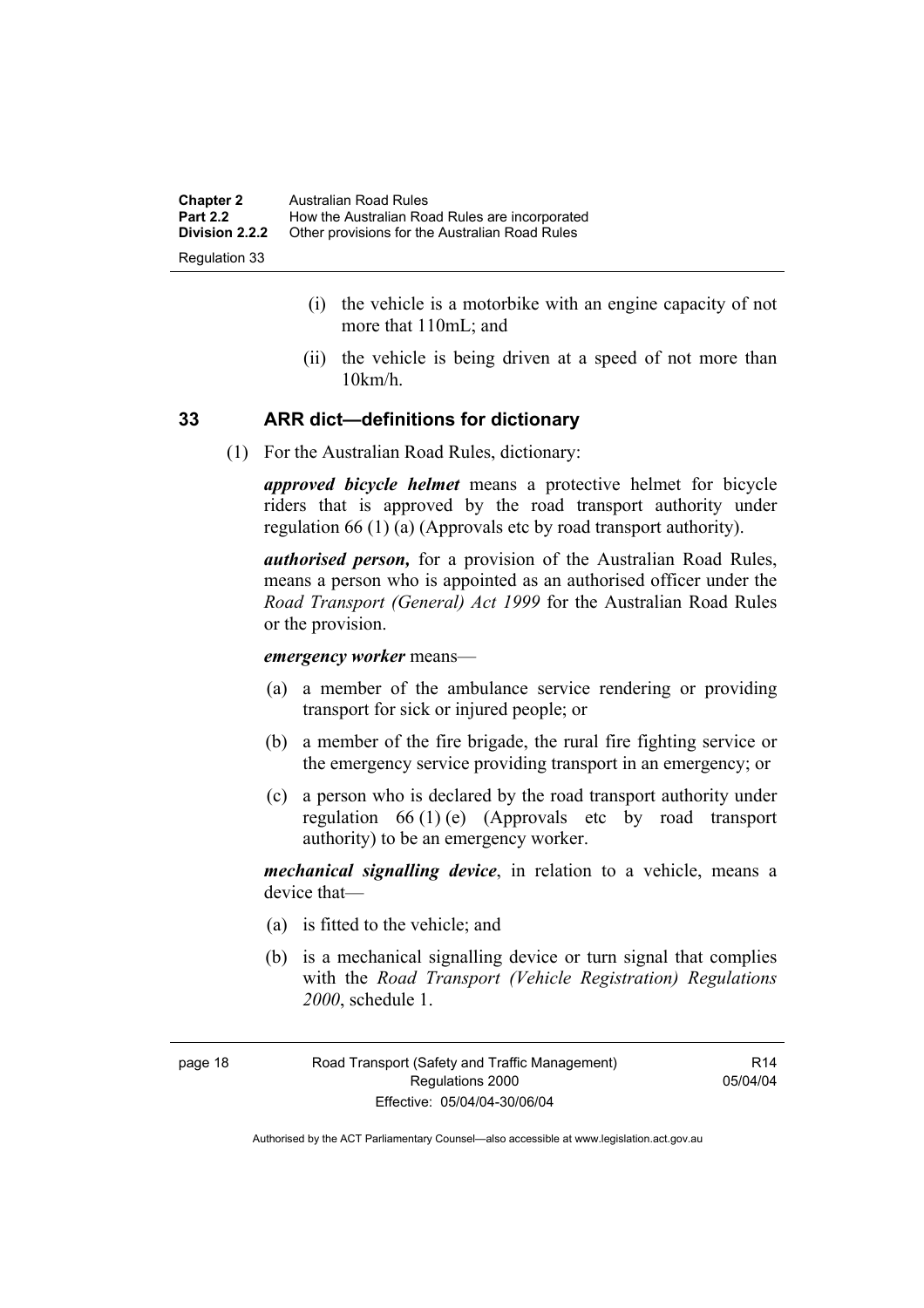(i) the vehicle is a motorbike with an engine capacity of not more that 110mL; and

(ii) the vehicle is being driven at a speed of not more than 10km/h.

## 33 ARR dict—definitions for dictionary

(1) For the Australian Road Rules, dictionary:

***approved bicycle helmet*** means a protective helmet for bicycle riders that is approved by the road transport authority under regulation 66 (1) (a) (Approvals etc by road transport authority).

***authorised person,*** for a provision of the Australian Road Rules, means a person who is appointed as an authorised officer under the *Road Transport (General) Act 1999* for the Australian Road Rules or the provision.

***emergency worker*** means—

(a) a member of the ambulance service rendering or providing transport for sick or injured people; or

(b) a member of the fire brigade, the rural fire fighting service or the emergency service providing transport in an emergency; or

(c) a person who is declared by the road transport authority under regulation 66 (1) (e) (Approvals etc by road transport authority) to be an emergency worker.

***mechanical signalling device***, in relation to a vehicle, means a device that—

(a) is fitted to the vehicle; and

(b) is a mechanical signalling device or turn signal that complies with the *Road Transport (Vehicle Registration) Regulations 2000*, schedule 1.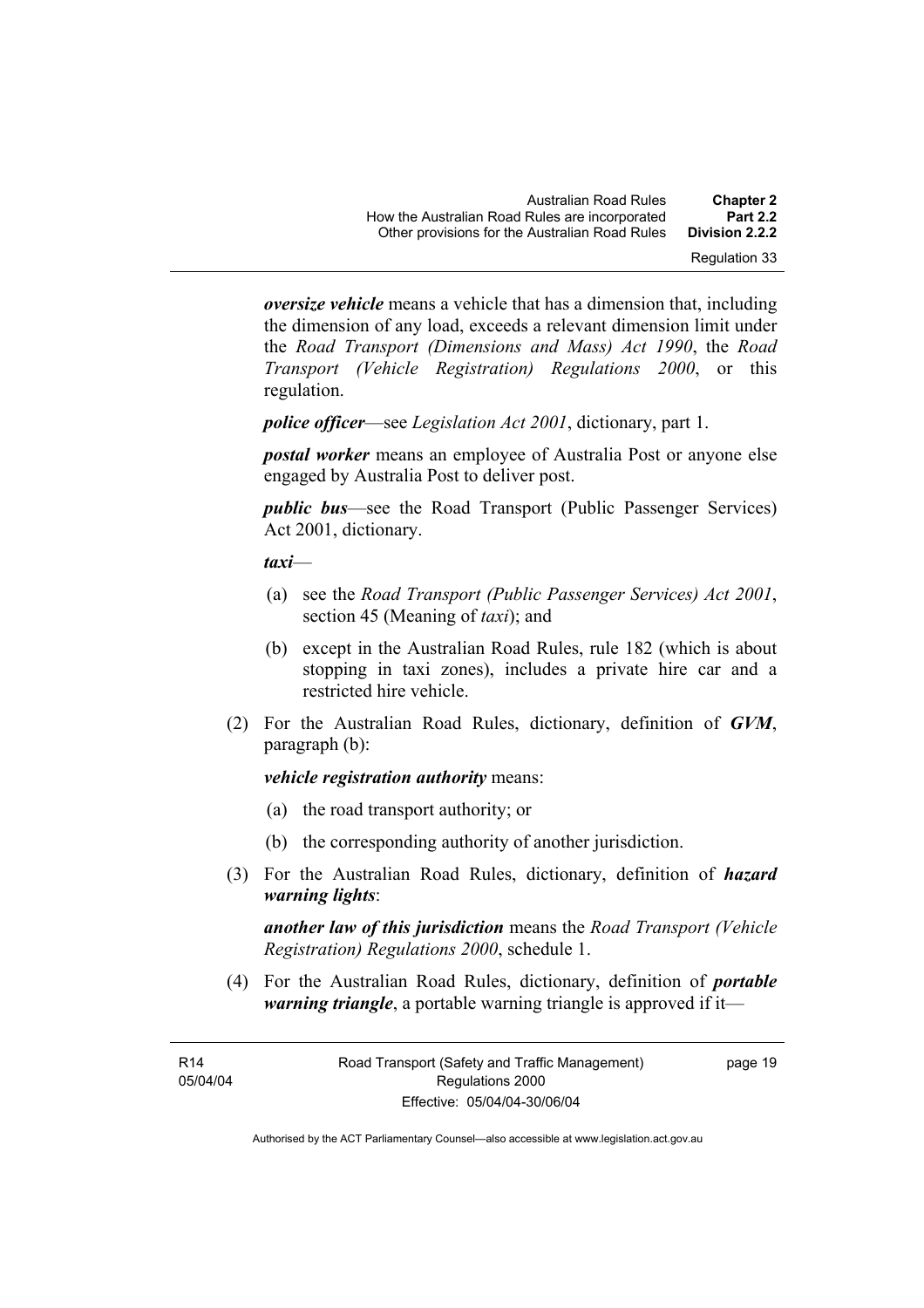***oversize vehicle*** means a vehicle that has a dimension that, including the dimension of any load, exceeds a relevant dimension limit under the *Road Transport (Dimensions and Mass) Act 1990*, the *Road Transport (Vehicle Registration) Regulations 2000*, or this regulation.

***police officer***—see *Legislation Act 2001*, dictionary, part 1.

***postal worker*** means an employee of Australia Post or anyone else engaged by Australia Post to deliver post.

***public bus***—see the Road Transport (Public Passenger Services) Act 2001, dictionary.

***taxi***—

(a) see the *Road Transport (Public Passenger Services) Act 2001*, section 45 (Meaning of *taxi*); and

(b) except in the Australian Road Rules, rule 182 (which is about stopping in taxi zones), includes a private hire car and a restricted hire vehicle.

(2) For the Australian Road Rules, dictionary, definition of ***GVM***, paragraph (b):

***vehicle registration authority*** means:

(a) the road transport authority; or

(b) the corresponding authority of another jurisdiction.

(3) For the Australian Road Rules, dictionary, definition of ***hazard warning lights***:

***another law of this jurisdiction*** means the *Road Transport (Vehicle Registration) Regulations 2000*, schedule 1.

(4) For the Australian Road Rules, dictionary, definition of ***portable warning triangle***, a portable warning triangle is approved if it—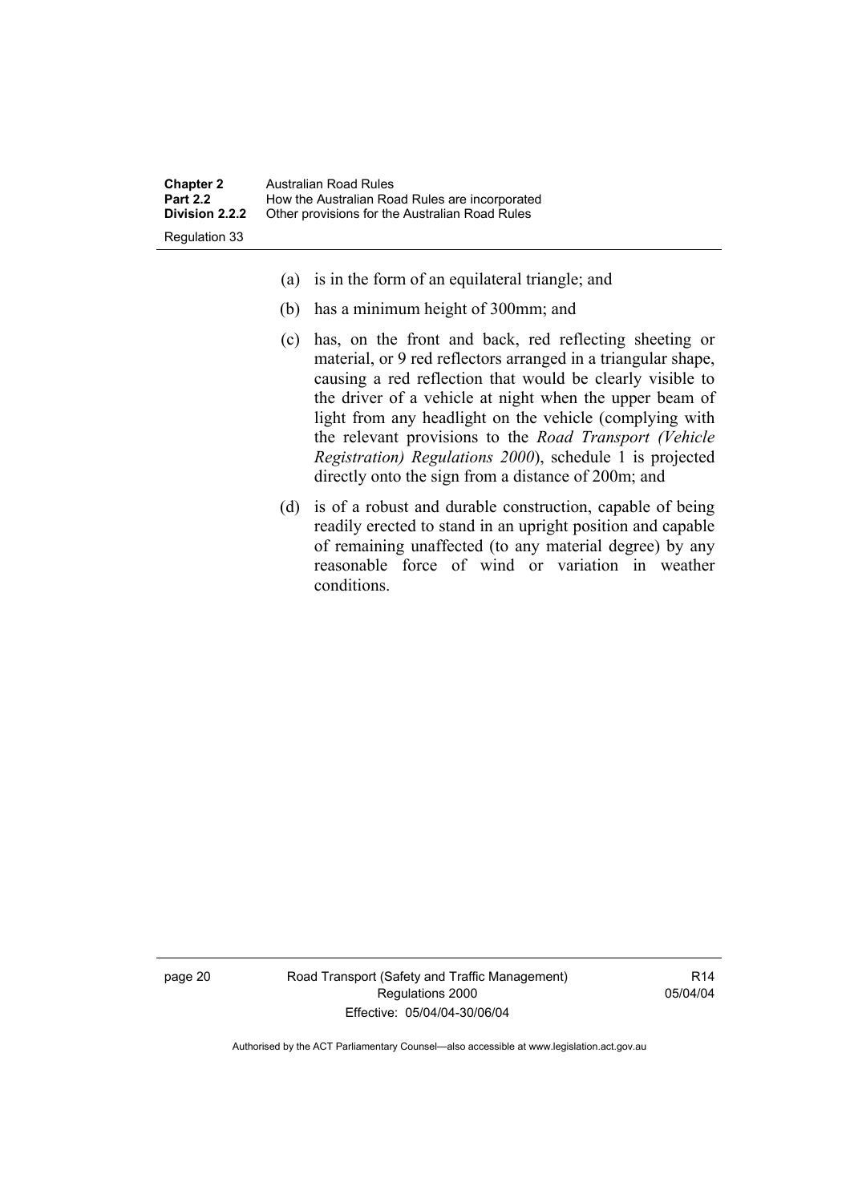(a) is in the form of an equilateral triangle; and

(b) has a minimum height of 300mm; and

(c) has, on the front and back, red reflecting sheeting or material, or 9 red reflectors arranged in a triangular shape, causing a red reflection that would be clearly visible to the driver of a vehicle at night when the upper beam of light from any headlight on the vehicle (complying with the relevant provisions to the *Road Transport (Vehicle Registration) Regulations 2000*), schedule 1 is projected directly onto the sign from a distance of 200m; and

(d) is of a robust and durable construction, capable of being readily erected to stand in an upright position and capable of remaining unaffected (to any material degree) by any reasonable force of wind or variation in weather conditions.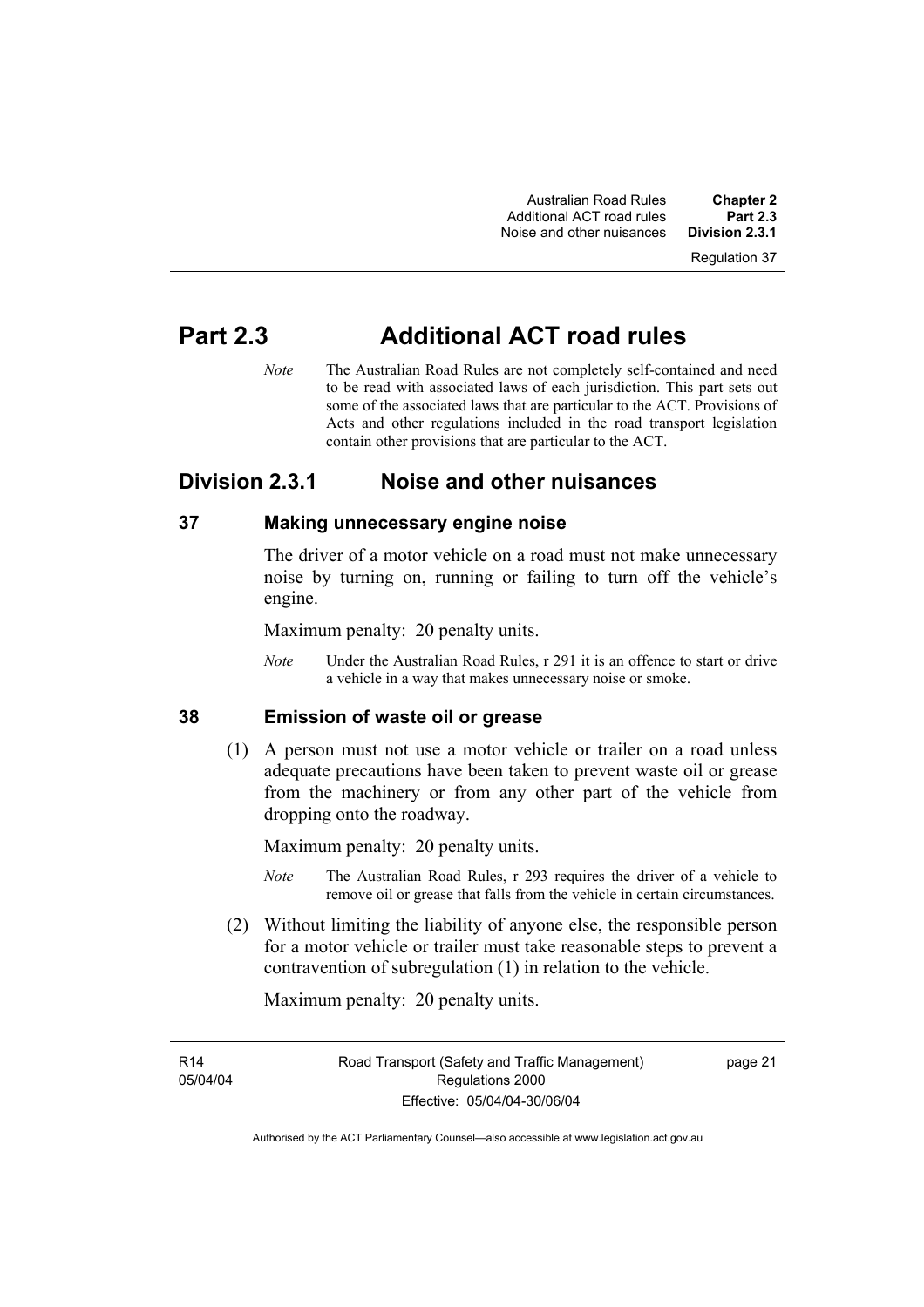# Part 2.3 Additional ACT road rules

*Note* The Australian Road Rules are not completely self-contained and need to be read with associated laws of each jurisdiction. This part sets out some of the associated laws that are particular to the ACT. Provisions of Acts and other regulations included in the road transport legislation contain other provisions that are particular to the ACT.

## Division 2.3.1 Noise and other nuisances

### 37 Making unnecessary engine noise

The driver of a motor vehicle on a road must not make unnecessary noise by turning on, running or failing to turn off the vehicle's engine.

Maximum penalty: 20 penalty units.

*Note* Under the Australian Road Rules, r 291 it is an offence to start or drive a vehicle in a way that makes unnecessary noise or smoke.

### 38 Emission of waste oil or grease

(1) A person must not use a motor vehicle or trailer on a road unless adequate precautions have been taken to prevent waste oil or grease from the machinery or from any other part of the vehicle from dropping onto the roadway.

Maximum penalty: 20 penalty units.

*Note* The Australian Road Rules, r 293 requires the driver of a vehicle to remove oil or grease that falls from the vehicle in certain circumstances.

(2) Without limiting the liability of anyone else, the responsible person for a motor vehicle or trailer must take reasonable steps to prevent a contravention of subregulation (1) in relation to the vehicle.

Maximum penalty: 20 penalty units.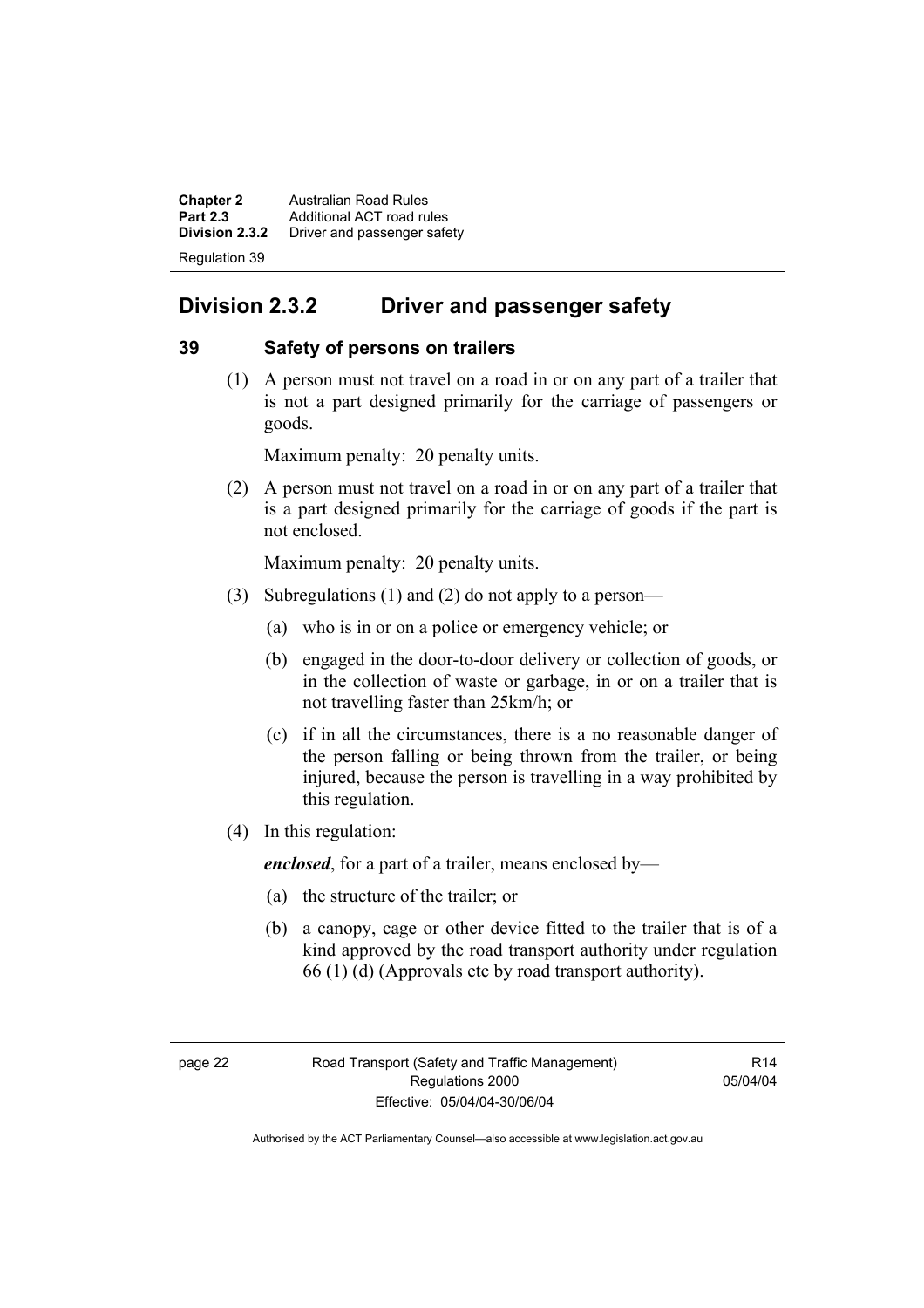## Division 2.3.2 Driver and passenger safety

### 39 Safety of persons on trailers

(1) A person must not travel on a road in or on any part of a trailer that is not a part designed primarily for the carriage of passengers or goods.

Maximum penalty: 20 penalty units.

(2) A person must not travel on a road in or on any part of a trailer that is a part designed primarily for the carriage of goods if the part is not enclosed.

Maximum penalty: 20 penalty units.

(3) Subregulations (1) and (2) do not apply to a person—

(a) who is in or on a police or emergency vehicle; or

(b) engaged in the door-to-door delivery or collection of goods, or in the collection of waste or garbage, in or on a trailer that is not travelling faster than 25km/h; or

(c) if in all the circumstances, there is a no reasonable danger of the person falling or being thrown from the trailer, or being injured, because the person is travelling in a way prohibited by this regulation.

(4) In this regulation:

***enclosed***, for a part of a trailer, means enclosed by—

(a) the structure of the trailer; or

(b) a canopy, cage or other device fitted to the trailer that is of a kind approved by the road transport authority under regulation 66 (1) (d) (Approvals etc by road transport authority).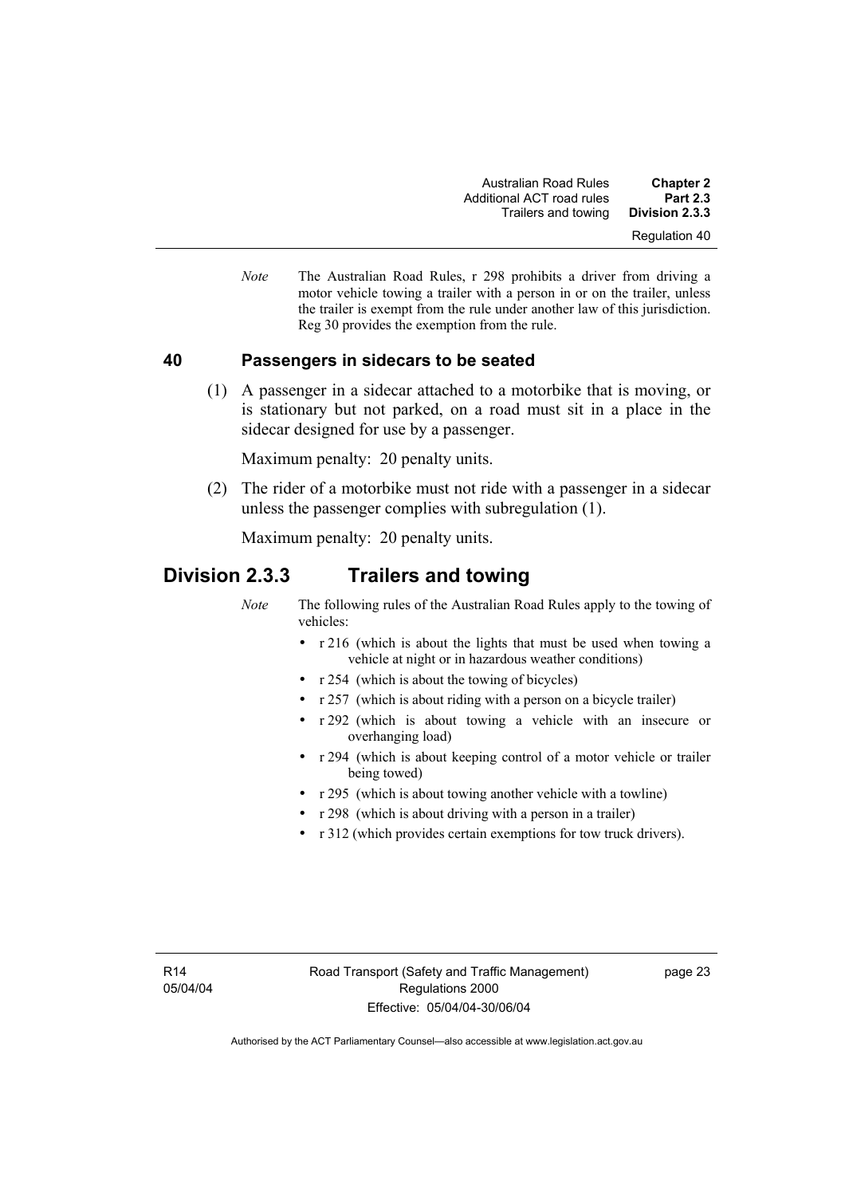*Note* The Australian Road Rules, r 298 prohibits a driver from driving a motor vehicle towing a trailer with a person in or on the trailer, unless the trailer is exempt from the rule under another law of this jurisdiction. Reg 30 provides the exemption from the rule.

### 40 Passengers in sidecars to be seated

(1) A passenger in a sidecar attached to a motorbike that is moving, or is stationary but not parked, on a road must sit in a place in the sidecar designed for use by a passenger.

Maximum penalty: 20 penalty units.

(2) The rider of a motorbike must not ride with a passenger in a sidecar unless the passenger complies with subregulation (1).

Maximum penalty: 20 penalty units.

## Division 2.3.3 Trailers and towing

*Note* The following rules of the Australian Road Rules apply to the towing of vehicles:

- r 216 (which is about the lights that must be used when towing a vehicle at night or in hazardous weather conditions)
- r 254 (which is about the towing of bicycles)
- r 257 (which is about riding with a person on a bicycle trailer)
- r 292 (which is about towing a vehicle with an insecure or overhanging load)
- r 294 (which is about keeping control of a motor vehicle or trailer being towed)
- r 295 (which is about towing another vehicle with a towline)
- r 298 (which is about driving with a person in a trailer)
- r 312 (which provides certain exemptions for tow truck drivers).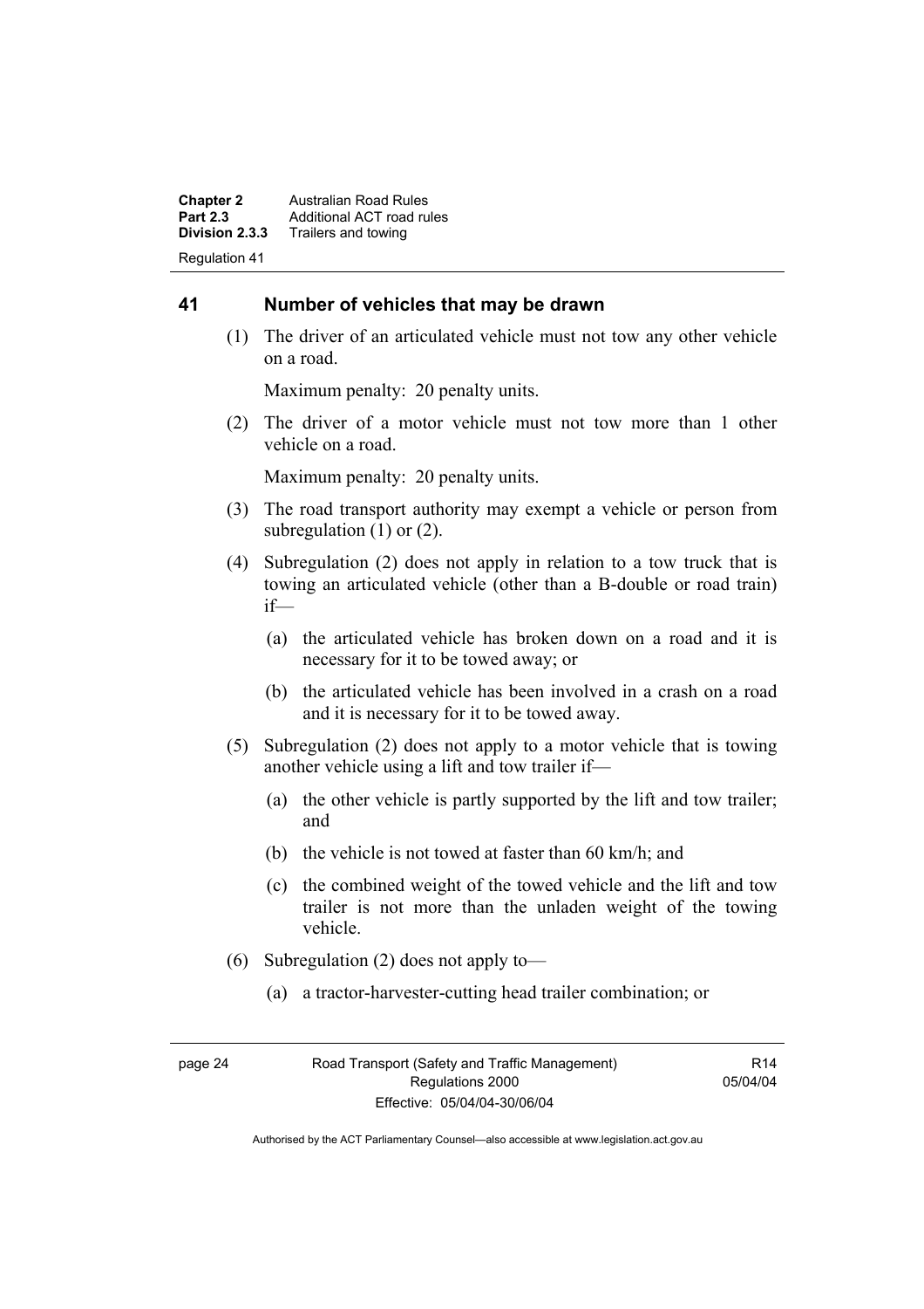## 41 Number of vehicles that may be drawn

(1) The driver of an articulated vehicle must not tow any other vehicle on a road.

Maximum penalty: 20 penalty units.

(2) The driver of a motor vehicle must not tow more than 1 other vehicle on a road.

Maximum penalty: 20 penalty units.

(3) The road transport authority may exempt a vehicle or person from subregulation (1) or (2).

(4) Subregulation (2) does not apply in relation to a tow truck that is towing an articulated vehicle (other than a B-double or road train) if—

(a) the articulated vehicle has broken down on a road and it is necessary for it to be towed away; or

(b) the articulated vehicle has been involved in a crash on a road and it is necessary for it to be towed away.

(5) Subregulation (2) does not apply to a motor vehicle that is towing another vehicle using a lift and tow trailer if—

(a) the other vehicle is partly supported by the lift and tow trailer; and

(b) the vehicle is not towed at faster than 60 km/h; and

(c) the combined weight of the towed vehicle and the lift and tow trailer is not more than the unladen weight of the towing vehicle.

(6) Subregulation (2) does not apply to—

(a) a tractor-harvester-cutting head trailer combination; or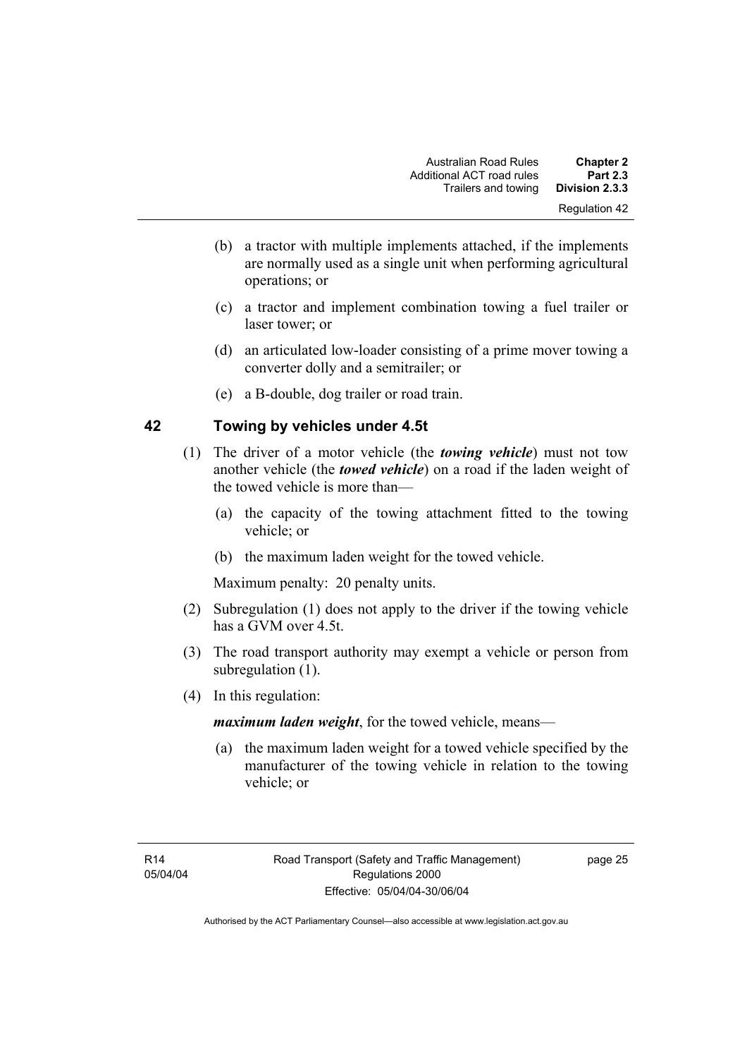(b) a tractor with multiple implements attached, if the implements are normally used as a single unit when performing agricultural operations; or

(c) a tractor and implement combination towing a fuel trailer or laser tower; or

(d) an articulated low-loader consisting of a prime mover towing a converter dolly and a semitrailer; or

(e) a B-double, dog trailer or road train.

## 42 Towing by vehicles under 4.5t

(1) The driver of a motor vehicle (the ***towing vehicle***) must not tow another vehicle (the ***towed vehicle***) on a road if the laden weight of the towed vehicle is more than—

(a) the capacity of the towing attachment fitted to the towing vehicle; or

(b) the maximum laden weight for the towed vehicle.

Maximum penalty: 20 penalty units.

(2) Subregulation (1) does not apply to the driver if the towing vehicle has a GVM over 4.5t.

(3) The road transport authority may exempt a vehicle or person from subregulation (1).

(4) In this regulation:

***maximum laden weight***, for the towed vehicle, means—

(a) the maximum laden weight for a towed vehicle specified by the manufacturer of the towing vehicle in relation to the towing vehicle; or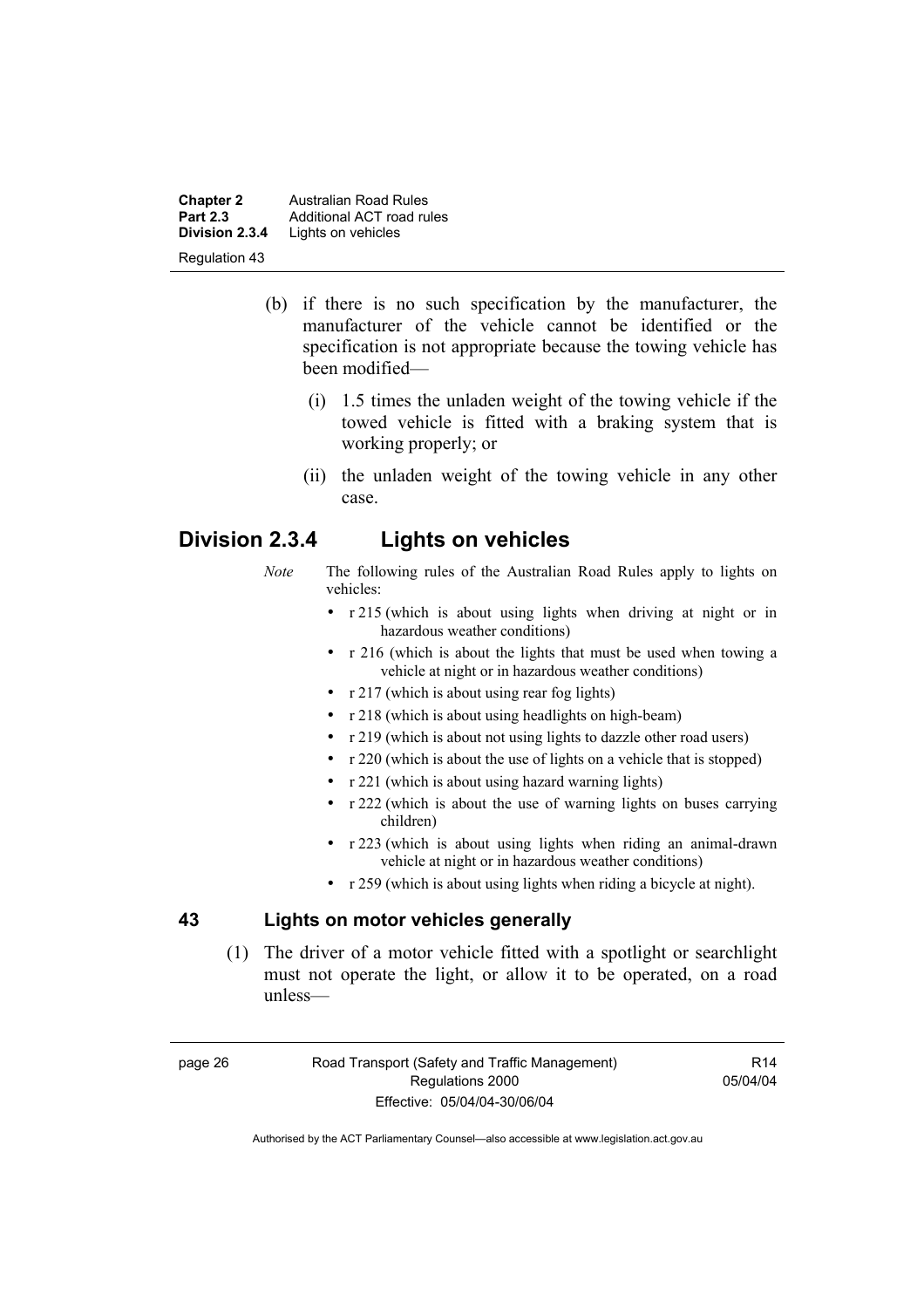(b) if there is no such specification by the manufacturer, the manufacturer of the vehicle cannot be identified or the specification is not appropriate because the towing vehicle has been modified—

(i) 1.5 times the unladen weight of the towing vehicle if the towed vehicle is fitted with a braking system that is working properly; or

(ii) the unladen weight of the towing vehicle in any other case.

## Division 2.3.4 Lights on vehicles

*Note* The following rules of the Australian Road Rules apply to lights on vehicles:

- r 215 (which is about using lights when driving at night or in hazardous weather conditions)
- r 216 (which is about the lights that must be used when towing a vehicle at night or in hazardous weather conditions)
- r 217 (which is about using rear fog lights)
- r 218 (which is about using headlights on high-beam)
- r 219 (which is about not using lights to dazzle other road users)
- r 220 (which is about the use of lights on a vehicle that is stopped)
- r 221 (which is about using hazard warning lights)
- r 222 (which is about the use of warning lights on buses carrying children)
- r 223 (which is about using lights when riding an animal-drawn vehicle at night or in hazardous weather conditions)
- r 259 (which is about using lights when riding a bicycle at night).

### 43 Lights on motor vehicles generally

(1) The driver of a motor vehicle fitted with a spotlight or searchlight must not operate the light, or allow it to be operated, on a road unless—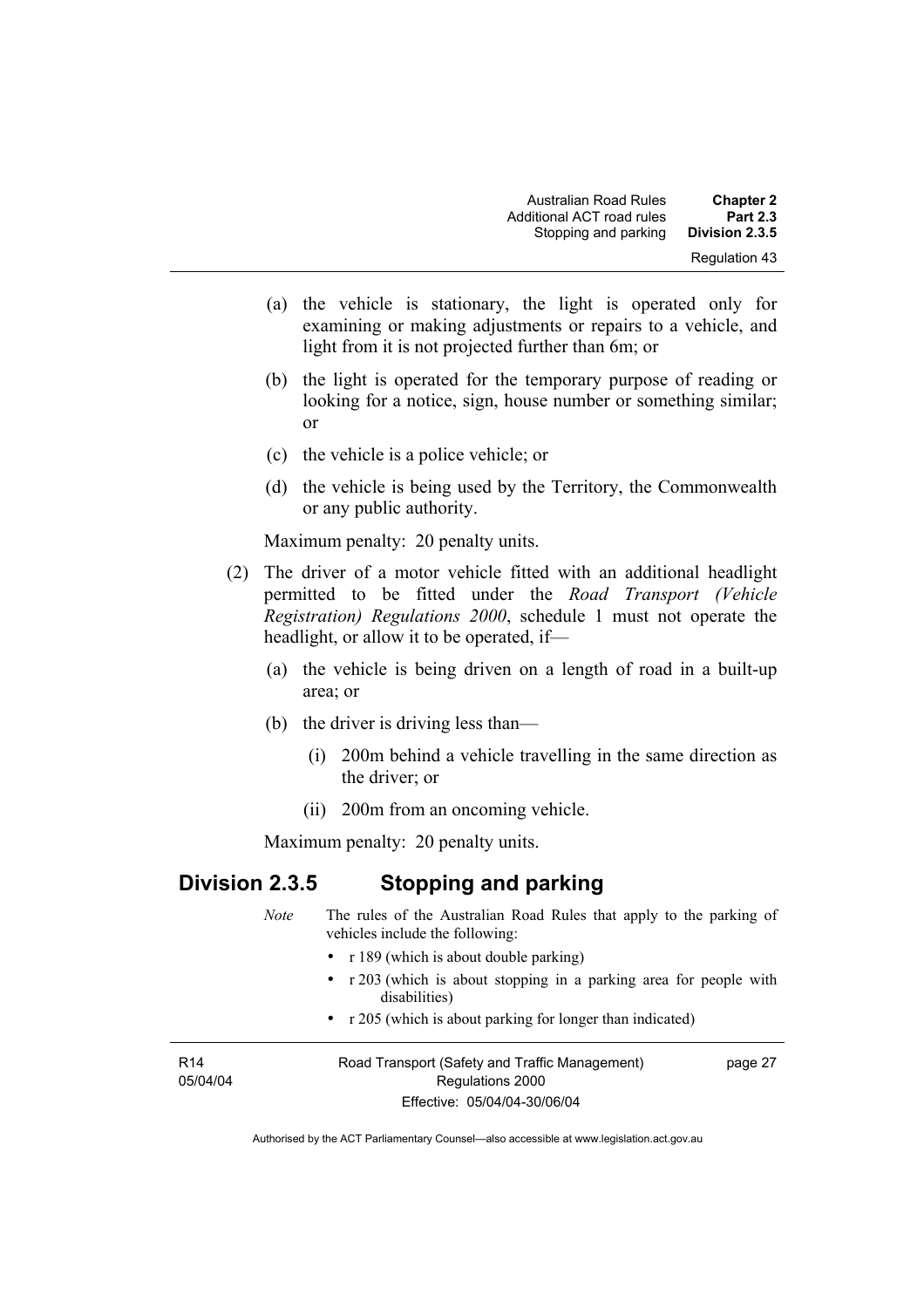(a) the vehicle is stationary, the light is operated only for examining or making adjustments or repairs to a vehicle, and light from it is not projected further than 6m; or

(b) the light is operated for the temporary purpose of reading or looking for a notice, sign, house number or something similar; or

(c) the vehicle is a police vehicle; or

(d) the vehicle is being used by the Territory, the Commonwealth or any public authority.

Maximum penalty: 20 penalty units.

(2) The driver of a motor vehicle fitted with an additional headlight permitted to be fitted under the *Road Transport (Vehicle Registration) Regulations 2000*, schedule 1 must not operate the headlight, or allow it to be operated, if—

(a) the vehicle is being driven on a length of road in a built-up area; or

(b) the driver is driving less than—

(i) 200m behind a vehicle travelling in the same direction as the driver; or

(ii) 200m from an oncoming vehicle.

Maximum penalty: 20 penalty units.

## Division 2.3.5 Stopping and parking

*Note* The rules of the Australian Road Rules that apply to the parking of vehicles include the following:

- r 189 (which is about double parking)
- r 203 (which is about stopping in a parking area for people with disabilities)
- r 205 (which is about parking for longer than indicated)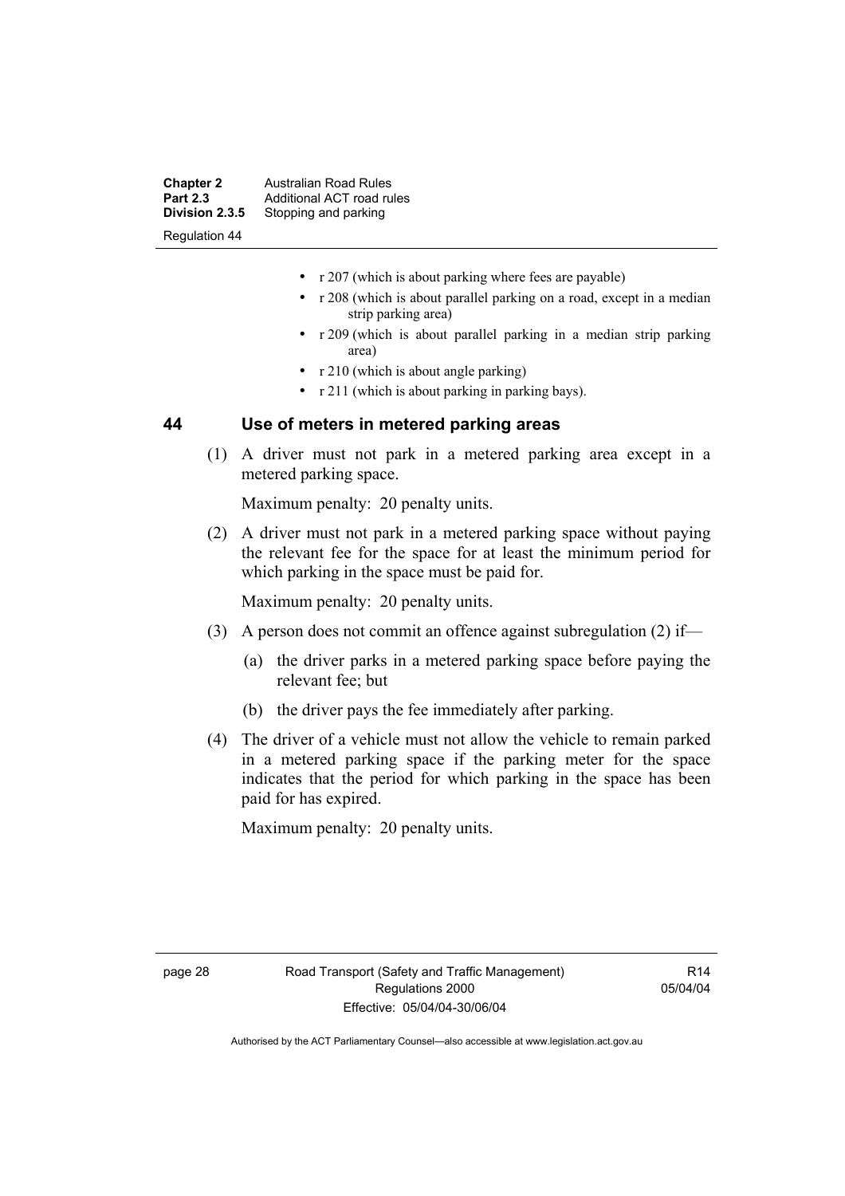- r 207 (which is about parking where fees are payable)
- r 208 (which is about parallel parking on a road, except in a median strip parking area)
- r 209 (which is about parallel parking in a median strip parking area)
- r 210 (which is about angle parking)
- r 211 (which is about parking in parking bays).

## 44 Use of meters in metered parking areas

(1) A driver must not park in a metered parking area except in a metered parking space.

Maximum penalty: 20 penalty units.

(2) A driver must not park in a metered parking space without paying the relevant fee for the space for at least the minimum period for which parking in the space must be paid for.

Maximum penalty: 20 penalty units.

(3) A person does not commit an offence against subregulation (2) if—

(a) the driver parks in a metered parking space before paying the relevant fee; but

(b) the driver pays the fee immediately after parking.

(4) The driver of a vehicle must not allow the vehicle to remain parked in a metered parking space if the parking meter for the space indicates that the period for which parking in the space has been paid for has expired.

Maximum penalty: 20 penalty units.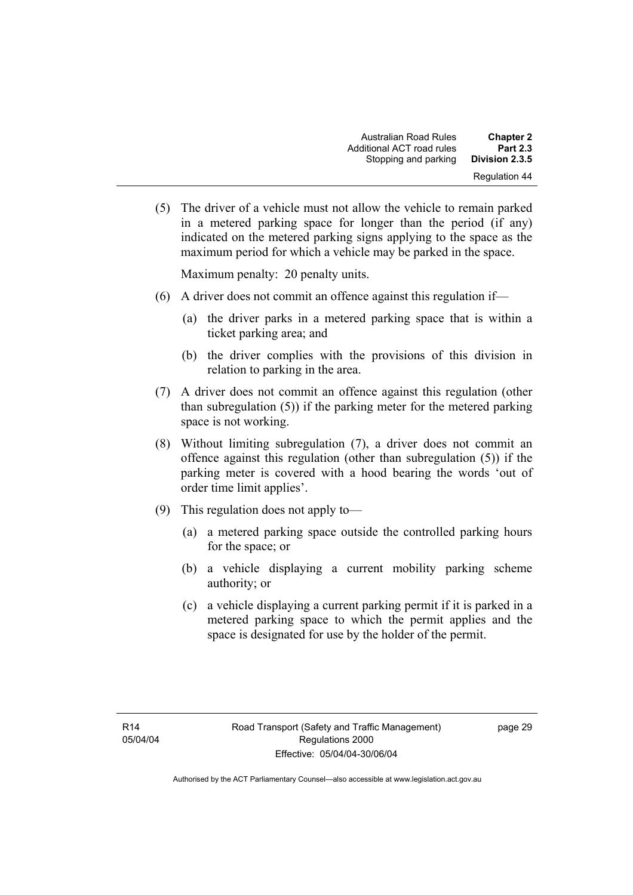(5) The driver of a vehicle must not allow the vehicle to remain parked in a metered parking space for longer than the period (if any) indicated on the metered parking signs applying to the space as the maximum period for which a vehicle may be parked in the space.

Maximum penalty: 20 penalty units.

(6) A driver does not commit an offence against this regulation if—

(a) the driver parks in a metered parking space that is within a ticket parking area; and

(b) the driver complies with the provisions of this division in relation to parking in the area.

(7) A driver does not commit an offence against this regulation (other than subregulation (5)) if the parking meter for the metered parking space is not working.

(8) Without limiting subregulation (7), a driver does not commit an offence against this regulation (other than subregulation (5)) if the parking meter is covered with a hood bearing the words 'out of order time limit applies'.

(9) This regulation does not apply to—

(a) a metered parking space outside the controlled parking hours for the space; or

(b) a vehicle displaying a current mobility parking scheme authority; or

(c) a vehicle displaying a current parking permit if it is parked in a metered parking space to which the permit applies and the space is designated for use by the holder of the permit.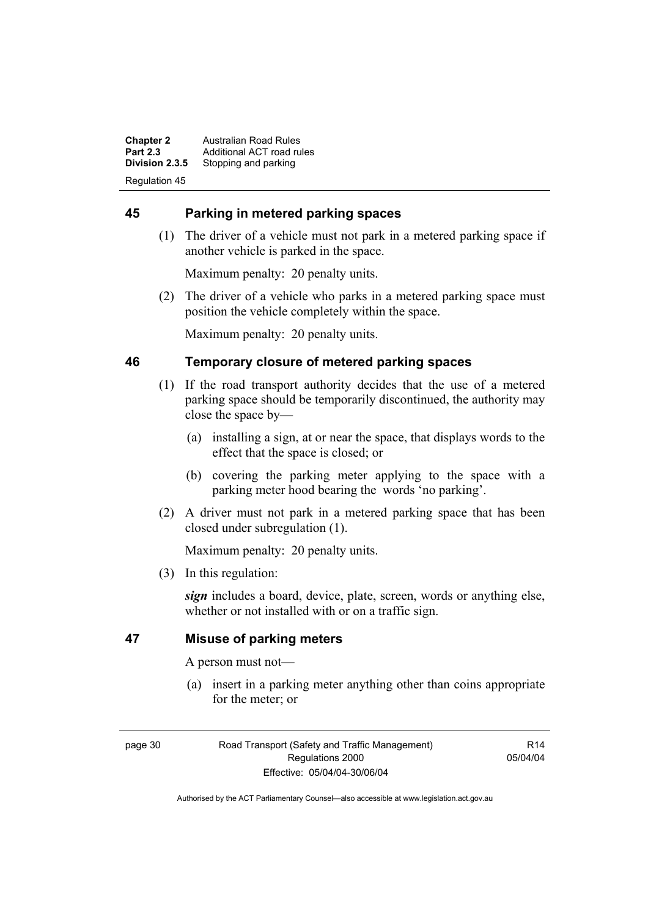## 45 Parking in metered parking spaces

(1) The driver of a vehicle must not park in a metered parking space if another vehicle is parked in the space.

Maximum penalty: 20 penalty units.

(2) The driver of a vehicle who parks in a metered parking space must position the vehicle completely within the space.

Maximum penalty: 20 penalty units.

## 46 Temporary closure of metered parking spaces

(1) If the road transport authority decides that the use of a metered parking space should be temporarily discontinued, the authority may close the space by—

(a) installing a sign, at or near the space, that displays words to the effect that the space is closed; or

(b) covering the parking meter applying to the space with a parking meter hood bearing the words 'no parking'.

(2) A driver must not park in a metered parking space that has been closed under subregulation (1).

Maximum penalty: 20 penalty units.

(3) In this regulation:

***sign*** includes a board, device, plate, screen, words or anything else, whether or not installed with or on a traffic sign.

## 47 Misuse of parking meters

A person must not—

(a) insert in a parking meter anything other than coins appropriate for the meter; or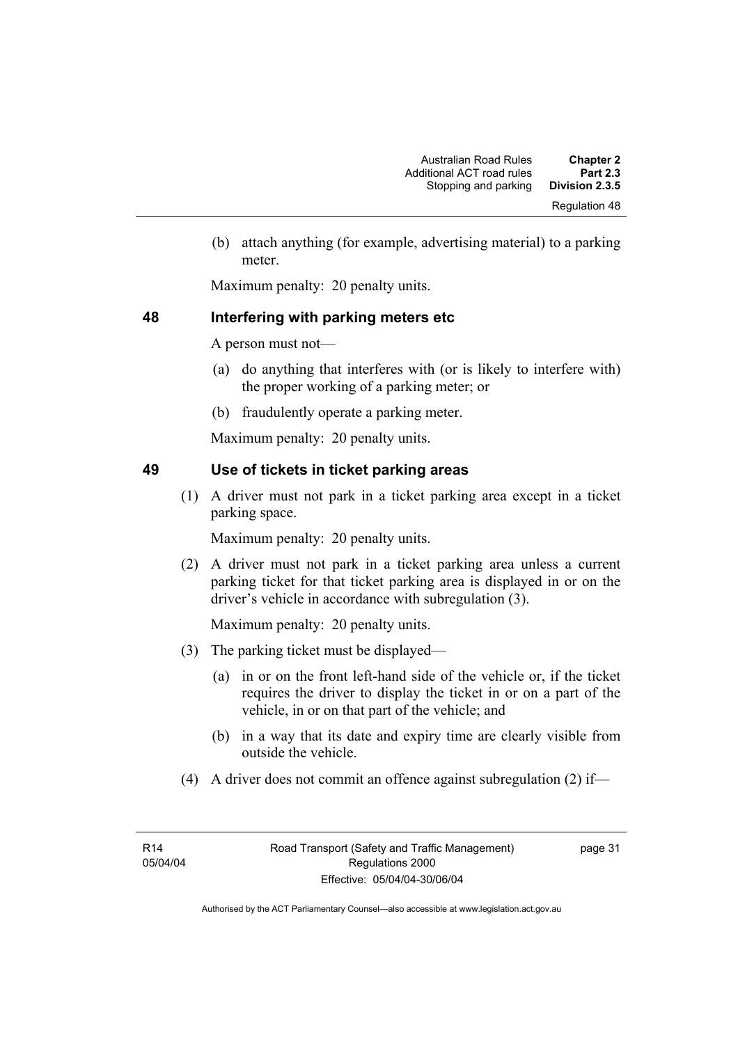(b) attach anything (for example, advertising material) to a parking meter.

Maximum penalty: 20 penalty units.

## 48 Interfering with parking meters etc

A person must not—

(a) do anything that interferes with (or is likely to interfere with) the proper working of a parking meter; or

(b) fraudulently operate a parking meter.

Maximum penalty: 20 penalty units.

## 49 Use of tickets in ticket parking areas

(1) A driver must not park in a ticket parking area except in a ticket parking space.

Maximum penalty: 20 penalty units.

(2) A driver must not park in a ticket parking area unless a current parking ticket for that ticket parking area is displayed in or on the driver's vehicle in accordance with subregulation (3).

Maximum penalty: 20 penalty units.

(3) The parking ticket must be displayed—

(a) in or on the front left-hand side of the vehicle or, if the ticket requires the driver to display the ticket in or on a part of the vehicle, in or on that part of the vehicle; and

(b) in a way that its date and expiry time are clearly visible from outside the vehicle.

(4) A driver does not commit an offence against subregulation (2) if—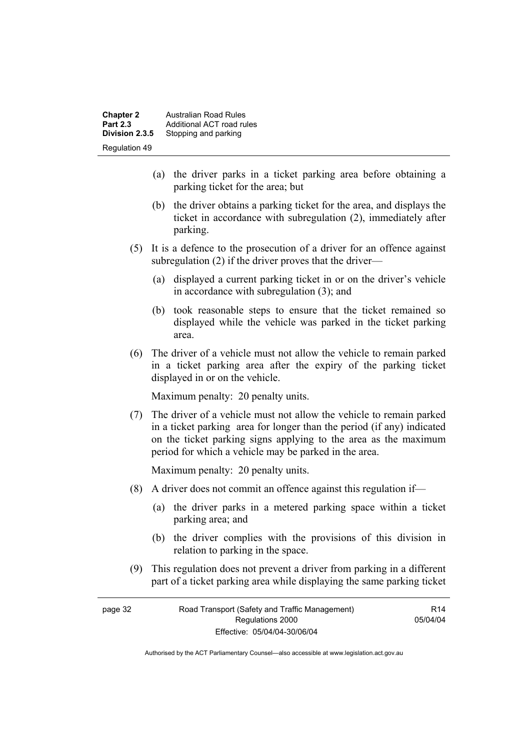(a) the driver parks in a ticket parking area before obtaining a parking ticket for the area; but

(b) the driver obtains a parking ticket for the area, and displays the ticket in accordance with subregulation (2), immediately after parking.

(5) It is a defence to the prosecution of a driver for an offence against subregulation (2) if the driver proves that the driver—

(a) displayed a current parking ticket in or on the driver's vehicle in accordance with subregulation (3); and

(b) took reasonable steps to ensure that the ticket remained so displayed while the vehicle was parked in the ticket parking area.

(6) The driver of a vehicle must not allow the vehicle to remain parked in a ticket parking area after the expiry of the parking ticket displayed in or on the vehicle.

Maximum penalty: 20 penalty units.

(7) The driver of a vehicle must not allow the vehicle to remain parked in a ticket parking area for longer than the period (if any) indicated on the ticket parking signs applying to the area as the maximum period for which a vehicle may be parked in the area.

Maximum penalty: 20 penalty units.

(8) A driver does not commit an offence against this regulation if—

(a) the driver parks in a metered parking space within a ticket parking area; and

(b) the driver complies with the provisions of this division in relation to parking in the space.

(9) This regulation does not prevent a driver from parking in a different part of a ticket parking area while displaying the same parking ticket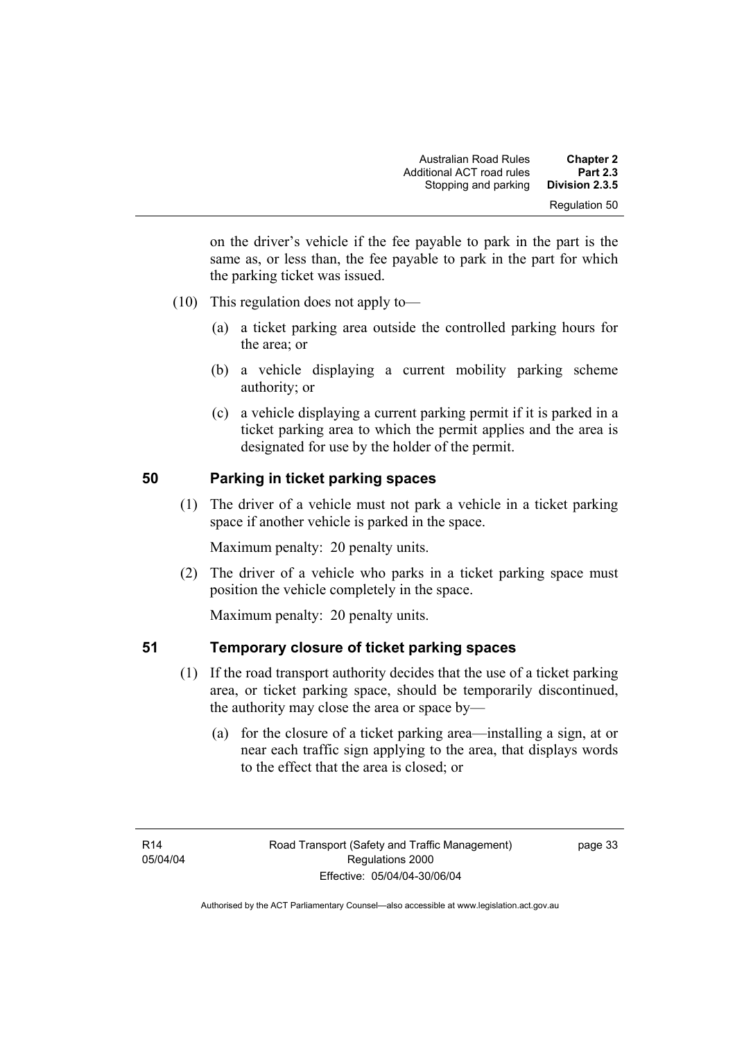on the driver's vehicle if the fee payable to park in the part is the same as, or less than, the fee payable to park in the part for which the parking ticket was issued.

(10) This regulation does not apply to—

(a) a ticket parking area outside the controlled parking hours for the area; or

(b) a vehicle displaying a current mobility parking scheme authority; or

(c) a vehicle displaying a current parking permit if it is parked in a ticket parking area to which the permit applies and the area is designated for use by the holder of the permit.

## 50 Parking in ticket parking spaces

(1) The driver of a vehicle must not park a vehicle in a ticket parking space if another vehicle is parked in the space.

Maximum penalty: 20 penalty units.

(2) The driver of a vehicle who parks in a ticket parking space must position the vehicle completely in the space.

Maximum penalty: 20 penalty units.

## 51 Temporary closure of ticket parking spaces

(1) If the road transport authority decides that the use of a ticket parking area, or ticket parking space, should be temporarily discontinued, the authority may close the area or space by—

(a) for the closure of a ticket parking area—installing a sign, at or near each traffic sign applying to the area, that displays words to the effect that the area is closed; or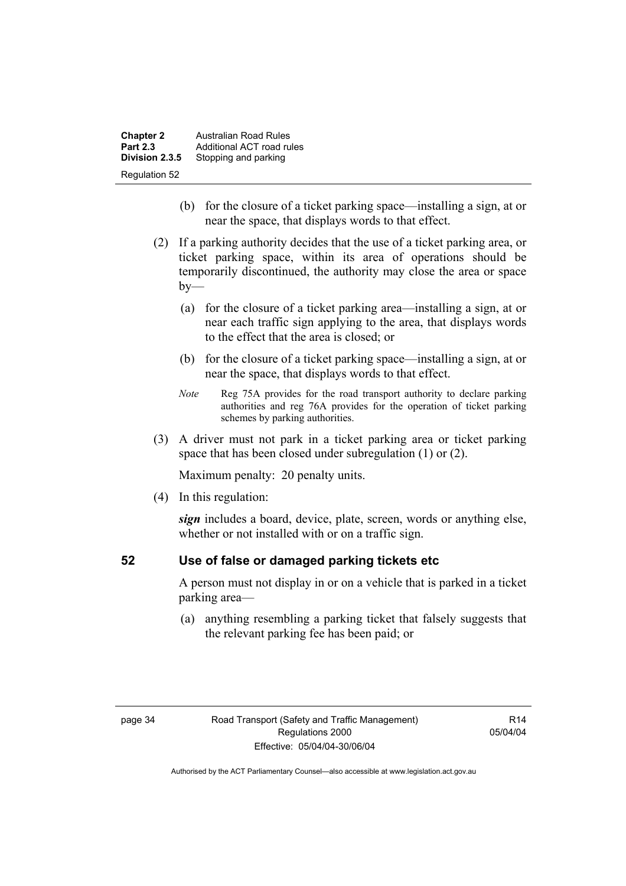(b) for the closure of a ticket parking space—installing a sign, at or near the space, that displays words to that effect.

(2) If a parking authority decides that the use of a ticket parking area, or ticket parking space, within its area of operations should be temporarily discontinued, the authority may close the area or space by—

(a) for the closure of a ticket parking area—installing a sign, at or near each traffic sign applying to the area, that displays words to the effect that the area is closed; or

(b) for the closure of a ticket parking space—installing a sign, at or near the space, that displays words to that effect.

*Note* Reg 75A provides for the road transport authority to declare parking authorities and reg 76A provides for the operation of ticket parking schemes by parking authorities.

(3) A driver must not park in a ticket parking area or ticket parking space that has been closed under subregulation (1) or (2).

Maximum penalty: 20 penalty units.

(4) In this regulation:

***sign*** includes a board, device, plate, screen, words or anything else, whether or not installed with or on a traffic sign.

### 52 Use of false or damaged parking tickets etc

A person must not display in or on a vehicle that is parked in a ticket parking area—

(a) anything resembling a parking ticket that falsely suggests that the relevant parking fee has been paid; or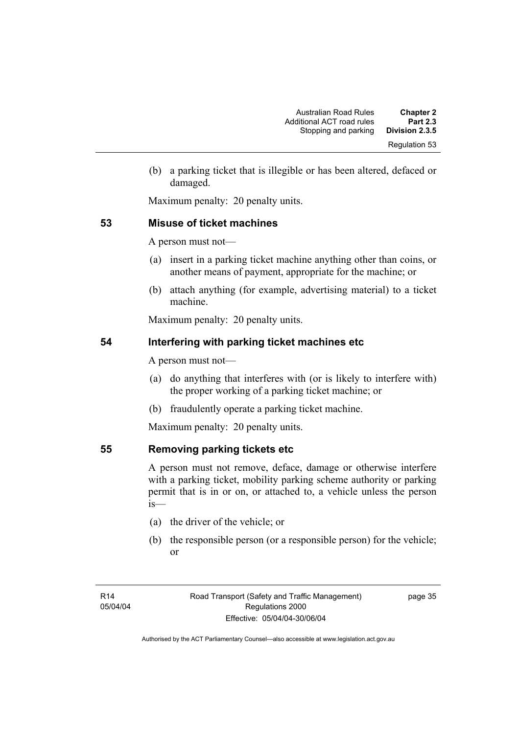(b) a parking ticket that is illegible or has been altered, defaced or damaged.

Maximum penalty: 20 penalty units.

## 53 Misuse of ticket machines

A person must not—

(a) insert in a parking ticket machine anything other than coins, or another means of payment, appropriate for the machine; or

(b) attach anything (for example, advertising material) to a ticket machine.

Maximum penalty: 20 penalty units.

## 54 Interfering with parking ticket machines etc

A person must not—

(a) do anything that interferes with (or is likely to interfere with) the proper working of a parking ticket machine; or

(b) fraudulently operate a parking ticket machine.

Maximum penalty: 20 penalty units.

## 55 Removing parking tickets etc

A person must not remove, deface, damage or otherwise interfere with a parking ticket, mobility parking scheme authority or parking permit that is in or on, or attached to, a vehicle unless the person is—

(a) the driver of the vehicle; or

(b) the responsible person (or a responsible person) for the vehicle; or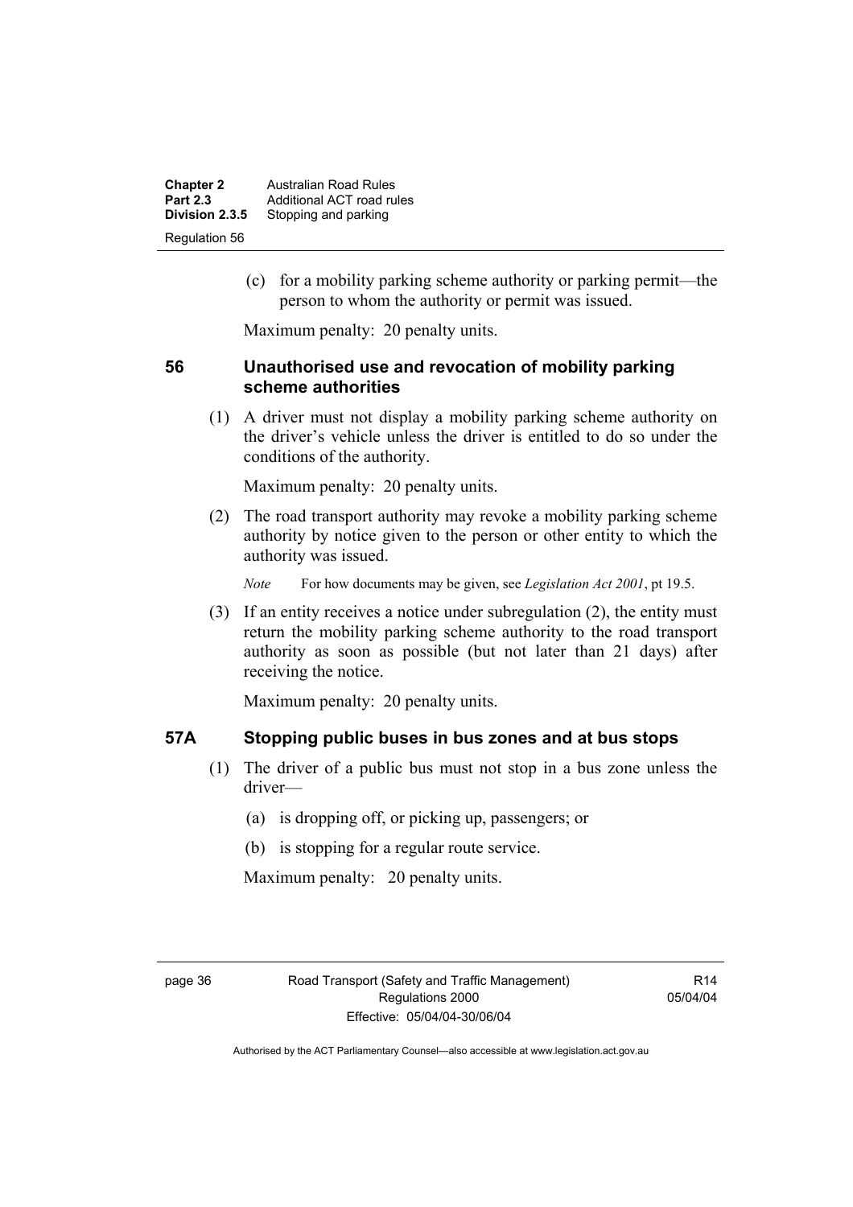(c) for a mobility parking scheme authority or parking permit—the person to whom the authority or permit was issued.

Maximum penalty: 20 penalty units.

## 56 Unauthorised use and revocation of mobility parking scheme authorities

(1) A driver must not display a mobility parking scheme authority on the driver's vehicle unless the driver is entitled to do so under the conditions of the authority.

Maximum penalty: 20 penalty units.

(2) The road transport authority may revoke a mobility parking scheme authority by notice given to the person or other entity to which the authority was issued.

*Note* For how documents may be given, see *Legislation Act 2001*, pt 19.5.

(3) If an entity receives a notice under subregulation (2), the entity must return the mobility parking scheme authority to the road transport authority as soon as possible (but not later than 21 days) after receiving the notice.

Maximum penalty: 20 penalty units.

## 57A Stopping public buses in bus zones and at bus stops

(1) The driver of a public bus must not stop in a bus zone unless the driver—

(a) is dropping off, or picking up, passengers; or

(b) is stopping for a regular route service.

Maximum penalty: 20 penalty units.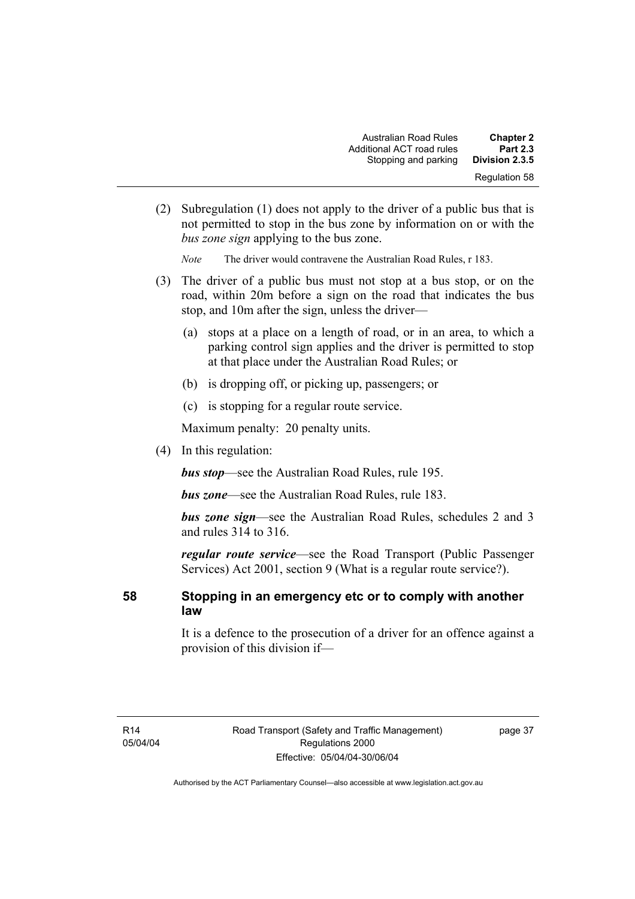(2) Subregulation (1) does not apply to the driver of a public bus that is not permitted to stop in the bus zone by information on or with the *bus zone sign* applying to the bus zone.

*Note* The driver would contravene the Australian Road Rules, r 183.

(3) The driver of a public bus must not stop at a bus stop, or on the road, within 20m before a sign on the road that indicates the bus stop, and 10m after the sign, unless the driver—

(a) stops at a place on a length of road, or in an area, to which a parking control sign applies and the driver is permitted to stop at that place under the Australian Road Rules; or

(b) is dropping off, or picking up, passengers; or

(c) is stopping for a regular route service.

Maximum penalty: 20 penalty units.

(4) In this regulation:

***bus stop***—see the Australian Road Rules, rule 195.

***bus zone***—see the Australian Road Rules, rule 183.

***bus zone sign***—see the Australian Road Rules, schedules 2 and 3 and rules 314 to 316.

***regular route service***—see the Road Transport (Public Passenger Services) Act 2001, section 9 (What is a regular route service?).

## 58 Stopping in an emergency etc or to comply with another law

It is a defence to the prosecution of a driver for an offence against a provision of this division if—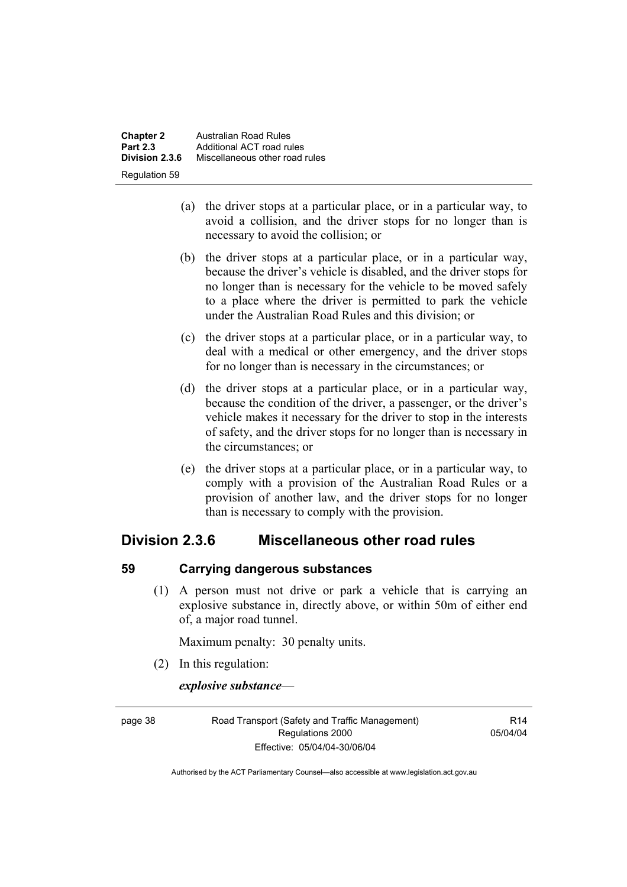(a) the driver stops at a particular place, or in a particular way, to avoid a collision, and the driver stops for no longer than is necessary to avoid the collision; or

(b) the driver stops at a particular place, or in a particular way, because the driver's vehicle is disabled, and the driver stops for no longer than is necessary for the vehicle to be moved safely to a place where the driver is permitted to park the vehicle under the Australian Road Rules and this division; or

(c) the driver stops at a particular place, or in a particular way, to deal with a medical or other emergency, and the driver stops for no longer than is necessary in the circumstances; or

(d) the driver stops at a particular place, or in a particular way, because the condition of the driver, a passenger, or the driver's vehicle makes it necessary for the driver to stop in the interests of safety, and the driver stops for no longer than is necessary in the circumstances; or

(e) the driver stops at a particular place, or in a particular way, to comply with a provision of the Australian Road Rules or a provision of another law, and the driver stops for no longer than is necessary to comply with the provision.

## Division 2.3.6 Miscellaneous other road rules

### 59 Carrying dangerous substances

(1) A person must not drive or park a vehicle that is carrying an explosive substance in, directly above, or within 50m of either end of, a major road tunnel.

Maximum penalty: 30 penalty units.

(2) In this regulation:

***explosive substance***—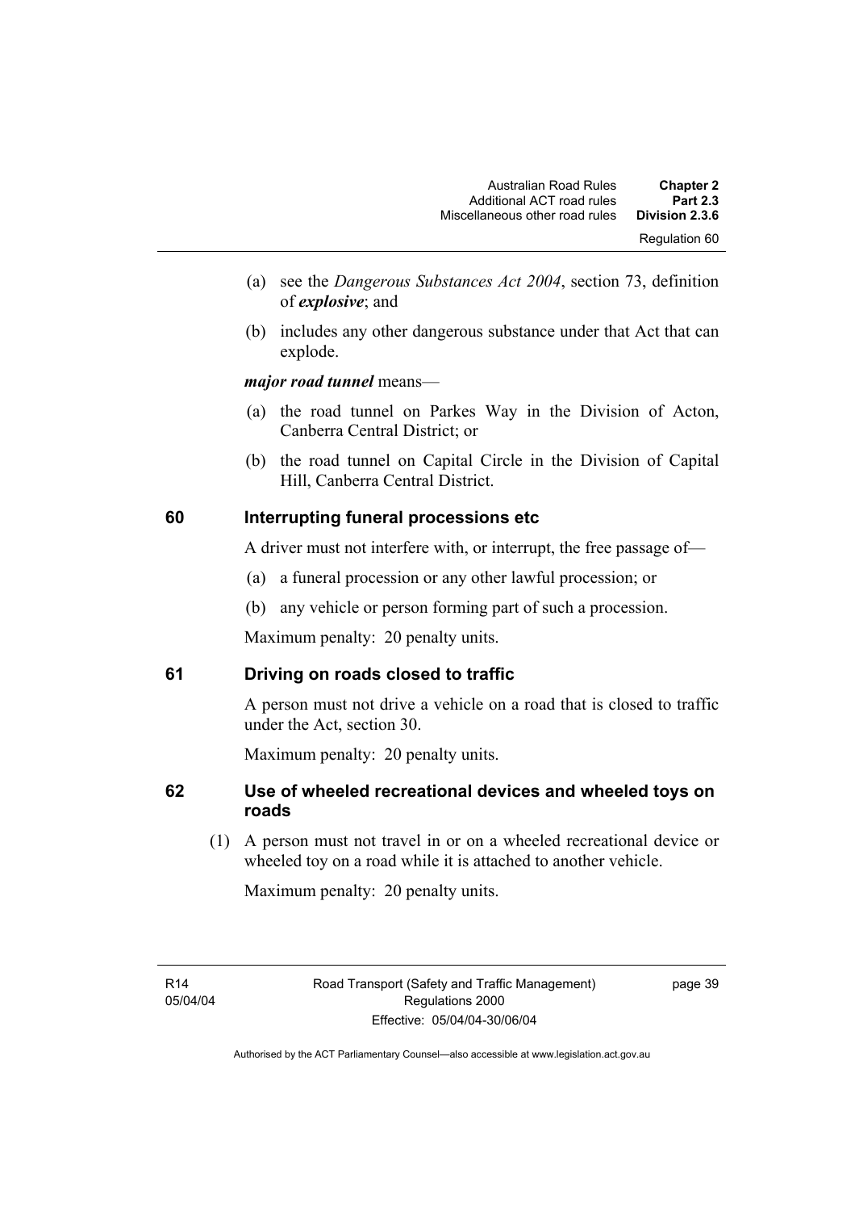(a) see the *Dangerous Substances Act 2004*, section 73, definition of ***explosive***; and

(b) includes any other dangerous substance under that Act that can explode.

***major road tunnel*** means—

(a) the road tunnel on Parkes Way in the Division of Acton, Canberra Central District; or

(b) the road tunnel on Capital Circle in the Division of Capital Hill, Canberra Central District.

### 60 Interrupting funeral processions etc

A driver must not interfere with, or interrupt, the free passage of—

(a) a funeral procession or any other lawful procession; or

(b) any vehicle or person forming part of such a procession.

Maximum penalty: 20 penalty units.

### 61 Driving on roads closed to traffic

A person must not drive a vehicle on a road that is closed to traffic under the Act, section 30.

Maximum penalty: 20 penalty units.

### 62 Use of wheeled recreational devices and wheeled toys on roads

(1) A person must not travel in or on a wheeled recreational device or wheeled toy on a road while it is attached to another vehicle.

Maximum penalty: 20 penalty units.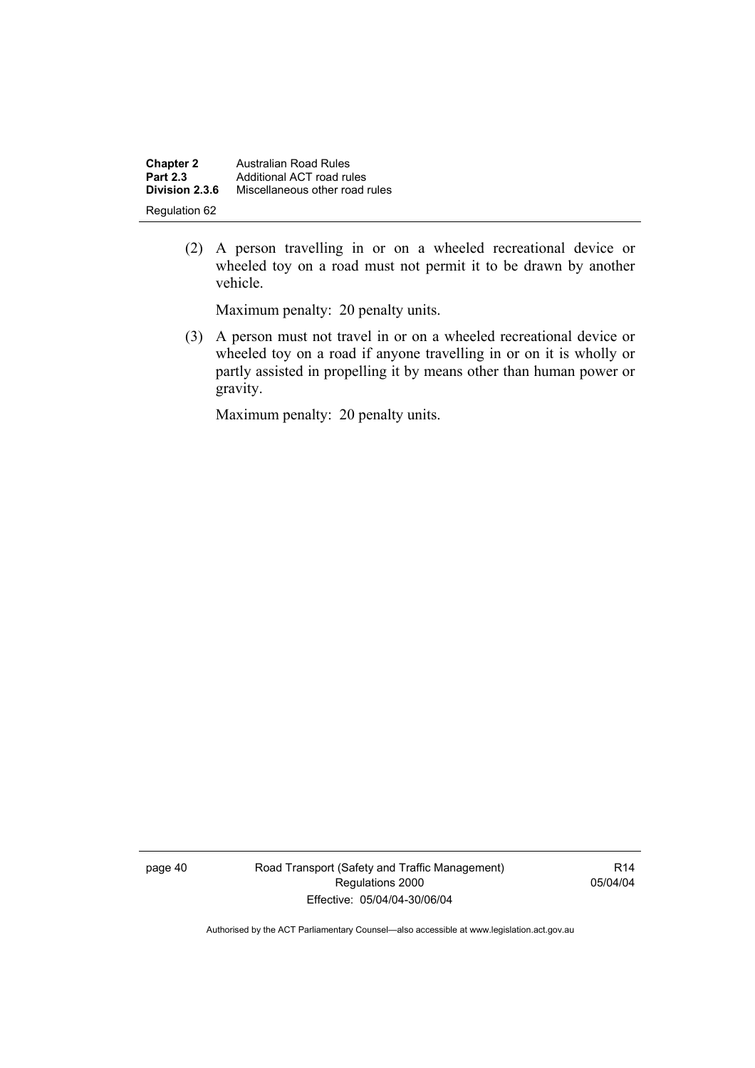(2) A person travelling in or on a wheeled recreational device or wheeled toy on a road must not permit it to be drawn by another vehicle.

Maximum penalty: 20 penalty units.

(3) A person must not travel in or on a wheeled recreational device or wheeled toy on a road if anyone travelling in or on it is wholly or partly assisted in propelling it by means other than human power or gravity.

Maximum penalty: 20 penalty units.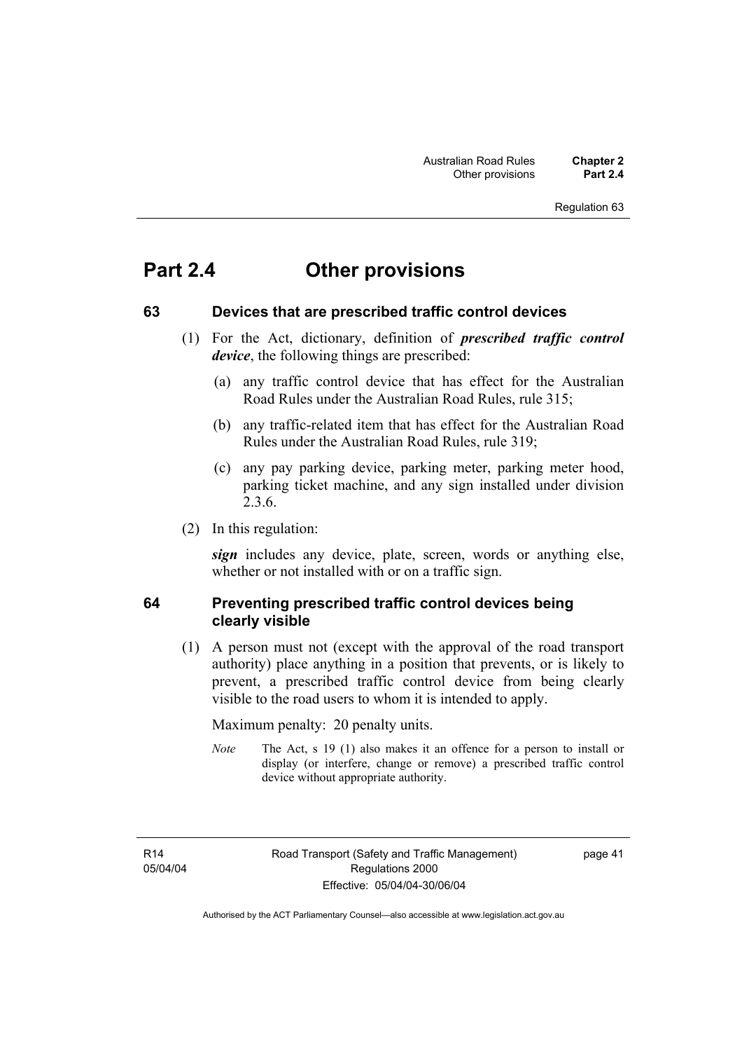# Part 2.4 Other provisions

## 63 Devices that are prescribed traffic control devices

(1) For the Act, dictionary, definition of ***prescribed traffic control device***, the following things are prescribed:

(a) any traffic control device that has effect for the Australian Road Rules under the Australian Road Rules, rule 315;

(b) any traffic-related item that has effect for the Australian Road Rules under the Australian Road Rules, rule 319;

(c) any pay parking device, parking meter, parking meter hood, parking ticket machine, and any sign installed under division 2.3.6.

(2) In this regulation:

***sign*** includes any device, plate, screen, words or anything else, whether or not installed with or on a traffic sign.

## 64 Preventing prescribed traffic control devices being clearly visible

(1) A person must not (except with the approval of the road transport authority) place anything in a position that prevents, or is likely to prevent, a prescribed traffic control device from being clearly visible to the road users to whom it is intended to apply.

Maximum penalty: 20 penalty units.

*Note* The Act, s 19 (1) also makes it an offence for a person to install or display (or interfere, change or remove) a prescribed traffic control device without appropriate authority.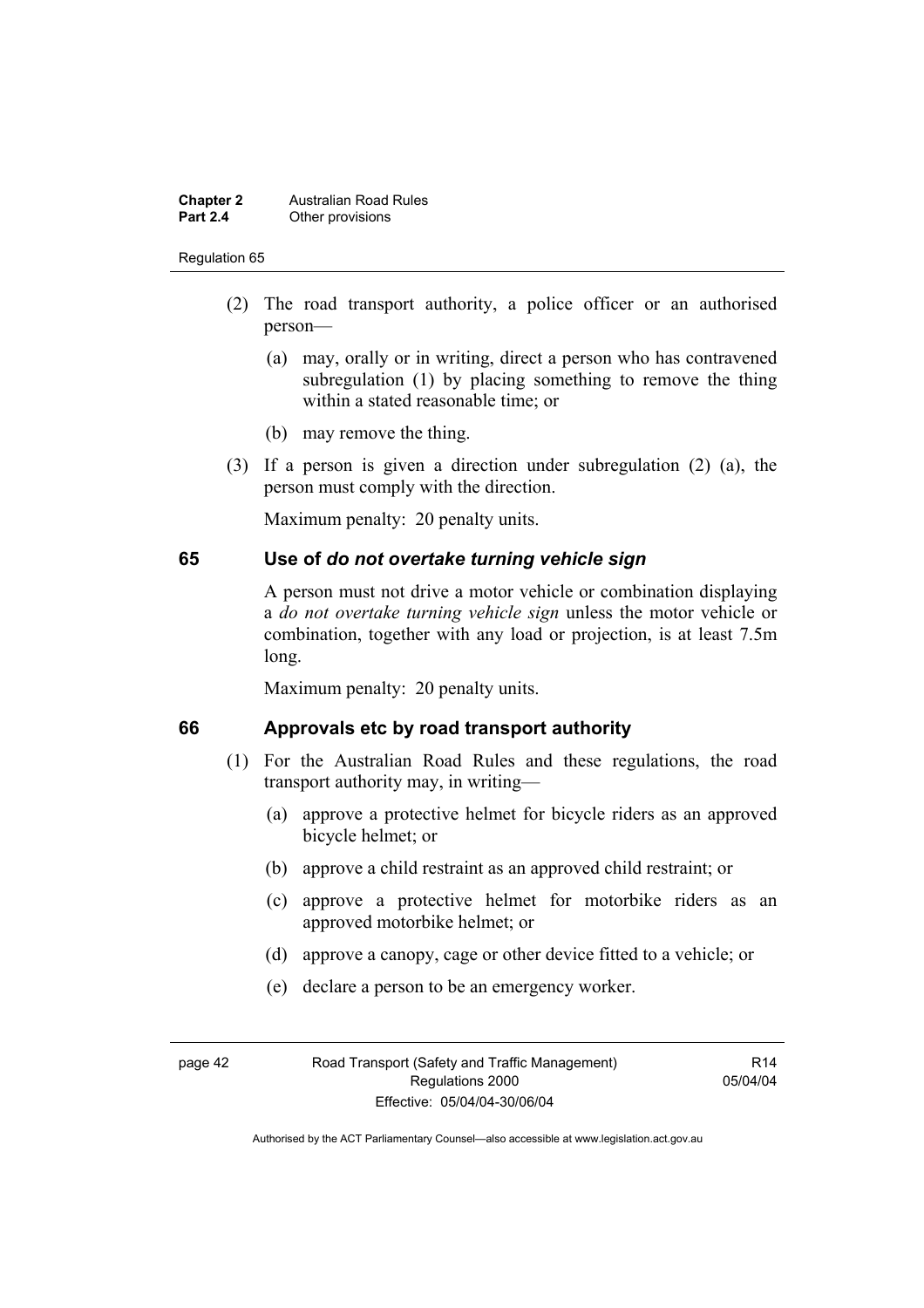(2) The road transport authority, a police officer or an authorised person—

(a) may, orally or in writing, direct a person who has contravened subregulation (1) by placing something to remove the thing within a stated reasonable time; or

(b) may remove the thing.

(3) If a person is given a direction under subregulation (2) (a), the person must comply with the direction.

Maximum penalty: 20 penalty units.

## 65 Use of *do not overtake turning vehicle sign*

A person must not drive a motor vehicle or combination displaying a *do not overtake turning vehicle sign* unless the motor vehicle or combination, together with any load or projection, is at least 7.5m long.

Maximum penalty: 20 penalty units.

## 66 Approvals etc by road transport authority

(1) For the Australian Road Rules and these regulations, the road transport authority may, in writing—

(a) approve a protective helmet for bicycle riders as an approved bicycle helmet; or

(b) approve a child restraint as an approved child restraint; or

(c) approve a protective helmet for motorbike riders as an approved motorbike helmet; or

(d) approve a canopy, cage or other device fitted to a vehicle; or

(e) declare a person to be an emergency worker.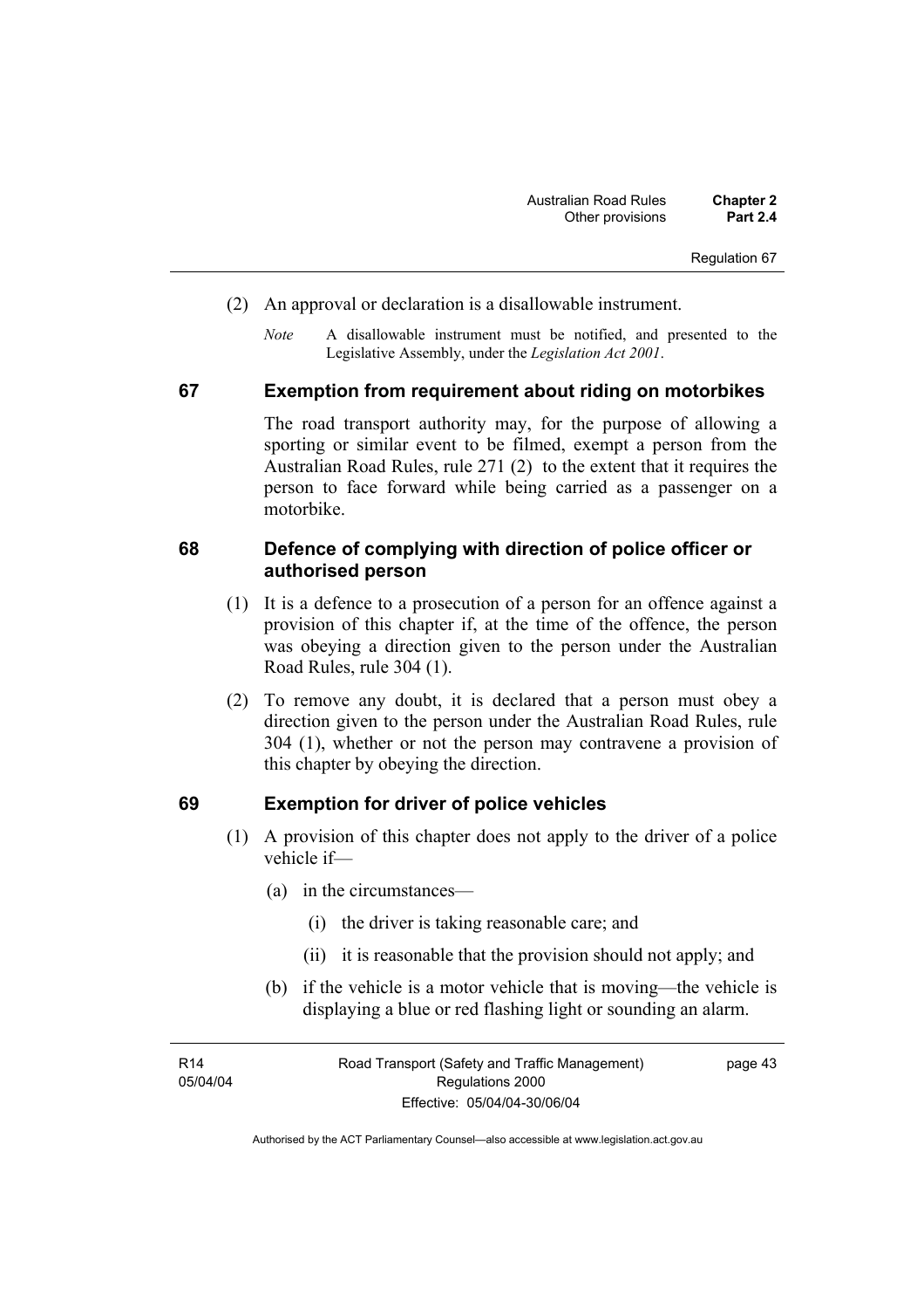(2) An approval or declaration is a disallowable instrument.

*Note* A disallowable instrument must be notified, and presented to the Legislative Assembly, under the *Legislation Act 2001*.

## 67 Exemption from requirement about riding on motorbikes

The road transport authority may, for the purpose of allowing a sporting or similar event to be filmed, exempt a person from the Australian Road Rules, rule 271 (2) to the extent that it requires the person to face forward while being carried as a passenger on a motorbike.

## 68 Defence of complying with direction of police officer or authorised person

(1) It is a defence to a prosecution of a person for an offence against a provision of this chapter if, at the time of the offence, the person was obeying a direction given to the person under the Australian Road Rules, rule 304 (1).

(2) To remove any doubt, it is declared that a person must obey a direction given to the person under the Australian Road Rules, rule 304 (1), whether or not the person may contravene a provision of this chapter by obeying the direction.

## 69 Exemption for driver of police vehicles

(1) A provision of this chapter does not apply to the driver of a police vehicle if—

(a) in the circumstances—

(i) the driver is taking reasonable care; and

(ii) it is reasonable that the provision should not apply; and

(b) if the vehicle is a motor vehicle that is moving—the vehicle is displaying a blue or red flashing light or sounding an alarm.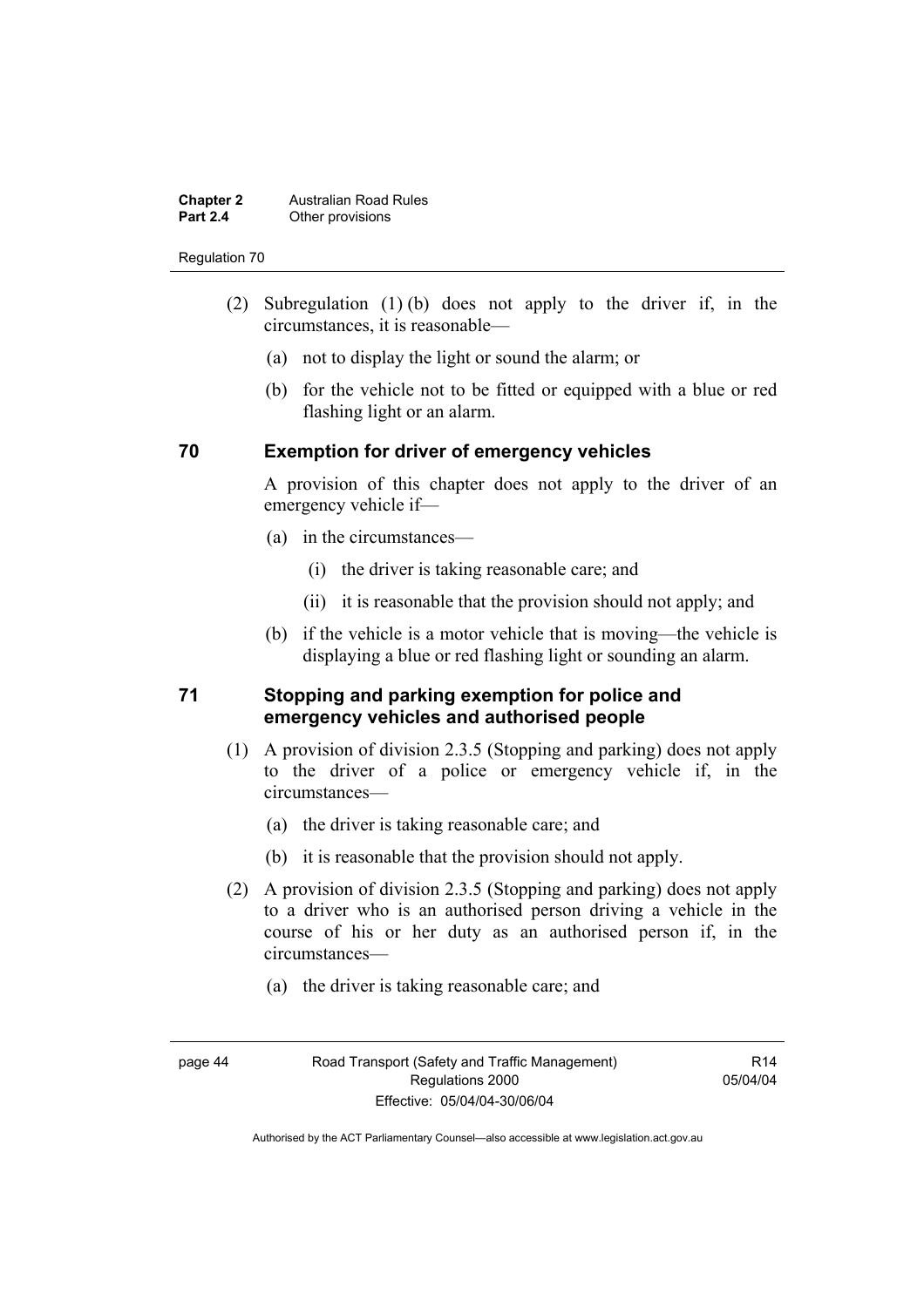(2) Subregulation (1) (b) does not apply to the driver if, in the circumstances, it is reasonable—

(a) not to display the light or sound the alarm; or

(b) for the vehicle not to be fitted or equipped with a blue or red flashing light or an alarm.

### 70 Exemption for driver of emergency vehicles

A provision of this chapter does not apply to the driver of an emergency vehicle if—

(a) in the circumstances—

(i) the driver is taking reasonable care; and

(ii) it is reasonable that the provision should not apply; and

(b) if the vehicle is a motor vehicle that is moving—the vehicle is displaying a blue or red flashing light or sounding an alarm.

### 71 Stopping and parking exemption for police and emergency vehicles and authorised people

(1) A provision of division 2.3.5 (Stopping and parking) does not apply to the driver of a police or emergency vehicle if, in the circumstances—

(a) the driver is taking reasonable care; and

(b) it is reasonable that the provision should not apply.

(2) A provision of division 2.3.5 (Stopping and parking) does not apply to a driver who is an authorised person driving a vehicle in the course of his or her duty as an authorised person if, in the circumstances—

(a) the driver is taking reasonable care; and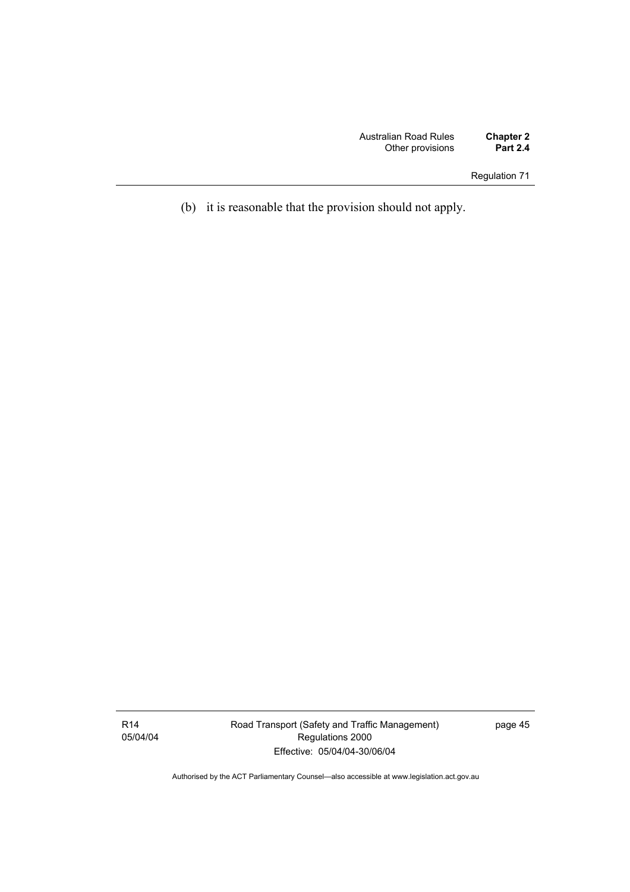(b) it is reasonable that the provision should not apply.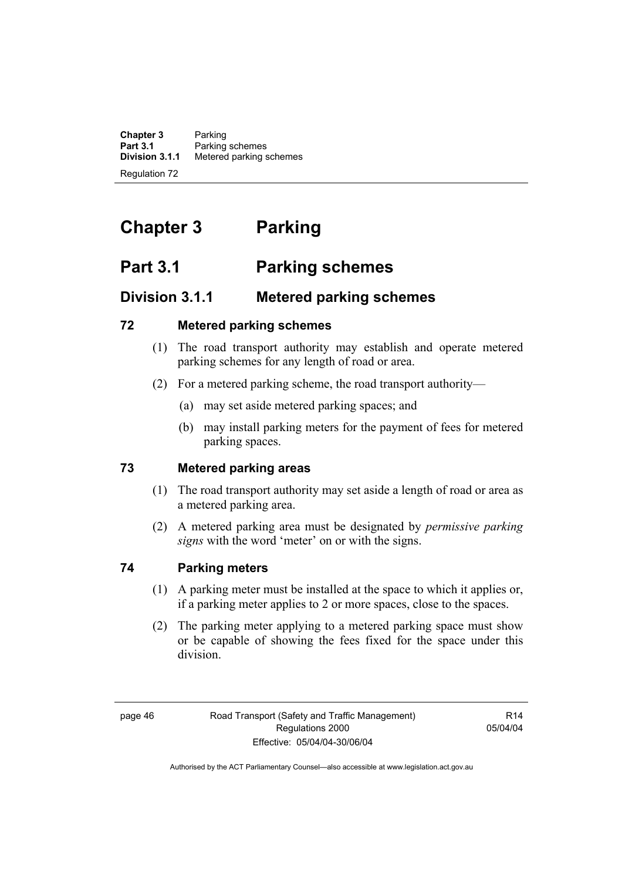# Chapter 3 Parking

## Part 3.1 Parking schemes

### Division 3.1.1 Metered parking schemes

#### 72 Metered parking schemes

(1) The road transport authority may establish and operate metered parking schemes for any length of road or area.

(2) For a metered parking scheme, the road transport authority—

(a) may set aside metered parking spaces; and

(b) may install parking meters for the payment of fees for metered parking spaces.

#### 73 Metered parking areas

(1) The road transport authority may set aside a length of road or area as a metered parking area.

(2) A metered parking area must be designated by ***permissive parking signs*** with the word 'meter' on or with the signs.

#### 74 Parking meters

(1) A parking meter must be installed at the space to which it applies or, if a parking meter applies to 2 or more spaces, close to the spaces.

(2) The parking meter applying to a metered parking space must show or be capable of showing the fees fixed for the space under this division.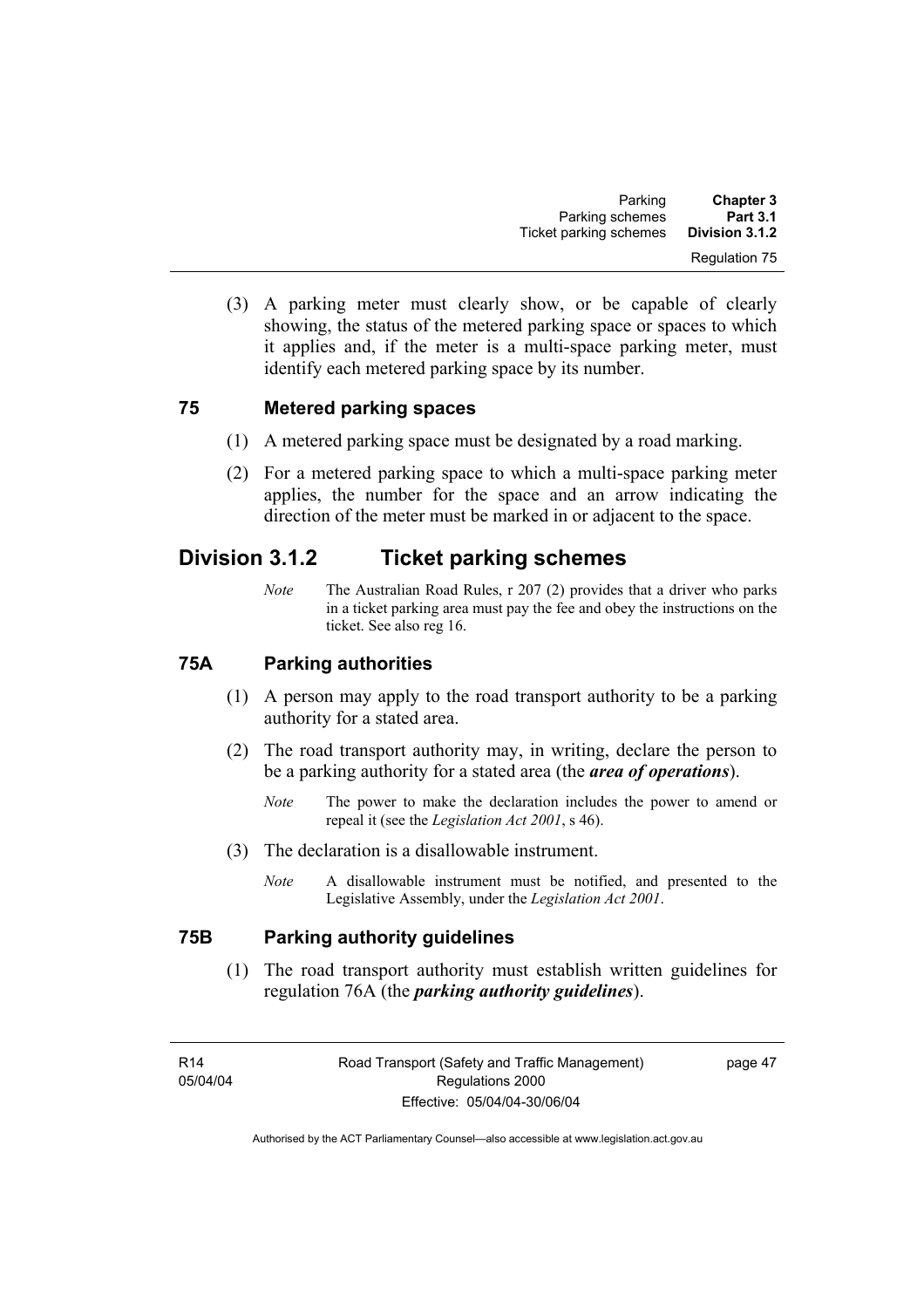(3) A parking meter must clearly show, or be capable of clearly showing, the status of the metered parking space or spaces to which it applies and, if the meter is a multi-space parking meter, must identify each metered parking space by its number.

### 75 Metered parking spaces

(1) A metered parking space must be designated by a road marking.

(2) For a metered parking space to which a multi-space parking meter applies, the number for the space and an arrow indicating the direction of the meter must be marked in or adjacent to the space.

## Division 3.1.2 Ticket parking schemes

*Note* The Australian Road Rules, r 207 (2) provides that a driver who parks in a ticket parking area must pay the fee and obey the instructions on the ticket. See also reg 16.

### 75A Parking authorities

(1) A person may apply to the road transport authority to be a parking authority for a stated area.

(2) The road transport authority may, in writing, declare the person to be a parking authority for a stated area (the ***area of operations***).

*Note* The power to make the declaration includes the power to amend or repeal it (see the *Legislation Act 2001*, s 46).

(3) The declaration is a disallowable instrument.

*Note* A disallowable instrument must be notified, and presented to the Legislative Assembly, under the *Legislation Act 2001*.

### 75B Parking authority guidelines

(1) The road transport authority must establish written guidelines for regulation 76A (the ***parking authority guidelines***).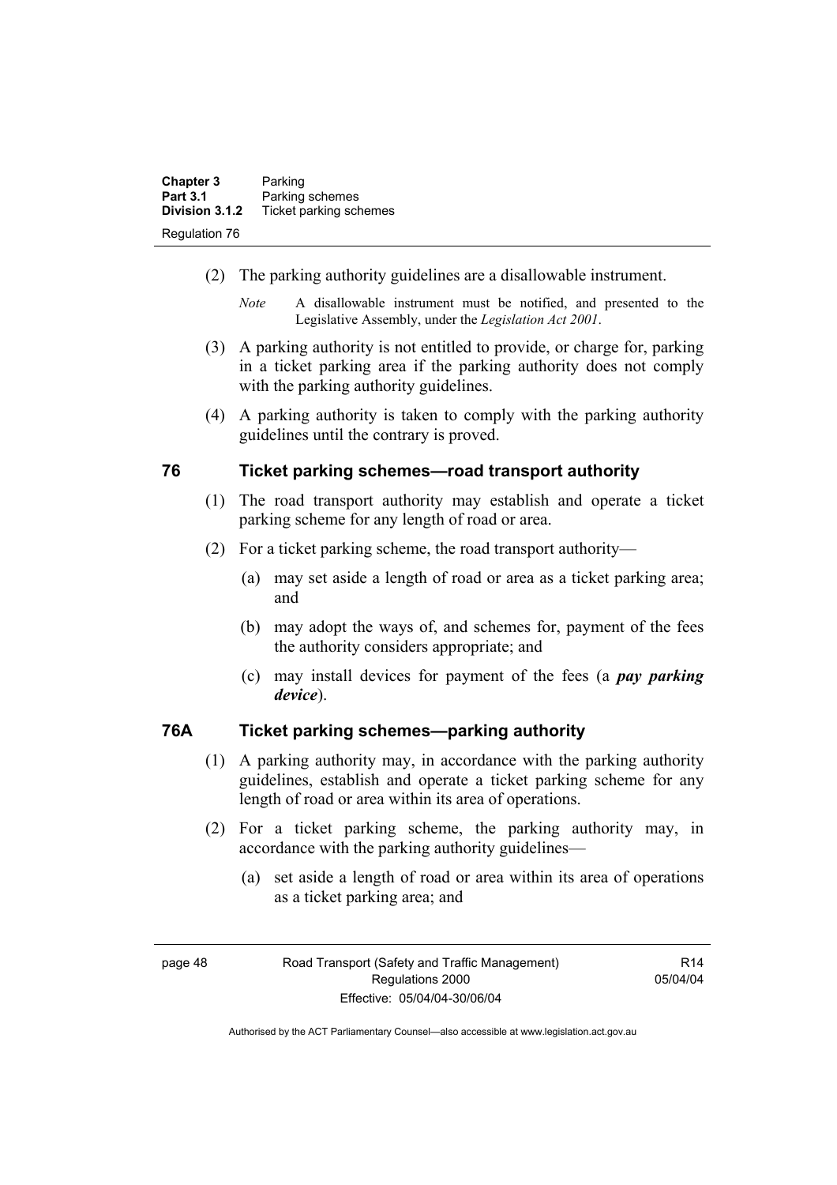(2) The parking authority guidelines are a disallowable instrument.

*Note* A disallowable instrument must be notified, and presented to the Legislative Assembly, under the *Legislation Act 2001*.

(3) A parking authority is not entitled to provide, or charge for, parking in a ticket parking area if the parking authority does not comply with the parking authority guidelines.

(4) A parking authority is taken to comply with the parking authority guidelines until the contrary is proved.

## 76 Ticket parking schemes—road transport authority

(1) The road transport authority may establish and operate a ticket parking scheme for any length of road or area.

(2) For a ticket parking scheme, the road transport authority—

(a) may set aside a length of road or area as a ticket parking area; and

(b) may adopt the ways of, and schemes for, payment of the fees the authority considers appropriate; and

(c) may install devices for payment of the fees (a ***pay parking device***).

## 76A Ticket parking schemes—parking authority

(1) A parking authority may, in accordance with the parking authority guidelines, establish and operate a ticket parking scheme for any length of road or area within its area of operations.

(2) For a ticket parking scheme, the parking authority may, in accordance with the parking authority guidelines—

(a) set aside a length of road or area within its area of operations as a ticket parking area; and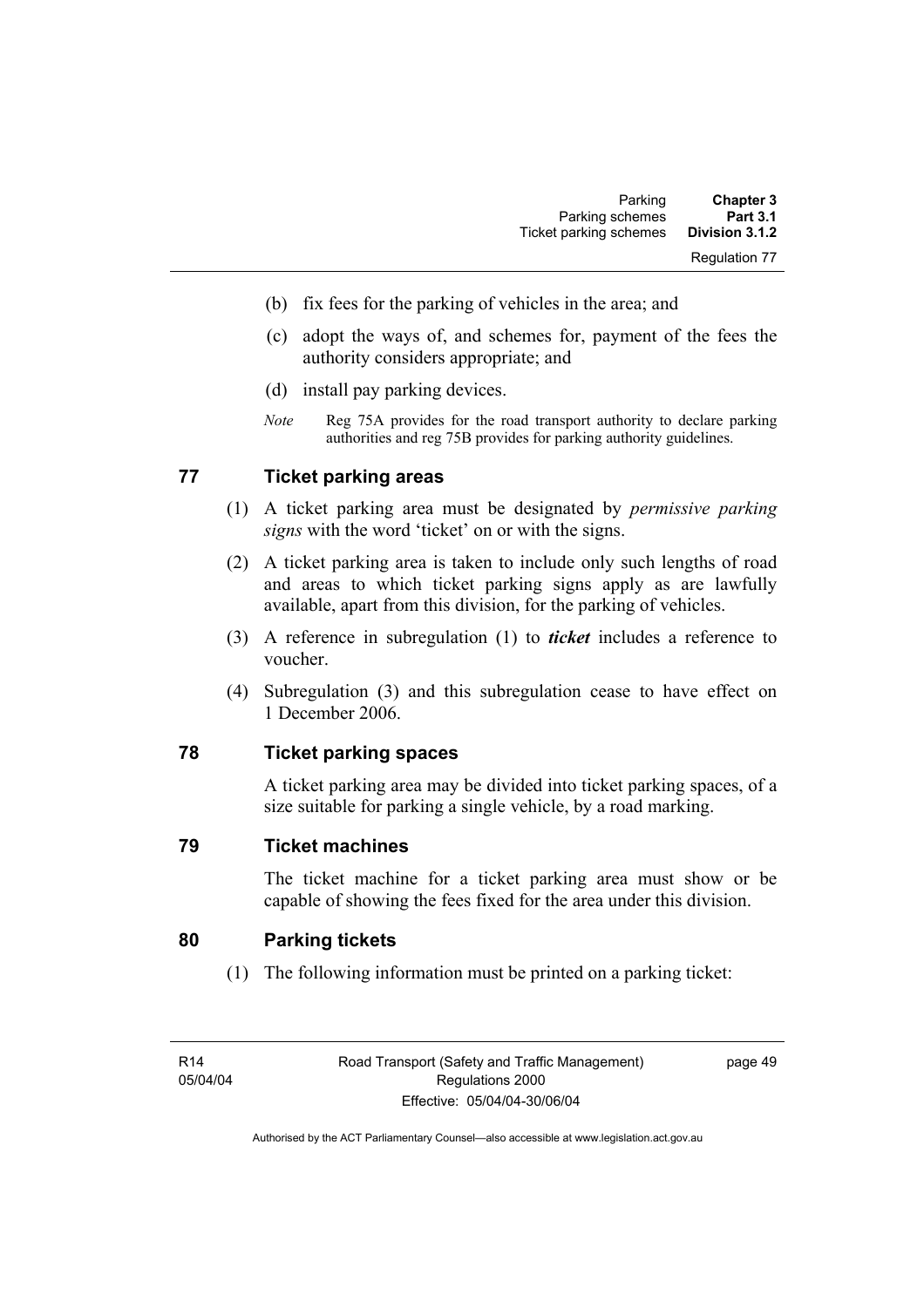(b) fix fees for the parking of vehicles in the area; and

(c) adopt the ways of, and schemes for, payment of the fees the authority considers appropriate; and

(d) install pay parking devices.

*Note* Reg 75A provides for the road transport authority to declare parking authorities and reg 75B provides for parking authority guidelines.

## 77 Ticket parking areas

(1) A ticket parking area must be designated by *permissive parking signs* with the word 'ticket' on or with the signs.

(2) A ticket parking area is taken to include only such lengths of road and areas to which ticket parking signs apply as are lawfully available, apart from this division, for the parking of vehicles.

(3) A reference in subregulation (1) to ***ticket*** includes a reference to voucher.

(4) Subregulation (3) and this subregulation cease to have effect on 1 December 2006.

## 78 Ticket parking spaces

A ticket parking area may be divided into ticket parking spaces, of a size suitable for parking a single vehicle, by a road marking.

## 79 Ticket machines

The ticket machine for a ticket parking area must show or be capable of showing the fees fixed for the area under this division.

## 80 Parking tickets

(1) The following information must be printed on a parking ticket: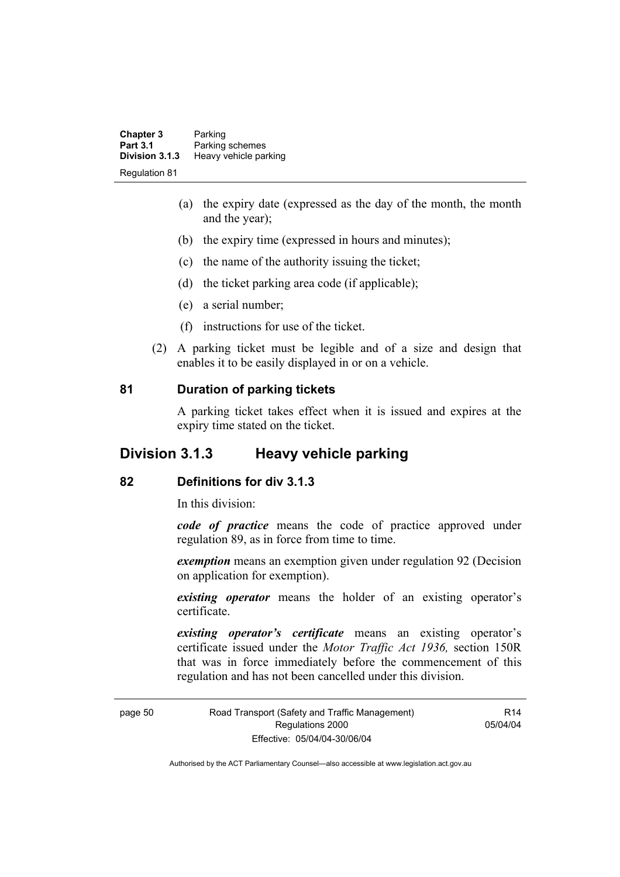(a) the expiry date (expressed as the day of the month, the month and the year);

(b) the expiry time (expressed in hours and minutes);

(c) the name of the authority issuing the ticket;

(d) the ticket parking area code (if applicable);

(e) a serial number;

(f) instructions for use of the ticket.

(2) A parking ticket must be legible and of a size and design that enables it to be easily displayed in or on a vehicle.

### 81 Duration of parking tickets

A parking ticket takes effect when it is issued and expires at the expiry time stated on the ticket.

## Division 3.1.3 Heavy vehicle parking

### 82 Definitions for div 3.1.3

In this division:

***code of practice*** means the code of practice approved under regulation 89, as in force from time to time.

***exemption*** means an exemption given under regulation 92 (Decision on application for exemption).

***existing operator*** means the holder of an existing operator's certificate.

***existing operator's certificate*** means an existing operator's certificate issued under the *Motor Traffic Act 1936,* section 150R that was in force immediately before the commencement of this regulation and has not been cancelled under this division.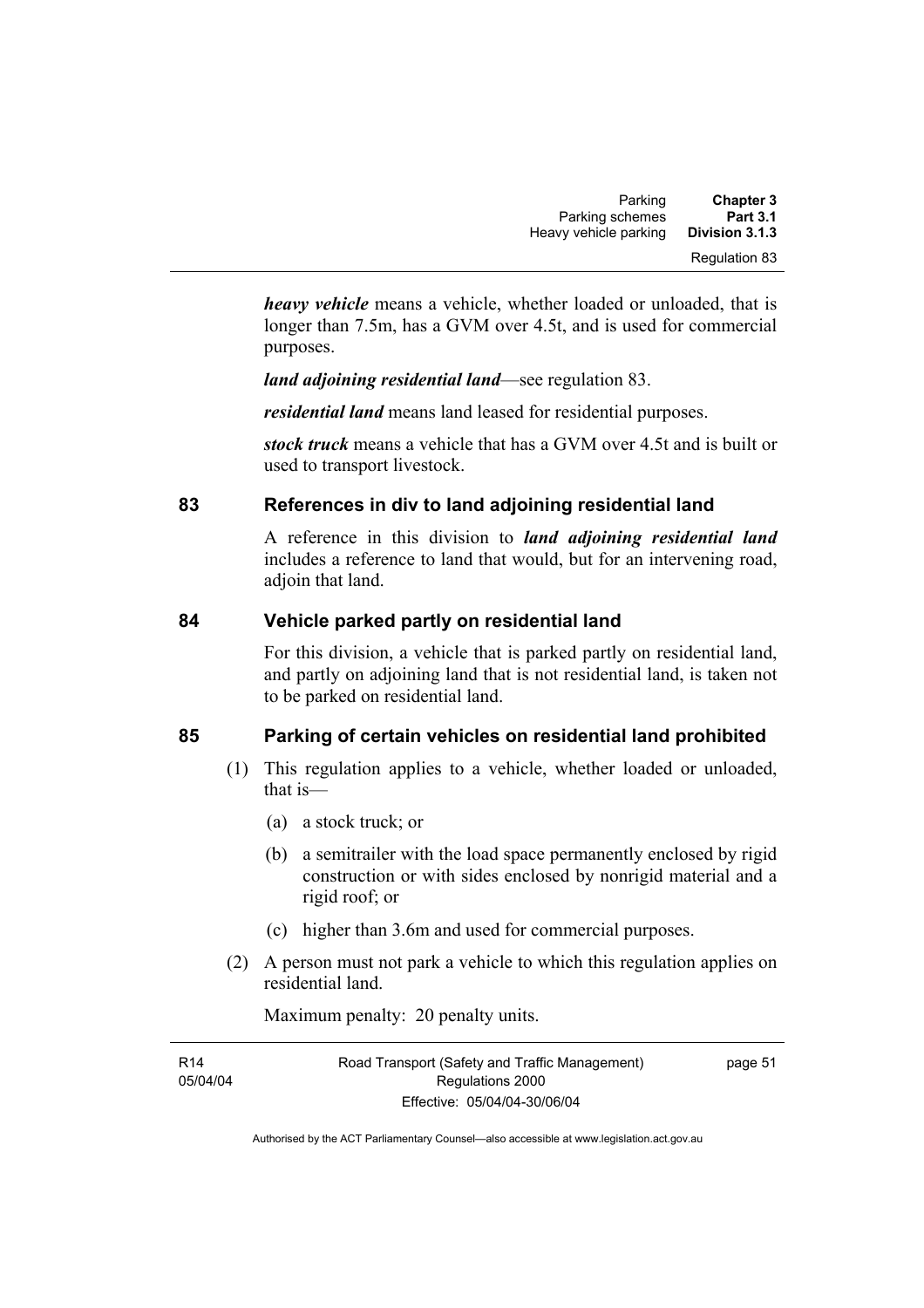***heavy vehicle*** means a vehicle, whether loaded or unloaded, that is longer than 7.5m, has a GVM over 4.5t, and is used for commercial purposes.

***land adjoining residential land***—see regulation 83.

***residential land*** means land leased for residential purposes.

***stock truck*** means a vehicle that has a GVM over 4.5t and is built or used to transport livestock.

## 83 References in div to land adjoining residential land

A reference in this division to ***land adjoining residential land*** includes a reference to land that would, but for an intervening road, adjoin that land.

## 84 Vehicle parked partly on residential land

For this division, a vehicle that is parked partly on residential land, and partly on adjoining land that is not residential land, is taken not to be parked on residential land.

## 85 Parking of certain vehicles on residential land prohibited

(1) This regulation applies to a vehicle, whether loaded or unloaded, that is—

(a) a stock truck; or

(b) a semitrailer with the load space permanently enclosed by rigid construction or with sides enclosed by nonrigid material and a rigid roof; or

(c) higher than 3.6m and used for commercial purposes.

(2) A person must not park a vehicle to which this regulation applies on residential land.

Maximum penalty: 20 penalty units.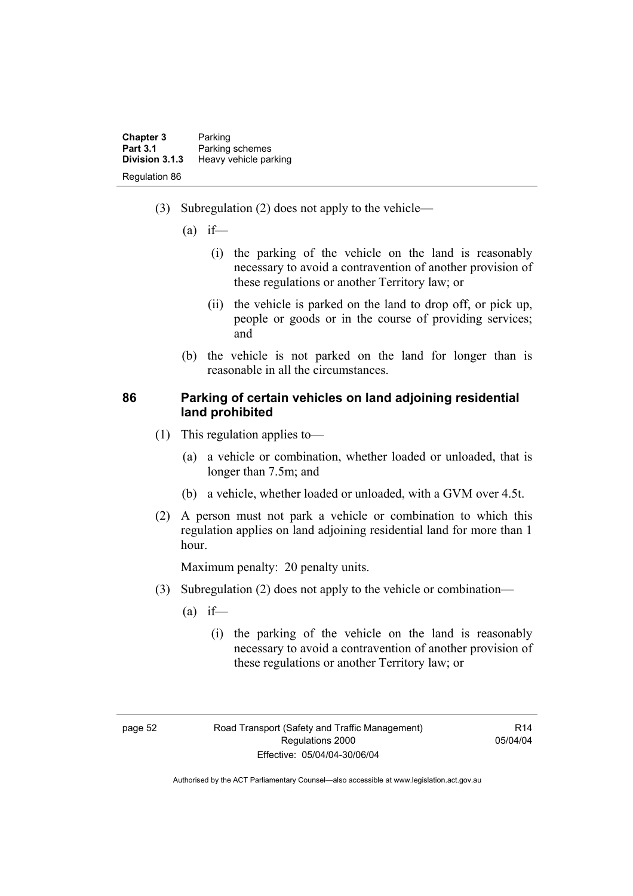(3) Subregulation (2) does not apply to the vehicle—

(a) if—

(i) the parking of the vehicle on the land is reasonably necessary to avoid a contravention of another provision of these regulations or another Territory law; or

(ii) the vehicle is parked on the land to drop off, or pick up, people or goods or in the course of providing services; and

(b) the vehicle is not parked on the land for longer than is reasonable in all the circumstances.

## 86 Parking of certain vehicles on land adjoining residential land prohibited

(1) This regulation applies to—

(a) a vehicle or combination, whether loaded or unloaded, that is longer than 7.5m; and

(b) a vehicle, whether loaded or unloaded, with a GVM over 4.5t.

(2) A person must not park a vehicle or combination to which this regulation applies on land adjoining residential land for more than 1 hour.

Maximum penalty: 20 penalty units.

(3) Subregulation (2) does not apply to the vehicle or combination—

(a) if—

(i) the parking of the vehicle on the land is reasonably necessary to avoid a contravention of another provision of these regulations or another Territory law; or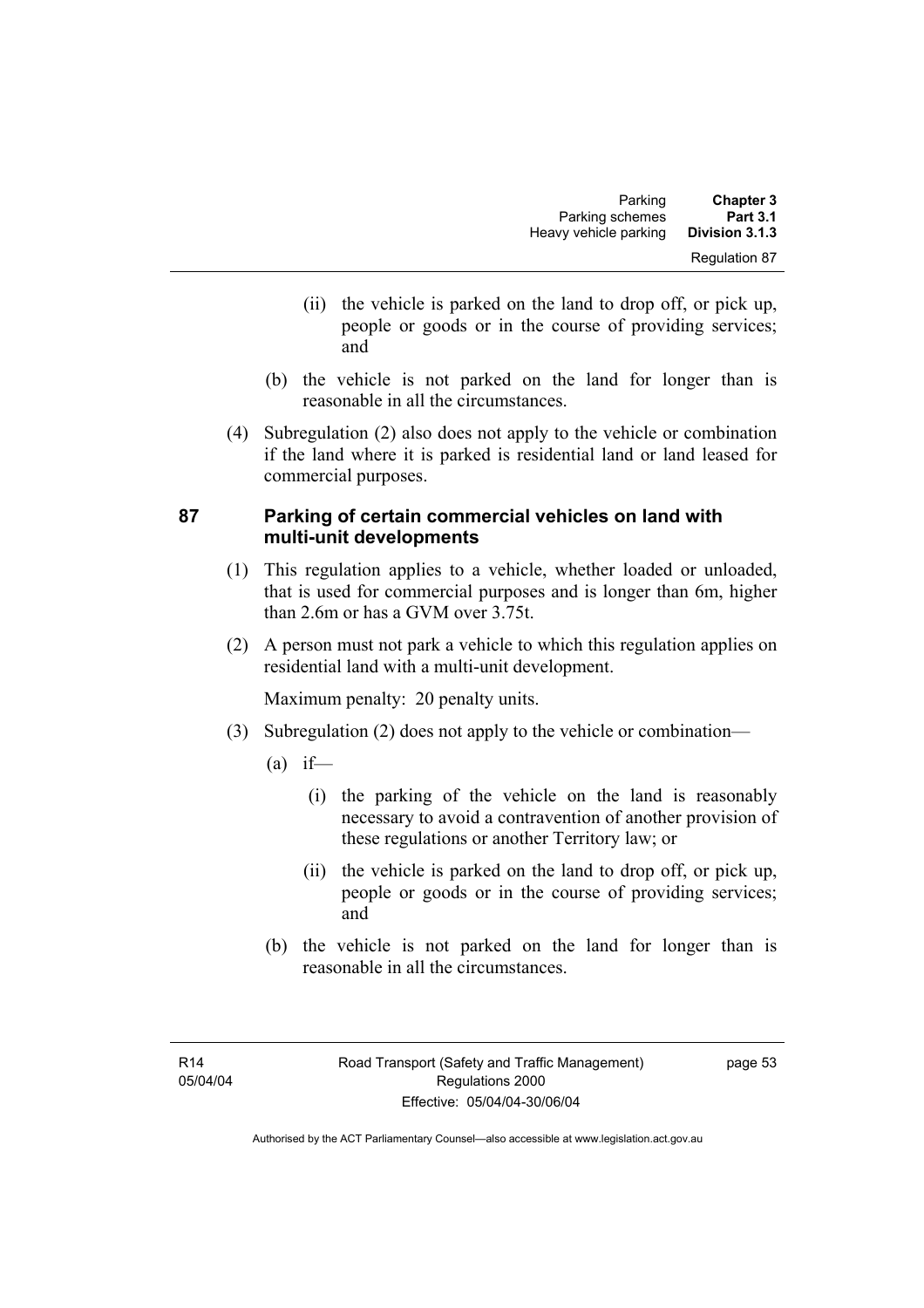(ii) the vehicle is parked on the land to drop off, or pick up, people or goods or in the course of providing services; and

(b) the vehicle is not parked on the land for longer than is reasonable in all the circumstances.

(4) Subregulation (2) also does not apply to the vehicle or combination if the land where it is parked is residential land or land leased for commercial purposes.

## 87 Parking of certain commercial vehicles on land with multi-unit developments

(1) This regulation applies to a vehicle, whether loaded or unloaded, that is used for commercial purposes and is longer than 6m, higher than 2.6m or has a GVM over 3.75t.

(2) A person must not park a vehicle to which this regulation applies on residential land with a multi-unit development.

Maximum penalty: 20 penalty units.

(3) Subregulation (2) does not apply to the vehicle or combination—

(a) if—

(i) the parking of the vehicle on the land is reasonably necessary to avoid a contravention of another provision of these regulations or another Territory law; or

(ii) the vehicle is parked on the land to drop off, or pick up, people or goods or in the course of providing services; and

(b) the vehicle is not parked on the land for longer than is reasonable in all the circumstances.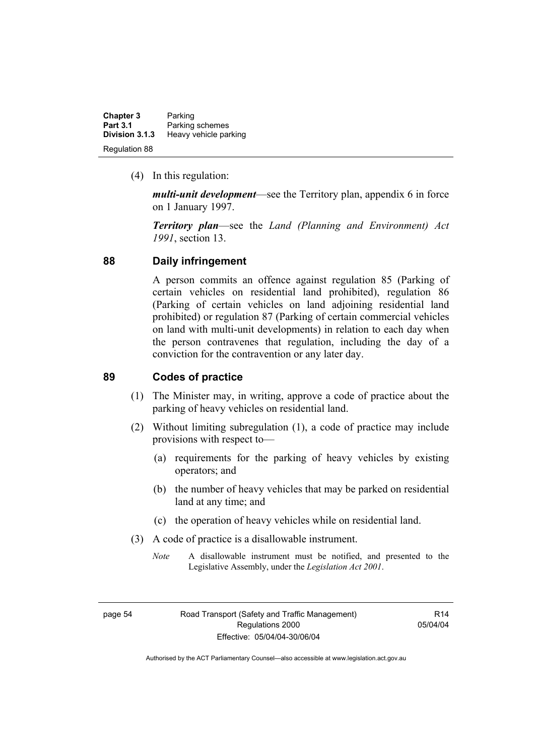(4) In this regulation:

***multi-unit development***—see the Territory plan, appendix 6 in force on 1 January 1997.

***Territory plan***—see the *Land (Planning and Environment) Act 1991*, section 13.

## 88 Daily infringement

A person commits an offence against regulation 85 (Parking of certain vehicles on residential land prohibited), regulation 86 (Parking of certain vehicles on land adjoining residential land prohibited) or regulation 87 (Parking of certain commercial vehicles on land with multi-unit developments) in relation to each day when the person contravenes that regulation, including the day of a conviction for the contravention or any later day.

## 89 Codes of practice

(1) The Minister may, in writing, approve a code of practice about the parking of heavy vehicles on residential land.

(2) Without limiting subregulation (1), a code of practice may include provisions with respect to—

(a) requirements for the parking of heavy vehicles by existing operators; and

(b) the number of heavy vehicles that may be parked on residential land at any time; and

(c) the operation of heavy vehicles while on residential land.

(3) A code of practice is a disallowable instrument.

*Note* A disallowable instrument must be notified, and presented to the Legislative Assembly, under the *Legislation Act 2001*.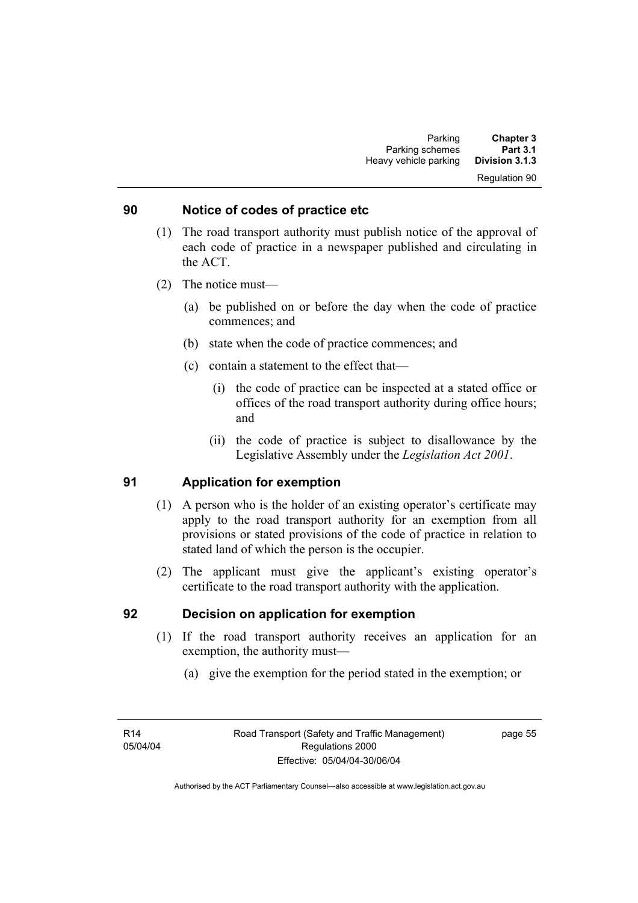## 90 Notice of codes of practice etc

(1) The road transport authority must publish notice of the approval of each code of practice in a newspaper published and circulating in the ACT.

(2) The notice must—

(a) be published on or before the day when the code of practice commences; and

(b) state when the code of practice commences; and

(c) contain a statement to the effect that—

(i) the code of practice can be inspected at a stated office or offices of the road transport authority during office hours; and

(ii) the code of practice is subject to disallowance by the Legislative Assembly under the *Legislation Act 2001*.

## 91 Application for exemption

(1) A person who is the holder of an existing operator's certificate may apply to the road transport authority for an exemption from all provisions or stated provisions of the code of practice in relation to stated land of which the person is the occupier.

(2) The applicant must give the applicant's existing operator's certificate to the road transport authority with the application.

## 92 Decision on application for exemption

(1) If the road transport authority receives an application for an exemption, the authority must—

(a) give the exemption for the period stated in the exemption; or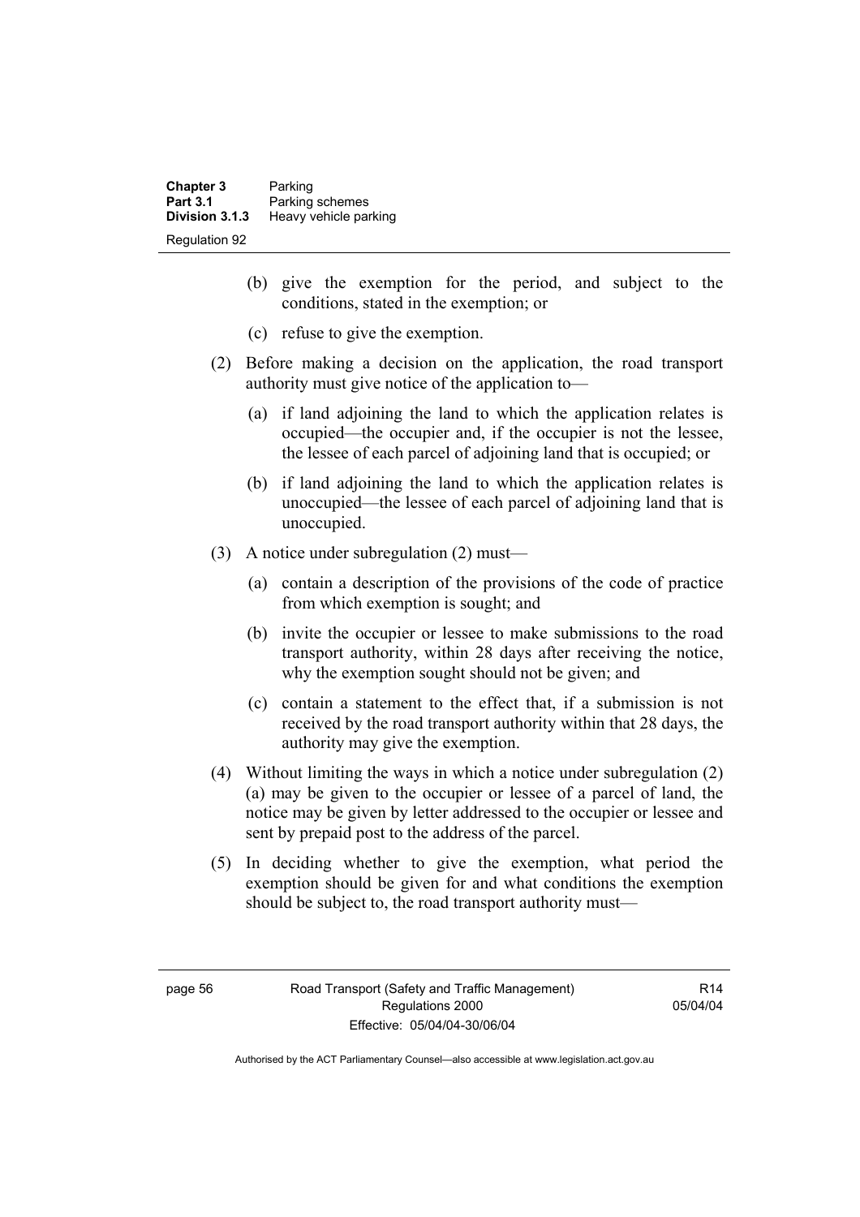(b) give the exemption for the period, and subject to the conditions, stated in the exemption; or

(c) refuse to give the exemption.

(2) Before making a decision on the application, the road transport authority must give notice of the application to—

(a) if land adjoining the land to which the application relates is occupied—the occupier and, if the occupier is not the lessee, the lessee of each parcel of adjoining land that is occupied; or

(b) if land adjoining the land to which the application relates is unoccupied—the lessee of each parcel of adjoining land that is unoccupied.

(3) A notice under subregulation (2) must—

(a) contain a description of the provisions of the code of practice from which exemption is sought; and

(b) invite the occupier or lessee to make submissions to the road transport authority, within 28 days after receiving the notice, why the exemption sought should not be given; and

(c) contain a statement to the effect that, if a submission is not received by the road transport authority within that 28 days, the authority may give the exemption.

(4) Without limiting the ways in which a notice under subregulation (2) (a) may be given to the occupier or lessee of a parcel of land, the notice may be given by letter addressed to the occupier or lessee and sent by prepaid post to the address of the parcel.

(5) In deciding whether to give the exemption, what period the exemption should be given for and what conditions the exemption should be subject to, the road transport authority must—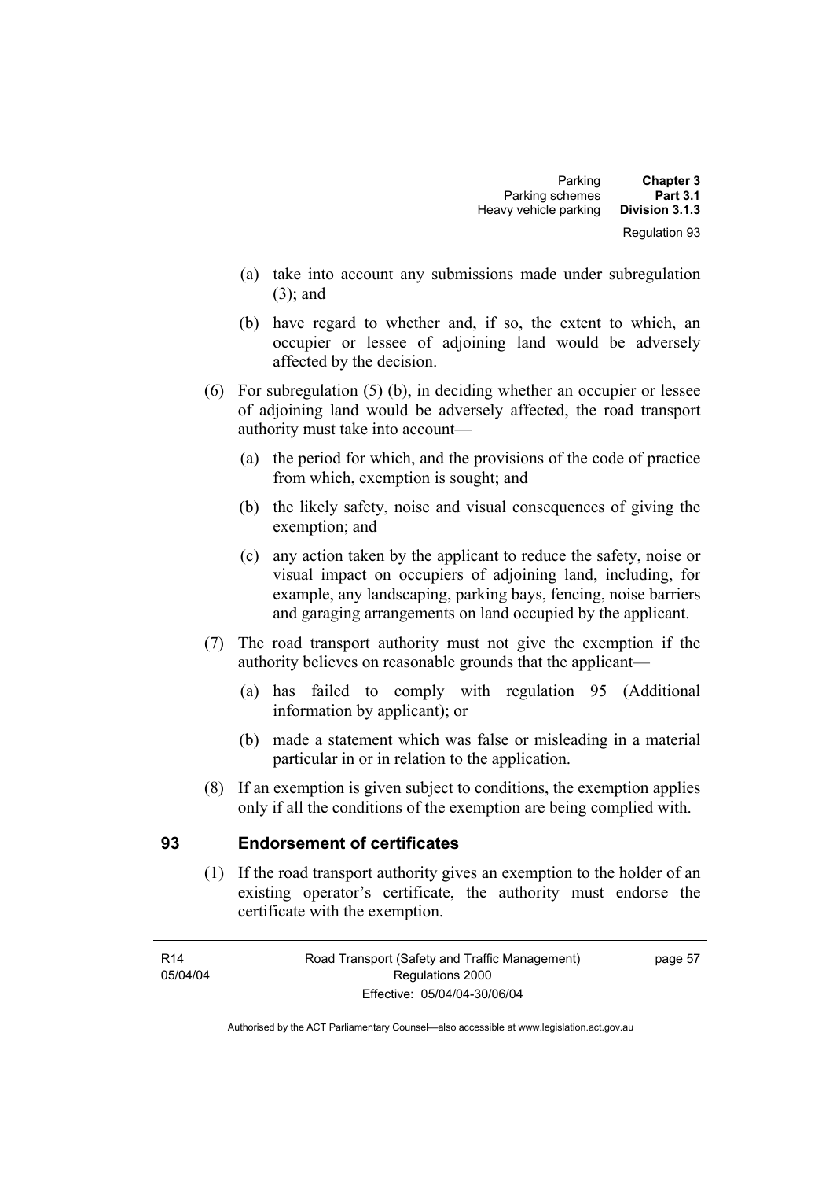(a) take into account any submissions made under subregulation (3); and

(b) have regard to whether and, if so, the extent to which, an occupier or lessee of adjoining land would be adversely affected by the decision.

(6) For subregulation (5) (b), in deciding whether an occupier or lessee of adjoining land would be adversely affected, the road transport authority must take into account—

(a) the period for which, and the provisions of the code of practice from which, exemption is sought; and

(b) the likely safety, noise and visual consequences of giving the exemption; and

(c) any action taken by the applicant to reduce the safety, noise or visual impact on occupiers of adjoining land, including, for example, any landscaping, parking bays, fencing, noise barriers and garaging arrangements on land occupied by the applicant.

(7) The road transport authority must not give the exemption if the authority believes on reasonable grounds that the applicant—

(a) has failed to comply with regulation 95 (Additional information by applicant); or

(b) made a statement which was false or misleading in a material particular in or in relation to the application.

(8) If an exemption is given subject to conditions, the exemption applies only if all the conditions of the exemption are being complied with.

## 93 Endorsement of certificates

(1) If the road transport authority gives an exemption to the holder of an existing operator's certificate, the authority must endorse the certificate with the exemption.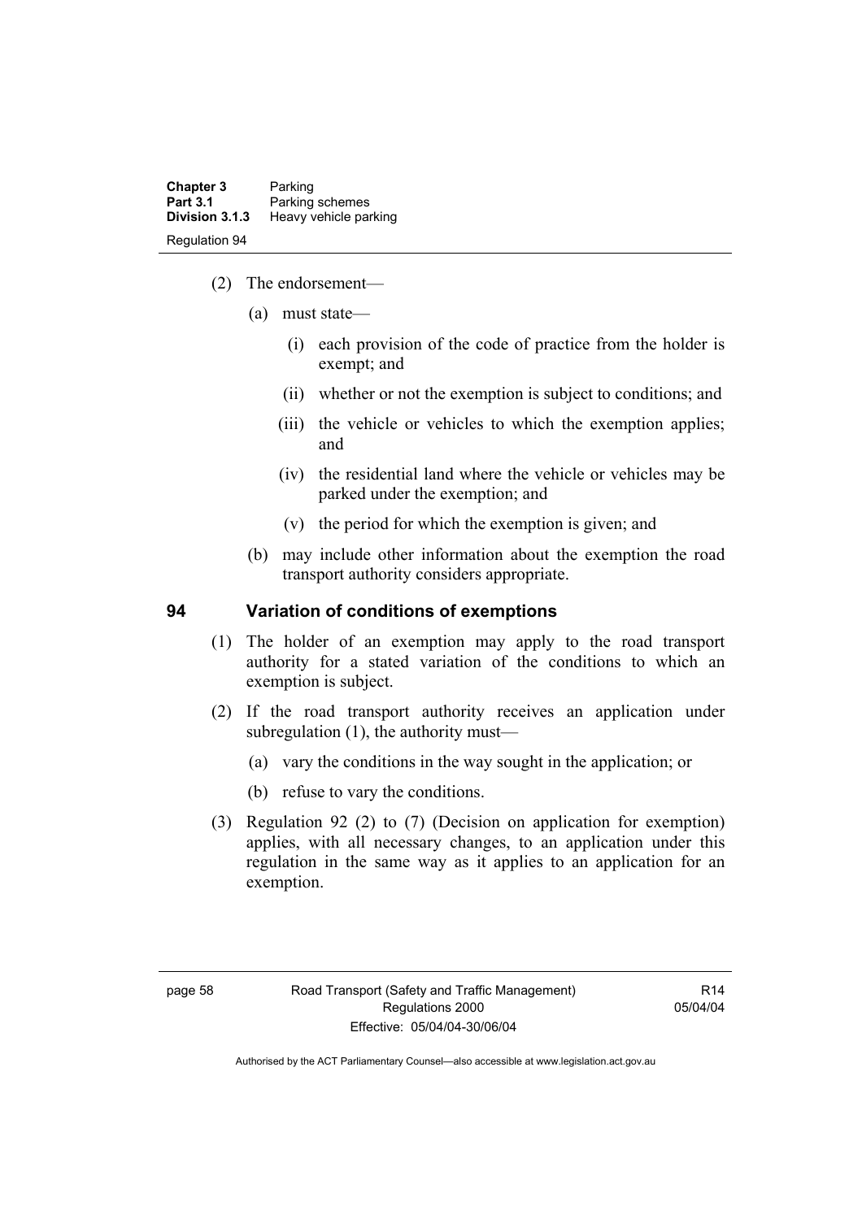(2) The endorsement—

(a) must state—

(i) each provision of the code of practice from the holder is exempt; and

(ii) whether or not the exemption is subject to conditions; and

(iii) the vehicle or vehicles to which the exemption applies; and

(iv) the residential land where the vehicle or vehicles may be parked under the exemption; and

(v) the period for which the exemption is given; and

(b) may include other information about the exemption the road transport authority considers appropriate.

## 94 Variation of conditions of exemptions

(1) The holder of an exemption may apply to the road transport authority for a stated variation of the conditions to which an exemption is subject.

(2) If the road transport authority receives an application under subregulation (1), the authority must—

(a) vary the conditions in the way sought in the application; or

(b) refuse to vary the conditions.

(3) Regulation 92 (2) to (7) (Decision on application for exemption) applies, with all necessary changes, to an application under this regulation in the same way as it applies to an application for an exemption.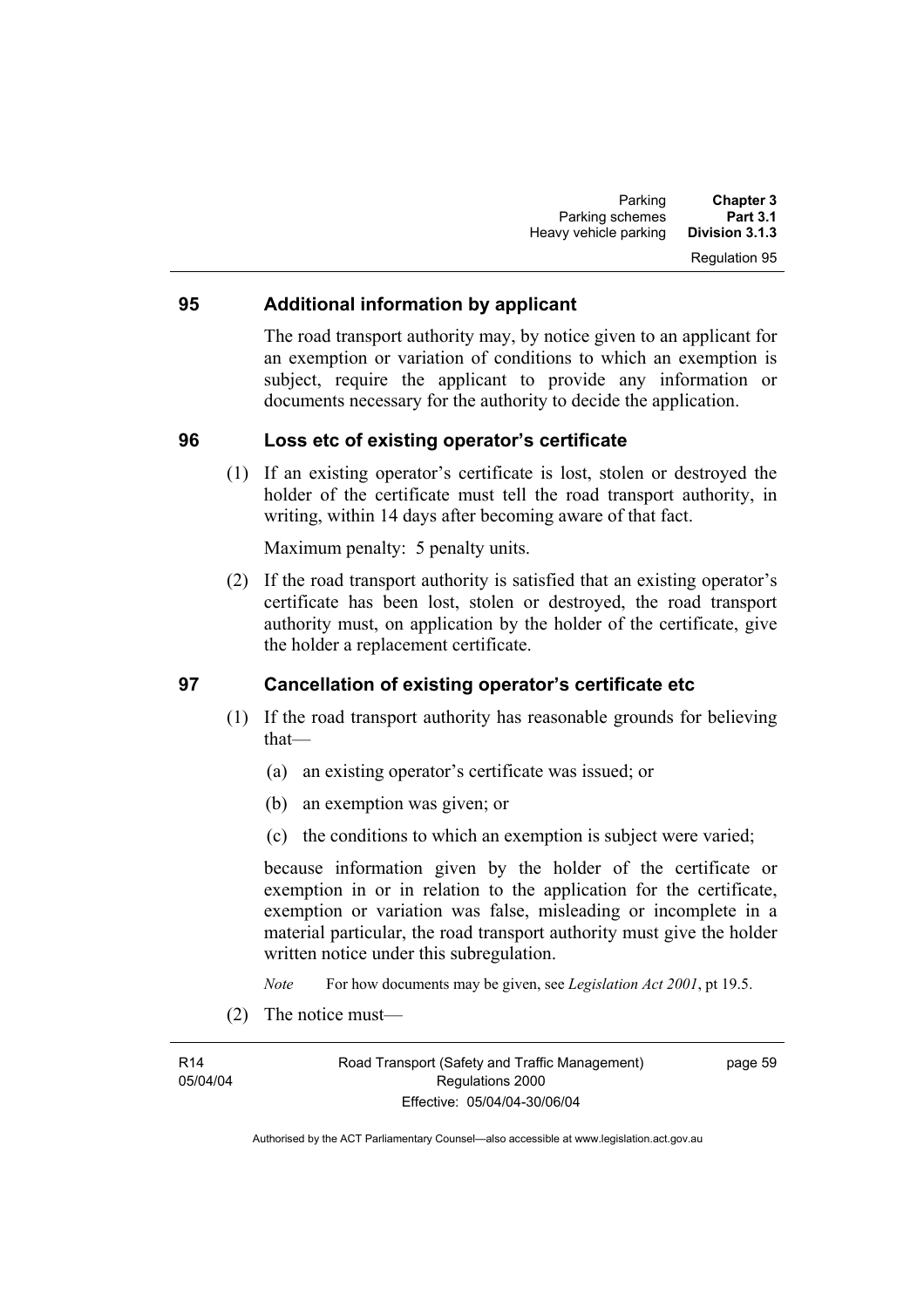## 95 Additional information by applicant

The road transport authority may, by notice given to an applicant for an exemption or variation of conditions to which an exemption is subject, require the applicant to provide any information or documents necessary for the authority to decide the application.

## 96 Loss etc of existing operator's certificate

(1) If an existing operator's certificate is lost, stolen or destroyed the holder of the certificate must tell the road transport authority, in writing, within 14 days after becoming aware of that fact.

Maximum penalty: 5 penalty units.

(2) If the road transport authority is satisfied that an existing operator's certificate has been lost, stolen or destroyed, the road transport authority must, on application by the holder of the certificate, give the holder a replacement certificate.

## 97 Cancellation of existing operator's certificate etc

(1) If the road transport authority has reasonable grounds for believing that—

(a) an existing operator's certificate was issued; or

(b) an exemption was given; or

(c) the conditions to which an exemption is subject were varied;

because information given by the holder of the certificate or exemption in or in relation to the application for the certificate, exemption or variation was false, misleading or incomplete in a material particular, the road transport authority must give the holder written notice under this subregulation.

*Note* For how documents may be given, see *Legislation Act 2001*, pt 19.5.

(2) The notice must—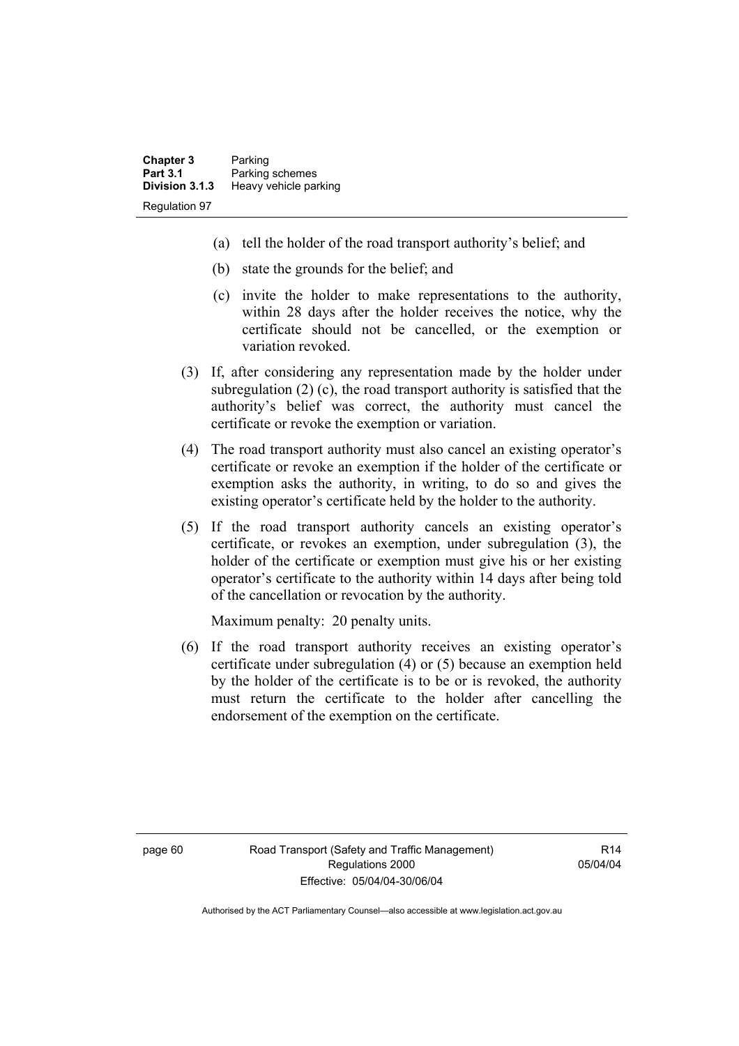(a) tell the holder of the road transport authority's belief; and

(b) state the grounds for the belief; and

(c) invite the holder to make representations to the authority, within 28 days after the holder receives the notice, why the certificate should not be cancelled, or the exemption or variation revoked.

(3) If, after considering any representation made by the holder under subregulation (2) (c), the road transport authority is satisfied that the authority's belief was correct, the authority must cancel the certificate or revoke the exemption or variation.

(4) The road transport authority must also cancel an existing operator's certificate or revoke an exemption if the holder of the certificate or exemption asks the authority, in writing, to do so and gives the existing operator's certificate held by the holder to the authority.

(5) If the road transport authority cancels an existing operator's certificate, or revokes an exemption, under subregulation (3), the holder of the certificate or exemption must give his or her existing operator's certificate to the authority within 14 days after being told of the cancellation or revocation by the authority.

Maximum penalty: 20 penalty units.

(6) If the road transport authority receives an existing operator's certificate under subregulation (4) or (5) because an exemption held by the holder of the certificate is to be or is revoked, the authority must return the certificate to the holder after cancelling the endorsement of the exemption on the certificate.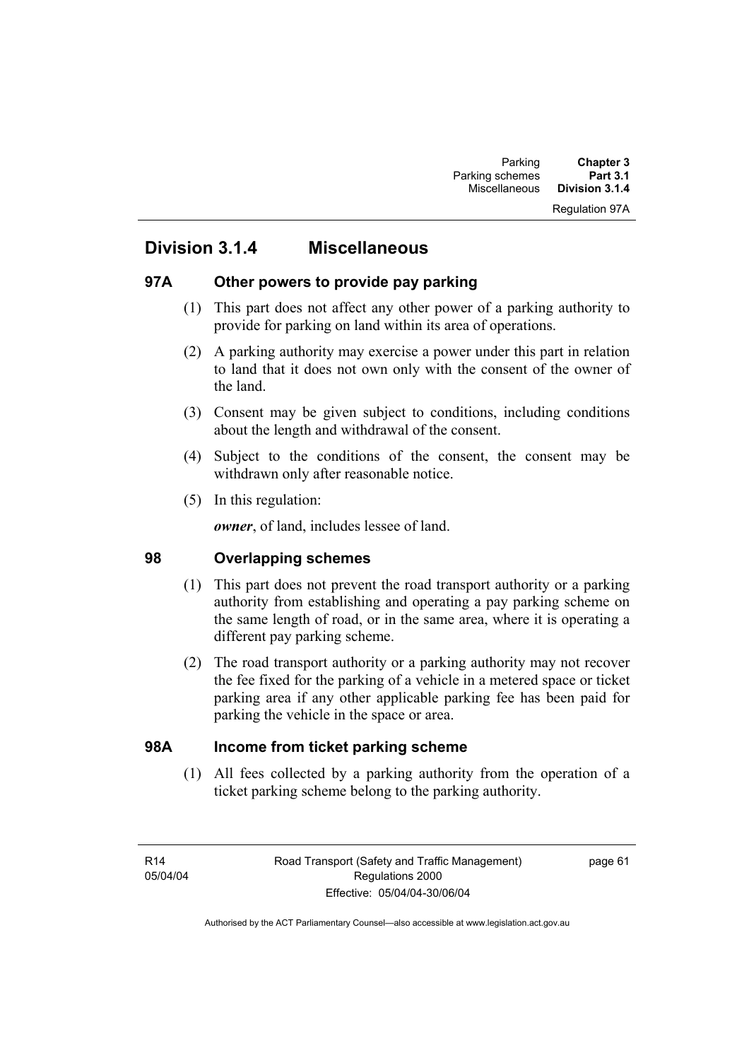## Division 3.1.4 Miscellaneous

### 97A Other powers to provide pay parking

(1) This part does not affect any other power of a parking authority to provide for parking on land within its area of operations.

(2) A parking authority may exercise a power under this part in relation to land that it does not own only with the consent of the owner of the land.

(3) Consent may be given subject to conditions, including conditions about the length and withdrawal of the consent.

(4) Subject to the conditions of the consent, the consent may be withdrawn only after reasonable notice.

(5) In this regulation:

***owner***, of land, includes lessee of land.

### 98 Overlapping schemes

(1) This part does not prevent the road transport authority or a parking authority from establishing and operating a pay parking scheme on the same length of road, or in the same area, where it is operating a different pay parking scheme.

(2) The road transport authority or a parking authority may not recover the fee fixed for the parking of a vehicle in a metered space or ticket parking area if any other applicable parking fee has been paid for parking the vehicle in the space or area.

### 98A Income from ticket parking scheme

(1) All fees collected by a parking authority from the operation of a ticket parking scheme belong to the parking authority.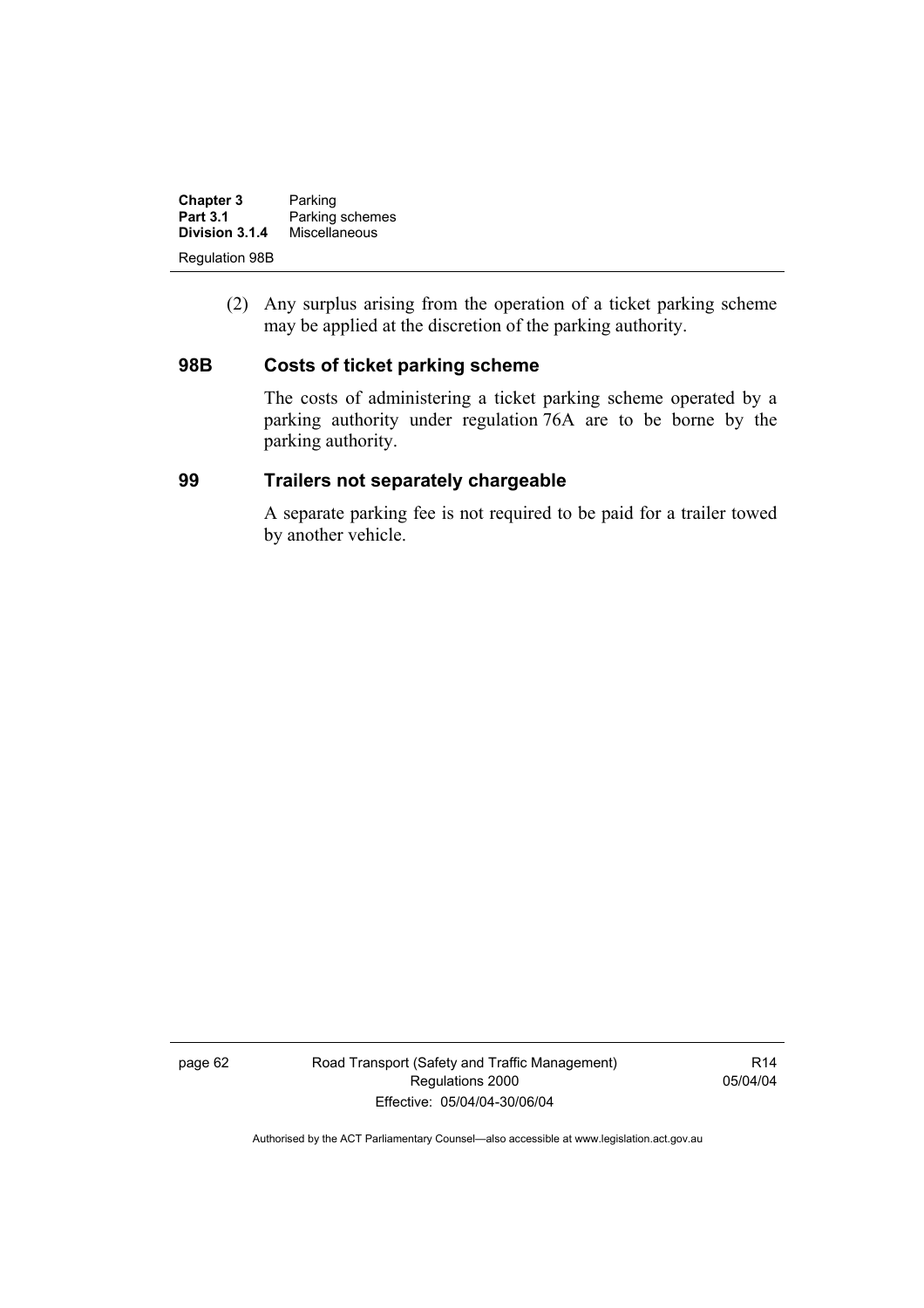(2) Any surplus arising from the operation of a ticket parking scheme may be applied at the discretion of the parking authority.

### 98B Costs of ticket parking scheme

The costs of administering a ticket parking scheme operated by a parking authority under regulation 76A are to be borne by the parking authority.

### 99 Trailers not separately chargeable

A separate parking fee is not required to be paid for a trailer towed by another vehicle.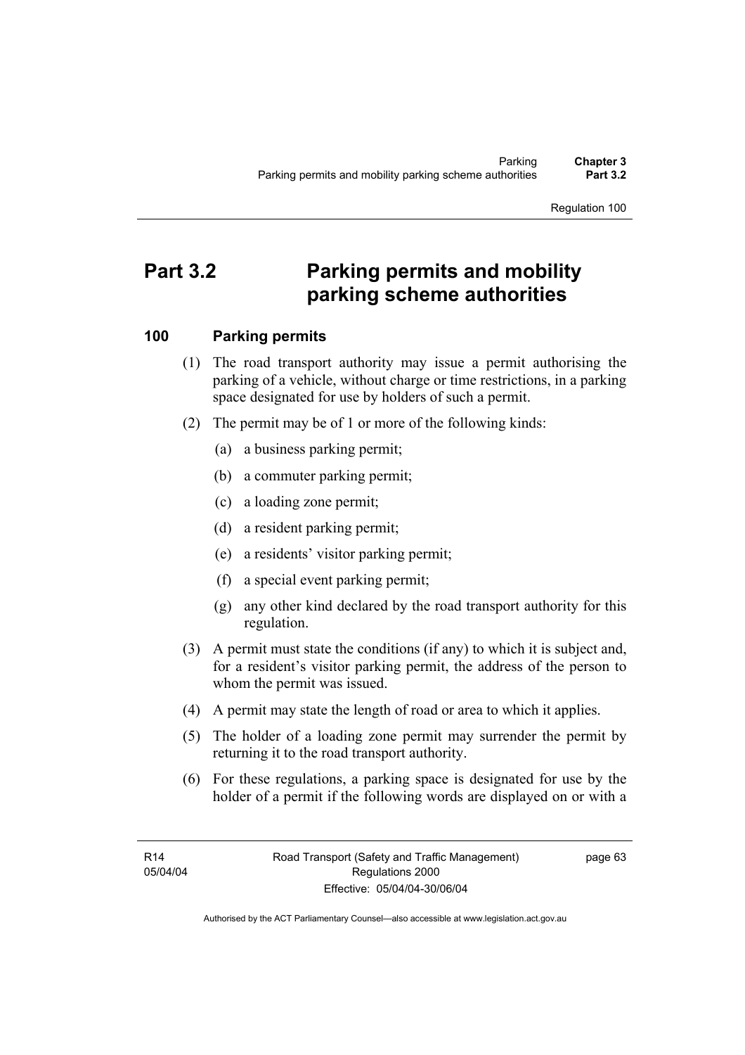# Part 3.2 Parking permits and mobility parking scheme authorities

## 100 Parking permits

(1) The road transport authority may issue a permit authorising the parking of a vehicle, without charge or time restrictions, in a parking space designated for use by holders of such a permit.

(2) The permit may be of 1 or more of the following kinds:

(a) a business parking permit;

(b) a commuter parking permit;

(c) a loading zone permit;

(d) a resident parking permit;

(e) a residents' visitor parking permit;

(f) a special event parking permit;

(g) any other kind declared by the road transport authority for this regulation.

(3) A permit must state the conditions (if any) to which it is subject and, for a resident's visitor parking permit, the address of the person to whom the permit was issued.

(4) A permit may state the length of road or area to which it applies.

(5) The holder of a loading zone permit may surrender the permit by returning it to the road transport authority.

(6) For these regulations, a parking space is designated for use by the holder of a permit if the following words are displayed on or with a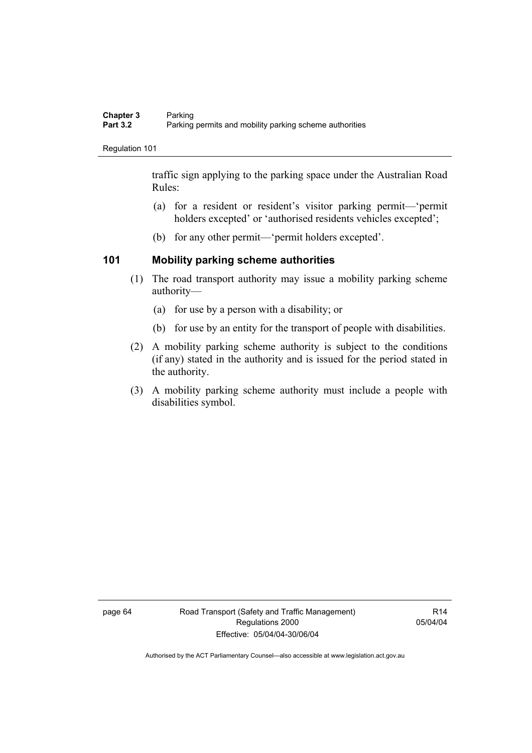traffic sign applying to the parking space under the Australian Road Rules:

(a) for a resident or resident's visitor parking permit—'permit holders excepted' or 'authorised residents vehicles excepted';

(b) for any other permit—'permit holders excepted'.

### 101 Mobility parking scheme authorities

(1) The road transport authority may issue a mobility parking scheme authority—

(a) for use by a person with a disability; or

(b) for use by an entity for the transport of people with disabilities.

(2) A mobility parking scheme authority is subject to the conditions (if any) stated in the authority and is issued for the period stated in the authority.

(3) A mobility parking scheme authority must include a people with disabilities symbol.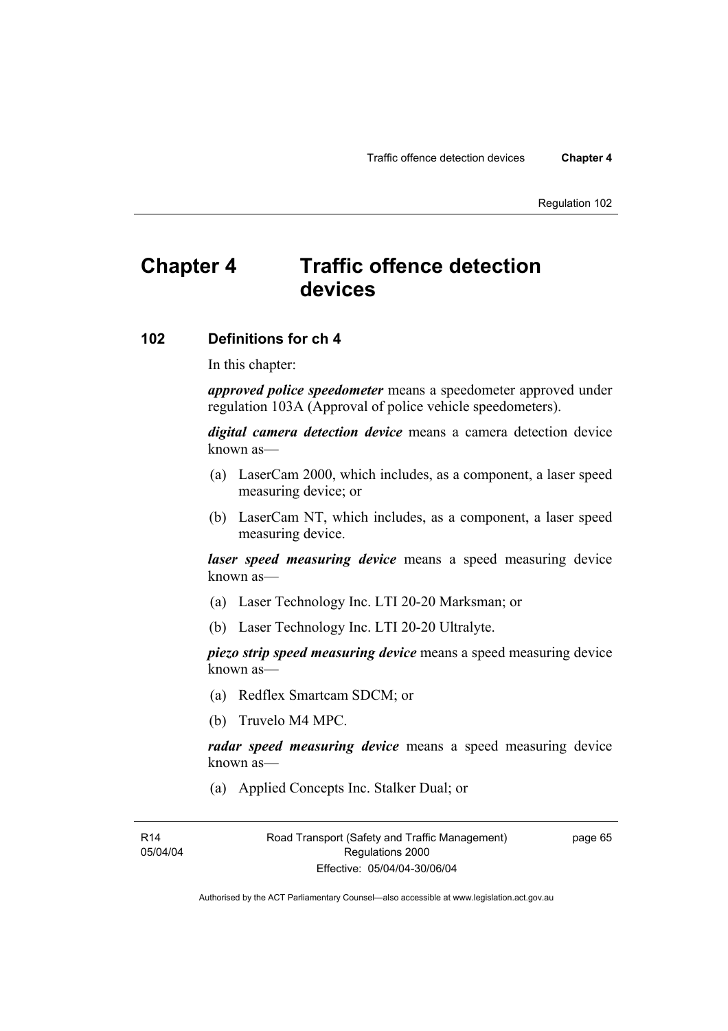# Chapter 4 Traffic offence detection devices

## 102 Definitions for ch 4

In this chapter:

***approved police speedometer*** means a speedometer approved under regulation 103A (Approval of police vehicle speedometers).

***digital camera detection device*** means a camera detection device known as—

(a) LaserCam 2000, which includes, as a component, a laser speed measuring device; or

(b) LaserCam NT, which includes, as a component, a laser speed measuring device.

***laser speed measuring device*** means a speed measuring device known as—

(a) Laser Technology Inc. LTI 20-20 Marksman; or

(b) Laser Technology Inc. LTI 20-20 Ultralyte.

***piezo strip speed measuring device*** means a speed measuring device known as—

(a) Redflex Smartcam SDCM; or

(b) Truvelo M4 MPC.

***radar speed measuring device*** means a speed measuring device known as—

(a) Applied Concepts Inc. Stalker Dual; or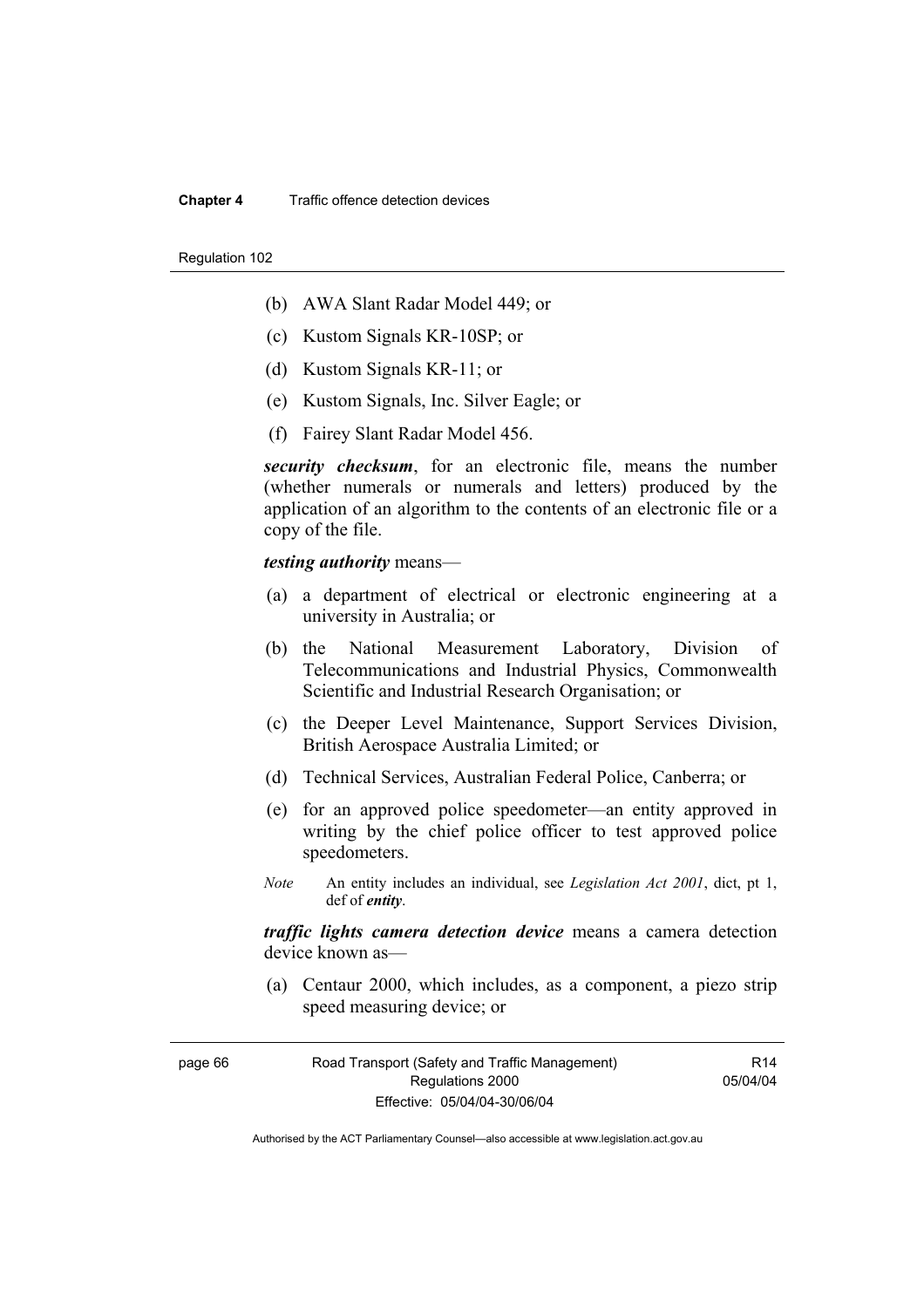(b) AWA Slant Radar Model 449; or

(c) Kustom Signals KR-10SP; or

(d) Kustom Signals KR-11; or

(e) Kustom Signals, Inc. Silver Eagle; or

(f) Fairey Slant Radar Model 456.

***security checksum***, for an electronic file, means the number (whether numerals or numerals and letters) produced by the application of an algorithm to the contents of an electronic file or a copy of the file.

***testing authority*** means—

(a) a department of electrical or electronic engineering at a university in Australia; or

(b) the National Measurement Laboratory, Division of Telecommunications and Industrial Physics, Commonwealth Scientific and Industrial Research Organisation; or

(c) the Deeper Level Maintenance, Support Services Division, British Aerospace Australia Limited; or

(d) Technical Services, Australian Federal Police, Canberra; or

(e) for an approved police speedometer—an entity approved in writing by the chief police officer to test approved police speedometers.

*Note* An entity includes an individual, see *Legislation Act 2001*, dict, pt 1, def of ***entity***.

***traffic lights camera detection device*** means a camera detection device known as—

(a) Centaur 2000, which includes, as a component, a piezo strip speed measuring device; or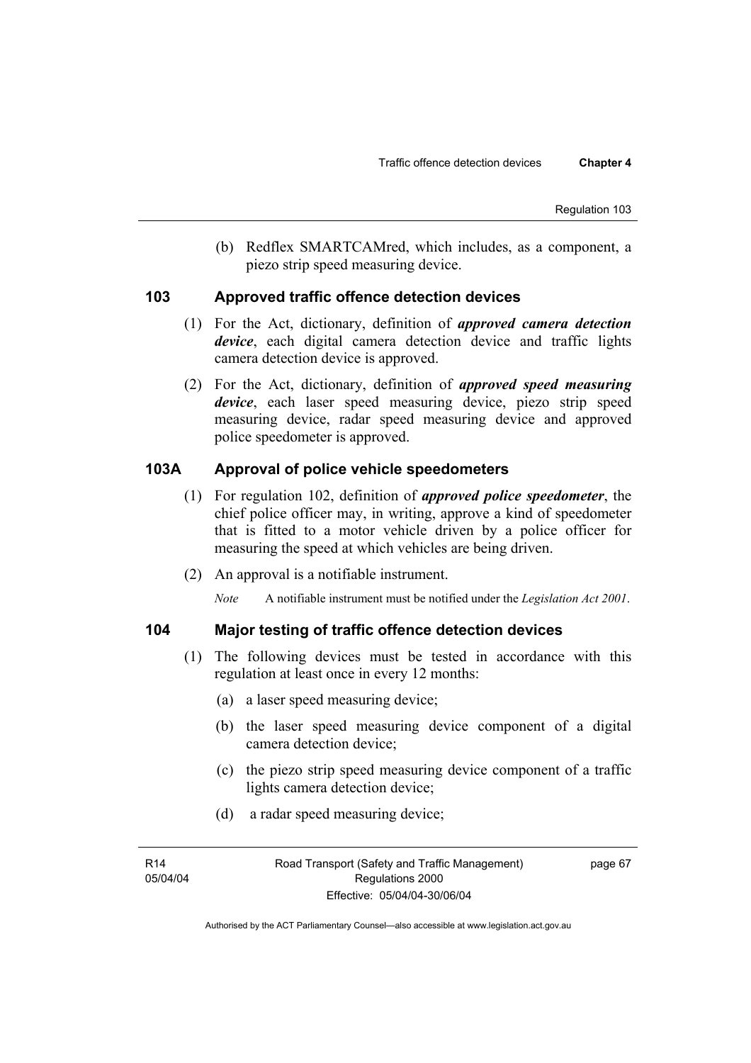(b) Redflex SMARTCAMred, which includes, as a component, a piezo strip speed measuring device.

## 103 Approved traffic offence detection devices

(1) For the Act, dictionary, definition of ***approved camera detection device***, each digital camera detection device and traffic lights camera detection device is approved.

(2) For the Act, dictionary, definition of ***approved speed measuring device***, each laser speed measuring device, piezo strip speed measuring device, radar speed measuring device and approved police speedometer is approved.

## 103A Approval of police vehicle speedometers

(1) For regulation 102, definition of ***approved police speedometer***, the chief police officer may, in writing, approve a kind of speedometer that is fitted to a motor vehicle driven by a police officer for measuring the speed at which vehicles are being driven.

(2) An approval is a notifiable instrument.

*Note* A notifiable instrument must be notified under the *Legislation Act 2001*.

## 104 Major testing of traffic offence detection devices

(1) The following devices must be tested in accordance with this regulation at least once in every 12 months:

(a) a laser speed measuring device;

(b) the laser speed measuring device component of a digital camera detection device;

(c) the piezo strip speed measuring device component of a traffic lights camera detection device;

(d) a radar speed measuring device;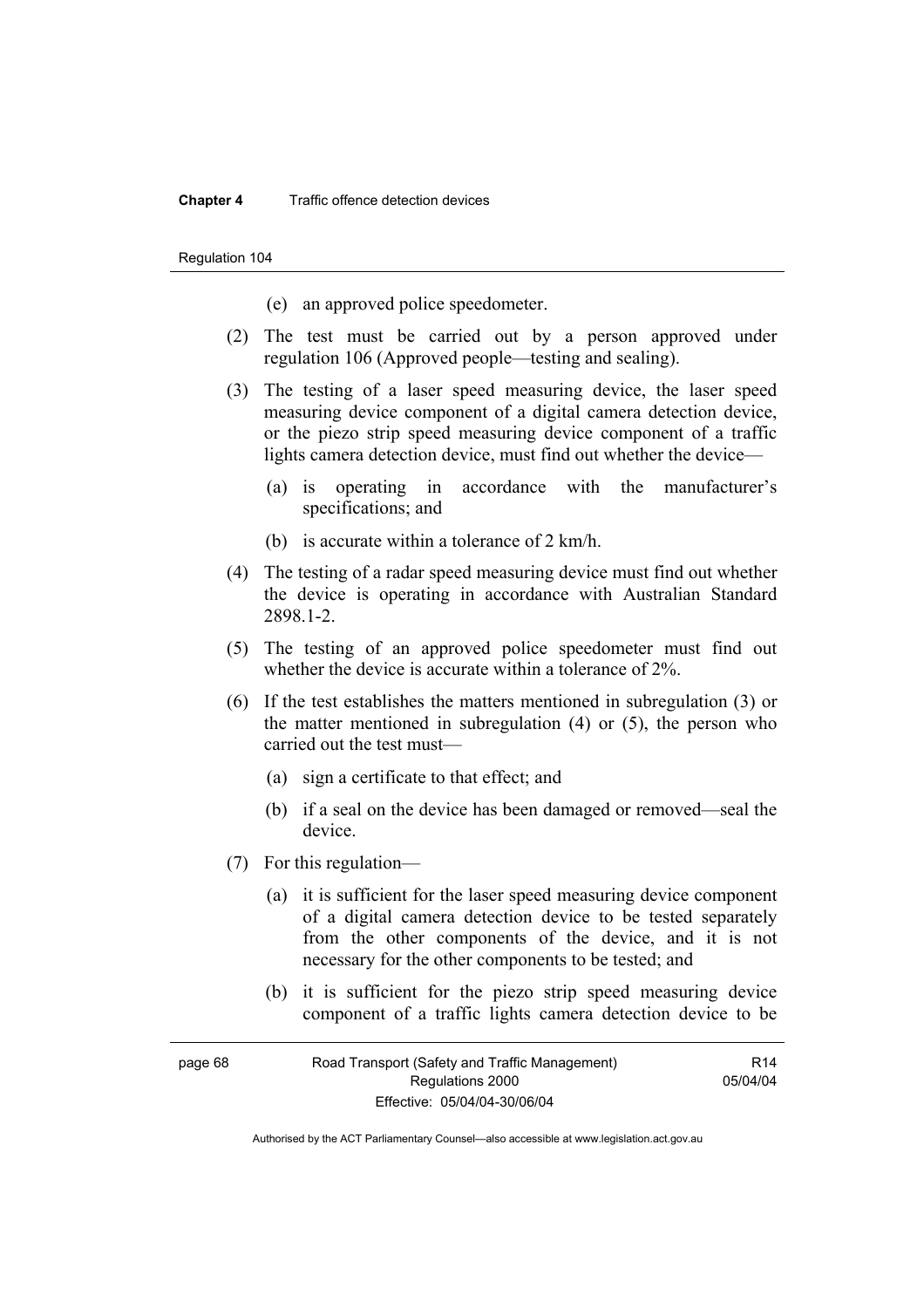(e) an approved police speedometer.

(2) The test must be carried out by a person approved under regulation 106 (Approved people—testing and sealing).

(3) The testing of a laser speed measuring device, the laser speed measuring device component of a digital camera detection device, or the piezo strip speed measuring device component of a traffic lights camera detection device, must find out whether the device—

(a) is operating in accordance with the manufacturer's specifications; and

(b) is accurate within a tolerance of 2 km/h.

(4) The testing of a radar speed measuring device must find out whether the device is operating in accordance with Australian Standard 2898.1-2.

(5) The testing of an approved police speedometer must find out whether the device is accurate within a tolerance of 2%.

(6) If the test establishes the matters mentioned in subregulation (3) or the matter mentioned in subregulation (4) or (5), the person who carried out the test must—

(a) sign a certificate to that effect; and

(b) if a seal on the device has been damaged or removed—seal the device.

(7) For this regulation—

(a) it is sufficient for the laser speed measuring device component of a digital camera detection device to be tested separately from the other components of the device, and it is not necessary for the other components to be tested; and

(b) it is sufficient for the piezo strip speed measuring device component of a traffic lights camera detection device to be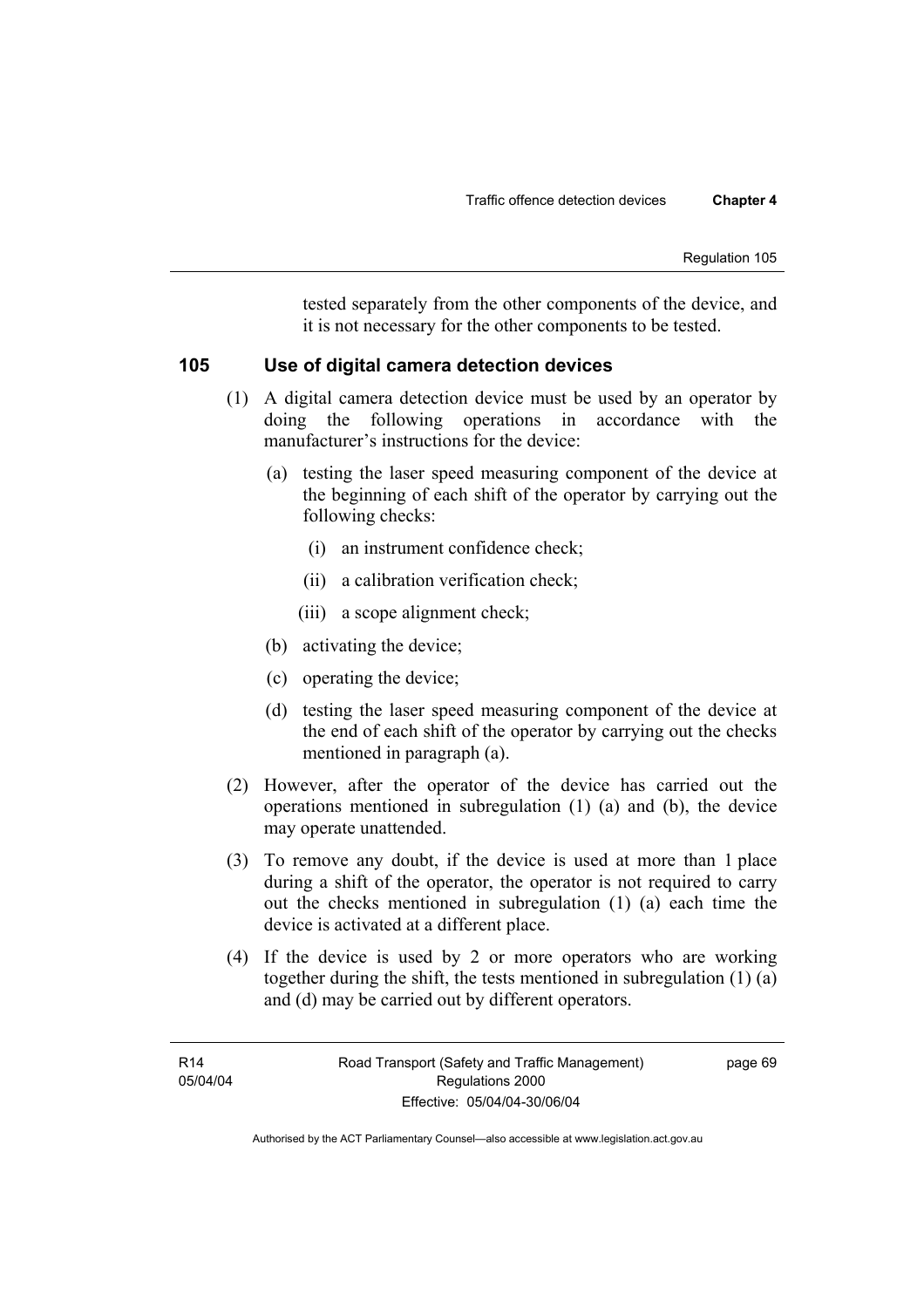tested separately from the other components of the device, and it is not necessary for the other components to be tested.

## 105 Use of digital camera detection devices

(1) A digital camera detection device must be used by an operator by doing the following operations in accordance with the manufacturer's instructions for the device:

(a) testing the laser speed measuring component of the device at the beginning of each shift of the operator by carrying out the following checks:

(i) an instrument confidence check;

(ii) a calibration verification check;

(iii) a scope alignment check;

(b) activating the device;

(c) operating the device;

(d) testing the laser speed measuring component of the device at the end of each shift of the operator by carrying out the checks mentioned in paragraph (a).

(2) However, after the operator of the device has carried out the operations mentioned in subregulation (1) (a) and (b), the device may operate unattended.

(3) To remove any doubt, if the device is used at more than 1 place during a shift of the operator, the operator is not required to carry out the checks mentioned in subregulation (1) (a) each time the device is activated at a different place.

(4) If the device is used by 2 or more operators who are working together during the shift, the tests mentioned in subregulation (1) (a) and (d) may be carried out by different operators.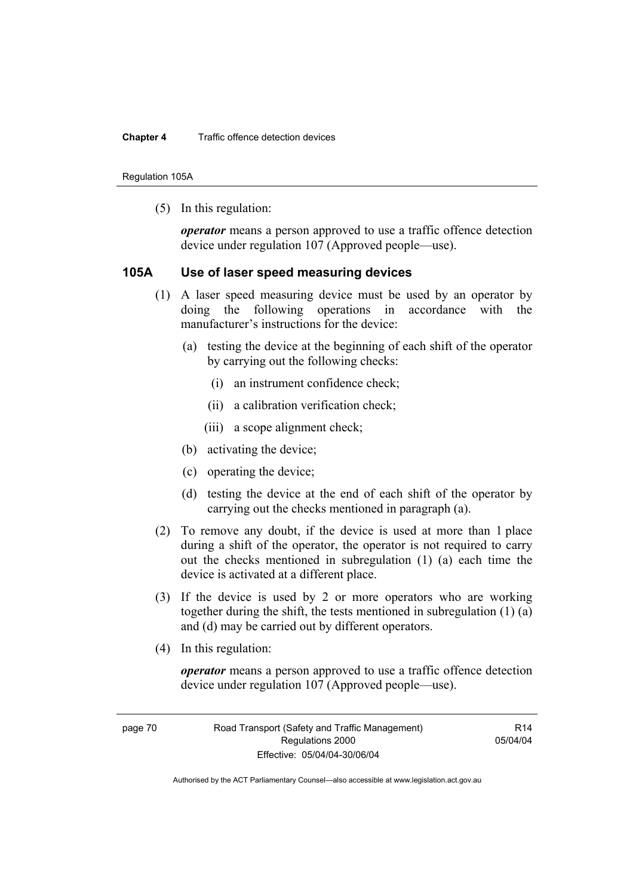(5) In this regulation:

***operator*** means a person approved to use a traffic offence detection device under regulation 107 (Approved people—use).

## 105A Use of laser speed measuring devices

(1) A laser speed measuring device must be used by an operator by doing the following operations in accordance with the manufacturer's instructions for the device:

(a) testing the device at the beginning of each shift of the operator by carrying out the following checks:

(i) an instrument confidence check;

(ii) a calibration verification check;

(iii) a scope alignment check;

(b) activating the device;

(c) operating the device;

(d) testing the device at the end of each shift of the operator by carrying out the checks mentioned in paragraph (a).

(2) To remove any doubt, if the device is used at more than 1 place during a shift of the operator, the operator is not required to carry out the checks mentioned in subregulation (1) (a) each time the device is activated at a different place.

(3) If the device is used by 2 or more operators who are working together during the shift, the tests mentioned in subregulation (1) (a) and (d) may be carried out by different operators.

(4) In this regulation:

***operator*** means a person approved to use a traffic offence detection device under regulation 107 (Approved people—use).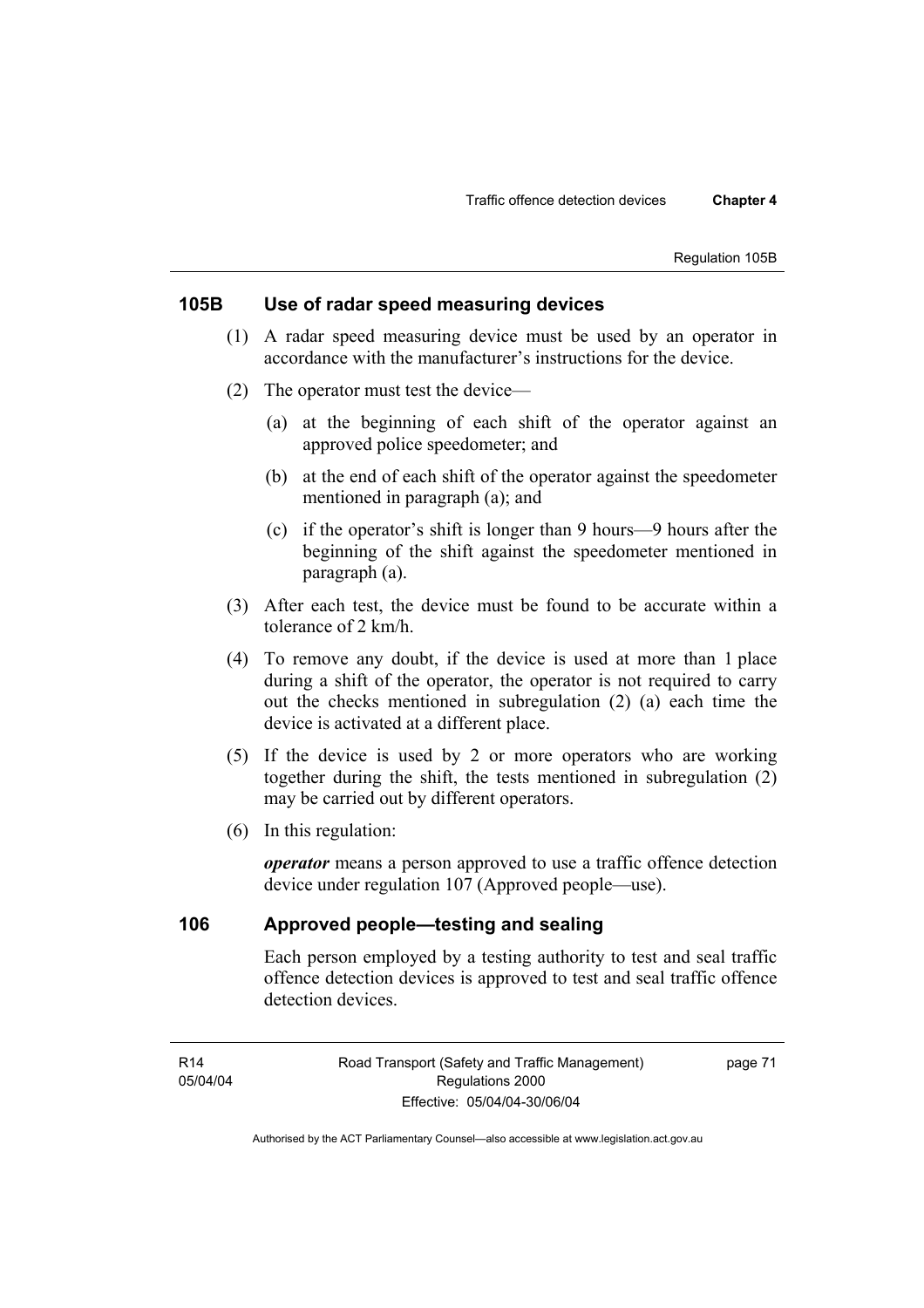## 105B Use of radar speed measuring devices

(1) A radar speed measuring device must be used by an operator in accordance with the manufacturer's instructions for the device.

(2) The operator must test the device—

(a) at the beginning of each shift of the operator against an approved police speedometer; and

(b) at the end of each shift of the operator against the speedometer mentioned in paragraph (a); and

(c) if the operator's shift is longer than 9 hours—9 hours after the beginning of the shift against the speedometer mentioned in paragraph (a).

(3) After each test, the device must be found to be accurate within a tolerance of 2 km/h.

(4) To remove any doubt, if the device is used at more than 1 place during a shift of the operator, the operator is not required to carry out the checks mentioned in subregulation (2) (a) each time the device is activated at a different place.

(5) If the device is used by 2 or more operators who are working together during the shift, the tests mentioned in subregulation (2) may be carried out by different operators.

(6) In this regulation:

***operator*** means a person approved to use a traffic offence detection device under regulation 107 (Approved people—use).

## 106 Approved people—testing and sealing

Each person employed by a testing authority to test and seal traffic offence detection devices is approved to test and seal traffic offence detection devices.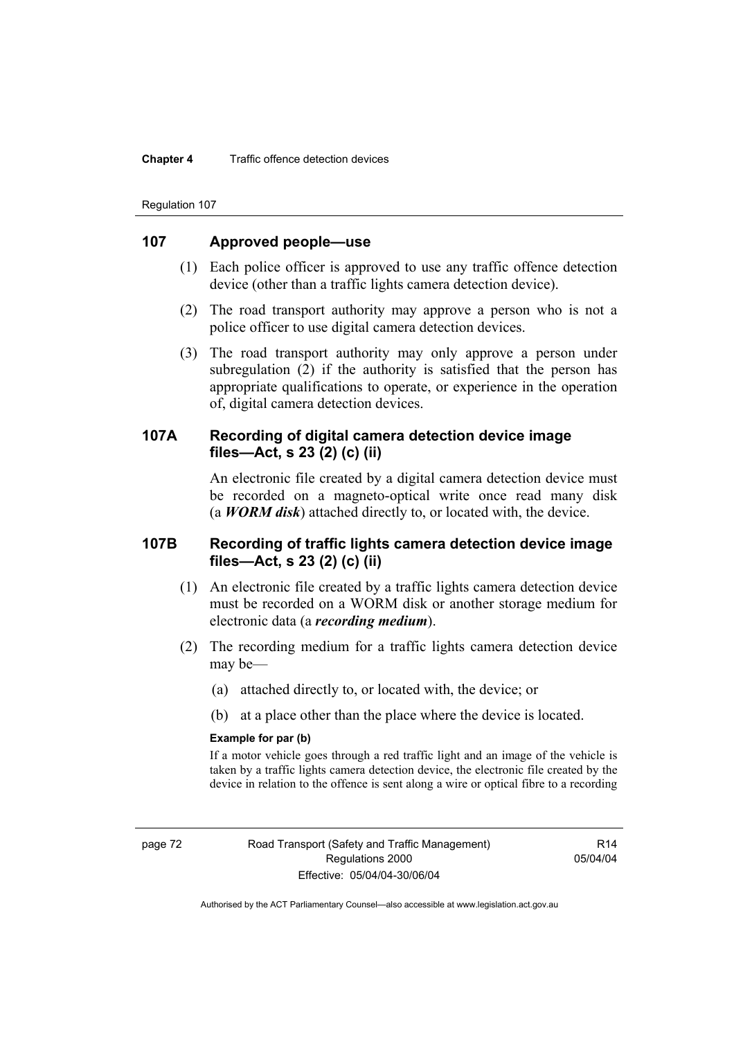## 107 Approved people—use

(1) Each police officer is approved to use any traffic offence detection device (other than a traffic lights camera detection device).

(2) The road transport authority may approve a person who is not a police officer to use digital camera detection devices.

(3) The road transport authority may only approve a person under subregulation (2) if the authority is satisfied that the person has appropriate qualifications to operate, or experience in the operation of, digital camera detection devices.

## 107A Recording of digital camera detection device image files—Act, s 23 (2) (c) (ii)

An electronic file created by a digital camera detection device must be recorded on a magneto-optical write once read many disk (a ***WORM disk***) attached directly to, or located with, the device.

## 107B Recording of traffic lights camera detection device image files—Act, s 23 (2) (c) (ii)

(1) An electronic file created by a traffic lights camera detection device must be recorded on a WORM disk or another storage medium for electronic data (a ***recording medium***).

(2) The recording medium for a traffic lights camera detection device may be—

(a) attached directly to, or located with, the device; or

(b) at a place other than the place where the device is located.

**Example for par (b)**

If a motor vehicle goes through a red traffic light and an image of the vehicle is taken by a traffic lights camera detection device, the electronic file created by the device in relation to the offence is sent along a wire or optical fibre to a recording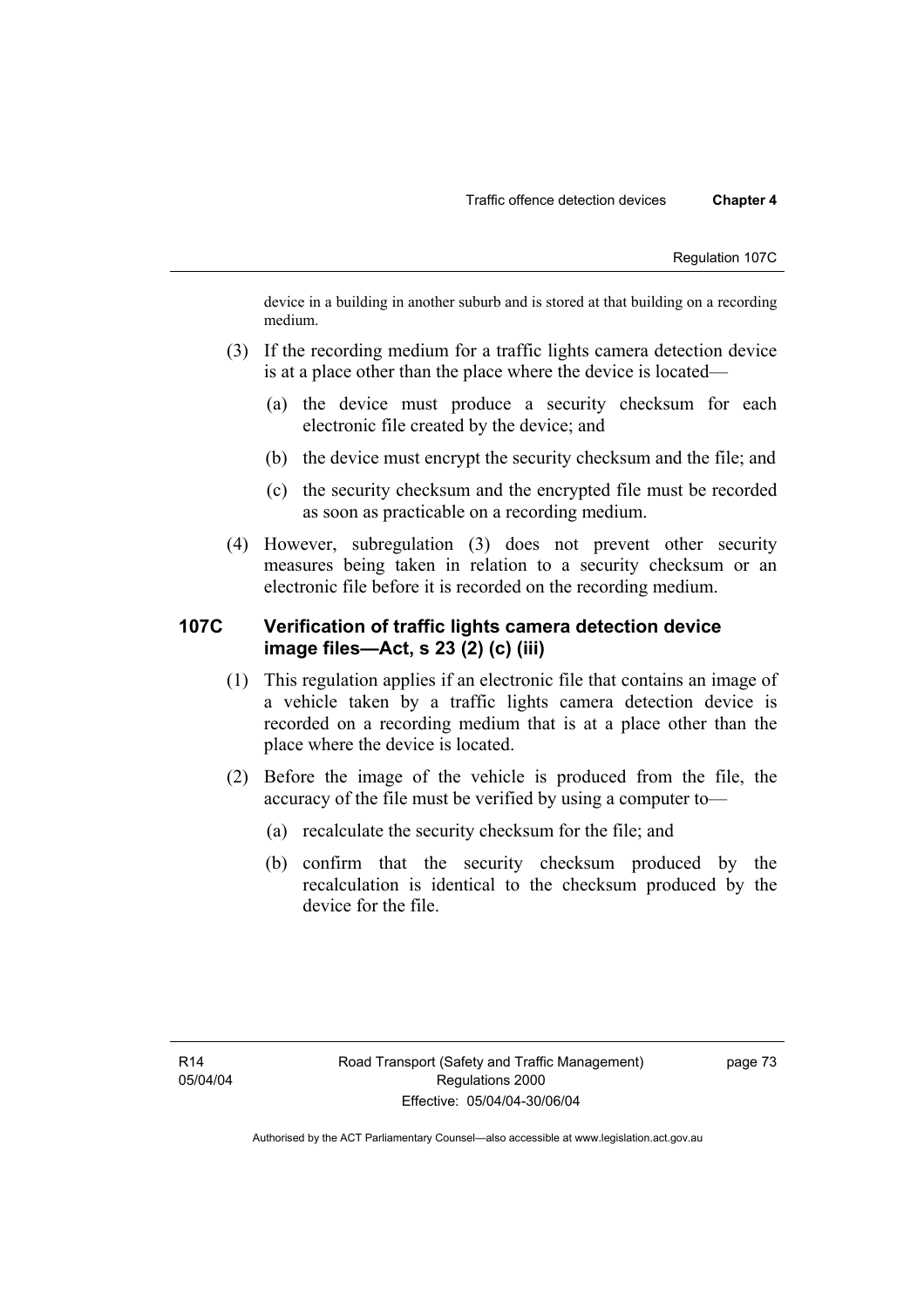device in a building in another suburb and is stored at that building on a recording medium.

(3) If the recording medium for a traffic lights camera detection device is at a place other than the place where the device is located—

(a) the device must produce a security checksum for each electronic file created by the device; and

(b) the device must encrypt the security checksum and the file; and

(c) the security checksum and the encrypted file must be recorded as soon as practicable on a recording medium.

(4) However, subregulation (3) does not prevent other security measures being taken in relation to a security checksum or an electronic file before it is recorded on the recording medium.

## 107C Verification of traffic lights camera detection device image files—Act, s 23 (2) (c) (iii)

(1) This regulation applies if an electronic file that contains an image of a vehicle taken by a traffic lights camera detection device is recorded on a recording medium that is at a place other than the place where the device is located.

(2) Before the image of the vehicle is produced from the file, the accuracy of the file must be verified by using a computer to—

(a) recalculate the security checksum for the file; and

(b) confirm that the security checksum produced by the recalculation is identical to the checksum produced by the device for the file.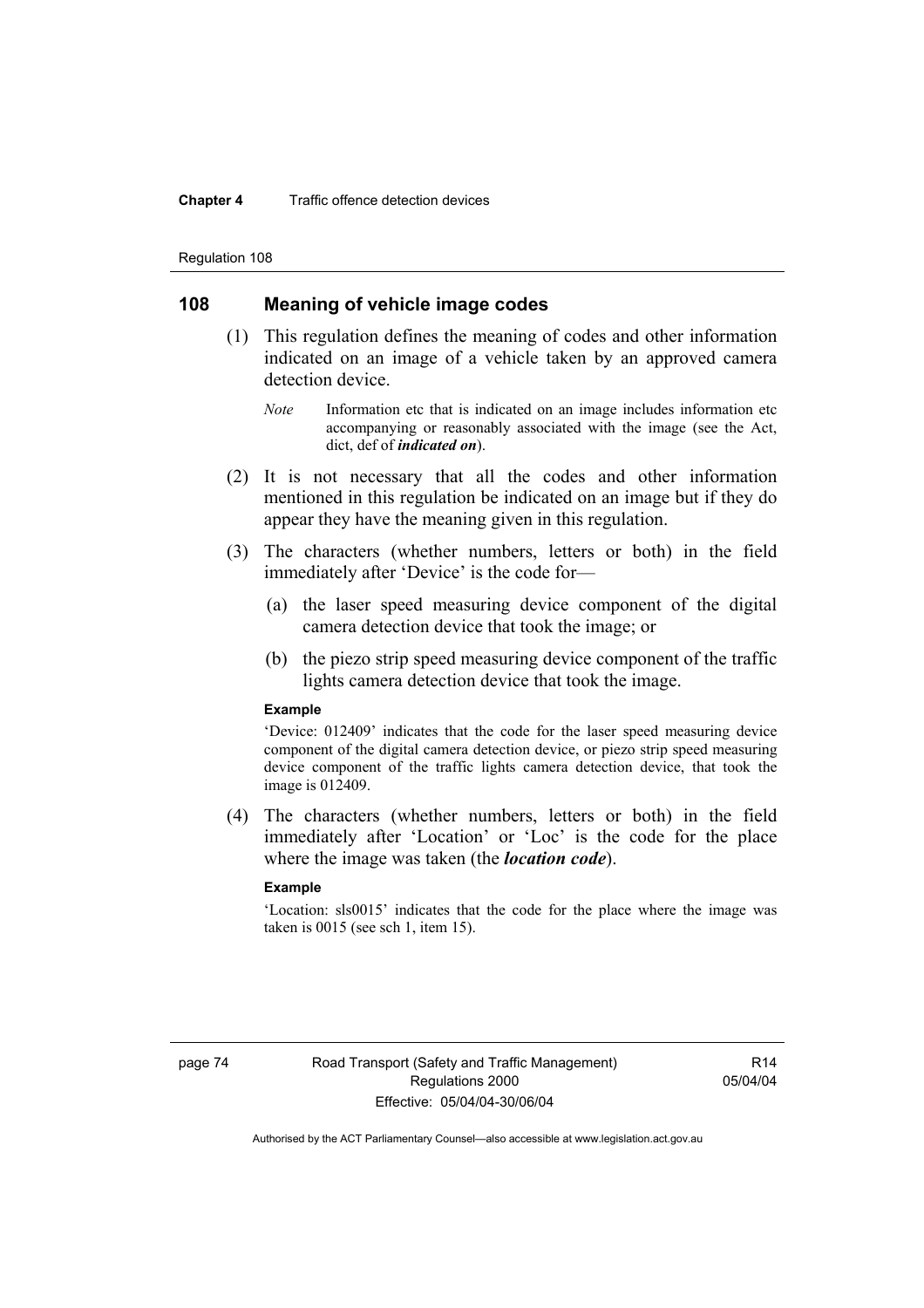## 108 Meaning of vehicle image codes

(1) This regulation defines the meaning of codes and other information indicated on an image of a vehicle taken by an approved camera detection device.

*Note* Information etc that is indicated on an image includes information etc accompanying or reasonably associated with the image (see the Act, dict, def of ***indicated on***).

(2) It is not necessary that all the codes and other information mentioned in this regulation be indicated on an image but if they do appear they have the meaning given in this regulation.

(3) The characters (whether numbers, letters or both) in the field immediately after 'Device' is the code for—

(a) the laser speed measuring device component of the digital camera detection device that took the image; or

(b) the piezo strip speed measuring device component of the traffic lights camera detection device that took the image.

**Example**

'Device: 012409' indicates that the code for the laser speed measuring device component of the digital camera detection device, or piezo strip speed measuring device component of the traffic lights camera detection device, that took the image is 012409.

(4) The characters (whether numbers, letters or both) in the field immediately after 'Location' or 'Loc' is the code for the place where the image was taken (the ***location code***).

**Example**

'Location: sls0015' indicates that the code for the place where the image was taken is 0015 (see sch 1, item 15).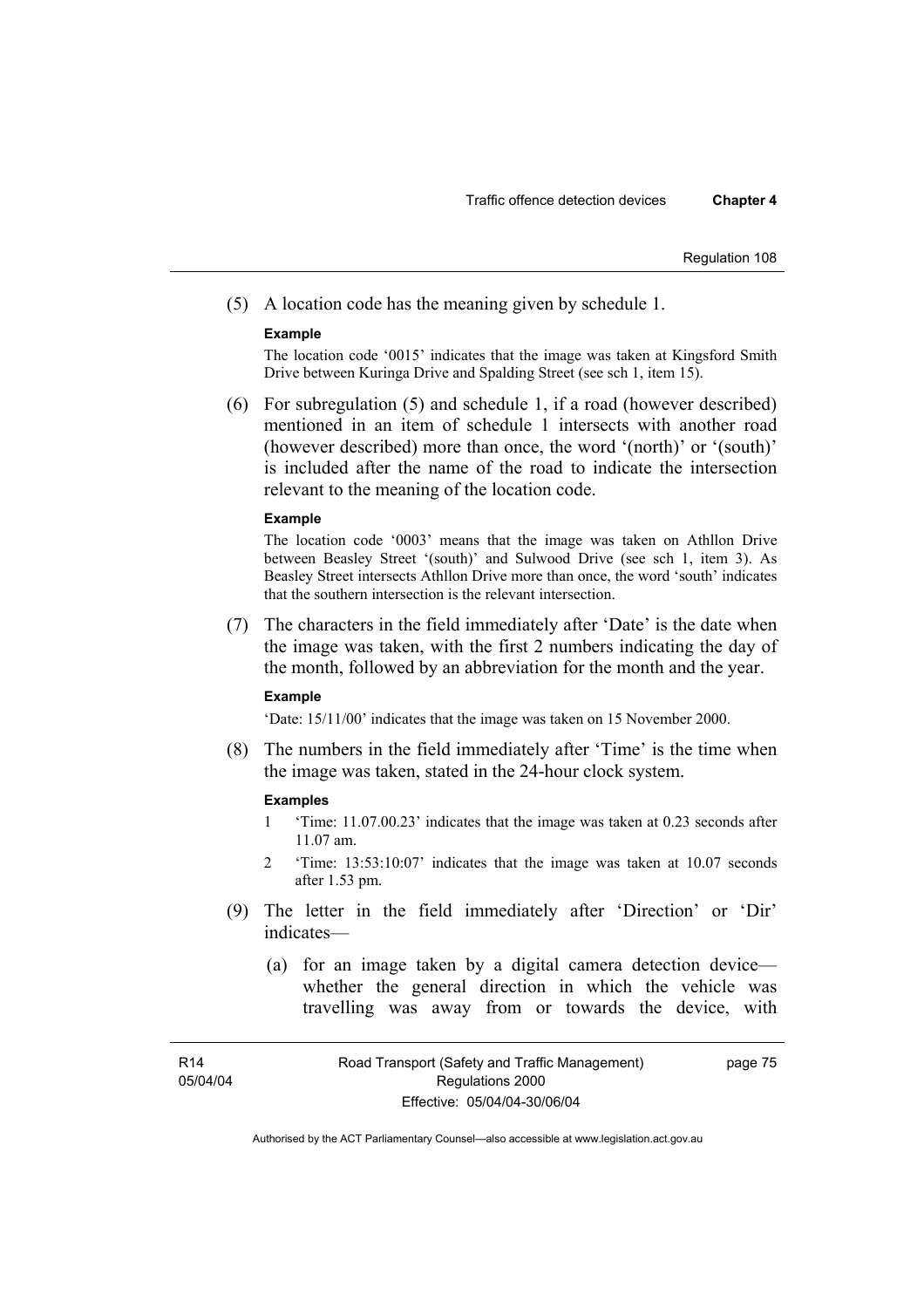(5) A location code has the meaning given by schedule 1.

**Example**

The location code '0015' indicates that the image was taken at Kingsford Smith Drive between Kuringa Drive and Spalding Street (see sch 1, item 15).

(6) For subregulation (5) and schedule 1, if a road (however described) mentioned in an item of schedule 1 intersects with another road (however described) more than once, the word '(north)' or '(south)' is included after the name of the road to indicate the intersection relevant to the meaning of the location code.

**Example**

The location code '0003' means that the image was taken on Athllon Drive between Beasley Street '(south)' and Sulwood Drive (see sch 1, item 3). As Beasley Street intersects Athllon Drive more than once, the word 'south' indicates that the southern intersection is the relevant intersection.

(7) The characters in the field immediately after 'Date' is the date when the image was taken, with the first 2 numbers indicating the day of the month, followed by an abbreviation for the month and the year.

**Example**

'Date: 15/11/00' indicates that the image was taken on 15 November 2000.

(8) The numbers in the field immediately after 'Time' is the time when the image was taken, stated in the 24-hour clock system.

**Examples**

1 'Time: 11.07.00.23' indicates that the image was taken at 0.23 seconds after 11.07 am.

2 'Time: 13:53:10:07' indicates that the image was taken at 10.07 seconds after 1.53 pm.

(9) The letter in the field immediately after 'Direction' or 'Dir' indicates—

(a) for an image taken by a digital camera detection device—whether the general direction in which the vehicle was travelling was away from or towards the device, with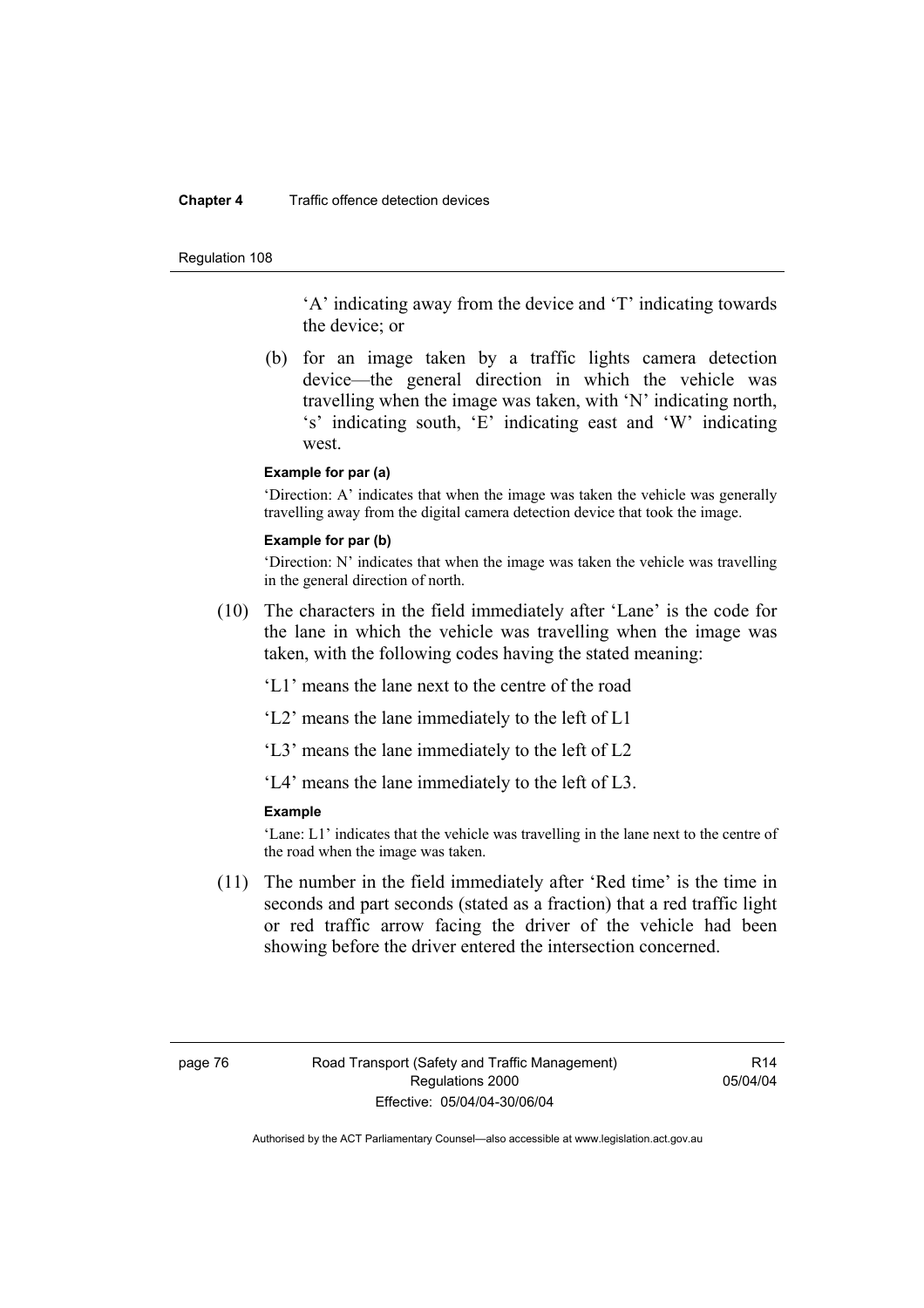'A' indicating away from the device and 'T' indicating towards the device; or

(b) for an image taken by a traffic lights camera detection device—the general direction in which the vehicle was travelling when the image was taken, with 'N' indicating north, 's' indicating south, 'E' indicating east and 'W' indicating west.

**Example for par (a)**

'Direction: A' indicates that when the image was taken the vehicle was generally travelling away from the digital camera detection device that took the image.

**Example for par (b)**

'Direction: N' indicates that when the image was taken the vehicle was travelling in the general direction of north.

(10) The characters in the field immediately after 'Lane' is the code for the lane in which the vehicle was travelling when the image was taken, with the following codes having the stated meaning:

'L1' means the lane next to the centre of the road

'L2' means the lane immediately to the left of L1

'L3' means the lane immediately to the left of L2

'L4' means the lane immediately to the left of L3.

**Example**

'Lane: L1' indicates that the vehicle was travelling in the lane next to the centre of the road when the image was taken.

(11) The number in the field immediately after 'Red time' is the time in seconds and part seconds (stated as a fraction) that a red traffic light or red traffic arrow facing the driver of the vehicle had been showing before the driver entered the intersection concerned.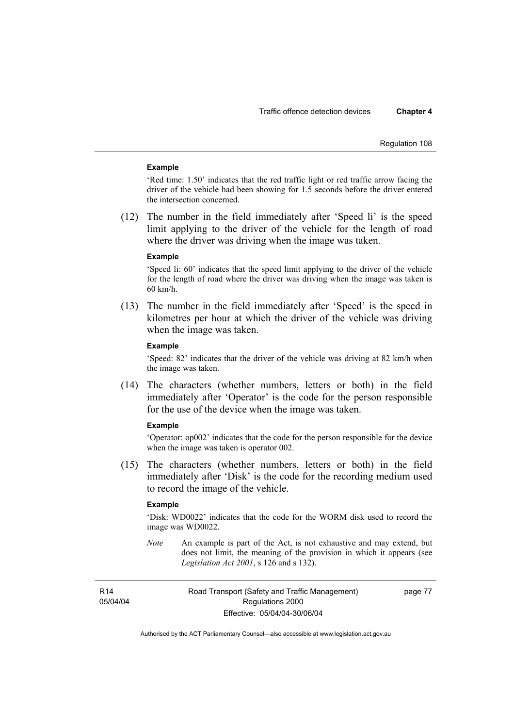**Example**

'Red time: 1.50' indicates that the red traffic light or red traffic arrow facing the driver of the vehicle had been showing for 1.5 seconds before the driver entered the intersection concerned.

(12) The number in the field immediately after 'Speed li' is the speed limit applying to the driver of the vehicle for the length of road where the driver was driving when the image was taken.

**Example**

'Speed li: 60' indicates that the speed limit applying to the driver of the vehicle for the length of road where the driver was driving when the image was taken is 60 km/h.

(13) The number in the field immediately after 'Speed' is the speed in kilometres per hour at which the driver of the vehicle was driving when the image was taken.

**Example**

'Speed: 82' indicates that the driver of the vehicle was driving at 82 km/h when the image was taken.

(14) The characters (whether numbers, letters or both) in the field immediately after 'Operator' is the code for the person responsible for the use of the device when the image was taken.

**Example**

'Operator: op002' indicates that the code for the person responsible for the device when the image was taken is operator 002.

(15) The characters (whether numbers, letters or both) in the field immediately after 'Disk' is the code for the recording medium used to record the image of the vehicle.

**Example**

'Disk: WD0022' indicates that the code for the WORM disk used to record the image was WD0022.

*Note* An example is part of the Act, is not exhaustive and may extend, but does not limit, the meaning of the provision in which it appears (see *Legislation Act 2001*, s 126 and s 132).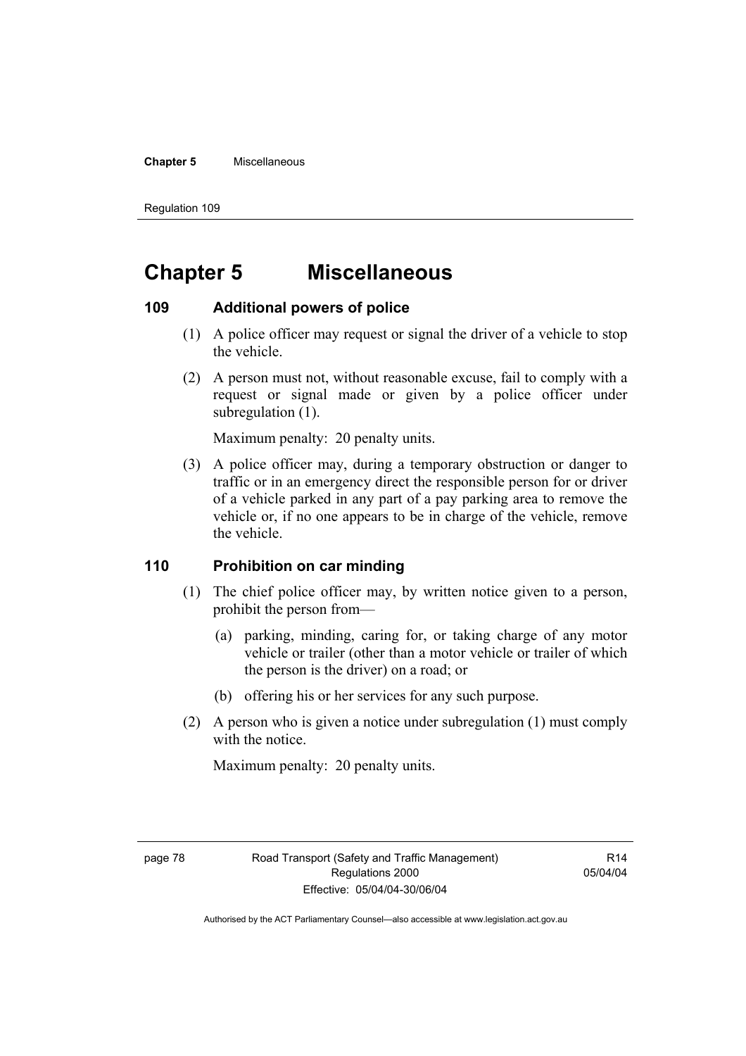# Chapter 5 Miscellaneous

## 109 Additional powers of police

(1) A police officer may request or signal the driver of a vehicle to stop the vehicle.

(2) A person must not, without reasonable excuse, fail to comply with a request or signal made or given by a police officer under subregulation (1).

Maximum penalty: 20 penalty units.

(3) A police officer may, during a temporary obstruction or danger to traffic or in an emergency direct the responsible person for or driver of a vehicle parked in any part of a pay parking area to remove the vehicle or, if no one appears to be in charge of the vehicle, remove the vehicle.

## 110 Prohibition on car minding

(1) The chief police officer may, by written notice given to a person, prohibit the person from—

(a) parking, minding, caring for, or taking charge of any motor vehicle or trailer (other than a motor vehicle or trailer of which the person is the driver) on a road; or

(b) offering his or her services for any such purpose.

(2) A person who is given a notice under subregulation (1) must comply with the notice.

Maximum penalty: 20 penalty units.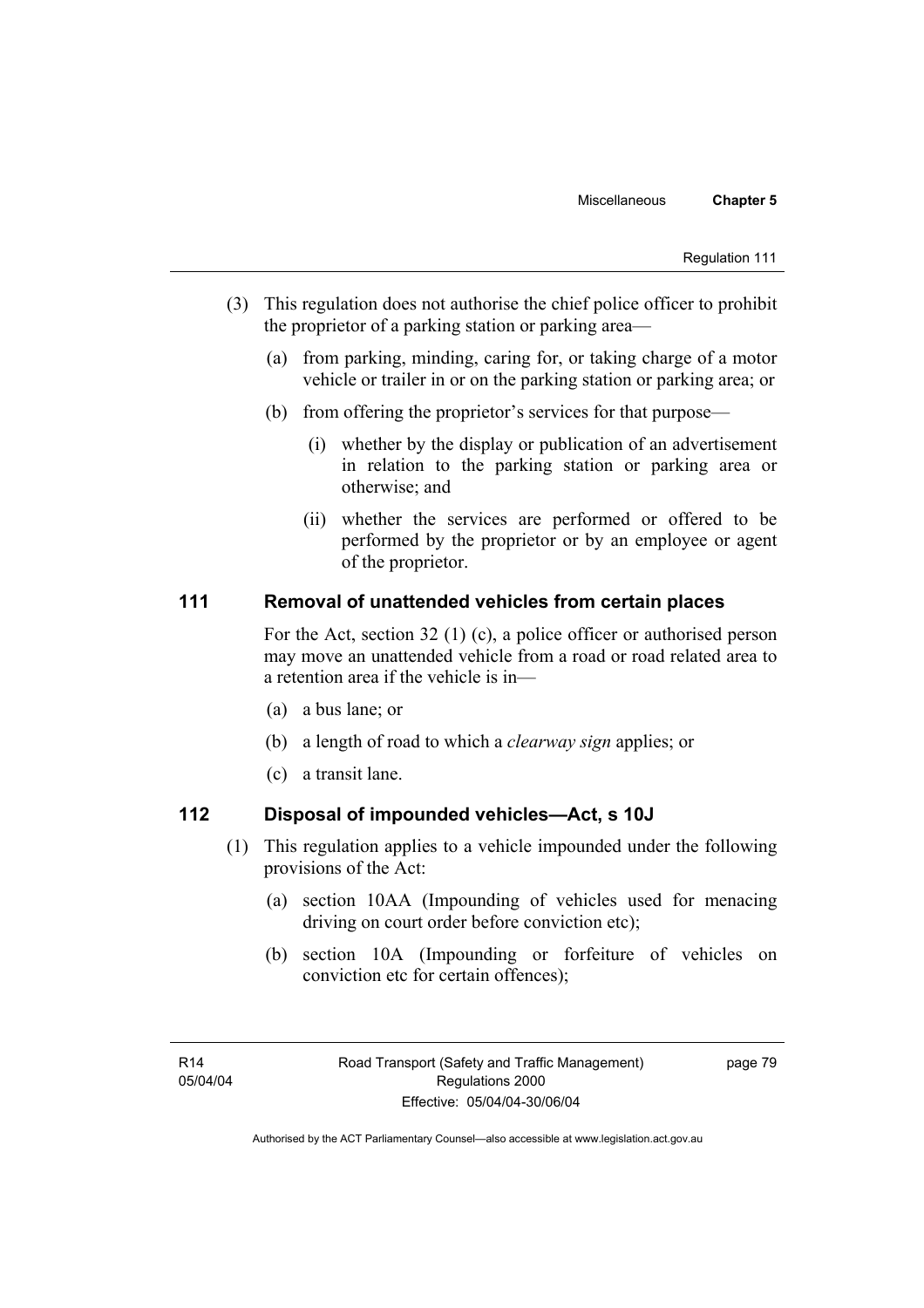(3) This regulation does not authorise the chief police officer to prohibit the proprietor of a parking station or parking area—

(a) from parking, minding, caring for, or taking charge of a motor vehicle or trailer in or on the parking station or parking area; or

(b) from offering the proprietor's services for that purpose—

(i) whether by the display or publication of an advertisement in relation to the parking station or parking area or otherwise; and

(ii) whether the services are performed or offered to be performed by the proprietor or by an employee or agent of the proprietor.

## 111 Removal of unattended vehicles from certain places

For the Act, section 32 (1) (c), a police officer or authorised person may move an unattended vehicle from a road or road related area to a retention area if the vehicle is in—

(a) a bus lane; or

(b) a length of road to which a *clearway sign* applies; or

(c) a transit lane.

## 112 Disposal of impounded vehicles—Act, s 10J

(1) This regulation applies to a vehicle impounded under the following provisions of the Act:

(a) section 10AA (Impounding of vehicles used for menacing driving on court order before conviction etc);

(b) section 10A (Impounding or forfeiture of vehicles on conviction etc for certain offences);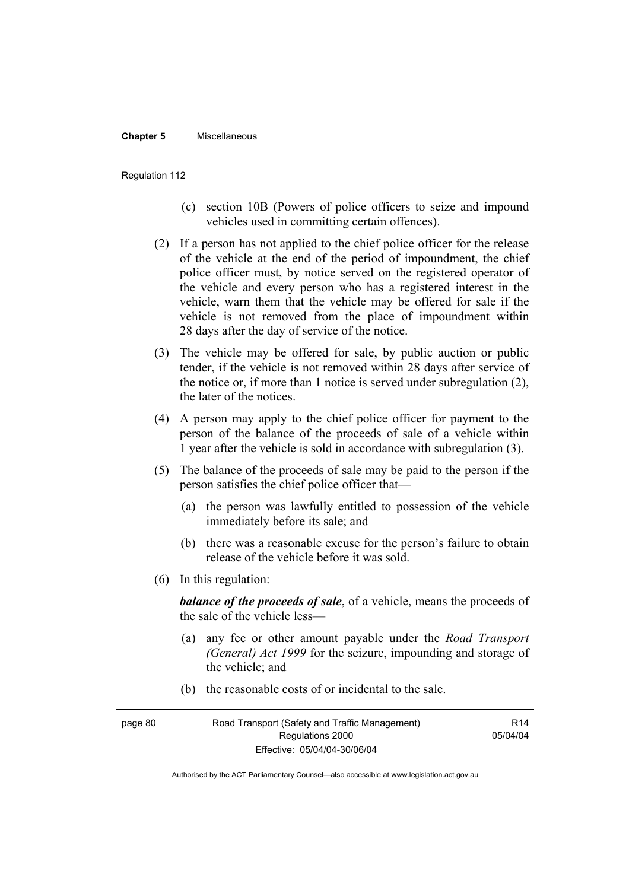(c) section 10B (Powers of police officers to seize and impound vehicles used in committing certain offences).

(2) If a person has not applied to the chief police officer for the release of the vehicle at the end of the period of impoundment, the chief police officer must, by notice served on the registered operator of the vehicle and every person who has a registered interest in the vehicle, warn them that the vehicle may be offered for sale if the vehicle is not removed from the place of impoundment within 28 days after the day of service of the notice.

(3) The vehicle may be offered for sale, by public auction or public tender, if the vehicle is not removed within 28 days after service of the notice or, if more than 1 notice is served under subregulation (2), the later of the notices.

(4) A person may apply to the chief police officer for payment to the person of the balance of the proceeds of sale of a vehicle within 1 year after the vehicle is sold in accordance with subregulation (3).

(5) The balance of the proceeds of sale may be paid to the person if the person satisfies the chief police officer that—

(a) the person was lawfully entitled to possession of the vehicle immediately before its sale; and

(b) there was a reasonable excuse for the person's failure to obtain release of the vehicle before it was sold.

(6) In this regulation:

***balance of the proceeds of sale***, of a vehicle, means the proceeds of the sale of the vehicle less—

(a) any fee or other amount payable under the *Road Transport (General) Act 1999* for the seizure, impounding and storage of the vehicle; and

(b) the reasonable costs of or incidental to the sale.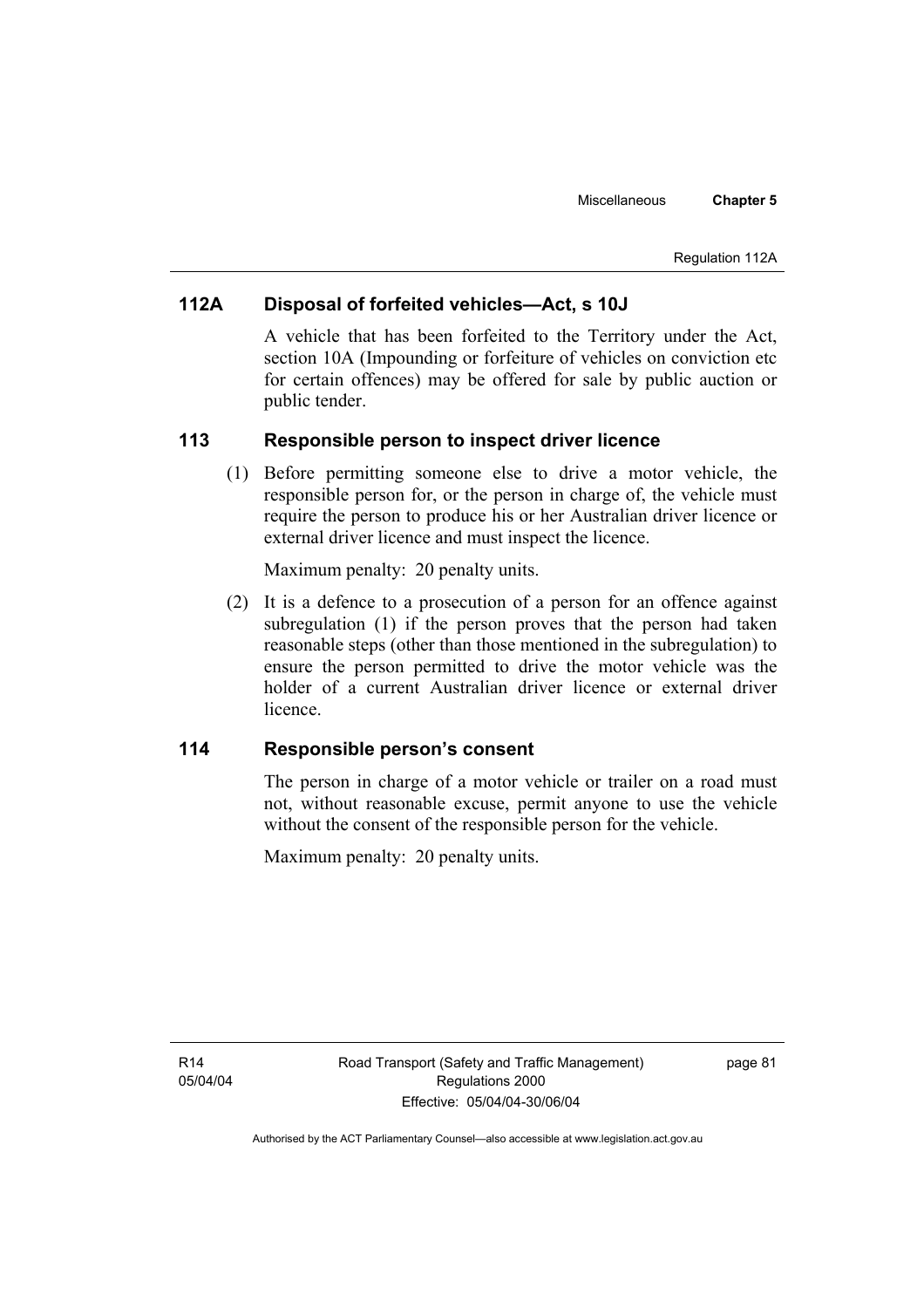## 112A Disposal of forfeited vehicles—Act, s 10J

A vehicle that has been forfeited to the Territory under the Act, section 10A (Impounding or forfeiture of vehicles on conviction etc for certain offences) may be offered for sale by public auction or public tender.

## 113 Responsible person to inspect driver licence

(1) Before permitting someone else to drive a motor vehicle, the responsible person for, or the person in charge of, the vehicle must require the person to produce his or her Australian driver licence or external driver licence and must inspect the licence.

Maximum penalty: 20 penalty units.

(2) It is a defence to a prosecution of a person for an offence against subregulation (1) if the person proves that the person had taken reasonable steps (other than those mentioned in the subregulation) to ensure the person permitted to drive the motor vehicle was the holder of a current Australian driver licence or external driver licence.

## 114 Responsible person's consent

The person in charge of a motor vehicle or trailer on a road must not, without reasonable excuse, permit anyone to use the vehicle without the consent of the responsible person for the vehicle.

Maximum penalty: 20 penalty units.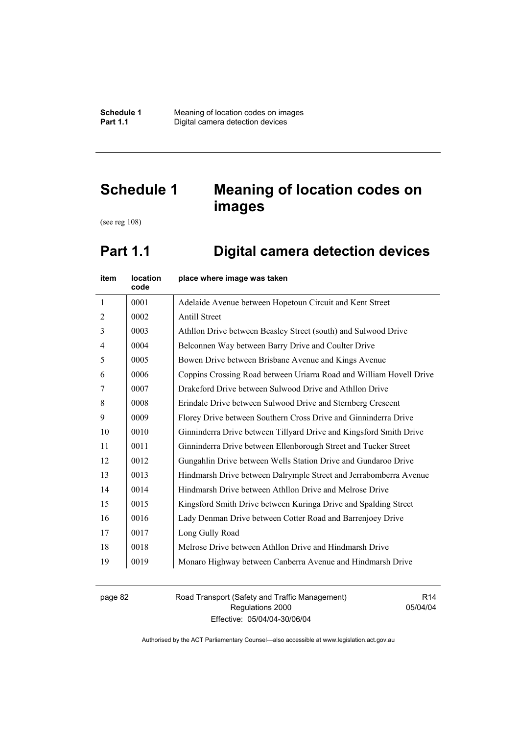# Schedule 1 Meaning of location codes on images

(see reg 108)

## Part 1.1 Digital camera detection devices

| item | location code | place where image was taken |
|---|---|---|
| 1 | 0001 | Adelaide Avenue between Hopetoun Circuit and Kent Street |
| 2 | 0002 | Antill Street |
| 3 | 0003 | Athllon Drive between Beasley Street (south) and Sulwood Drive |
| 4 | 0004 | Belconnen Way between Barry Drive and Coulter Drive |
| 5 | 0005 | Bowen Drive between Brisbane Avenue and Kings Avenue |
| 6 | 0006 | Coppins Crossing Road between Uriarra Road and William Hovell Drive |
| 7 | 0007 | Drakeford Drive between Sulwood Drive and Athllon Drive |
| 8 | 0008 | Erindale Drive between Sulwood Drive and Sternberg Crescent |
| 9 | 0009 | Florey Drive between Southern Cross Drive and Ginninderra Drive |
| 10 | 0010 | Ginninderra Drive between Tillyard Drive and Kingsford Smith Drive |
| 11 | 0011 | Ginninderra Drive between Ellenborough Street and Tucker Street |
| 12 | 0012 | Gungahlin Drive between Wells Station Drive and Gundaroo Drive |
| 13 | 0013 | Hindmarsh Drive between Dalrymple Street and Jerrabomberra Avenue |
| 14 | 0014 | Hindmarsh Drive between Athllon Drive and Melrose Drive |
| 15 | 0015 | Kingsford Smith Drive between Kuringa Drive and Spalding Street |
| 16 | 0016 | Lady Denman Drive between Cotter Road and Barrenjoey Drive |
| 17 | 0017 | Long Gully Road |
| 18 | 0018 | Melrose Drive between Athllon Drive and Hindmarsh Drive |
| 19 | 0019 | Monaro Highway between Canberra Avenue and Hindmarsh Drive |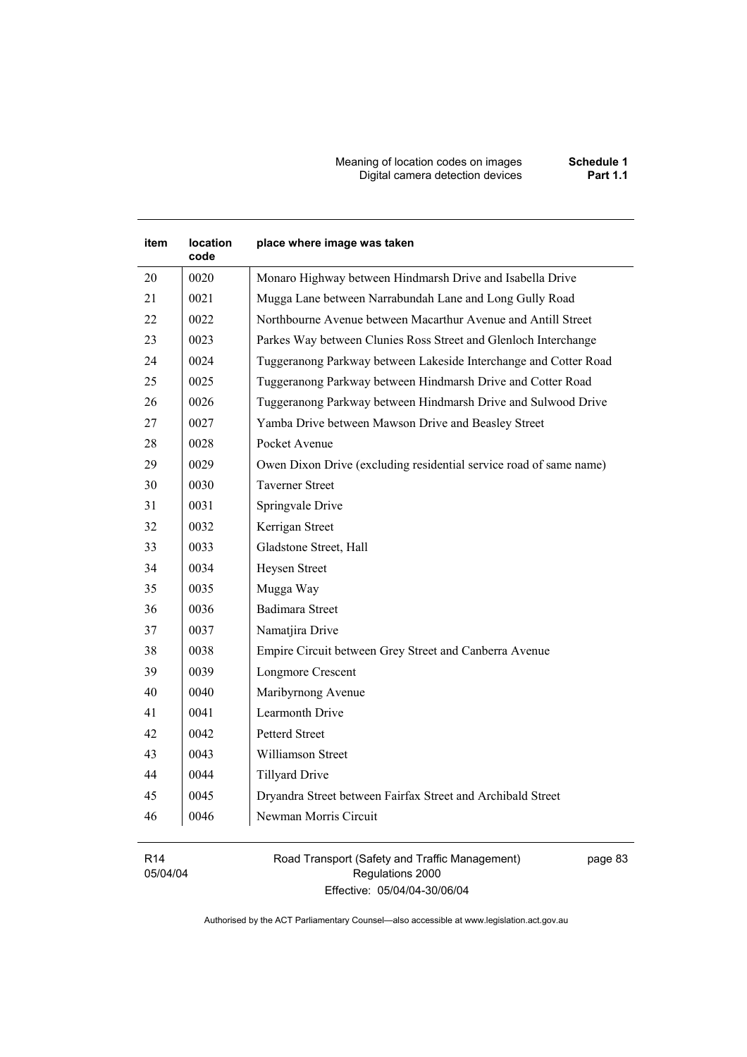| item | location code | place where image was taken |
|---|---|---|
| 20 | 0020 | Monaro Highway between Hindmarsh Drive and Isabella Drive |
| 21 | 0021 | Mugga Lane between Narrabundah Lane and Long Gully Road |
| 22 | 0022 | Northbourne Avenue between Macarthur Avenue and Antill Street |
| 23 | 0023 | Parkes Way between Clunies Ross Street and Glenloch Interchange |
| 24 | 0024 | Tuggeranong Parkway between Lakeside Interchange and Cotter Road |
| 25 | 0025 | Tuggeranong Parkway between Hindmarsh Drive and Cotter Road |
| 26 | 0026 | Tuggeranong Parkway between Hindmarsh Drive and Sulwood Drive |
| 27 | 0027 | Yamba Drive between Mawson Drive and Beasley Street |
| 28 | 0028 | Pocket Avenue |
| 29 | 0029 | Owen Dixon Drive (excluding residential service road of same name) |
| 30 | 0030 | Taverner Street |
| 31 | 0031 | Springvale Drive |
| 32 | 0032 | Kerrigan Street |
| 33 | 0033 | Gladstone Street, Hall |
| 34 | 0034 | Heysen Street |
| 35 | 0035 | Mugga Way |
| 36 | 0036 | Badimara Street |
| 37 | 0037 | Namatjira Drive |
| 38 | 0038 | Empire Circuit between Grey Street and Canberra Avenue |
| 39 | 0039 | Longmore Crescent |
| 40 | 0040 | Maribyrnong Avenue |
| 41 | 0041 | Learmonth Drive |
| 42 | 0042 | Petterd Street |
| 43 | 0043 | Williamson Street |
| 44 | 0044 | Tillyard Drive |
| 45 | 0045 | Dryandra Street between Fairfax Street and Archibald Street |
| 46 | 0046 | Newman Morris Circuit |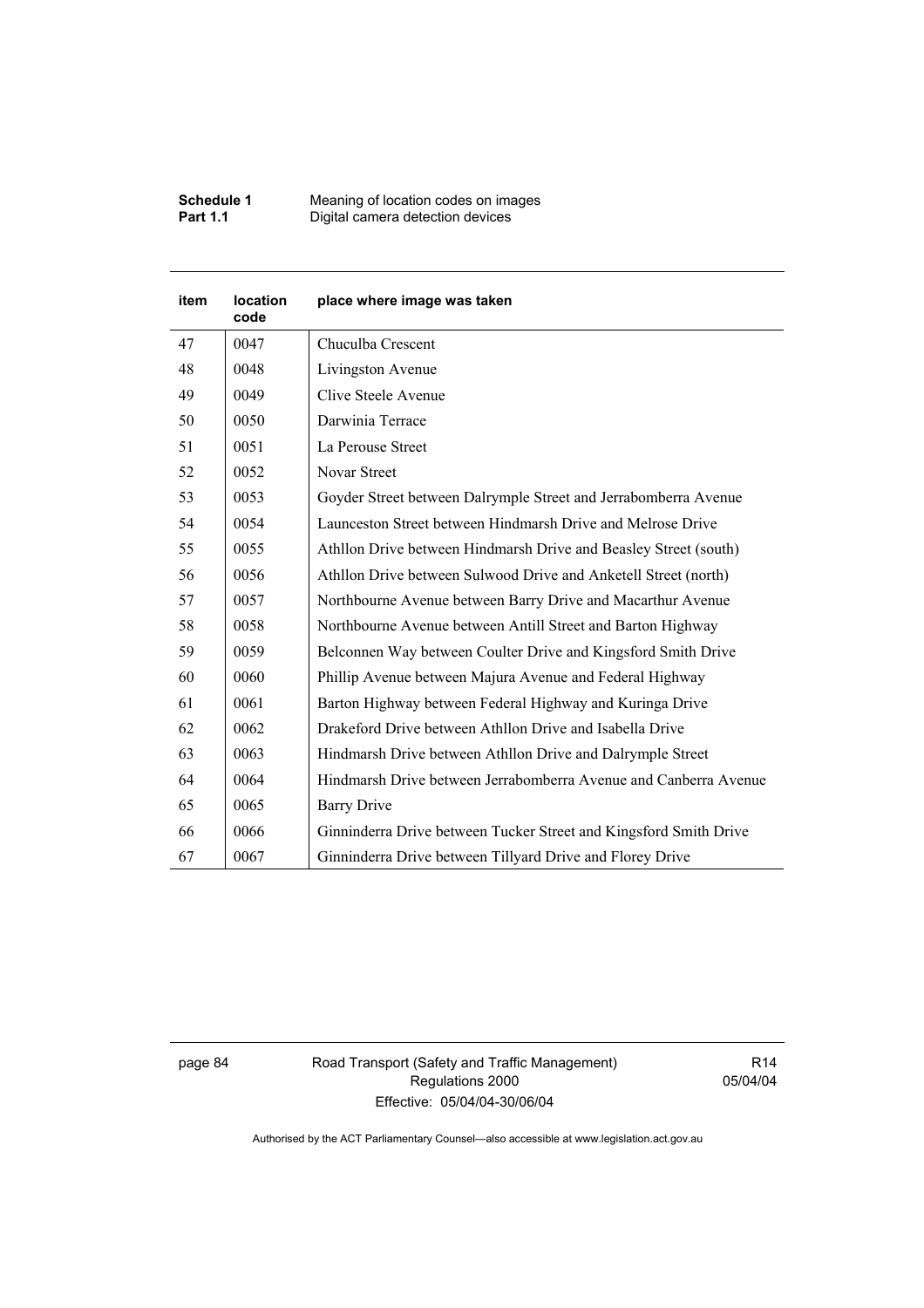| item | location code | place where image was taken |
|---|---|---|
| 47 | 0047 | Chuculba Crescent |
| 48 | 0048 | Livingston Avenue |
| 49 | 0049 | Clive Steele Avenue |
| 50 | 0050 | Darwinia Terrace |
| 51 | 0051 | La Perouse Street |
| 52 | 0052 | Novar Street |
| 53 | 0053 | Goyder Street between Dalrymple Street and Jerrabomberra Avenue |
| 54 | 0054 | Launceston Street between Hindmarsh Drive and Melrose Drive |
| 55 | 0055 | Athllon Drive between Hindmarsh Drive and Beasley Street (south) |
| 56 | 0056 | Athllon Drive between Sulwood Drive and Anketell Street (north) |
| 57 | 0057 | Northbourne Avenue between Barry Drive and Macarthur Avenue |
| 58 | 0058 | Northbourne Avenue between Antill Street and Barton Highway |
| 59 | 0059 | Belconnen Way between Coulter Drive and Kingsford Smith Drive |
| 60 | 0060 | Phillip Avenue between Majura Avenue and Federal Highway |
| 61 | 0061 | Barton Highway between Federal Highway and Kuringa Drive |
| 62 | 0062 | Drakeford Drive between Athllon Drive and Isabella Drive |
| 63 | 0063 | Hindmarsh Drive between Athllon Drive and Dalrymple Street |
| 64 | 0064 | Hindmarsh Drive between Jerrabomberra Avenue and Canberra Avenue |
| 65 | 0065 | Barry Drive |
| 66 | 0066 | Ginninderra Drive between Tucker Street and Kingsford Smith Drive |
| 67 | 0067 | Ginninderra Drive between Tillyard Drive and Florey Drive |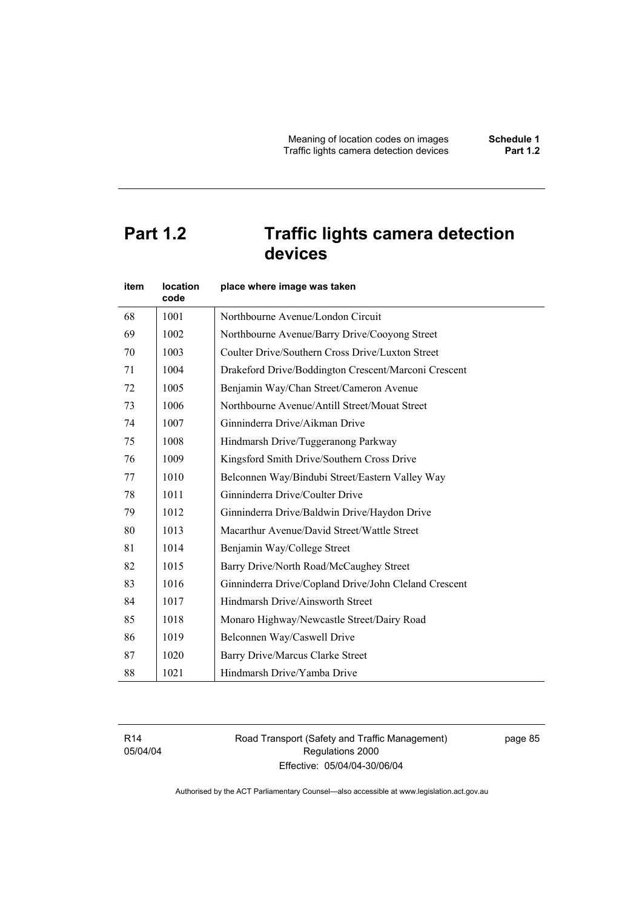# Part 1.2 Traffic lights camera detection devices

| item | location code | place where image was taken |
|---|---|---|
| 68 | 1001 | Northbourne Avenue/London Circuit |
| 69 | 1002 | Northbourne Avenue/Barry Drive/Cooyong Street |
| 70 | 1003 | Coulter Drive/Southern Cross Drive/Luxton Street |
| 71 | 1004 | Drakeford Drive/Boddington Crescent/Marconi Crescent |
| 72 | 1005 | Benjamin Way/Chan Street/Cameron Avenue |
| 73 | 1006 | Northbourne Avenue/Antill Street/Mouat Street |
| 74 | 1007 | Ginninderra Drive/Aikman Drive |
| 75 | 1008 | Hindmarsh Drive/Tuggeranong Parkway |
| 76 | 1009 | Kingsford Smith Drive/Southern Cross Drive |
| 77 | 1010 | Belconnen Way/Bindubi Street/Eastern Valley Way |
| 78 | 1011 | Ginninderra Drive/Coulter Drive |
| 79 | 1012 | Ginninderra Drive/Baldwin Drive/Haydon Drive |
| 80 | 1013 | Macarthur Avenue/David Street/Wattle Street |
| 81 | 1014 | Benjamin Way/College Street |
| 82 | 1015 | Barry Drive/North Road/McCaughey Street |
| 83 | 1016 | Ginninderra Drive/Copland Drive/John Cleland Crescent |
| 84 | 1017 | Hindmarsh Drive/Ainsworth Street |
| 85 | 1018 | Monaro Highway/Newcastle Street/Dairy Road |
| 86 | 1019 | Belconnen Way/Caswell Drive |
| 87 | 1020 | Barry Drive/Marcus Clarke Street |
| 88 | 1021 | Hindmarsh Drive/Yamba Drive |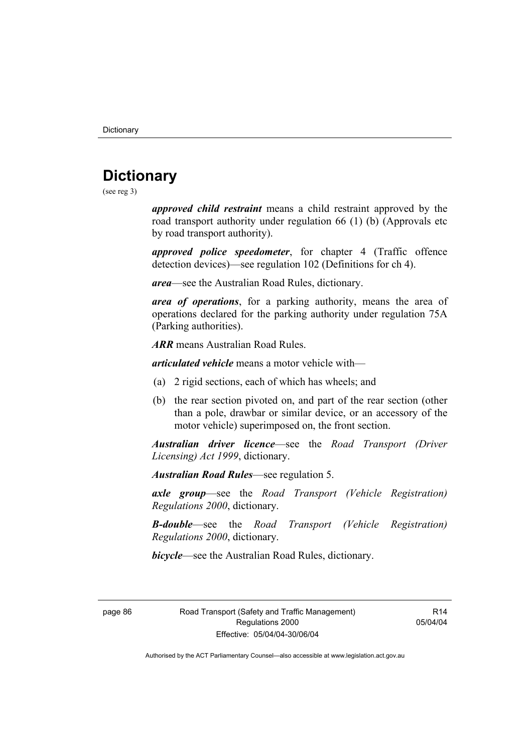# Dictionary

(see reg 3)

***approved child restraint*** means a child restraint approved by the road transport authority under regulation 66 (1) (b) (Approvals etc by road transport authority).

***approved police speedometer***, for chapter 4 (Traffic offence detection devices)—see regulation 102 (Definitions for ch 4).

***area***—see the Australian Road Rules, dictionary.

***area of operations***, for a parking authority, means the area of operations declared for the parking authority under regulation 75A (Parking authorities).

***ARR*** means Australian Road Rules.

***articulated vehicle*** means a motor vehicle with—

(a) 2 rigid sections, each of which has wheels; and

(b) the rear section pivoted on, and part of the rear section (other than a pole, drawbar or similar device, or an accessory of the motor vehicle) superimposed on, the front section.

***Australian driver licence***—see the *Road Transport (Driver Licensing) Act 1999*, dictionary.

***Australian Road Rules***—see regulation 5.

***axle group***—see the *Road Transport (Vehicle Registration) Regulations 2000*, dictionary.

***B-double***—see the *Road Transport (Vehicle Registration) Regulations 2000*, dictionary.

***bicycle***—see the Australian Road Rules, dictionary.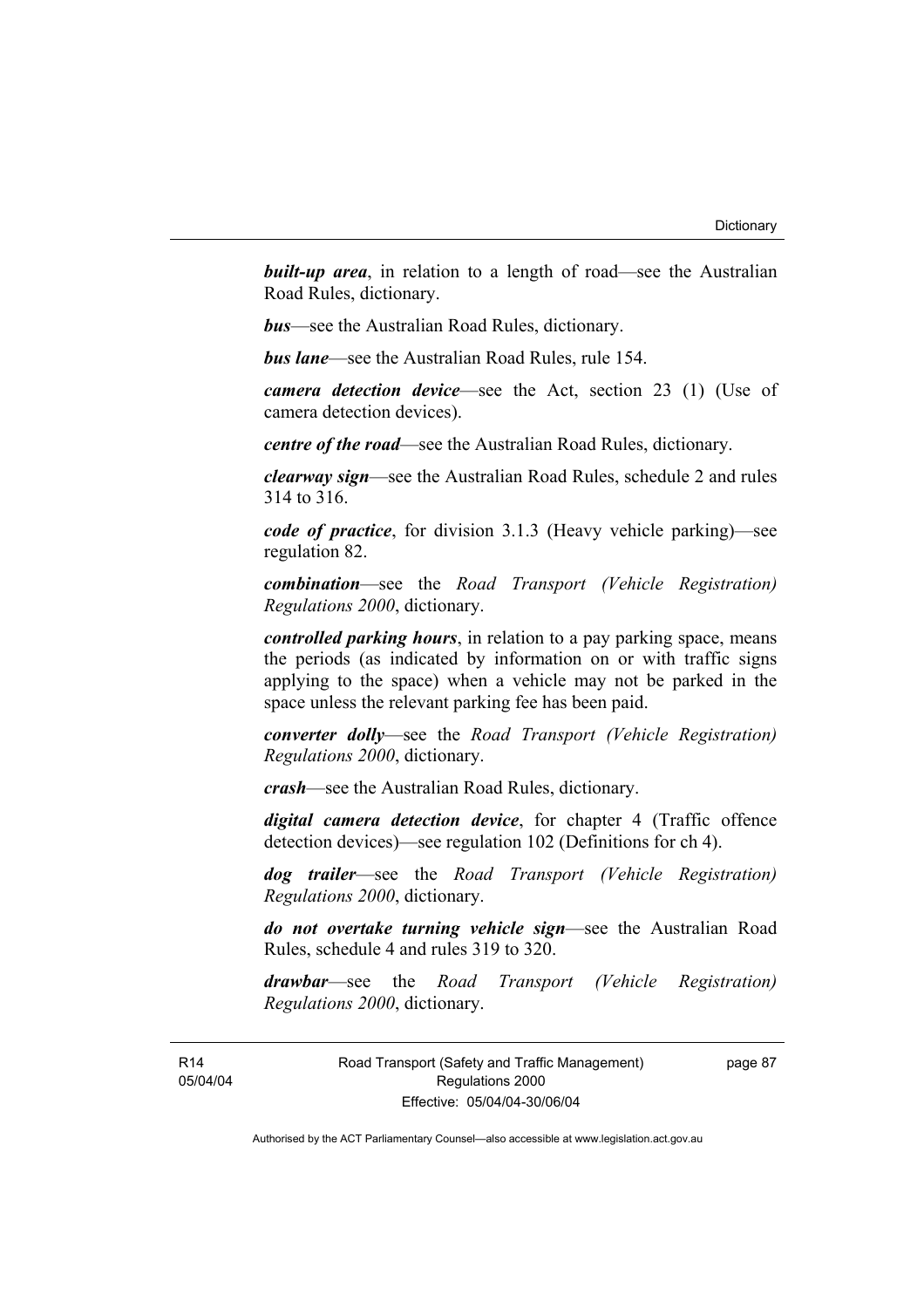***built-up area***, in relation to a length of road—see the Australian Road Rules, dictionary.

***bus***—see the Australian Road Rules, dictionary.

***bus lane***—see the Australian Road Rules, rule 154.

***camera detection device***—see the Act, section 23 (1) (Use of camera detection devices).

***centre of the road***—see the Australian Road Rules, dictionary.

***clearway sign***—see the Australian Road Rules, schedule 2 and rules 314 to 316.

***code of practice***, for division 3.1.3 (Heavy vehicle parking)—see regulation 82.

***combination***—see the *Road Transport (Vehicle Registration) Regulations 2000*, dictionary.

***controlled parking hours***, in relation to a pay parking space, means the periods (as indicated by information on or with traffic signs applying to the space) when a vehicle may not be parked in the space unless the relevant parking fee has been paid.

***converter dolly***—see the *Road Transport (Vehicle Registration) Regulations 2000*, dictionary.

***crash***—see the Australian Road Rules, dictionary.

***digital camera detection device***, for chapter 4 (Traffic offence detection devices)—see regulation 102 (Definitions for ch 4).

***dog trailer***—see the *Road Transport (Vehicle Registration) Regulations 2000*, dictionary.

***do not overtake turning vehicle sign***—see the Australian Road Rules, schedule 4 and rules 319 to 320.

***drawbar***—see the *Road Transport (Vehicle Registration) Regulations 2000*, dictionary.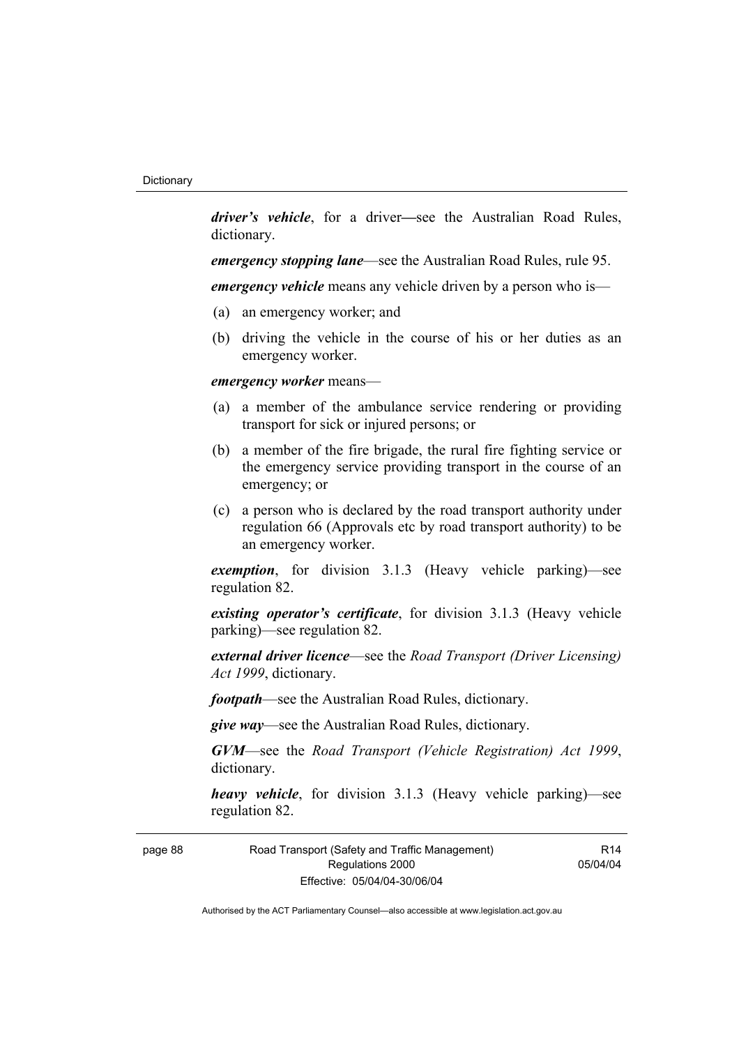***driver's vehicle***, for a driver—see the Australian Road Rules, dictionary.

***emergency stopping lane***—see the Australian Road Rules, rule 95.

***emergency vehicle*** means any vehicle driven by a person who is—

(a) an emergency worker; and

(b) driving the vehicle in the course of his or her duties as an emergency worker.

***emergency worker*** means—

(a) a member of the ambulance service rendering or providing transport for sick or injured persons; or

(b) a member of the fire brigade, the rural fire fighting service or the emergency service providing transport in the course of an emergency; or

(c) a person who is declared by the road transport authority under regulation 66 (Approvals etc by road transport authority) to be an emergency worker.

***exemption***, for division 3.1.3 (Heavy vehicle parking)—see regulation 82.

***existing operator's certificate***, for division 3.1.3 (Heavy vehicle parking)—see regulation 82.

***external driver licence***—see the *Road Transport (Driver Licensing) Act 1999*, dictionary.

***footpath***—see the Australian Road Rules, dictionary.

***give way***—see the Australian Road Rules, dictionary.

***GVM***—see the *Road Transport (Vehicle Registration) Act 1999*, dictionary.

***heavy vehicle***, for division 3.1.3 (Heavy vehicle parking)—see regulation 82.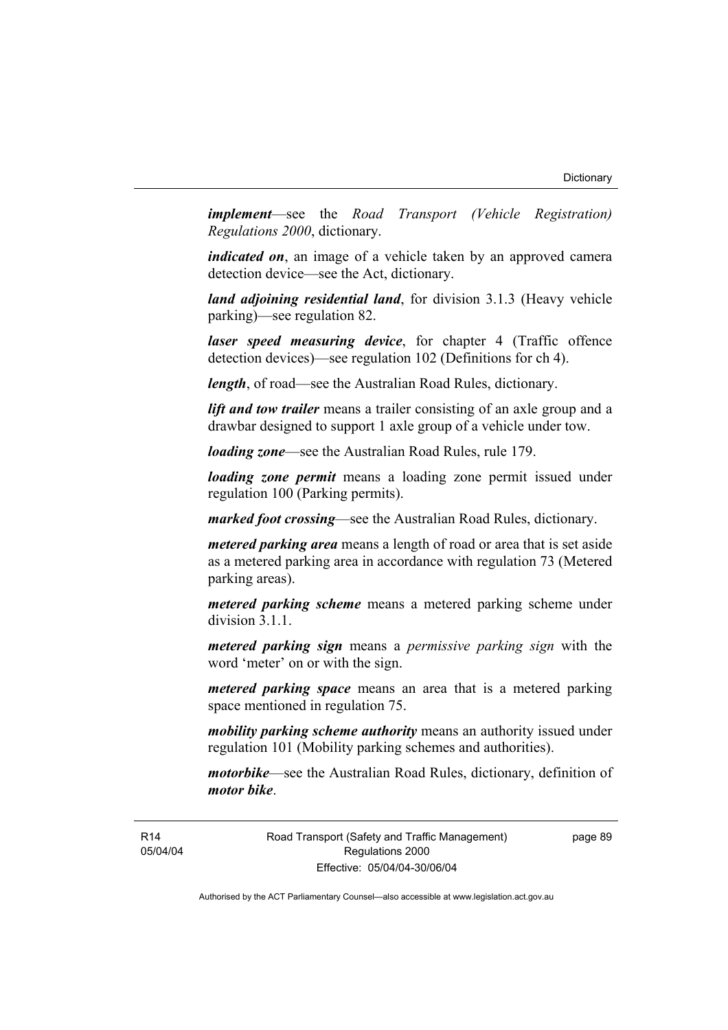***implement***—see the *Road Transport (Vehicle Registration) Regulations 2000*, dictionary.

***indicated on***, an image of a vehicle taken by an approved camera detection device—see the Act, dictionary.

***land adjoining residential land***, for division 3.1.3 (Heavy vehicle parking)—see regulation 82.

***laser speed measuring device***, for chapter 4 (Traffic offence detection devices)—see regulation 102 (Definitions for ch 4).

***length***, of road—see the Australian Road Rules, dictionary.

***lift and tow trailer*** means a trailer consisting of an axle group and a drawbar designed to support 1 axle group of a vehicle under tow.

***loading zone***—see the Australian Road Rules, rule 179.

***loading zone permit*** means a loading zone permit issued under regulation 100 (Parking permits).

***marked foot crossing***—see the Australian Road Rules, dictionary.

***metered parking area*** means a length of road or area that is set aside as a metered parking area in accordance with regulation 73 (Metered parking areas).

***metered parking scheme*** means a metered parking scheme under division 3.1.1.

***metered parking sign*** means a *permissive parking sign* with the word 'meter' on or with the sign.

***metered parking space*** means an area that is a metered parking space mentioned in regulation 75.

***mobility parking scheme authority*** means an authority issued under regulation 101 (Mobility parking schemes and authorities).

***motorbike***—see the Australian Road Rules, dictionary, definition of ***motor bike***.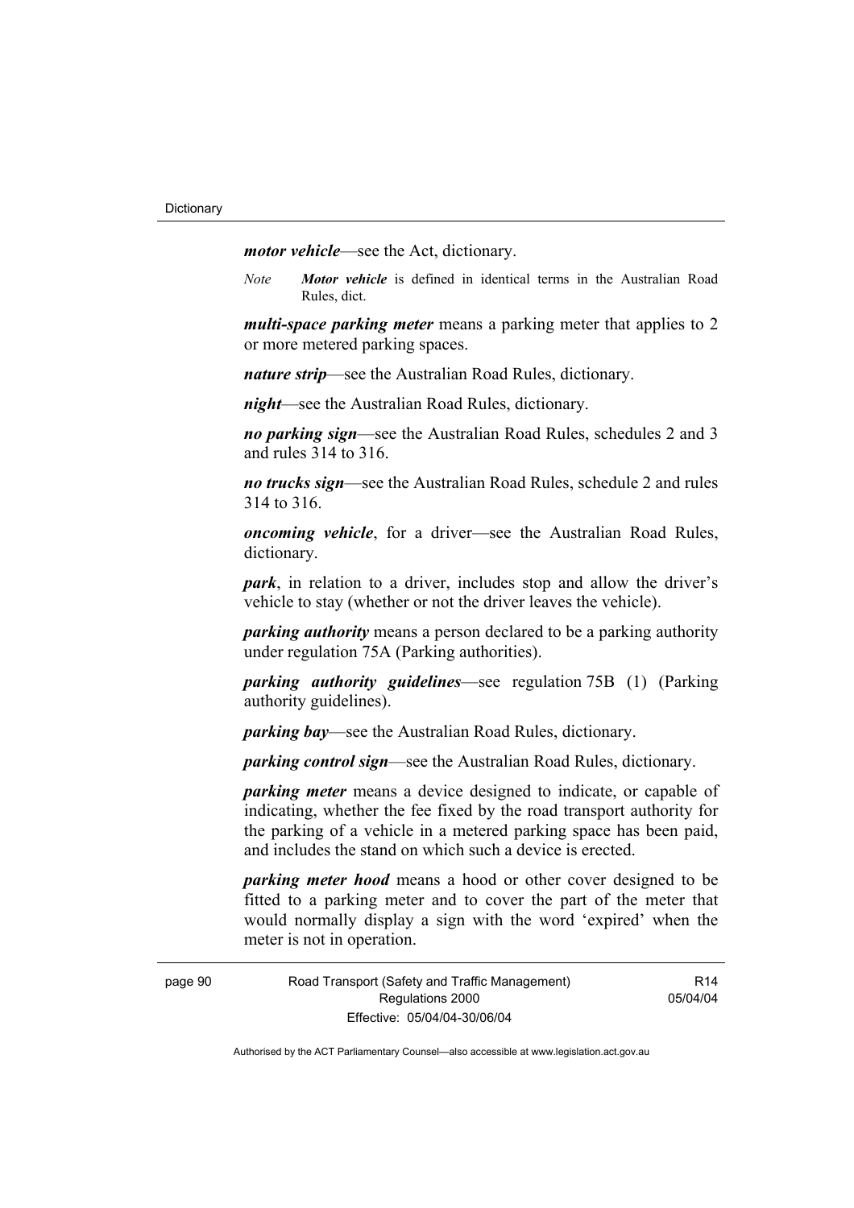***motor vehicle***—see the Act, dictionary.

*Note* ***Motor vehicle*** is defined in identical terms in the Australian Road Rules, dict.

***multi-space parking meter*** means a parking meter that applies to 2 or more metered parking spaces.

***nature strip***—see the Australian Road Rules, dictionary.

***night***—see the Australian Road Rules, dictionary.

***no parking sign***—see the Australian Road Rules, schedules 2 and 3 and rules 314 to 316.

***no trucks sign***—see the Australian Road Rules, schedule 2 and rules 314 to 316.

***oncoming vehicle***, for a driver—see the Australian Road Rules, dictionary.

***park***, in relation to a driver, includes stop and allow the driver's vehicle to stay (whether or not the driver leaves the vehicle).

***parking authority*** means a person declared to be a parking authority under regulation 75A (Parking authorities).

***parking authority guidelines***—see regulation 75B (1) (Parking authority guidelines).

***parking bay***—see the Australian Road Rules, dictionary.

***parking control sign***—see the Australian Road Rules, dictionary.

***parking meter*** means a device designed to indicate, or capable of indicating, whether the fee fixed by the road transport authority for the parking of a vehicle in a metered parking space has been paid, and includes the stand on which such a device is erected.

***parking meter hood*** means a hood or other cover designed to be fitted to a parking meter and to cover the part of the meter that would normally display a sign with the word 'expired' when the meter is not in operation.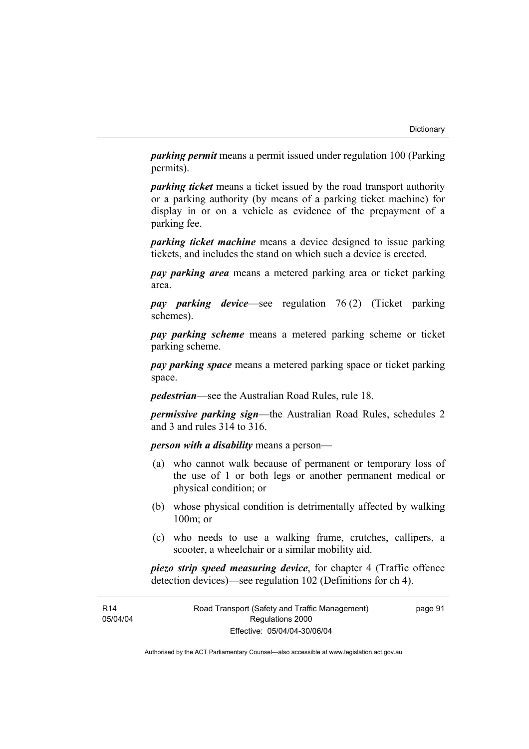***parking permit*** means a permit issued under regulation 100 (Parking permits).

***parking ticket*** means a ticket issued by the road transport authority or a parking authority (by means of a parking ticket machine) for display in or on a vehicle as evidence of the prepayment of a parking fee.

***parking ticket machine*** means a device designed to issue parking tickets, and includes the stand on which such a device is erected.

***pay parking area*** means a metered parking area or ticket parking area.

***pay parking device***—see regulation 76 (2) (Ticket parking schemes).

***pay parking scheme*** means a metered parking scheme or ticket parking scheme.

***pay parking space*** means a metered parking space or ticket parking space.

***pedestrian***—see the Australian Road Rules, rule 18.

***permissive parking sign***—the Australian Road Rules, schedules 2 and 3 and rules 314 to 316.

***person with a disability*** means a person—

(a) who cannot walk because of permanent or temporary loss of the use of 1 or both legs or another permanent medical or physical condition; or

(b) whose physical condition is detrimentally affected by walking 100m; or

(c) who needs to use a walking frame, crutches, callipers, a scooter, a wheelchair or a similar mobility aid.

***piezo strip speed measuring device***, for chapter 4 (Traffic offence detection devices)—see regulation 102 (Definitions for ch 4).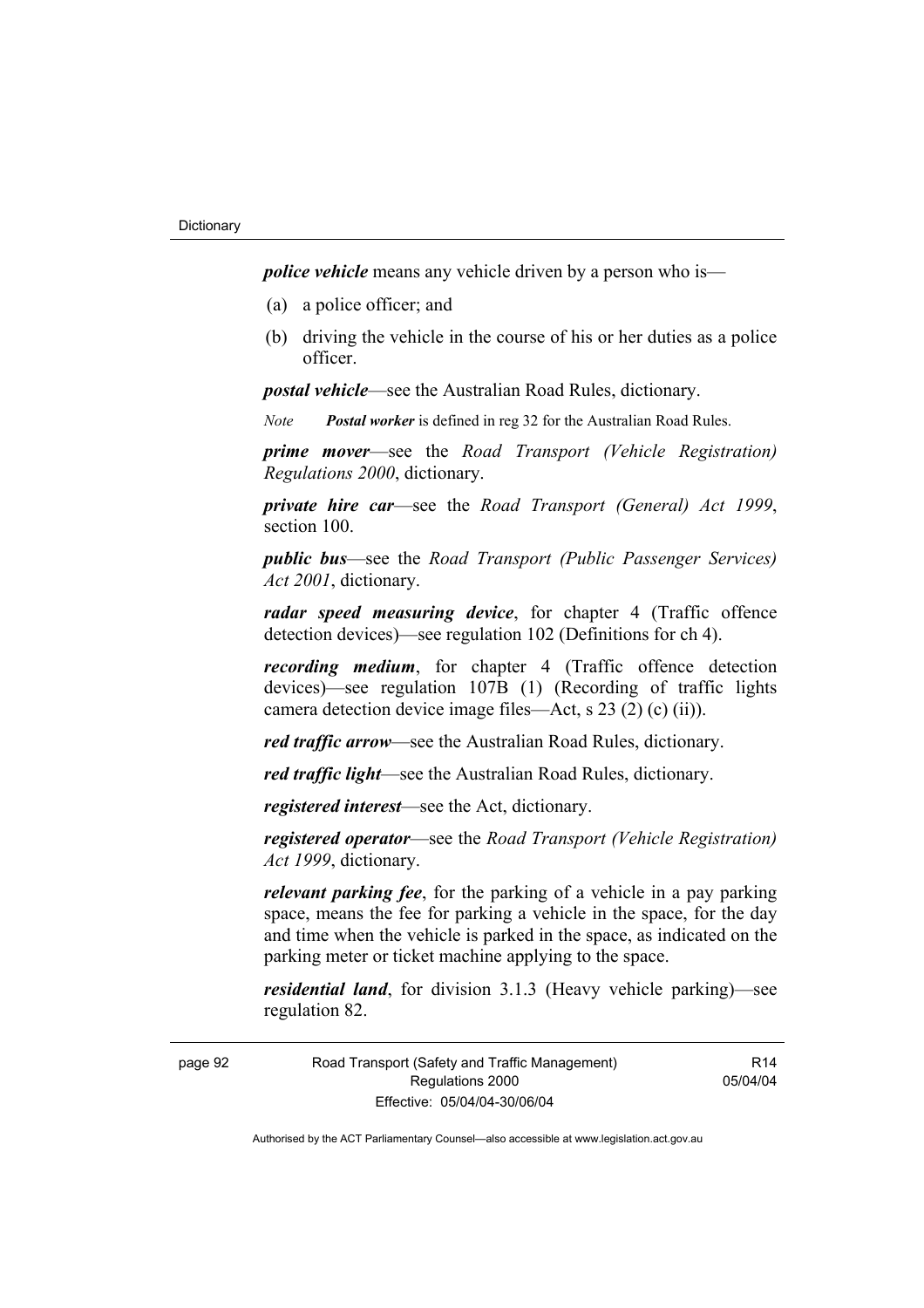***police vehicle*** means any vehicle driven by a person who is—

(a) a police officer; and

(b) driving the vehicle in the course of his or her duties as a police officer.

***postal vehicle***—see the Australian Road Rules, dictionary.

*Note* ***Postal worker*** is defined in reg 32 for the Australian Road Rules.

***prime mover***—see the *Road Transport (Vehicle Registration) Regulations 2000*, dictionary.

***private hire car***—see the *Road Transport (General) Act 1999*, section 100.

***public bus***—see the *Road Transport (Public Passenger Services) Act 2001*, dictionary.

***radar speed measuring device***, for chapter 4 (Traffic offence detection devices)—see regulation 102 (Definitions for ch 4).

***recording medium***, for chapter 4 (Traffic offence detection devices)—see regulation 107B (1) (Recording of traffic lights camera detection device image files—Act, s 23 (2) (c) (ii)).

***red traffic arrow***—see the Australian Road Rules, dictionary.

***red traffic light***—see the Australian Road Rules, dictionary.

***registered interest***—see the Act, dictionary.

***registered operator***—see the *Road Transport (Vehicle Registration) Act 1999*, dictionary.

***relevant parking fee***, for the parking of a vehicle in a pay parking space, means the fee for parking a vehicle in the space, for the day and time when the vehicle is parked in the space, as indicated on the parking meter or ticket machine applying to the space.

***residential land***, for division 3.1.3 (Heavy vehicle parking)—see regulation 82.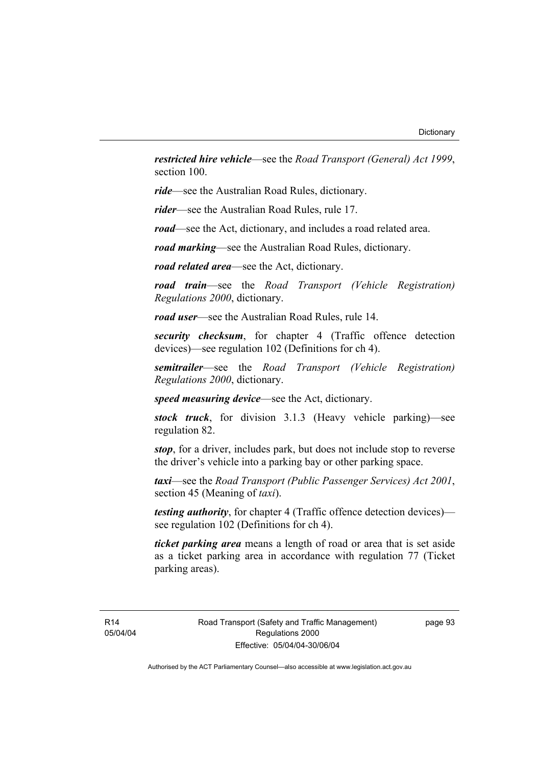***restricted hire vehicle***—see the *Road Transport (General) Act 1999*, section 100.

***ride***—see the Australian Road Rules, dictionary.

***rider***—see the Australian Road Rules, rule 17.

***road***—see the Act, dictionary, and includes a road related area.

***road marking***—see the Australian Road Rules, dictionary.

***road related area***—see the Act, dictionary.

***road train***—see the *Road Transport (Vehicle Registration) Regulations 2000*, dictionary.

***road user***—see the Australian Road Rules, rule 14.

***security checksum***, for chapter 4 (Traffic offence detection devices)—see regulation 102 (Definitions for ch 4).

***semitrailer***—see the *Road Transport (Vehicle Registration) Regulations 2000*, dictionary.

***speed measuring device***—see the Act, dictionary.

***stock truck***, for division 3.1.3 (Heavy vehicle parking)—see regulation 82.

***stop***, for a driver, includes park, but does not include stop to reverse the driver's vehicle into a parking bay or other parking space.

***taxi***—see the *Road Transport (Public Passenger Services) Act 2001*, section 45 (Meaning of *taxi*).

***testing authority***, for chapter 4 (Traffic offence detection devices)—see regulation 102 (Definitions for ch 4).

***ticket parking area*** means a length of road or area that is set aside as a ticket parking area in accordance with regulation 77 (Ticket parking areas).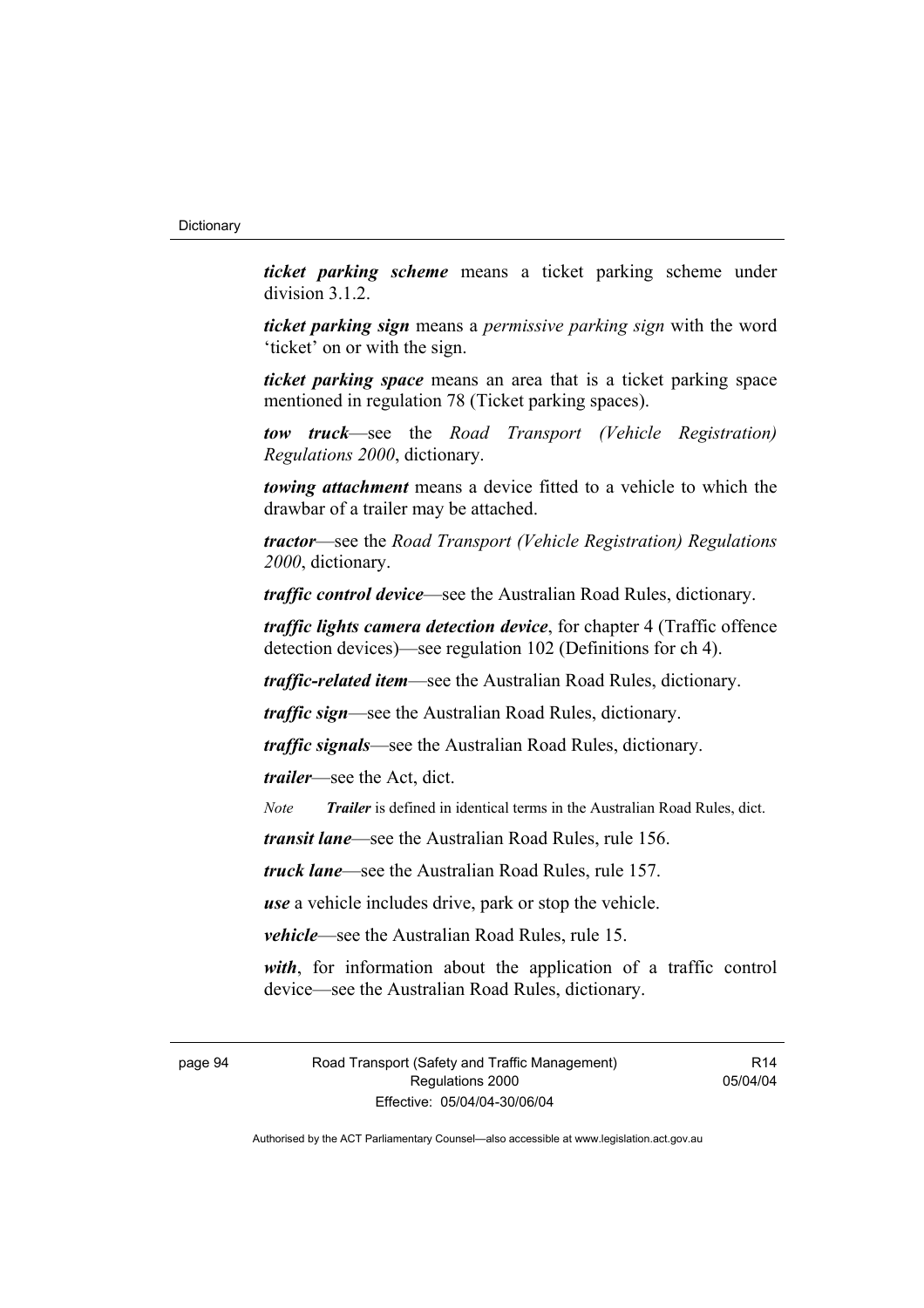***ticket parking scheme*** means a ticket parking scheme under division 3.1.2.

***ticket parking sign*** means a *permissive parking sign* with the word 'ticket' on or with the sign.

***ticket parking space*** means an area that is a ticket parking space mentioned in regulation 78 (Ticket parking spaces).

***tow truck***—see the *Road Transport (Vehicle Registration) Regulations 2000*, dictionary.

***towing attachment*** means a device fitted to a vehicle to which the drawbar of a trailer may be attached.

***tractor***—see the *Road Transport (Vehicle Registration) Regulations 2000*, dictionary.

***traffic control device***—see the Australian Road Rules, dictionary.

***traffic lights camera detection device***, for chapter 4 (Traffic offence detection devices)—see regulation 102 (Definitions for ch 4).

***traffic-related item***—see the Australian Road Rules, dictionary.

***traffic sign***—see the Australian Road Rules, dictionary.

***traffic signals***—see the Australian Road Rules, dictionary.

***trailer***—see the Act, dict.

*Note* ***Trailer*** is defined in identical terms in the Australian Road Rules, dict.

***transit lane***—see the Australian Road Rules, rule 156.

***truck lane***—see the Australian Road Rules, rule 157.

***use*** a vehicle includes drive, park or stop the vehicle.

***vehicle***—see the Australian Road Rules, rule 15.

***with***, for information about the application of a traffic control device—see the Australian Road Rules, dictionary.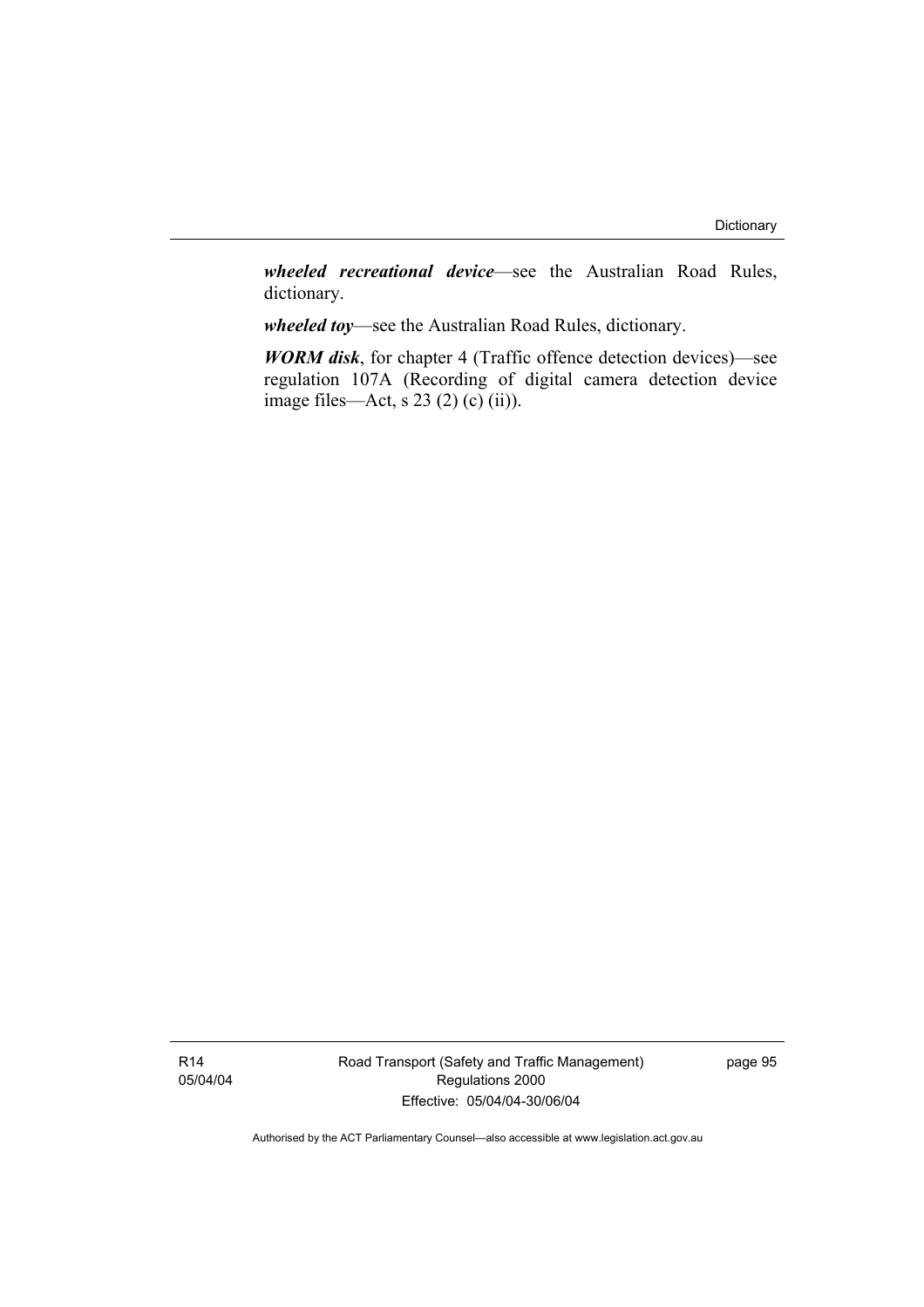***wheeled recreational device***—see the Australian Road Rules, dictionary.

***wheeled toy***—see the Australian Road Rules, dictionary.

***WORM disk***, for chapter 4 (Traffic offence detection devices)—see regulation 107A (Recording of digital camera detection device image files—Act, s 23 (2) (c) (ii)).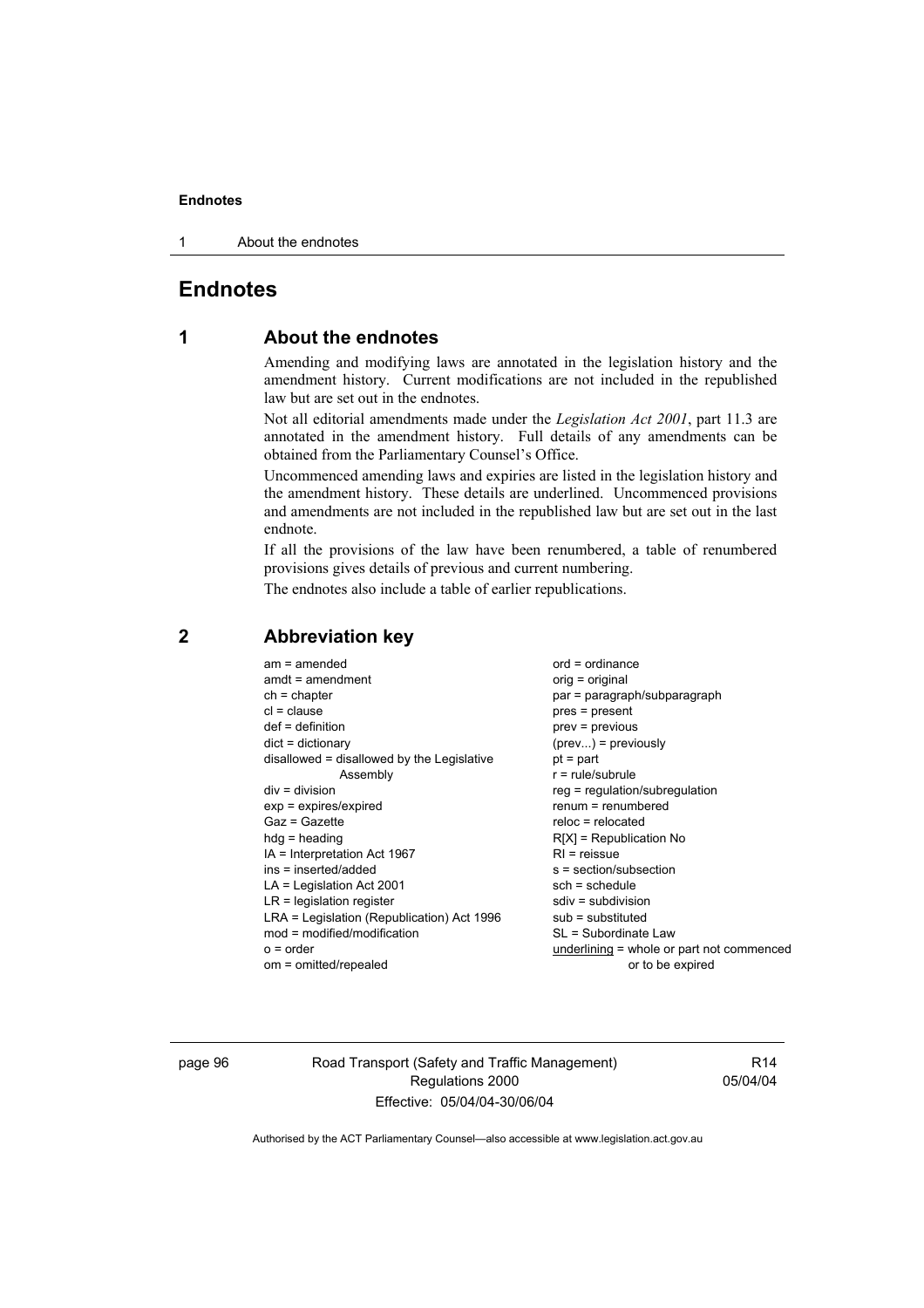# Endnotes

## 1 About the endnotes

Amending and modifying laws are annotated in the legislation history and the amendment history. Current modifications are not included in the republished law but are set out in the endnotes.

Not all editorial amendments made under the *Legislation Act 2001*, part 11.3 are annotated in the amendment history. Full details of any amendments can be obtained from the Parliamentary Counsel's Office.

Uncommenced amending laws and expiries are listed in the legislation history and the amendment history. These details are underlined. Uncommenced provisions and amendments are not included in the republished law but are set out in the last endnote.

If all the provisions of the law have been renumbered, a table of renumbered provisions gives details of previous and current numbering.

The endnotes also include a table of earlier republications.

## 2 Abbreviation key

am = amended
amdt = amendment
ch = chapter
cl = clause
def = definition
dict = dictionary
disallowed = disallowed by the Legislative Assembly
div = division
exp = expires/expired
Gaz = Gazette
hdg = heading
IA = Interpretation Act 1967
ins = inserted/added
LA = Legislation Act 2001
LR = legislation register
LRA = Legislation (Republication) Act 1996
mod = modified/modification
o = order
om = omitted/repealed
ord = ordinance
orig = original
par = paragraph/subparagraph
pres = present
prev = previous
(prev...) = previously
pt = part
r = rule/subrule
reg = regulation/subregulation
renum = renumbered
reloc = relocated
R[X] = Republication No
RI = reissue
s = section/subsection
sch = schedule
sdiv = subdivision
sub = substituted
SL = Subordinate Law
<u>underlining</u> = whole or part not commenced or to be expired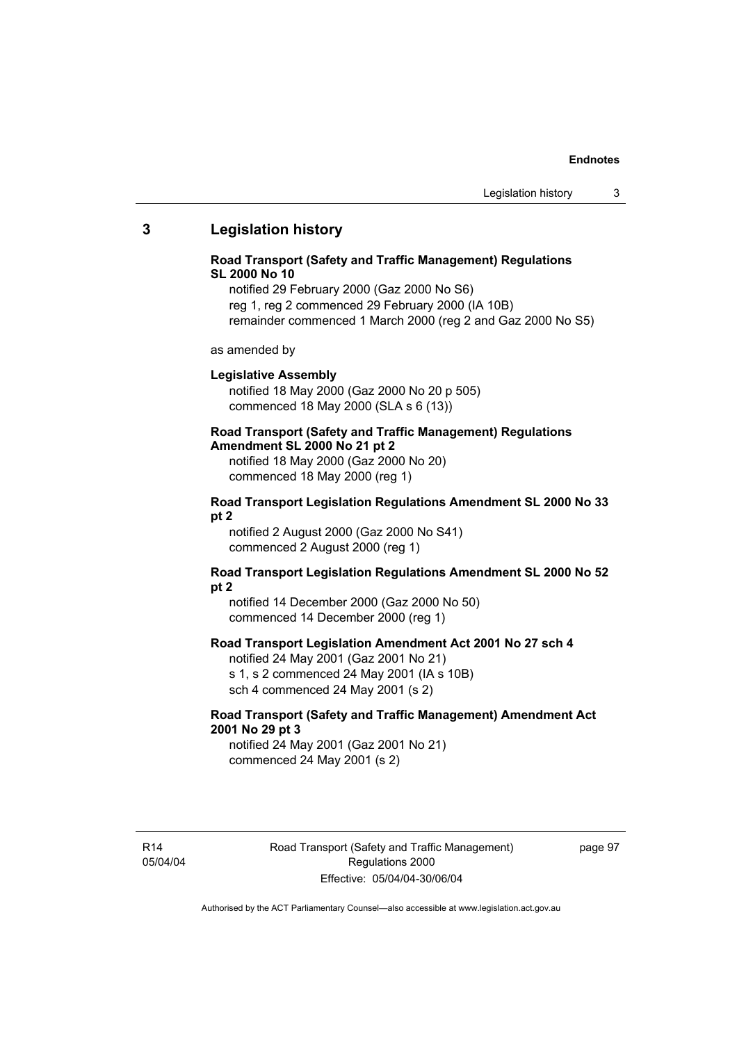## 3 Legislation history

**Road Transport (Safety and Traffic Management) Regulations SL 2000 No 10**

notified 29 February 2000 (Gaz 2000 No S6)
reg 1, reg 2 commenced 29 February 2000 (IA 10B)
remainder commenced 1 March 2000 (reg 2 and Gaz 2000 No S5)

as amended by

**Legislative Assembly**

notified 18 May 2000 (Gaz 2000 No 20 p 505)
commenced 18 May 2000 (SLA s 6 (13))

**Road Transport (Safety and Traffic Management) Regulations Amendment SL 2000 No 21 pt 2**

notified 18 May 2000 (Gaz 2000 No 20)
commenced 18 May 2000 (reg 1)

**Road Transport Legislation Regulations Amendment SL 2000 No 33 pt 2**

notified 2 August 2000 (Gaz 2000 No S41)
commenced 2 August 2000 (reg 1)

**Road Transport Legislation Regulations Amendment SL 2000 No 52 pt 2**

notified 14 December 2000 (Gaz 2000 No 50)
commenced 14 December 2000 (reg 1)

**Road Transport Legislation Amendment Act 2001 No 27 sch 4**

notified 24 May 2001 (Gaz 2001 No 21)
s 1, s 2 commenced 24 May 2001 (IA s 10B)
sch 4 commenced 24 May 2001 (s 2)

**Road Transport (Safety and Traffic Management) Amendment Act 2001 No 29 pt 3**

notified 24 May 2001 (Gaz 2001 No 21)
commenced 24 May 2001 (s 2)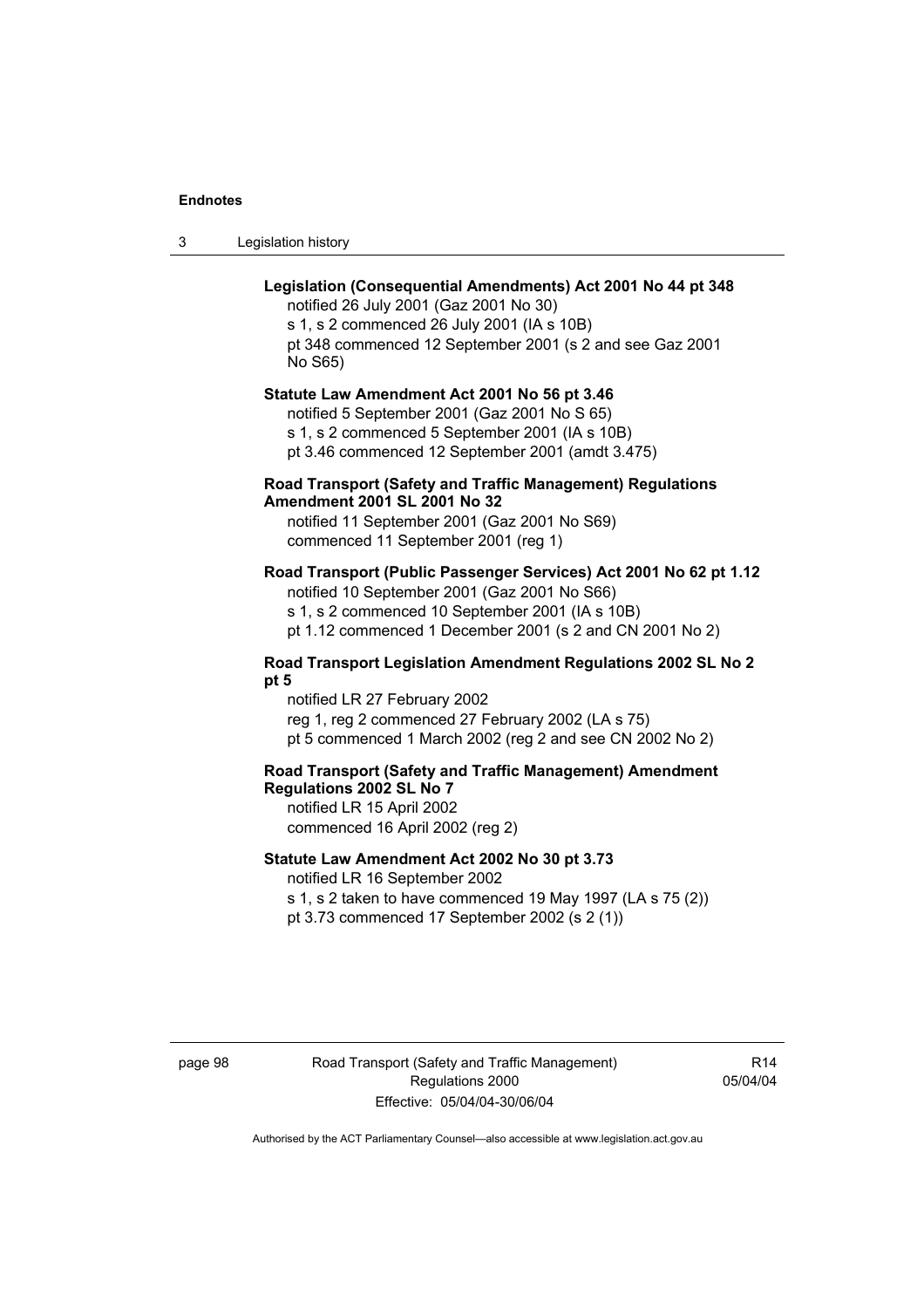**Legislation (Consequential Amendments) Act 2001 No 44 pt 348**

notified 26 July 2001 (Gaz 2001 No 30)
s 1, s 2 commenced 26 July 2001 (IA s 10B)
pt 348 commenced 12 September 2001 (s 2 and see Gaz 2001 No S65)

**Statute Law Amendment Act 2001 No 56 pt 3.46**

notified 5 September 2001 (Gaz 2001 No S 65)
s 1, s 2 commenced 5 September 2001 (IA s 10B)
pt 3.46 commenced 12 September 2001 (amdt 3.475)

**Road Transport (Safety and Traffic Management) Regulations Amendment 2001 SL 2001 No 32**

notified 11 September 2001 (Gaz 2001 No S69)
commenced 11 September 2001 (reg 1)

**Road Transport (Public Passenger Services) Act 2001 No 62 pt 1.12**

notified 10 September 2001 (Gaz 2001 No S66)
s 1, s 2 commenced 10 September 2001 (IA s 10B)
pt 1.12 commenced 1 December 2001 (s 2 and CN 2001 No 2)

**Road Transport Legislation Amendment Regulations 2002 SL No 2 pt 5**

notified LR 27 February 2002
reg 1, reg 2 commenced 27 February 2002 (LA s 75)
pt 5 commenced 1 March 2002 (reg 2 and see CN 2002 No 2)

**Road Transport (Safety and Traffic Management) Amendment Regulations 2002 SL No 7**

notified LR 15 April 2002
commenced 16 April 2002 (reg 2)

**Statute Law Amendment Act 2002 No 30 pt 3.73**

notified LR 16 September 2002
s 1, s 2 taken to have commenced 19 May 1997 (LA s 75 (2))
pt 3.73 commenced 17 September 2002 (s 2 (1))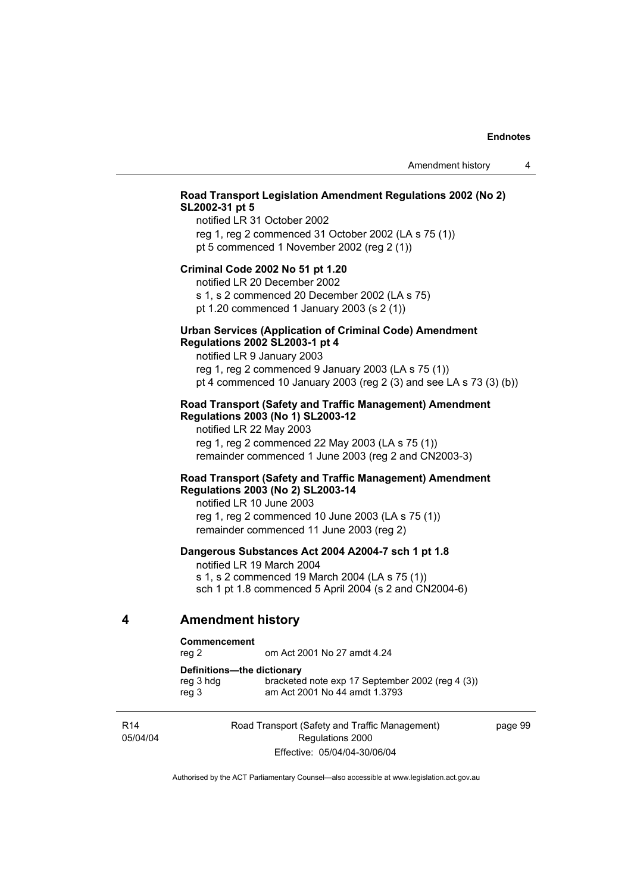**Road Transport Legislation Amendment Regulations 2002 (No 2) SL2002-31 pt 5**

notified LR 31 October 2002
reg 1, reg 2 commenced 31 October 2002 (LA s 75 (1))
pt 5 commenced 1 November 2002 (reg 2 (1))

**Criminal Code 2002 No 51 pt 1.20**

notified LR 20 December 2002
s 1, s 2 commenced 20 December 2002 (LA s 75)
pt 1.20 commenced 1 January 2003 (s 2 (1))

**Urban Services (Application of Criminal Code) Amendment Regulations 2002 SL2003-1 pt 4**

notified LR 9 January 2003
reg 1, reg 2 commenced 9 January 2003 (LA s 75 (1))
pt 4 commenced 10 January 2003 (reg 2 (3) and see LA s 73 (3) (b))

**Road Transport (Safety and Traffic Management) Amendment Regulations 2003 (No 1) SL2003-12**

notified LR 22 May 2003
reg 1, reg 2 commenced 22 May 2003 (LA s 75 (1))
remainder commenced 1 June 2003 (reg 2 and CN2003-3)

**Road Transport (Safety and Traffic Management) Amendment Regulations 2003 (No 2) SL2003-14**

notified LR 10 June 2003
reg 1, reg 2 commenced 10 June 2003 (LA s 75 (1))
remainder commenced 11 June 2003 (reg 2)

**Dangerous Substances Act 2004 A2004-7 sch 1 pt 1.8**

notified LR 19 March 2004
s 1, s 2 commenced 19 March 2004 (LA s 75 (1))
sch 1 pt 1.8 commenced 5 April 2004 (s 2 and CN2004-6)

## 4 Amendment history

**Commencement**

| | |
|---|---|
| reg 2 | om Act 2001 No 27 amdt 4.24 |

**Definitions—the dictionary**

| | |
|---|---|
| reg 3 hdg | bracketed note exp 17 September 2002 (reg 4 (3)) |
| reg 3 | am Act 2001 No 44 amdt 1.3793 |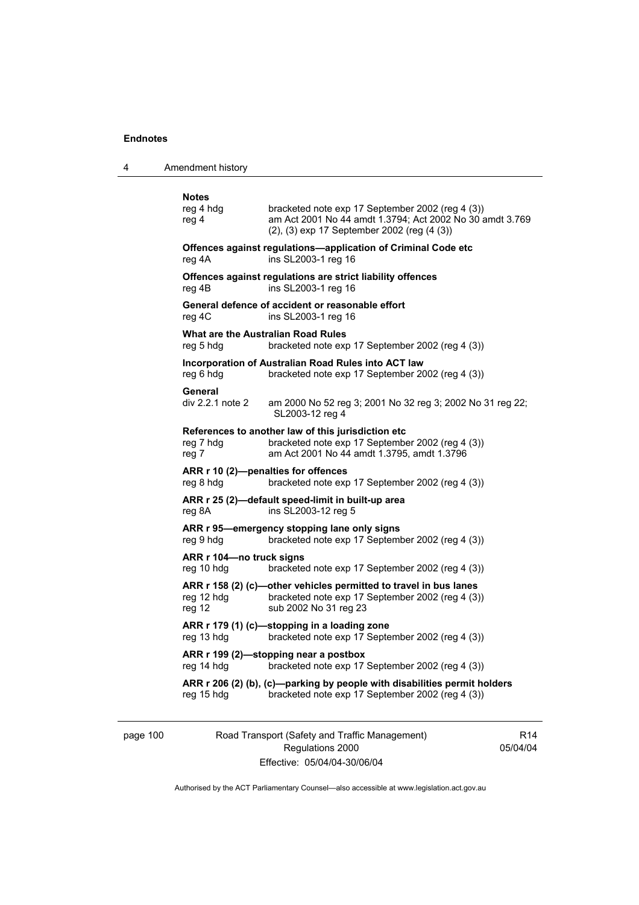**Notes**

reg 4 hdg bracketed note exp 17 September 2002 (reg 4 (3))
reg 4 am Act 2001 No 44 amdt 1.3794; Act 2002 No 30 amdt 3.769 (2), (3) exp 17 September 2002 (reg (4 (3))

**Offences against regulations—application of Criminal Code etc**
reg 4A ins SL2003-1 reg 16

**Offences against regulations are strict liability offences**
reg 4B ins SL2003-1 reg 16

**General defence of accident or reasonable effort**
reg 4C ins SL2003-1 reg 16

**What are the Australian Road Rules**
reg 5 hdg bracketed note exp 17 September 2002 (reg 4 (3))

**Incorporation of Australian Road Rules into ACT law**
reg 6 hdg bracketed note exp 17 September 2002 (reg 4 (3))

**General**
div 2.2.1 note 2 am 2000 No 52 reg 3; 2001 No 32 reg 3; 2002 No 31 reg 22; SL2003-12 reg 4

**References to another law of this jurisdiction etc**
reg 7 hdg bracketed note exp 17 September 2002 (reg 4 (3))
reg 7 am Act 2001 No 44 amdt 1.3795, amdt 1.3796

**ARR r 10 (2)—penalties for offences**
reg 8 hdg bracketed note exp 17 September 2002 (reg 4 (3))

**ARR r 25 (2)—default speed-limit in built-up area**
reg 8A ins SL2003-12 reg 5

**ARR r 95—emergency stopping lane only signs**
reg 9 hdg bracketed note exp 17 September 2002 (reg 4 (3))

**ARR r 104—no truck signs**
reg 10 hdg bracketed note exp 17 September 2002 (reg 4 (3))

**ARR r 158 (2) (c)—other vehicles permitted to travel in bus lanes**
reg 12 hdg bracketed note exp 17 September 2002 (reg 4 (3))
reg 12 sub 2002 No 31 reg 23

**ARR r 179 (1) (c)—stopping in a loading zone**
reg 13 hdg bracketed note exp 17 September 2002 (reg 4 (3))

**ARR r 199 (2)—stopping near a postbox**
reg 14 hdg bracketed note exp 17 September 2002 (reg 4 (3))

**ARR r 206 (2) (b), (c)—parking by people with disabilities permit holders**
reg 15 hdg bracketed note exp 17 September 2002 (reg 4 (3))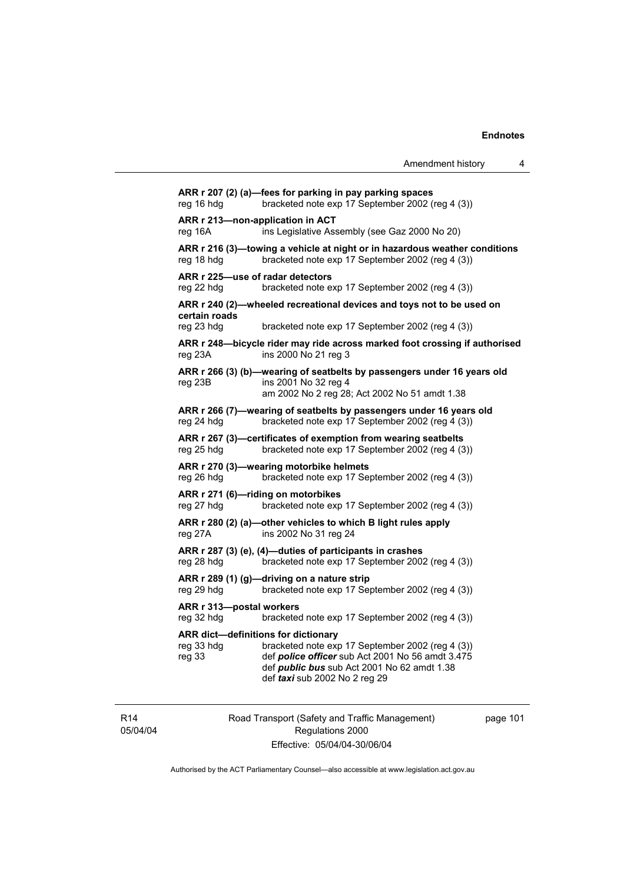**ARR r 207 (2) (a)—fees for parking in pay parking spaces**
reg 16 hdg bracketed note exp 17 September 2002 (reg 4 (3))

**ARR r 213—non-application in ACT**
reg 16A ins Legislative Assembly (see Gaz 2000 No 20)

**ARR r 216 (3)—towing a vehicle at night or in hazardous weather conditions**
reg 18 hdg bracketed note exp 17 September 2002 (reg 4 (3))

**ARR r 225—use of radar detectors**
reg 22 hdg bracketed note exp 17 September 2002 (reg 4 (3))

**ARR r 240 (2)—wheeled recreational devices and toys not to be used on certain roads**
reg 23 hdg bracketed note exp 17 September 2002 (reg 4 (3))

**ARR r 248—bicycle rider may ride across marked foot crossing if authorised**
reg 23A ins 2000 No 21 reg 3

**ARR r 266 (3) (b)—wearing of seatbelts by passengers under 16 years old**
reg 23B ins 2001 No 32 reg 4
am 2002 No 2 reg 28; Act 2002 No 51 amdt 1.38

**ARR r 266 (7)—wearing of seatbelts by passengers under 16 years old**
reg 24 hdg bracketed note exp 17 September 2002 (reg 4 (3))

**ARR r 267 (3)—certificates of exemption from wearing seatbelts**
reg 25 hdg bracketed note exp 17 September 2002 (reg 4 (3))

**ARR r 270 (3)—wearing motorbike helmets**
reg 26 hdg bracketed note exp 17 September 2002 (reg 4 (3))

**ARR r 271 (6)—riding on motorbikes**
reg 27 hdg bracketed note exp 17 September 2002 (reg 4 (3))

**ARR r 280 (2) (a)—other vehicles to which B light rules apply**
reg 27A ins 2002 No 31 reg 24

**ARR r 287 (3) (e), (4)—duties of participants in crashes**
reg 28 hdg bracketed note exp 17 September 2002 (reg 4 (3))

**ARR r 289 (1) (g)—driving on a nature strip**
reg 29 hdg bracketed note exp 17 September 2002 (reg 4 (3))

**ARR r 313—postal workers**
reg 32 hdg bracketed note exp 17 September 2002 (reg 4 (3))

**ARR dict—definitions for dictionary**
reg 33 hdg bracketed note exp 17 September 2002 (reg 4 (3))
reg 33 def ***police officer*** sub Act 2001 No 56 amdt 3.475
def ***public bus*** sub Act 2001 No 62 amdt 1.38
def ***taxi*** sub 2002 No 2 reg 29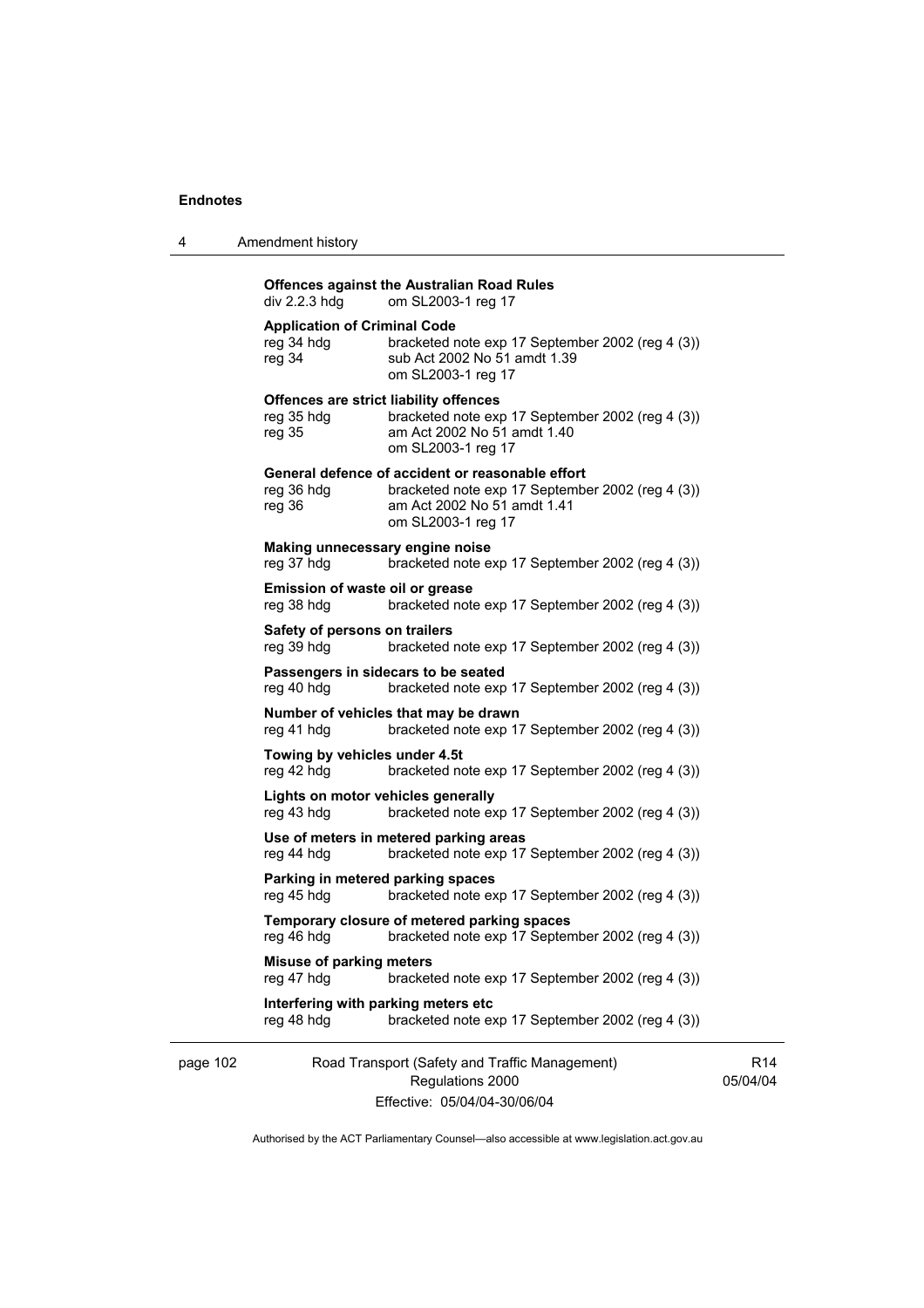**Offences against the Australian Road Rules**
div 2.2.3 hdg om SL2003-1 reg 17

**Application of Criminal Code**
reg 34 hdg bracketed note exp 17 September 2002 (reg 4 (3))
reg 34 sub Act 2002 No 51 amdt 1.39
om SL2003-1 reg 17

**Offences are strict liability offences**
reg 35 hdg bracketed note exp 17 September 2002 (reg 4 (3))
reg 35 am Act 2002 No 51 amdt 1.40
om SL2003-1 reg 17

**General defence of accident or reasonable effort**
reg 36 hdg bracketed note exp 17 September 2002 (reg 4 (3))
reg 36 am Act 2002 No 51 amdt 1.41
om SL2003-1 reg 17

**Making unnecessary engine noise**
reg 37 hdg bracketed note exp 17 September 2002 (reg 4 (3))

**Emission of waste oil or grease**
reg 38 hdg bracketed note exp 17 September 2002 (reg 4 (3))

**Safety of persons on trailers**
reg 39 hdg bracketed note exp 17 September 2002 (reg 4 (3))

**Passengers in sidecars to be seated**
reg 40 hdg bracketed note exp 17 September 2002 (reg 4 (3))

**Number of vehicles that may be drawn**
reg 41 hdg bracketed note exp 17 September 2002 (reg 4 (3))

**Towing by vehicles under 4.5t**
reg 42 hdg bracketed note exp 17 September 2002 (reg 4 (3))

**Lights on motor vehicles generally**
reg 43 hdg bracketed note exp 17 September 2002 (reg 4 (3))

**Use of meters in metered parking areas**
reg 44 hdg bracketed note exp 17 September 2002 (reg 4 (3))

**Parking in metered parking spaces**
reg 45 hdg bracketed note exp 17 September 2002 (reg 4 (3))

**Temporary closure of metered parking spaces**
reg 46 hdg bracketed note exp 17 September 2002 (reg 4 (3))

**Misuse of parking meters**
reg 47 hdg bracketed note exp 17 September 2002 (reg 4 (3))

**Interfering with parking meters etc**
reg 48 hdg bracketed note exp 17 September 2002 (reg 4 (3))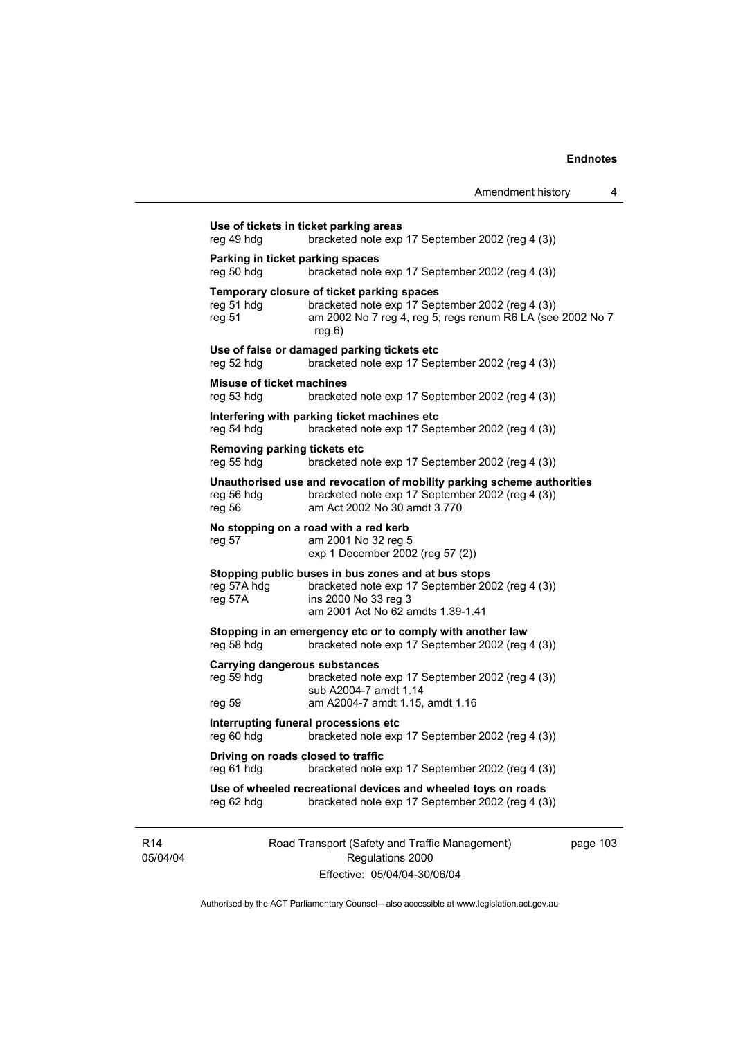**Use of tickets in ticket parking areas**

reg 49 hdg bracketed note exp 17 September 2002 (reg 4 (3))

**Parking in ticket parking spaces**

reg 50 hdg bracketed note exp 17 September 2002 (reg 4 (3))

**Temporary closure of ticket parking spaces**

reg 51 hdg bracketed note exp 17 September 2002 (reg 4 (3))

reg 51 am 2002 No 7 reg 4, reg 5; regs renum R6 LA (see 2002 No 7 reg 6)

**Use of false or damaged parking tickets etc**

reg 52 hdg bracketed note exp 17 September 2002 (reg 4 (3))

**Misuse of ticket machines**

reg 53 hdg bracketed note exp 17 September 2002 (reg 4 (3))

**Interfering with parking ticket machines etc**

reg 54 hdg bracketed note exp 17 September 2002 (reg 4 (3))

**Removing parking tickets etc**

reg 55 hdg bracketed note exp 17 September 2002 (reg 4 (3))

**Unauthorised use and revocation of mobility parking scheme authorities**

reg 56 hdg bracketed note exp 17 September 2002 (reg 4 (3))

reg 56 am Act 2002 No 30 amdt 3.770

**No stopping on a road with a red kerb**

reg 57 am 2001 No 32 reg 5
exp 1 December 2002 (reg 57 (2))

**Stopping public buses in bus zones and at bus stops**

reg 57A hdg bracketed note exp 17 September 2002 (reg 4 (3))

reg 57A ins 2000 No 33 reg 3
am 2001 Act No 62 amdts 1.39-1.41

**Stopping in an emergency etc or to comply with another law**

reg 58 hdg bracketed note exp 17 September 2002 (reg 4 (3))

**Carrying dangerous substances**

reg 59 hdg bracketed note exp 17 September 2002 (reg 4 (3))
sub A2004-7 amdt 1.14

reg 59 am A2004-7 amdt 1.15, amdt 1.16

**Interrupting funeral processions etc**

reg 60 hdg bracketed note exp 17 September 2002 (reg 4 (3))

**Driving on roads closed to traffic**

reg 61 hdg bracketed note exp 17 September 2002 (reg 4 (3))

**Use of wheeled recreational devices and wheeled toys on roads**

reg 62 hdg bracketed note exp 17 September 2002 (reg 4 (3))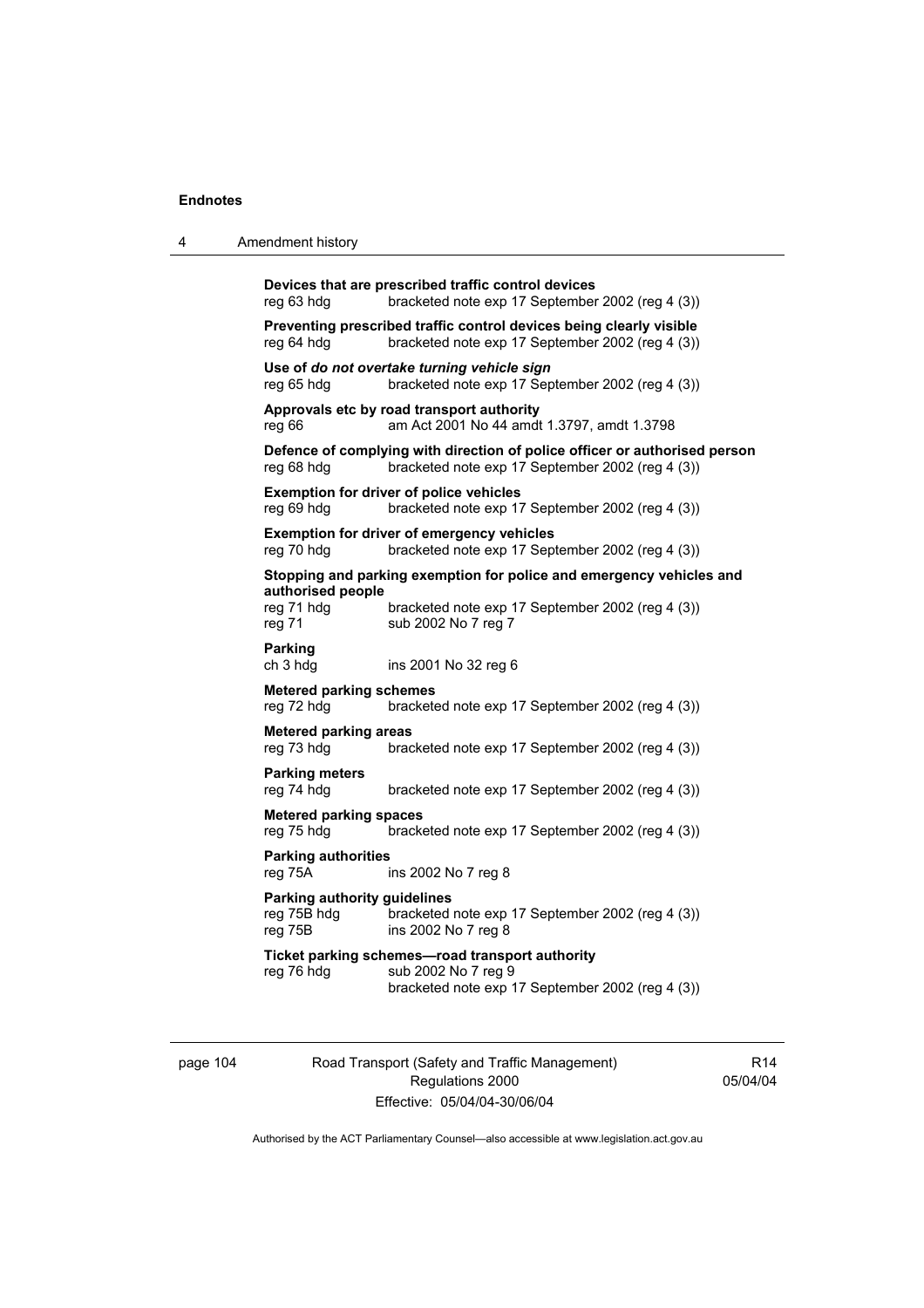**Devices that are prescribed traffic control devices**
reg 63 hdg bracketed note exp 17 September 2002 (reg 4 (3))

**Preventing prescribed traffic control devices being clearly visible**
reg 64 hdg bracketed note exp 17 September 2002 (reg 4 (3))

**Use of *do not overtake turning vehicle sign***
reg 65 hdg bracketed note exp 17 September 2002 (reg 4 (3))

**Approvals etc by road transport authority**
reg 66 am Act 2001 No 44 amdt 1.3797, amdt 1.3798

**Defence of complying with direction of police officer or authorised person**
reg 68 hdg bracketed note exp 17 September 2002 (reg 4 (3))

**Exemption for driver of police vehicles**
reg 69 hdg bracketed note exp 17 September 2002 (reg 4 (3))

**Exemption for driver of emergency vehicles**
reg 70 hdg bracketed note exp 17 September 2002 (reg 4 (3))

**Stopping and parking exemption for police and emergency vehicles and authorised people**
reg 71 hdg bracketed note exp 17 September 2002 (reg 4 (3))
reg 71 sub 2002 No 7 reg 7

**Parking**
ch 3 hdg ins 2001 No 32 reg 6

**Metered parking schemes**
reg 72 hdg bracketed note exp 17 September 2002 (reg 4 (3))

**Metered parking areas**
reg 73 hdg bracketed note exp 17 September 2002 (reg 4 (3))

**Parking meters**
reg 74 hdg bracketed note exp 17 September 2002 (reg 4 (3))

**Metered parking spaces**
reg 75 hdg bracketed note exp 17 September 2002 (reg 4 (3))

**Parking authorities**
reg 75A ins 2002 No 7 reg 8

**Parking authority guidelines**
reg 75B hdg bracketed note exp 17 September 2002 (reg 4 (3))
reg 75B ins 2002 No 7 reg 8

**Ticket parking schemes—road transport authority**
reg 76 hdg sub 2002 No 7 reg 9
bracketed note exp 17 September 2002 (reg 4 (3))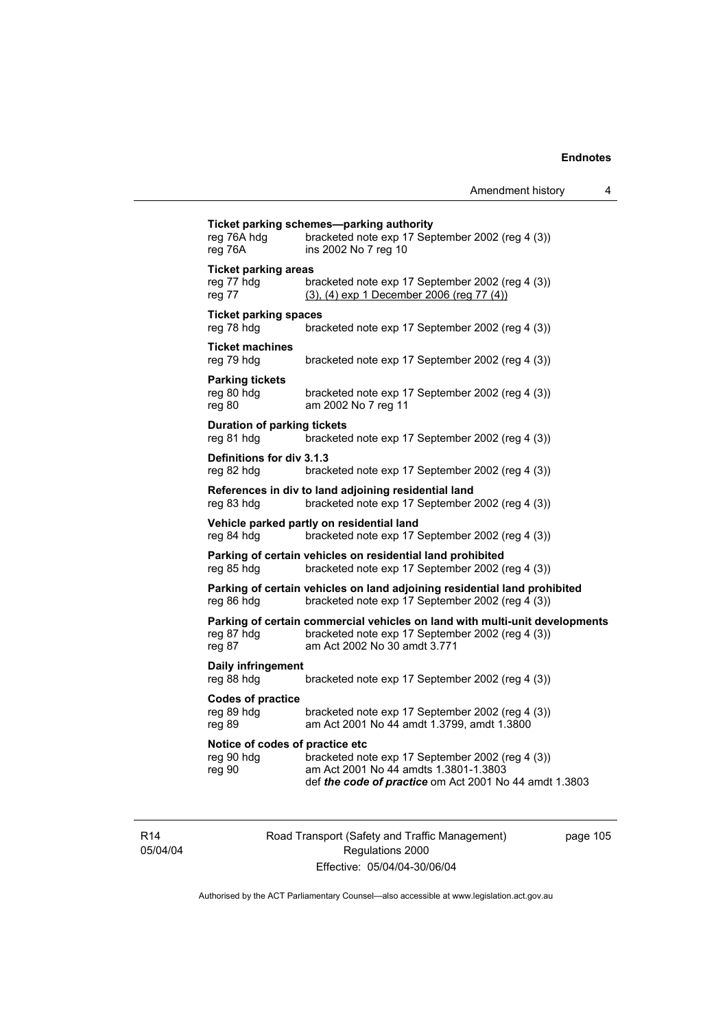**Ticket parking schemes—parking authority**
reg 76A hdg bracketed note exp 17 September 2002 (reg 4 (3))
reg 76A ins 2002 No 7 reg 10

**Ticket parking areas**
reg 77 hdg bracketed note exp 17 September 2002 (reg 4 (3))
reg 77 (3), (4) exp 1 December 2006 (reg 77 (4))

**Ticket parking spaces**
reg 78 hdg bracketed note exp 17 September 2002 (reg 4 (3))

**Ticket machines**
reg 79 hdg bracketed note exp 17 September 2002 (reg 4 (3))

**Parking tickets**
reg 80 hdg bracketed note exp 17 September 2002 (reg 4 (3))
reg 80 am 2002 No 7 reg 11

**Duration of parking tickets**
reg 81 hdg bracketed note exp 17 September 2002 (reg 4 (3))

**Definitions for div 3.1.3**
reg 82 hdg bracketed note exp 17 September 2002 (reg 4 (3))

**References in div to land adjoining residential land**
reg 83 hdg bracketed note exp 17 September 2002 (reg 4 (3))

**Vehicle parked partly on residential land**
reg 84 hdg bracketed note exp 17 September 2002 (reg 4 (3))

**Parking of certain vehicles on residential land prohibited**
reg 85 hdg bracketed note exp 17 September 2002 (reg 4 (3))

**Parking of certain vehicles on land adjoining residential land prohibited**
reg 86 hdg bracketed note exp 17 September 2002 (reg 4 (3))

**Parking of certain commercial vehicles on land with multi-unit developments**
reg 87 hdg bracketed note exp 17 September 2002 (reg 4 (3))
reg 87 am Act 2002 No 30 amdt 3.771

**Daily infringement**
reg 88 hdg bracketed note exp 17 September 2002 (reg 4 (3))

**Codes of practice**
reg 89 hdg bracketed note exp 17 September 2002 (reg 4 (3))
reg 89 am Act 2001 No 44 amdt 1.3799, amdt 1.3800

**Notice of codes of practice etc**
reg 90 hdg bracketed note exp 17 September 2002 (reg 4 (3))
reg 90 am Act 2001 No 44 amdts 1.3801-1.3803
def ***the code of practice*** om Act 2001 No 44 amdt 1.3803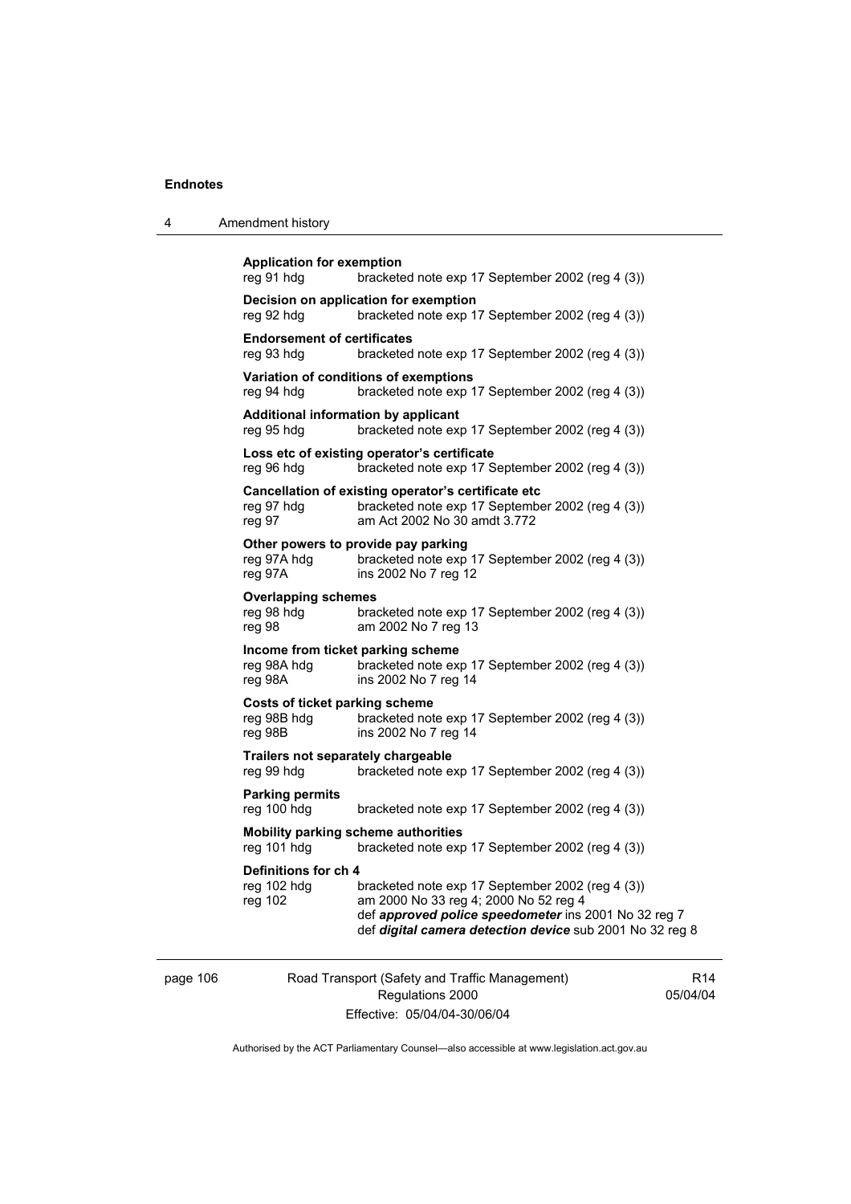**Application for exemption**

reg 91 hdg bracketed note exp 17 September 2002 (reg 4 (3))

**Decision on application for exemption**

reg 92 hdg bracketed note exp 17 September 2002 (reg 4 (3))

**Endorsement of certificates**

reg 93 hdg bracketed note exp 17 September 2002 (reg 4 (3))

**Variation of conditions of exemptions**

reg 94 hdg bracketed note exp 17 September 2002 (reg 4 (3))

**Additional information by applicant**

reg 95 hdg bracketed note exp 17 September 2002 (reg 4 (3))

**Loss etc of existing operator's certificate**

reg 96 hdg bracketed note exp 17 September 2002 (reg 4 (3))

**Cancellation of existing operator's certificate etc**

reg 97 hdg bracketed note exp 17 September 2002 (reg 4 (3))
reg 97 am Act 2002 No 30 amdt 3.772

**Other powers to provide pay parking**

reg 97A hdg bracketed note exp 17 September 2002 (reg 4 (3))
reg 97A ins 2002 No 7 reg 12

**Overlapping schemes**

reg 98 hdg bracketed note exp 17 September 2002 (reg 4 (3))
reg 98 am 2002 No 7 reg 13

**Income from ticket parking scheme**

reg 98A hdg bracketed note exp 17 September 2002 (reg 4 (3))
reg 98A ins 2002 No 7 reg 14

**Costs of ticket parking scheme**

reg 98B hdg bracketed note exp 17 September 2002 (reg 4 (3))
reg 98B ins 2002 No 7 reg 14

**Trailers not separately chargeable**

reg 99 hdg bracketed note exp 17 September 2002 (reg 4 (3))

**Parking permits**

reg 100 hdg bracketed note exp 17 September 2002 (reg 4 (3))

**Mobility parking scheme authorities**

reg 101 hdg bracketed note exp 17 September 2002 (reg 4 (3))

**Definitions for ch 4**

reg 102 hdg bracketed note exp 17 September 2002 (reg 4 (3))
reg 102 am 2000 No 33 reg 4; 2000 No 52 reg 4
def ***approved police speedometer*** ins 2001 No 32 reg 7
def ***digital camera detection device*** sub 2001 No 32 reg 8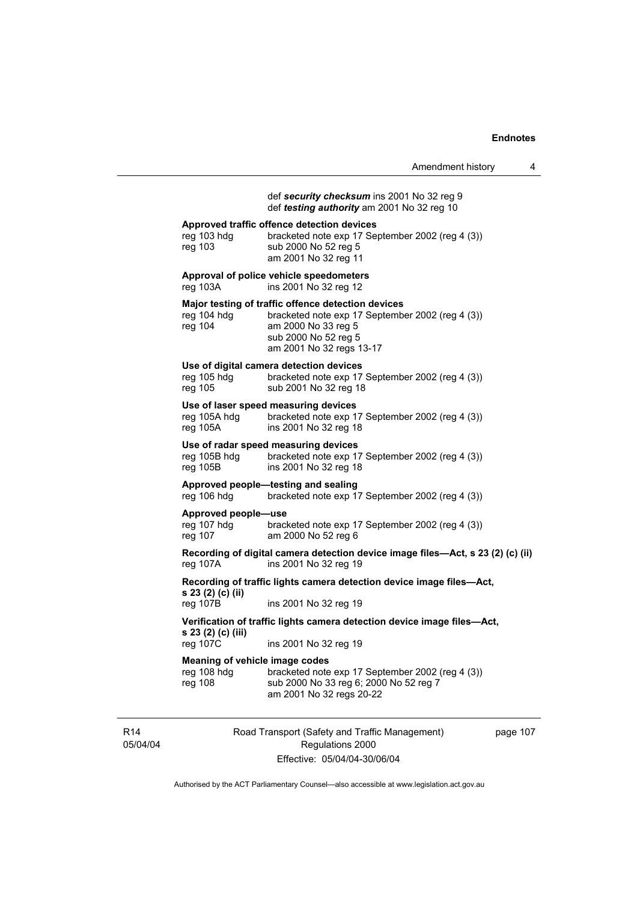def ***security checksum*** ins 2001 No 32 reg 9
def ***testing authority*** am 2001 No 32 reg 10

**Approved traffic offence detection devices**

| | |
|---|---|
| reg 103 hdg | bracketed note exp 17 September 2002 (reg 4 (3)) |
| reg 103 | sub 2000 No 52 reg 5<br>am 2001 No 32 reg 11 |

**Approval of police vehicle speedometers**

| | |
|---|---|
| reg 103A | ins 2001 No 32 reg 12 |

**Major testing of traffic offence detection devices**

| | |
|---|---|
| reg 104 hdg | bracketed note exp 17 September 2002 (reg 4 (3)) |
| reg 104 | am 2000 No 33 reg 5<br>sub 2000 No 52 reg 5<br>am 2001 No 32 regs 13-17 |

**Use of digital camera detection devices**

| | |
|---|---|
| reg 105 hdg | bracketed note exp 17 September 2002 (reg 4 (3)) |
| reg 105 | sub 2001 No 32 reg 18 |

**Use of laser speed measuring devices**

| | |
|---|---|
| reg 105A hdg | bracketed note exp 17 September 2002 (reg 4 (3)) |
| reg 105A | ins 2001 No 32 reg 18 |

**Use of radar speed measuring devices**

| | |
|---|---|
| reg 105B hdg | bracketed note exp 17 September 2002 (reg 4 (3)) |
| reg 105B | ins 2001 No 32 reg 18 |

**Approved people—testing and sealing**

| | |
|---|---|
| reg 106 hdg | bracketed note exp 17 September 2002 (reg 4 (3)) |

**Approved people—use**

| | |
|---|---|
| reg 107 hdg | bracketed note exp 17 September 2002 (reg 4 (3)) |
| reg 107 | am 2000 No 52 reg 6 |

**Recording of digital camera detection device image files—Act, s 23 (2) (c) (ii)**

| | |
|---|---|
| reg 107A | ins 2001 No 32 reg 19 |

**Recording of traffic lights camera detection device image files—Act, s 23 (2) (c) (ii)**

| | |
|---|---|
| reg 107B | ins 2001 No 32 reg 19 |

**Verification of traffic lights camera detection device image files—Act, s 23 (2) (c) (iii)**

| | |
|---|---|
| reg 107C | ins 2001 No 32 reg 19 |

**Meaning of vehicle image codes**

| | |
|---|---|
| reg 108 hdg | bracketed note exp 17 September 2002 (reg 4 (3)) |
| reg 108 | sub 2000 No 33 reg 6; 2000 No 52 reg 7<br>am 2001 No 32 regs 20-22 |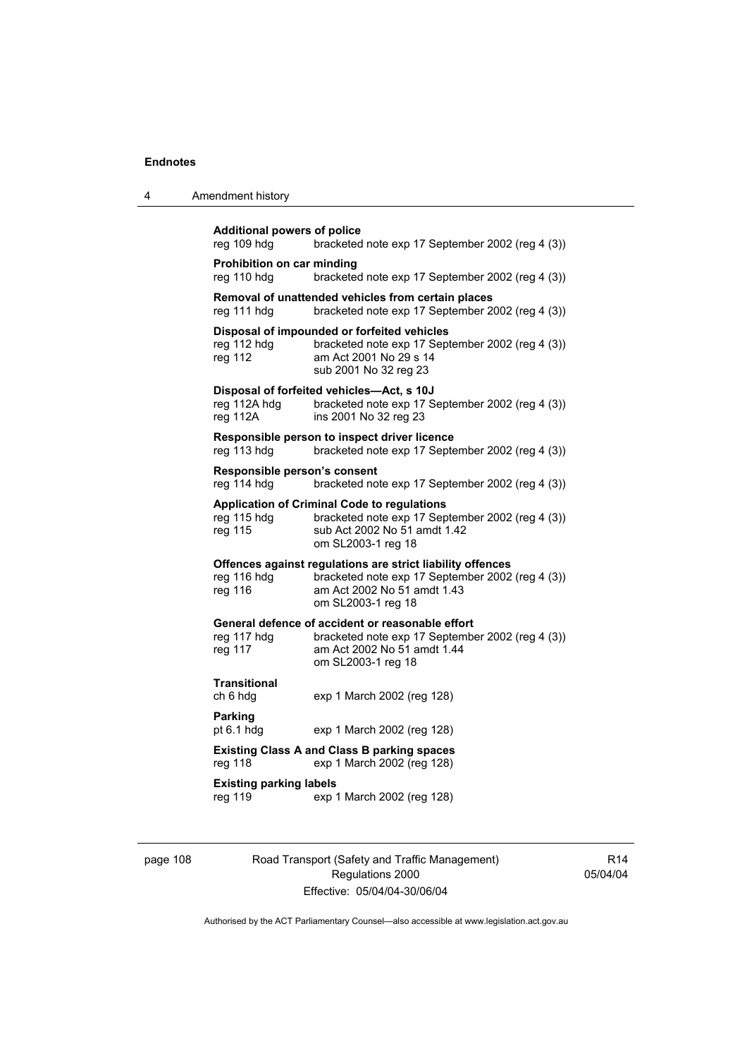**Additional powers of police**
reg 109 hdg	bracketed note exp 17 September 2002 (reg 4 (3))

**Prohibition on car minding**
reg 110 hdg	bracketed note exp 17 September 2002 (reg 4 (3))

**Removal of unattended vehicles from certain places**
reg 111 hdg	bracketed note exp 17 September 2002 (reg 4 (3))

**Disposal of impounded or forfeited vehicles**
reg 112 hdg	bracketed note exp 17 September 2002 (reg 4 (3))
reg 112	am Act 2001 No 29 s 14
	sub 2001 No 32 reg 23

**Disposal of forfeited vehicles—Act, s 10J**
reg 112A hdg	bracketed note exp 17 September 2002 (reg 4 (3))
reg 112A	ins 2001 No 32 reg 23

**Responsible person to inspect driver licence**
reg 113 hdg	bracketed note exp 17 September 2002 (reg 4 (3))

**Responsible person's consent**
reg 114 hdg	bracketed note exp 17 September 2002 (reg 4 (3))

**Application of Criminal Code to regulations**
reg 115 hdg	bracketed note exp 17 September 2002 (reg 4 (3))
reg 115	sub Act 2002 No 51 amdt 1.42
	om SL2003-1 reg 18

**Offences against regulations are strict liability offences**
reg 116 hdg	bracketed note exp 17 September 2002 (reg 4 (3))
reg 116	am Act 2002 No 51 amdt 1.43
	om SL2003-1 reg 18

**General defence of accident or reasonable effort**
reg 117 hdg	bracketed note exp 17 September 2002 (reg 4 (3))
reg 117	am Act 2002 No 51 amdt 1.44
	om SL2003-1 reg 18

**Transitional**
ch 6 hdg	exp 1 March 2002 (reg 128)

**Parking**
pt 6.1 hdg	exp 1 March 2002 (reg 128)

**Existing Class A and Class B parking spaces**
reg 118	exp 1 March 2002 (reg 128)

**Existing parking labels**
reg 119	exp 1 March 2002 (reg 128)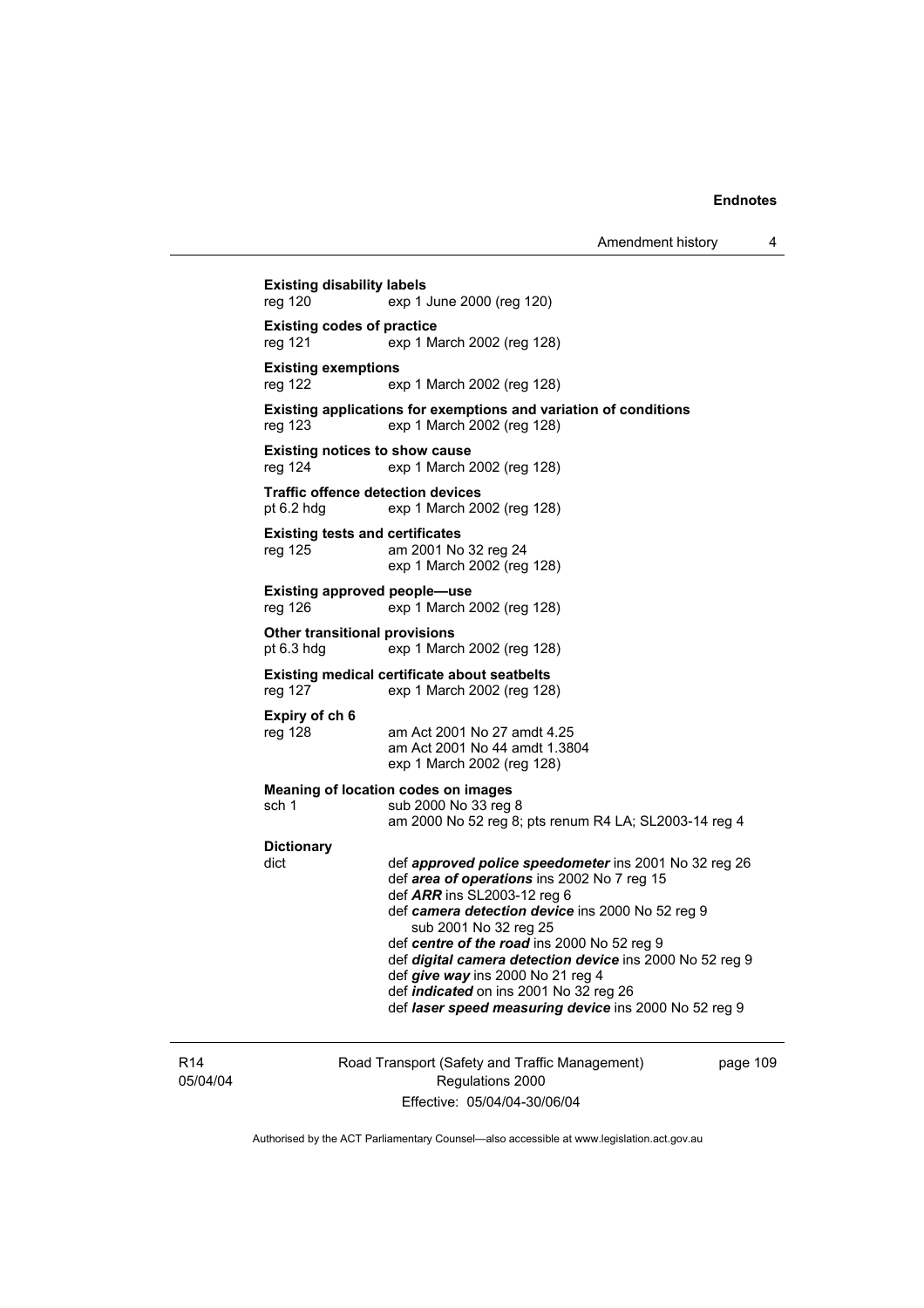**Existing disability labels**
reg 120 exp 1 June 2000 (reg 120)

**Existing codes of practice**
reg 121 exp 1 March 2002 (reg 128)

**Existing exemptions**
reg 122 exp 1 March 2002 (reg 128)

**Existing applications for exemptions and variation of conditions**
reg 123 exp 1 March 2002 (reg 128)

**Existing notices to show cause**
reg 124 exp 1 March 2002 (reg 128)

**Traffic offence detection devices**
pt 6.2 hdg exp 1 March 2002 (reg 128)

**Existing tests and certificates**
reg 125 am 2001 No 32 reg 24
exp 1 March 2002 (reg 128)

**Existing approved people—use**
reg 126 exp 1 March 2002 (reg 128)

**Other transitional provisions**
pt 6.3 hdg exp 1 March 2002 (reg 128)

**Existing medical certificate about seatbelts**
reg 127 exp 1 March 2002 (reg 128)

**Expiry of ch 6**
reg 128 am Act 2001 No 27 amdt 4.25
am Act 2001 No 44 amdt 1.3804
exp 1 March 2002 (reg 128)

**Meaning of location codes on images**
sch 1 sub 2000 No 33 reg 8
am 2000 No 52 reg 8; pts renum R4 LA; SL2003-14 reg 4

**Dictionary**
dict def ***approved police speedometer*** ins 2001 No 32 reg 26
def ***area of operations*** ins 2002 No 7 reg 15
def ***ARR*** ins SL2003-12 reg 6
def ***camera detection device*** ins 2000 No 52 reg 9
sub 2001 No 32 reg 25
def ***centre of the road*** ins 2000 No 52 reg 9
def ***digital camera detection device*** ins 2000 No 52 reg 9
def ***give way*** ins 2000 No 21 reg 4
def ***indicated*** on ins 2001 No 32 reg 26
def ***laser speed measuring device*** ins 2000 No 52 reg 9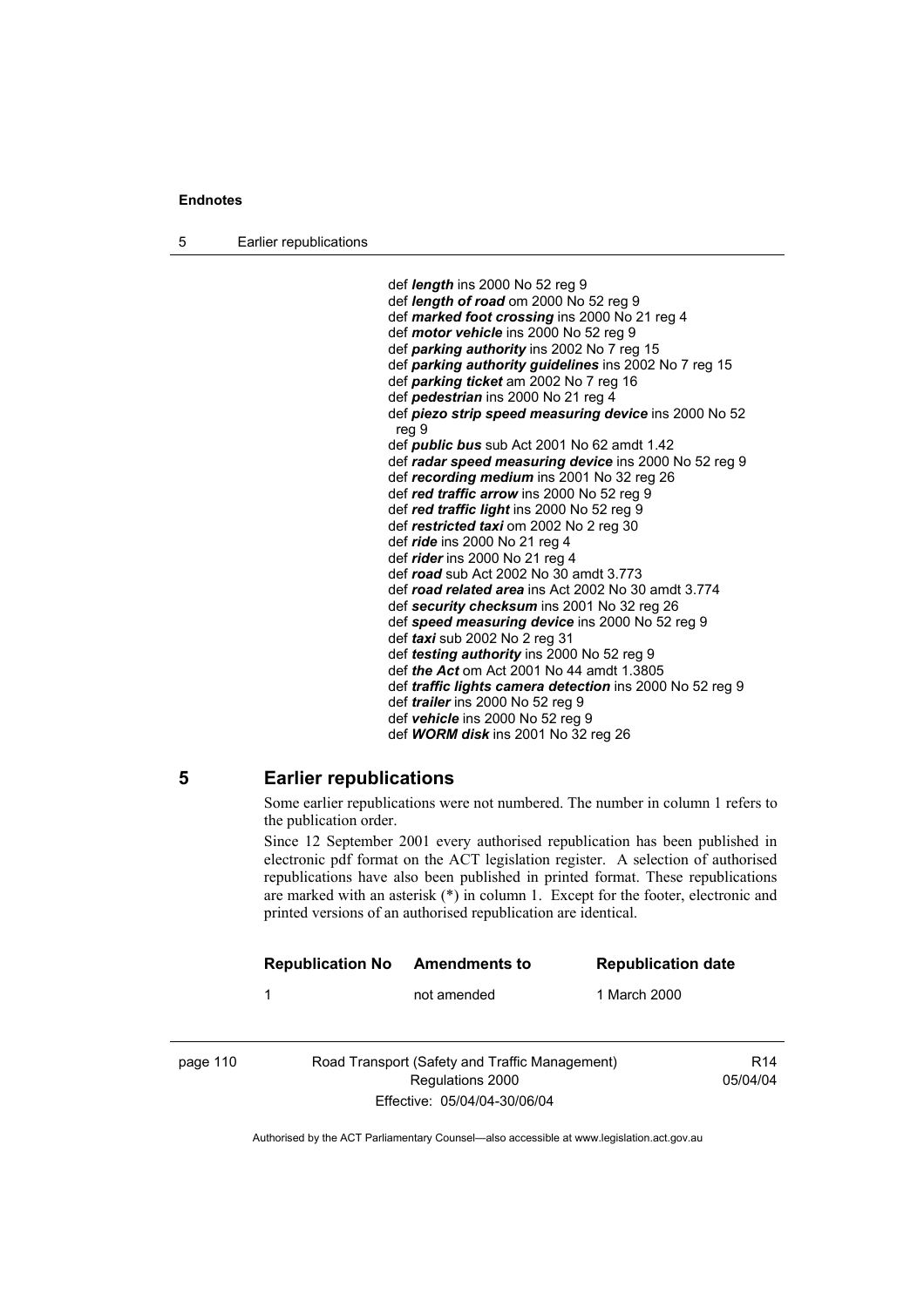def ***length*** ins 2000 No 52 reg 9
def ***length of road*** om 2000 No 52 reg 9
def ***marked foot crossing*** ins 2000 No 21 reg 4
def ***motor vehicle*** ins 2000 No 52 reg 9
def ***parking authority*** ins 2002 No 7 reg 15
def ***parking authority guidelines*** ins 2002 No 7 reg 15
def ***parking ticket*** am 2002 No 7 reg 16
def ***pedestrian*** ins 2000 No 21 reg 4
def ***piezo strip speed measuring device*** ins 2000 No 52 reg 9
def ***public bus*** sub Act 2001 No 62 amdt 1.42
def ***radar speed measuring device*** ins 2000 No 52 reg 9
def ***recording medium*** ins 2001 No 32 reg 26
def ***red traffic arrow*** ins 2000 No 52 reg 9
def ***red traffic light*** ins 2000 No 52 reg 9
def ***restricted taxi*** om 2002 No 2 reg 30
def ***ride*** ins 2000 No 21 reg 4
def ***rider*** ins 2000 No 21 reg 4
def ***road*** sub Act 2002 No 30 amdt 3.773
def ***road related area*** ins Act 2002 No 30 amdt 3.774
def ***security checksum*** ins 2001 No 32 reg 26
def ***speed measuring device*** ins 2000 No 52 reg 9
def ***taxi*** sub 2002 No 2 reg 31
def ***testing authority*** ins 2000 No 52 reg 9
def ***the Act*** om Act 2001 No 44 amdt 1.3805
def ***traffic lights camera detection*** ins 2000 No 52 reg 9
def ***trailer*** ins 2000 No 52 reg 9
def ***vehicle*** ins 2000 No 52 reg 9
def ***WORM disk*** ins 2001 No 32 reg 26

## 5 Earlier republications

Some earlier republications were not numbered. The number in column 1 refers to the publication order.

Since 12 September 2001 every authorised republication has been published in electronic pdf format on the ACT legislation register. A selection of authorised republications have also been published in printed format. These republications are marked with an asterisk (*) in column 1. Except for the footer, electronic and printed versions of an authorised republication are identical.

| Republication No | Amendments to | Republication date |
|---|---|---|
| 1 | not amended | 1 March 2000 |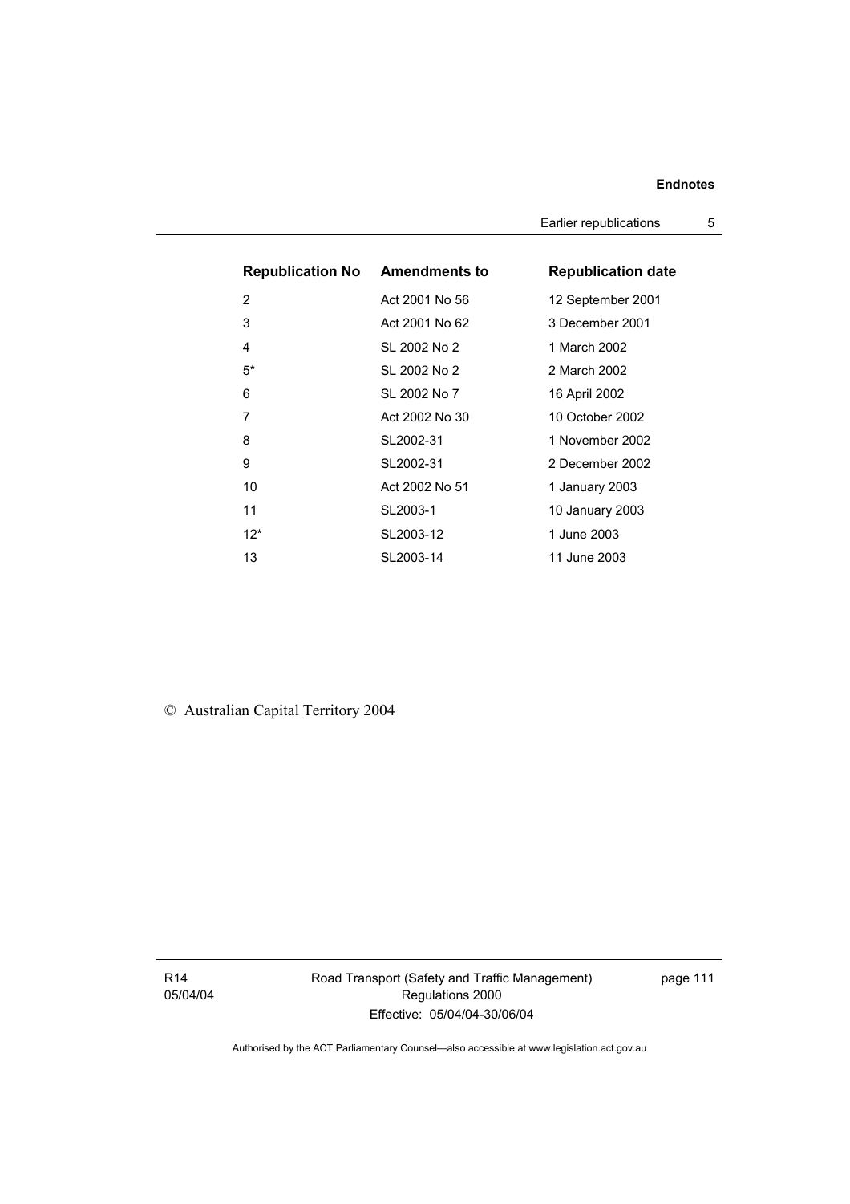| Republication No | Amendments to | Republication date |
|---|---|---|
| 2 | Act 2001 No 56 | 12 September 2001 |
| 3 | Act 2001 No 62 | 3 December 2001 |
| 4 | SL 2002 No 2 | 1 March 2002 |
| 5* | SL 2002 No 2 | 2 March 2002 |
| 6 | SL 2002 No 7 | 16 April 2002 |
| 7 | Act 2002 No 30 | 10 October 2002 |
| 8 | SL2002-31 | 1 November 2002 |
| 9 | SL2002-31 | 2 December 2002 |
| 10 | Act 2002 No 51 | 1 January 2003 |
| 11 | SL2003-1 | 10 January 2003 |
| 12* | SL2003-12 | 1 June 2003 |
| 13 | SL2003-14 | 11 June 2003 |

© Australian Capital Territory 2004